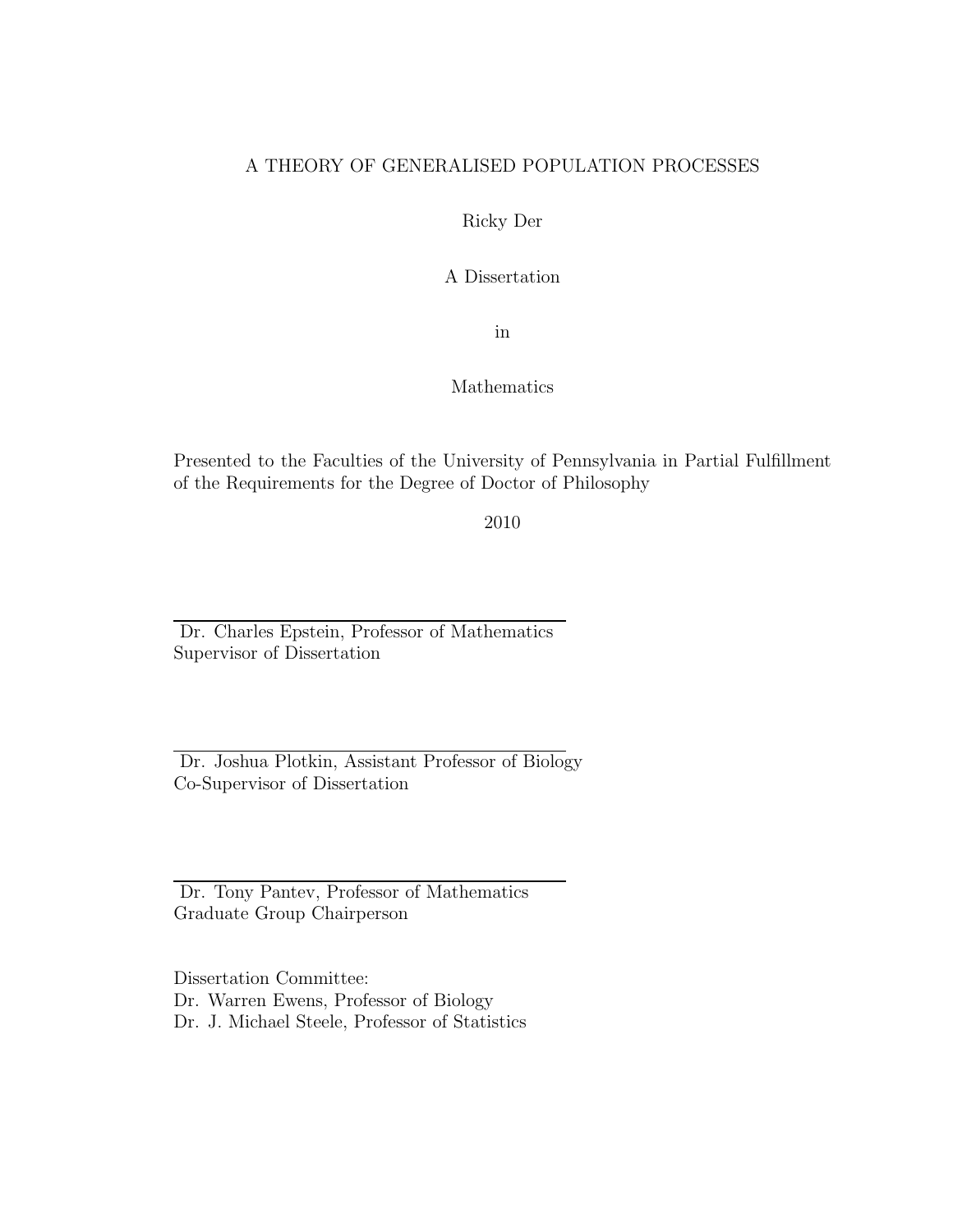# A THEORY OF GENERALISED POPULATION PROCESSES

Ricky Der

A Dissertation

in

Mathematics

Presented to the Faculties of the University of Pennsylvania in Partial Fulfillment of the Requirements for the Degree of Doctor of Philosophy

2010

Dr. Charles Epstein, Professor of Mathematics
Supervisor of Dissertation

Dr. Joshua Plotkin, Assistant Professor of Biology
Co-Supervisor of Dissertation

Dr. Tony Pantev, Professor of Mathematics
Graduate Group Chairperson

Dissertation Committee:
Dr. Warren Ewens, Professor of Biology
Dr. J. Michael Steele, Professor of Statistics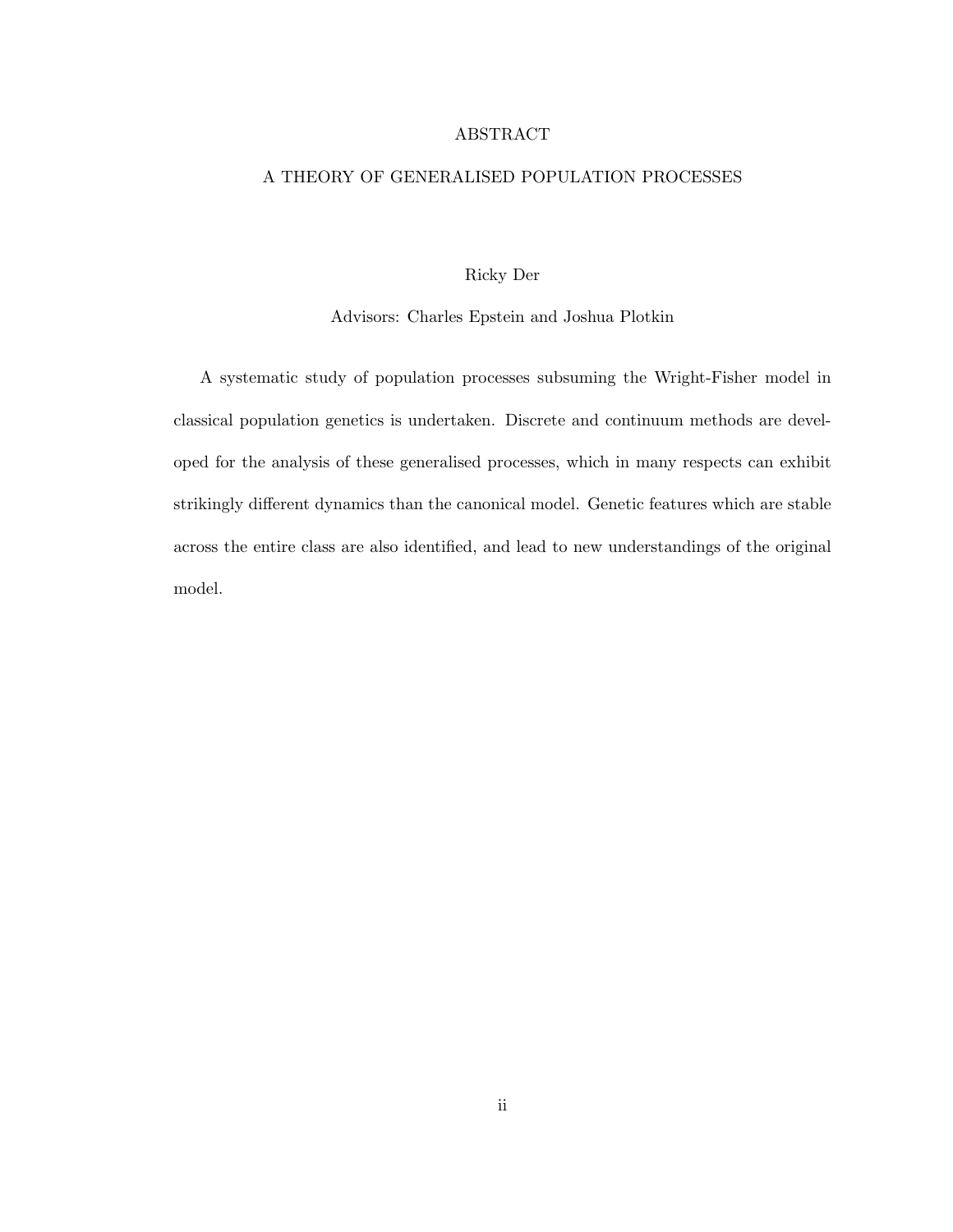# ABSTRACT

## A THEORY OF GENERALISED POPULATION PROCESSES

Ricky Der

Advisors: Charles Epstein and Joshua Plotkin

A systematic study of population processes subsuming the Wright-Fisher model in classical population genetics is undertaken. Discrete and continuum methods are developed for the analysis of these generalised processes, which in many respects can exhibit strikingly different dynamics than the canonical model. Genetic features which are stable across the entire class are also identified, and lead to new understandings of the original model.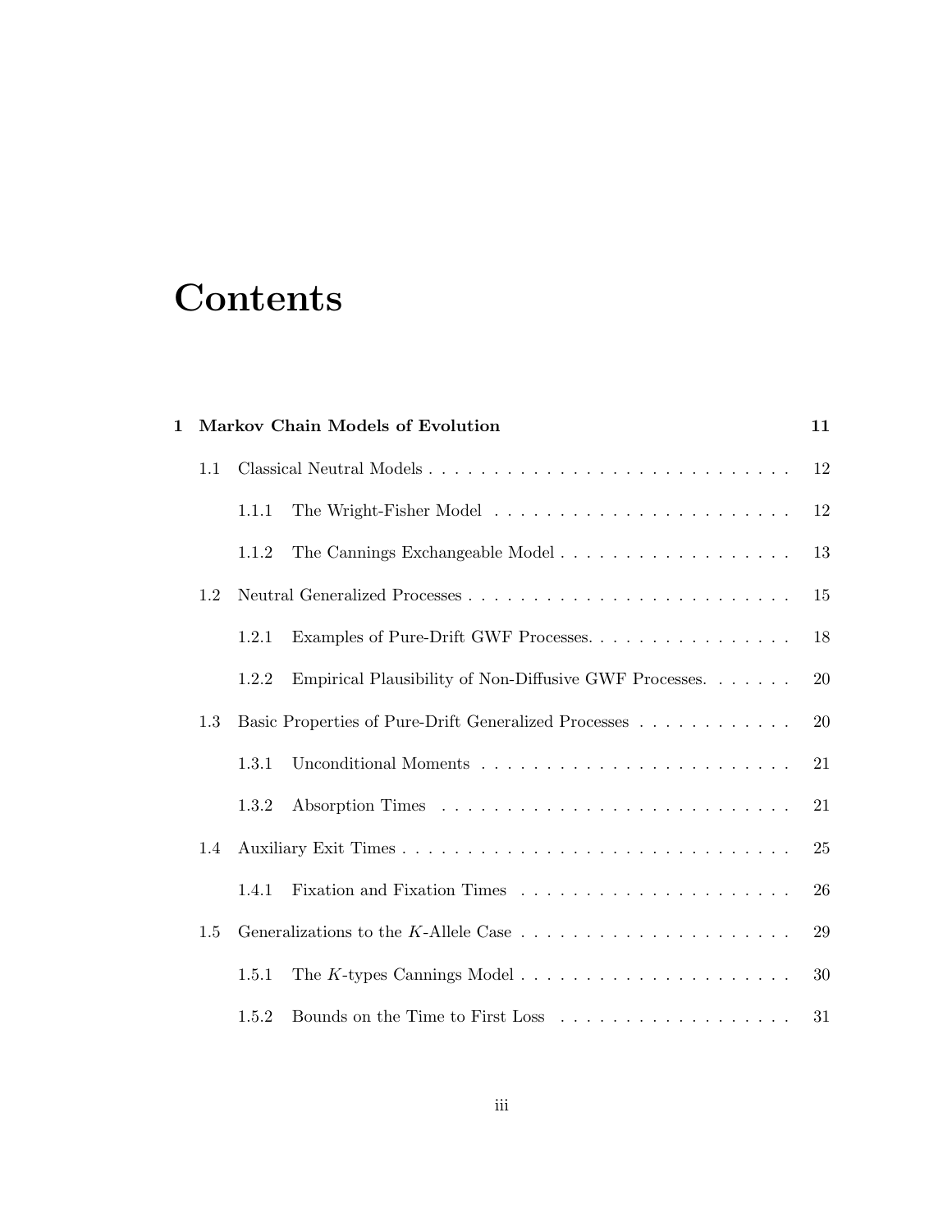# Contents

**1 Markov Chain Models of Evolution** **11**

1.1 Classical Neutral Models . . . . . . . . . . . . . . . . . . . . . . . . . . . . 12

1.1.1 The Wright-Fisher Model . . . . . . . . . . . . . . . . . . . . . . . 12

1.1.2 The Cannings Exchangeable Model . . . . . . . . . . . . . . . . . . 13

1.2 Neutral Generalized Processes . . . . . . . . . . . . . . . . . . . . . . . . . 15

1.2.1 Examples of Pure-Drift GWF Processes. . . . . . . . . . . . . . . . 18

1.2.2 Empirical Plausibility of Non-Diffusive GWF Processes. . . . . . . 20

1.3 Basic Properties of Pure-Drift Generalized Processes . . . . . . . . . . . . 20

1.3.1 Unconditional Moments . . . . . . . . . . . . . . . . . . . . . . . . 21

1.3.2 Absorption Times . . . . . . . . . . . . . . . . . . . . . . . . . . . 21

1.4 Auxiliary Exit Times . . . . . . . . . . . . . . . . . . . . . . . . . . . . . . 25

1.4.1 Fixation and Fixation Times . . . . . . . . . . . . . . . . . . . . . 26

1.5 Generalizations to the $K$-Allele Case . . . . . . . . . . . . . . . . . . . . . 29

1.5.1 The $K$-types Cannings Model . . . . . . . . . . . . . . . . . . . . . 30

1.5.2 Bounds on the Time to First Loss . . . . . . . . . . . . . . . . . . 31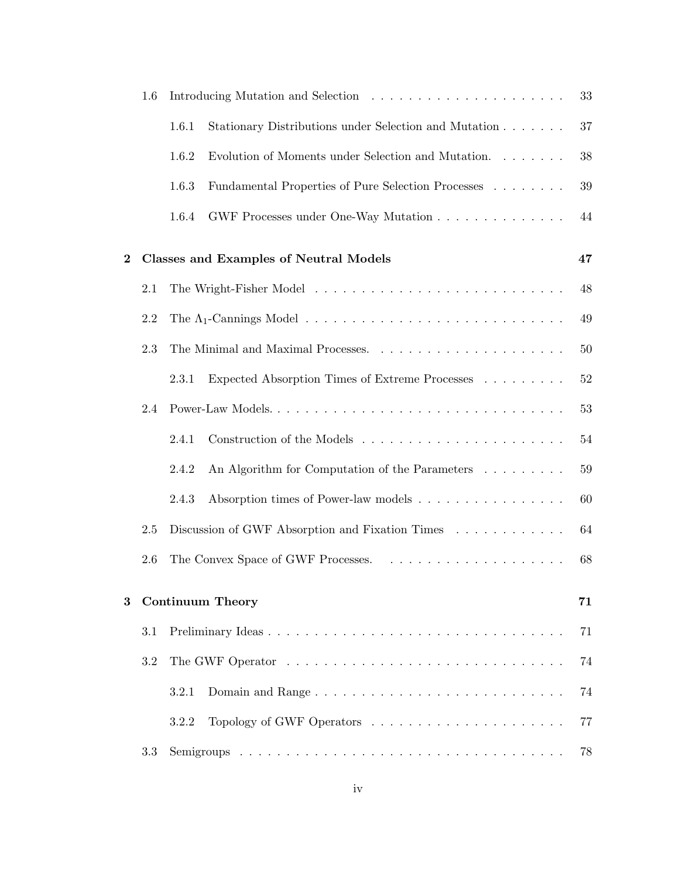- 1.6 Introducing Mutation and Selection . . . . . . . . . . . . . . . . . . . . . 33
  - 1.6.1 Stationary Distributions under Selection and Mutation . . . . . . . 37
  - 1.6.2 Evolution of Moments under Selection and Mutation. . . . . . . . 38
  - 1.6.3 Fundamental Properties of Pure Selection Processes . . . . . . . . 39
  - 1.6.4 GWF Processes under One-Way Mutation . . . . . . . . . . . . . . 44

**2 Classes and Examples of Neutral Models 47**

- 2.1 The Wright-Fisher Model . . . . . . . . . . . . . . . . . . . . . . . . . . . 48
- 2.2 The $\Lambda_1$-Cannings Model . . . . . . . . . . . . . . . . . . . . . . . . . . . 49
- 2.3 The Minimal and Maximal Processes. . . . . . . . . . . . . . . . . . . . . 50
  - 2.3.1 Expected Absorption Times of Extreme Processes . . . . . . . . . 52
- 2.4 Power-Law Models. . . . . . . . . . . . . . . . . . . . . . . . . . . . . . . . 53
  - 2.4.1 Construction of the Models . . . . . . . . . . . . . . . . . . . . . . . 54
  - 2.4.2 An Algorithm for Computation of the Parameters . . . . . . . . . 59
  - 2.4.3 Absorption times of Power-law models . . . . . . . . . . . . . . . . 60
- 2.5 Discussion of GWF Absorption and Fixation Times . . . . . . . . . . . . 64
- 2.6 The Convex Space of GWF Processes. . . . . . . . . . . . . . . . . . . . 68

**3 Continuum Theory 71**

- 3.1 Preliminary Ideas . . . . . . . . . . . . . . . . . . . . . . . . . . . . . . . . 71
- 3.2 The GWF Operator . . . . . . . . . . . . . . . . . . . . . . . . . . . . . . . 74
  - 3.2.1 Domain and Range . . . . . . . . . . . . . . . . . . . . . . . . . . . . 74
  - 3.2.2 Topology of GWF Operators . . . . . . . . . . . . . . . . . . . . . . 77
- 3.3 Semigroups . . . . . . . . . . . . . . . . . . . . . . . . . . . . . . . . . . . . 78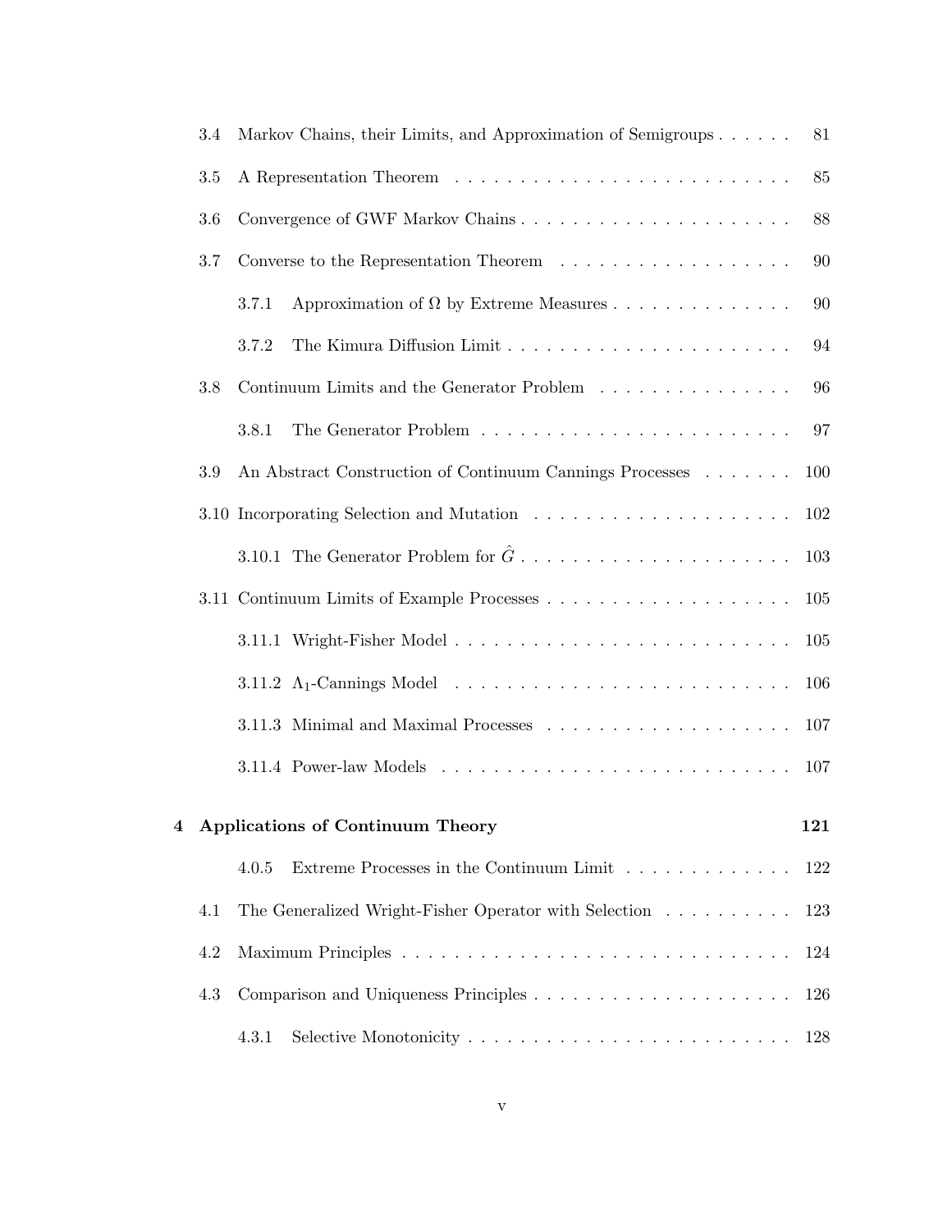3.4 Markov Chains, their Limits, and Approximation of Semigroups . . . . . . 81

3.5 A Representation Theorem . . . . . . . . . . . . . . . . . . . . . . . . . . 85

3.6 Convergence of GWF Markov Chains . . . . . . . . . . . . . . . . . . . . . 88

3.7 Converse to the Representation Theorem . . . . . . . . . . . . . . . . . . 90

3.7.1 Approximation of $\Omega$ by Extreme Measures . . . . . . . . . . . . . . 90

3.7.2 The Kimura Diffusion Limit . . . . . . . . . . . . . . . . . . . . . . 94

3.8 Continuum Limits and the Generator Problem . . . . . . . . . . . . . . . 96

3.8.1 The Generator Problem . . . . . . . . . . . . . . . . . . . . . . . . . 97

3.9 An Abstract Construction of Continuum Cannings Processes . . . . . . . 100

3.10 Incorporating Selection and Mutation . . . . . . . . . . . . . . . . . . . . 102

3.10.1 The Generator Problem for $\hat{G}$ . . . . . . . . . . . . . . . . . . . . . 103

3.11 Continuum Limits of Example Processes . . . . . . . . . . . . . . . . . . . 105

3.11.1 Wright-Fisher Model . . . . . . . . . . . . . . . . . . . . . . . . . . 105

3.11.2 $\Lambda_1$-Cannings Model . . . . . . . . . . . . . . . . . . . . . . . . . . 106

3.11.3 Minimal and Maximal Processes . . . . . . . . . . . . . . . . . . . . 107

3.11.4 Power-law Models . . . . . . . . . . . . . . . . . . . . . . . . . . . . 107

**4 Applications of Continuum Theory** **121**

4.0.5 Extreme Processes in the Continuum Limit . . . . . . . . . . . . . 122

4.1 The Generalized Wright-Fisher Operator with Selection . . . . . . . . . . 123

4.2 Maximum Principles . . . . . . . . . . . . . . . . . . . . . . . . . . . . . . 124

4.3 Comparison and Uniqueness Principles . . . . . . . . . . . . . . . . . . . . 126

4.3.1 Selective Monotonicity . . . . . . . . . . . . . . . . . . . . . . . . . 128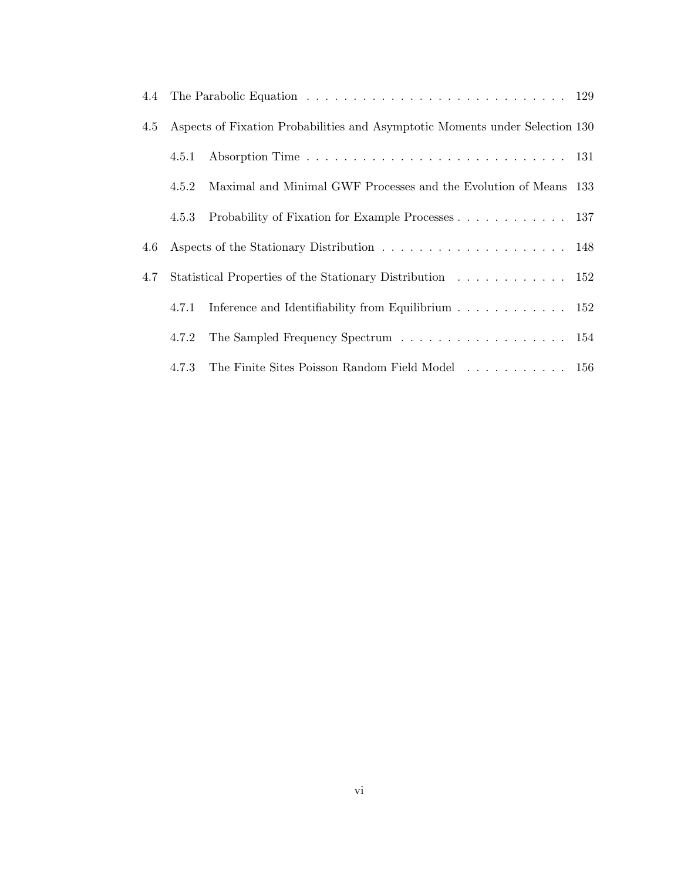4.4 The Parabolic Equation . . . . . . . . . . . . . . . . . . . . . . . . . . . . 129

4.5 Aspects of Fixation Probabilities and Asymptotic Moments under Selection 130

  4.5.1 Absorption Time . . . . . . . . . . . . . . . . . . . . . . . . . . . 131

  4.5.2 Maximal and Minimal GWF Processes and the Evolution of Means 133

  4.5.3 Probability of Fixation for Example Processes . . . . . . . . . . . . 137

4.6 Aspects of the Stationary Distribution . . . . . . . . . . . . . . . . . . . . 148

4.7 Statistical Properties of the Stationary Distribution . . . . . . . . . . . . 152

  4.7.1 Inference and Identifiability from Equilibrium . . . . . . . . . . . . 152

  4.7.2 The Sampled Frequency Spectrum . . . . . . . . . . . . . . . . . . 154

  4.7.3 The Finite Sites Poisson Random Field Model . . . . . . . . . . . 156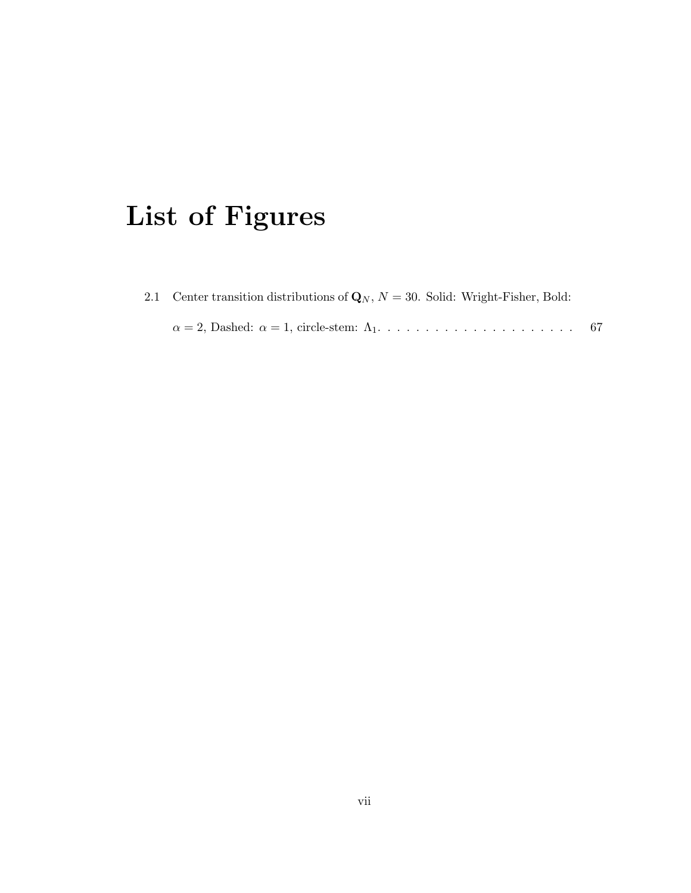# List of Figures

2.1 Center transition distributions of $\mathbf{Q}_N$, $N = 30$. Solid: Wright-Fisher, Bold: $\alpha = 2$, Dashed: $\alpha = 1$, circle-stem: $\Lambda_1$. . . . . . . . . . . . . . . . . . . . . . 67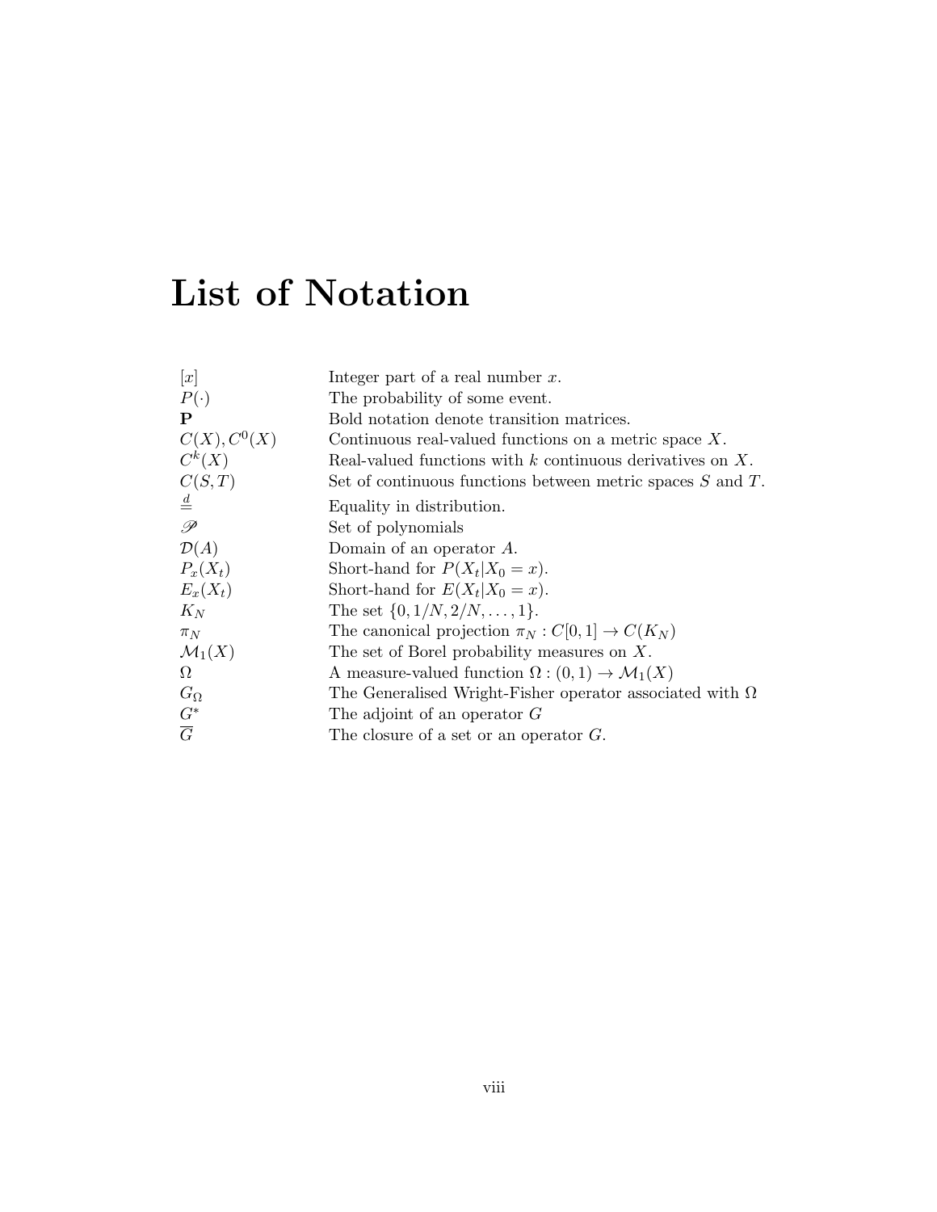# List of Notation

| | |
|---|---|
| $[x]$ | Integer part of a real number $x$. |
| $P(\cdot)$ | The probability of some event. |
| $\mathbf{P}$ | Bold notation denote transition matrices. |
| $C(X), C^0(X)$ | Continuous real-valued functions on a metric space $X$. |
| $C^k(X)$ | Real-valued functions with $k$ continuous derivatives on $X$. |
| $C(S,T)$ | Set of continuous functions between metric spaces $S$ and $T$. |
| $\stackrel{d}{=}$ | Equality in distribution. |
| $\mathscr{P}$ | Set of polynomials |
| $\mathcal{D}(A)$ | Domain of an operator $A$. |
| $P_x(X_t)$ | Short-hand for $P(X_t \vert X_0 = x)$. |
| $E_x(X_t)$ | Short-hand for $E(X_t \vert X_0 = x)$. |
| $K_N$ | The set $\{0, 1/N, 2/N, \ldots, 1\}$. |
| $\pi_N$ | The canonical projection $\pi_N : C[0,1] \to C(K_N)$ |
| $\mathcal{M}_1(X)$ | The set of Borel probability measures on $X$. |
| $\Omega$ | A measure-valued function $\Omega : (0,1) \to \mathcal{M}_1(X)$ |
| $G_\Omega$ | The Generalised Wright-Fisher operator associated with $\Omega$ |
| $G^*$ | The adjoint of an operator $G$ |
| $\overline{G}$ | The closure of a set or an operator $G$. |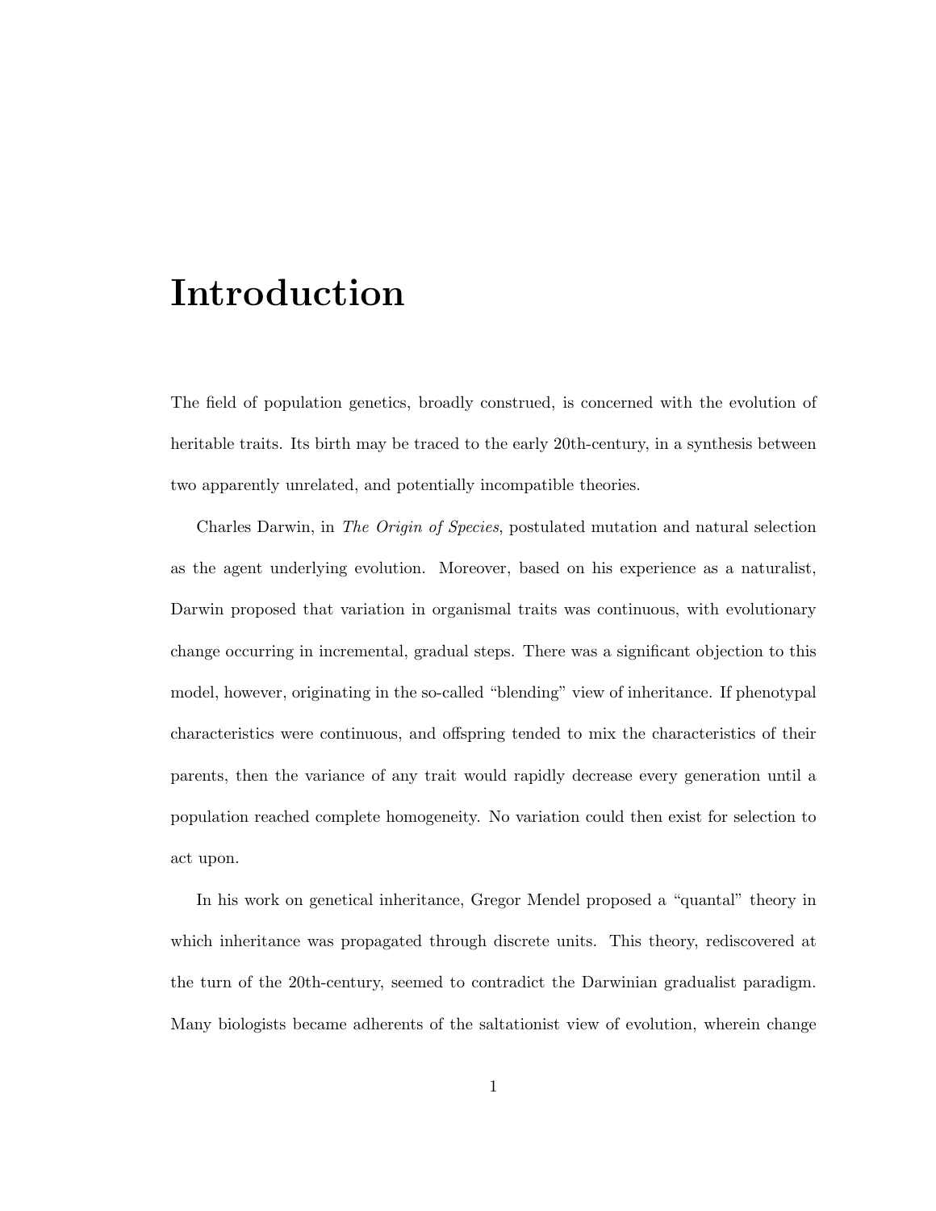# Introduction

The field of population genetics, broadly construed, is concerned with the evolution of heritable traits. Its birth may be traced to the early 20th-century, in a synthesis between two apparently unrelated, and potentially incompatible theories.

Charles Darwin, in *The Origin of Species*, postulated mutation and natural selection as the agent underlying evolution. Moreover, based on his experience as a naturalist, Darwin proposed that variation in organismal traits was continuous, with evolutionary change occurring in incremental, gradual steps. There was a significant objection to this model, however, originating in the so-called "blending" view of inheritance. If phenotypal characteristics were continuous, and offspring tended to mix the characteristics of their parents, then the variance of any trait would rapidly decrease every generation until a population reached complete homogeneity. No variation could then exist for selection to act upon.

In his work on genetical inheritance, Gregor Mendel proposed a "quantal" theory in which inheritance was propagated through discrete units. This theory, rediscovered at the turn of the 20th-century, seemed to contradict the Darwinian gradualist paradigm. Many biologists became adherents of the saltationist view of evolution, wherein change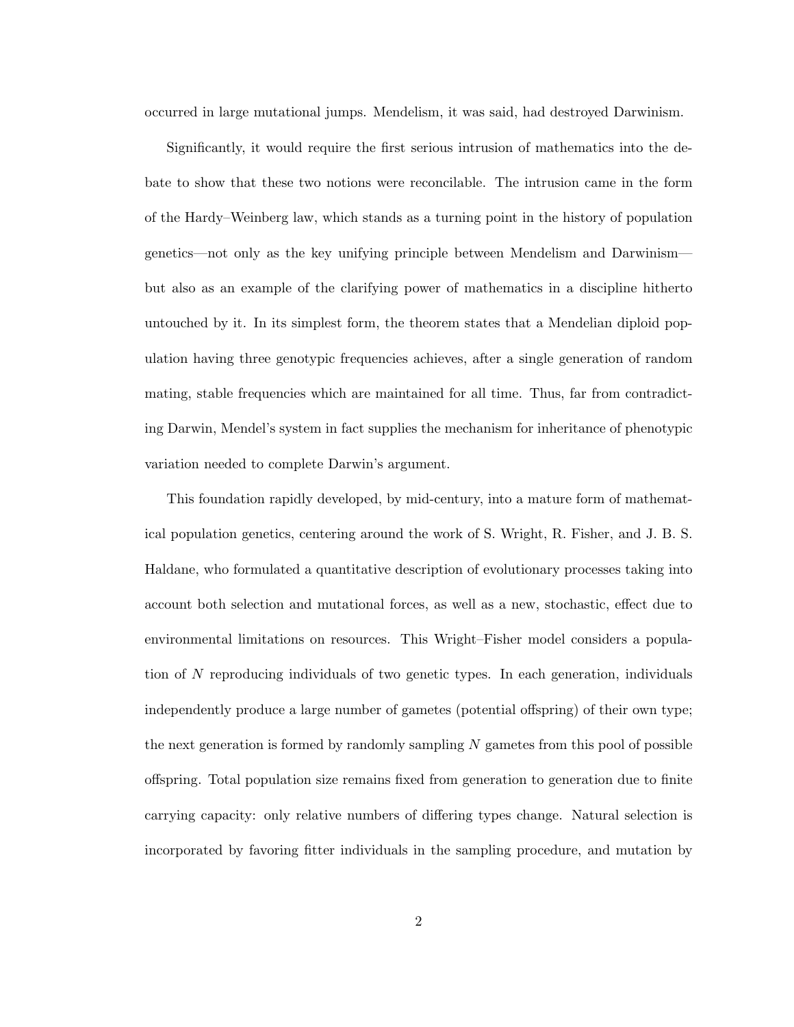occurred in large mutational jumps. Mendelism, it was said, had destroyed Darwinism.

Significantly, it would require the first serious intrusion of mathematics into the debate to show that these two notions were reconcilable. The intrusion came in the form of the Hardy–Weinberg law, which stands as a turning point in the history of population genetics—not only as the key unifying principle between Mendelism and Darwinism—but also as an example of the clarifying power of mathematics in a discipline hitherto untouched by it. In its simplest form, the theorem states that a Mendelian diploid population having three genotypic frequencies achieves, after a single generation of random mating, stable frequencies which are maintained for all time. Thus, far from contradicting Darwin, Mendel's system in fact supplies the mechanism for inheritance of phenotypic variation needed to complete Darwin's argument.

This foundation rapidly developed, by mid-century, into a mature form of mathematical population genetics, centering around the work of S. Wright, R. Fisher, and J. B. S. Haldane, who formulated a quantitative description of evolutionary processes taking into account both selection and mutational forces, as well as a new, stochastic, effect due to environmental limitations on resources. This Wright–Fisher model considers a population of $N$ reproducing individuals of two genetic types. In each generation, individuals independently produce a large number of gametes (potential offspring) of their own type; the next generation is formed by randomly sampling $N$ gametes from this pool of possible offspring. Total population size remains fixed from generation to generation due to finite carrying capacity: only relative numbers of differing types change. Natural selection is incorporated by favoring fitter individuals in the sampling procedure, and mutation by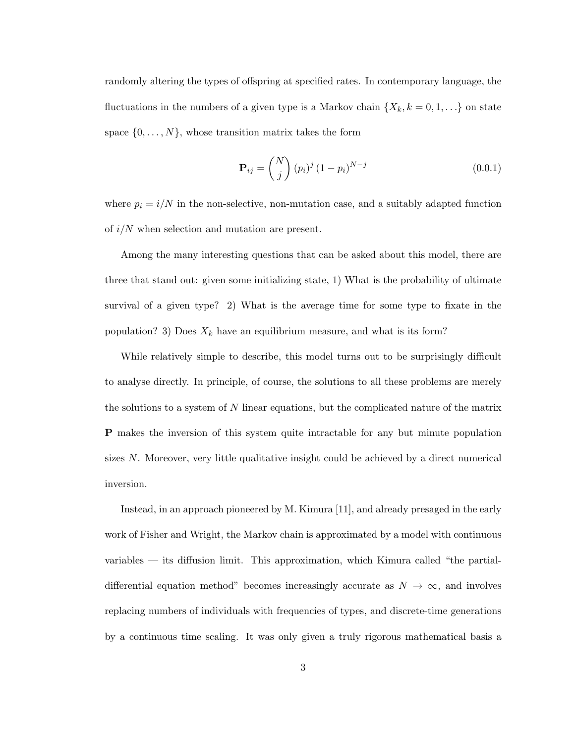randomly altering the types of offspring at specified rates. In contemporary language, the fluctuations in the numbers of a given type is a Markov chain $\{X_k, k = 0, 1, \ldots\}$ on state space $\{0, \ldots, N\}$, whose transition matrix takes the form

$$\mathbf{P}_{ij} = \binom{N}{j} (p_i)^j (1 - p_i)^{N-j} \tag{0.0.1}$$

where $p_i = i/N$ in the non-selective, non-mutation case, and a suitably adapted function of $i/N$ when selection and mutation are present.

Among the many interesting questions that can be asked about this model, there are three that stand out: given some initializing state, 1) What is the probability of ultimate survival of a given type? 2) What is the average time for some type to fixate in the population? 3) Does $X_k$ have an equilibrium measure, and what is its form?

While relatively simple to describe, this model turns out to be surprisingly difficult to analyse directly. In principle, of course, the solutions to all these problems are merely the solutions to a system of $N$ linear equations, but the complicated nature of the matrix $\mathbf{P}$ makes the inversion of this system quite intractable for any but minute population sizes $N$. Moreover, very little qualitative insight could be achieved by a direct numerical inversion.

Instead, in an approach pioneered by M. Kimura [11], and already presaged in the early work of Fisher and Wright, the Markov chain is approximated by a model with continuous variables — its diffusion limit. This approximation, which Kimura called "the partial-differential equation method" becomes increasingly accurate as $N \to \infty$, and involves replacing numbers of individuals with frequencies of types, and discrete-time generations by a continuous time scaling. It was only given a truly rigorous mathematical basis a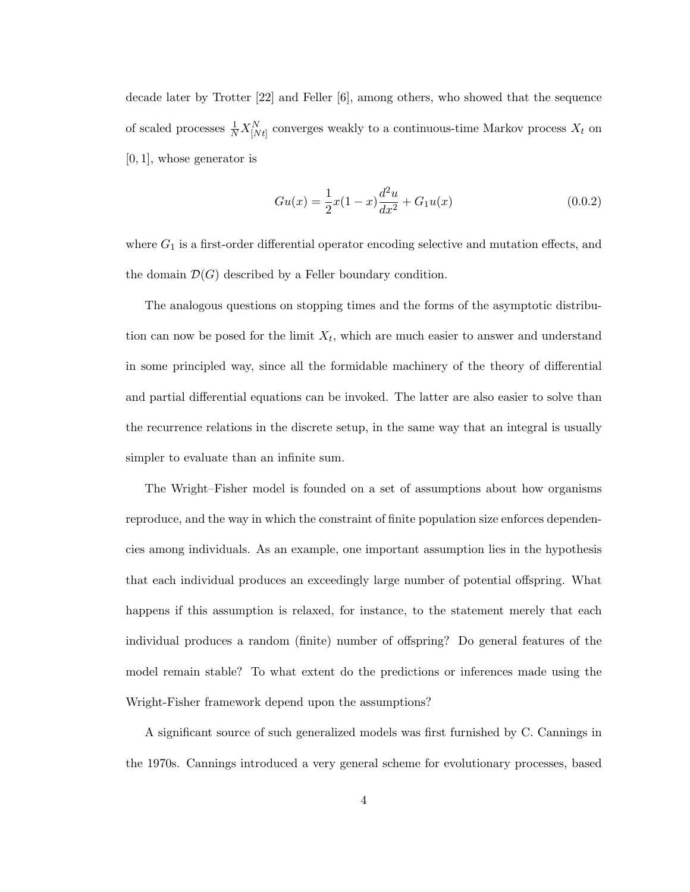decade later by Trotter [22] and Feller [6], among others, who showed that the sequence of scaled processes $\frac{1}{N}X^N_{[Nt]}$ converges weakly to a continuous-time Markov process $X_t$ on $[0,1]$, whose generator is

$$Gu(x) = \frac{1}{2}x(1-x)\frac{d^2u}{dx^2} + G_1u(x) \tag{0.0.2}$$

where $G_1$ is a first-order differential operator encoding selective and mutation effects, and the domain $\mathcal{D}(G)$ described by a Feller boundary condition.

The analogous questions on stopping times and the forms of the asymptotic distribution can now be posed for the limit $X_t$, which are much easier to answer and understand in some principled way, since all the formidable machinery of the theory of differential and partial differential equations can be invoked. The latter are also easier to solve than the recurrence relations in the discrete setup, in the same way that an integral is usually simpler to evaluate than an infinite sum.

The Wright–Fisher model is founded on a set of assumptions about how organisms reproduce, and the way in which the constraint of finite population size enforces dependencies among individuals. As an example, one important assumption lies in the hypothesis that each individual produces an exceedingly large number of potential offspring. What happens if this assumption is relaxed, for instance, to the statement merely that each individual produces a random (finite) number of offspring? Do general features of the model remain stable? To what extent do the predictions or inferences made using the Wright-Fisher framework depend upon the assumptions?

A significant source of such generalized models was first furnished by C. Cannings in the 1970s. Cannings introduced a very general scheme for evolutionary processes, based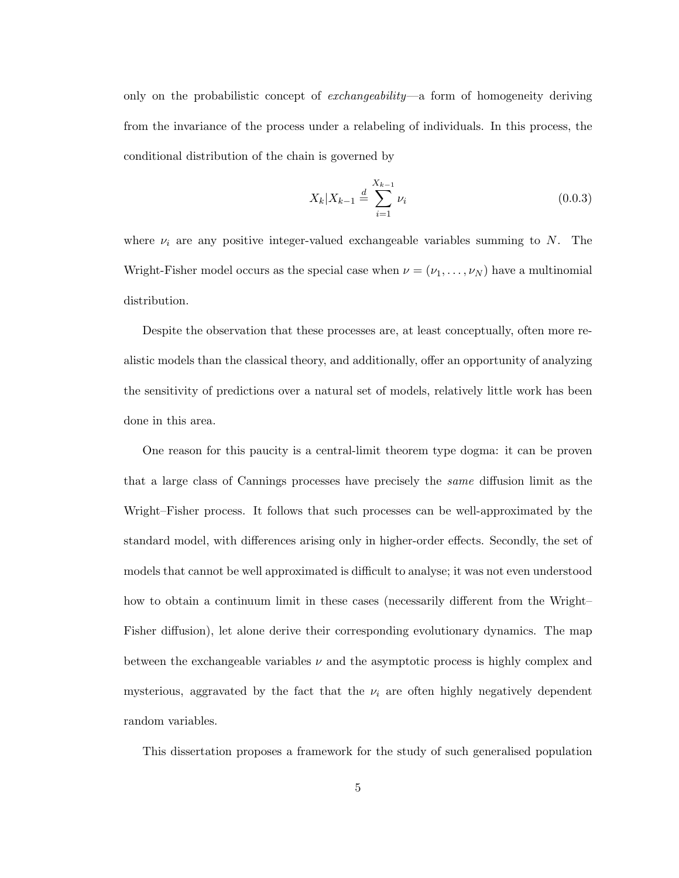only on the probabilistic concept of *exchangeability*—a form of homogeneity deriving from the invariance of the process under a relabeling of individuals. In this process, the conditional distribution of the chain is governed by

$$X_k | X_{k-1} \stackrel{d}{=} \sum_{i=1}^{X_{k-1}} \nu_i \tag{0.0.3}$$

where $\nu_i$ are any positive integer-valued exchangeable variables summing to $N$. The Wright-Fisher model occurs as the special case when $\nu = (\nu_1, \ldots, \nu_N)$ have a multinomial distribution.

Despite the observation that these processes are, at least conceptually, often more realistic models than the classical theory, and additionally, offer an opportunity of analyzing the sensitivity of predictions over a natural set of models, relatively little work has been done in this area.

One reason for this paucity is a central-limit theorem type dogma: it can be proven that a large class of Cannings processes have precisely the *same* diffusion limit as the Wright–Fisher process. It follows that such processes can be well-approximated by the standard model, with differences arising only in higher-order effects. Secondly, the set of models that cannot be well approximated is difficult to analyse; it was not even understood how to obtain a continuum limit in these cases (necessarily different from the Wright–Fisher diffusion), let alone derive their corresponding evolutionary dynamics. The map between the exchangeable variables $\nu$ and the asymptotic process is highly complex and mysterious, aggravated by the fact that the $\nu_i$ are often highly negatively dependent random variables.

This dissertation proposes a framework for the study of such generalised population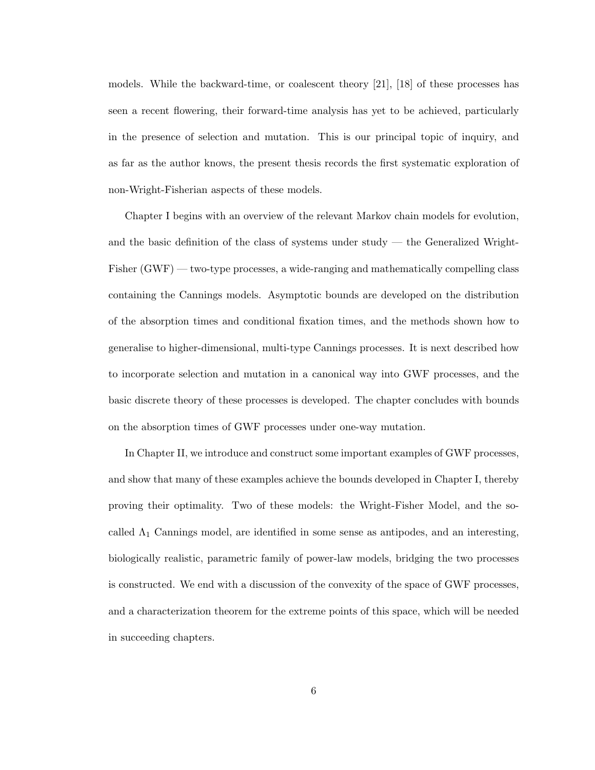models. While the backward-time, or coalescent theory [21], [18] of these processes has seen a recent flowering, their forward-time analysis has yet to be achieved, particularly in the presence of selection and mutation. This is our principal topic of inquiry, and as far as the author knows, the present thesis records the first systematic exploration of non-Wright-Fisherian aspects of these models.

Chapter I begins with an overview of the relevant Markov chain models for evolution, and the basic definition of the class of systems under study — the Generalized Wright-Fisher (GWF) — two-type processes, a wide-ranging and mathematically compelling class containing the Cannings models. Asymptotic bounds are developed on the distribution of the absorption times and conditional fixation times, and the methods shown how to generalise to higher-dimensional, multi-type Cannings processes. It is next described how to incorporate selection and mutation in a canonical way into GWF processes, and the basic discrete theory of these processes is developed. The chapter concludes with bounds on the absorption times of GWF processes under one-way mutation.

In Chapter II, we introduce and construct some important examples of GWF processes, and show that many of these examples achieve the bounds developed in Chapter I, thereby proving their optimality. Two of these models: the Wright-Fisher Model, and the so-called $\Lambda_1$ Cannings model, are identified in some sense as antipodes, and an interesting, biologically realistic, parametric family of power-law models, bridging the two processes is constructed. We end with a discussion of the convexity of the space of GWF processes, and a characterization theorem for the extreme points of this space, which will be needed in succeeding chapters.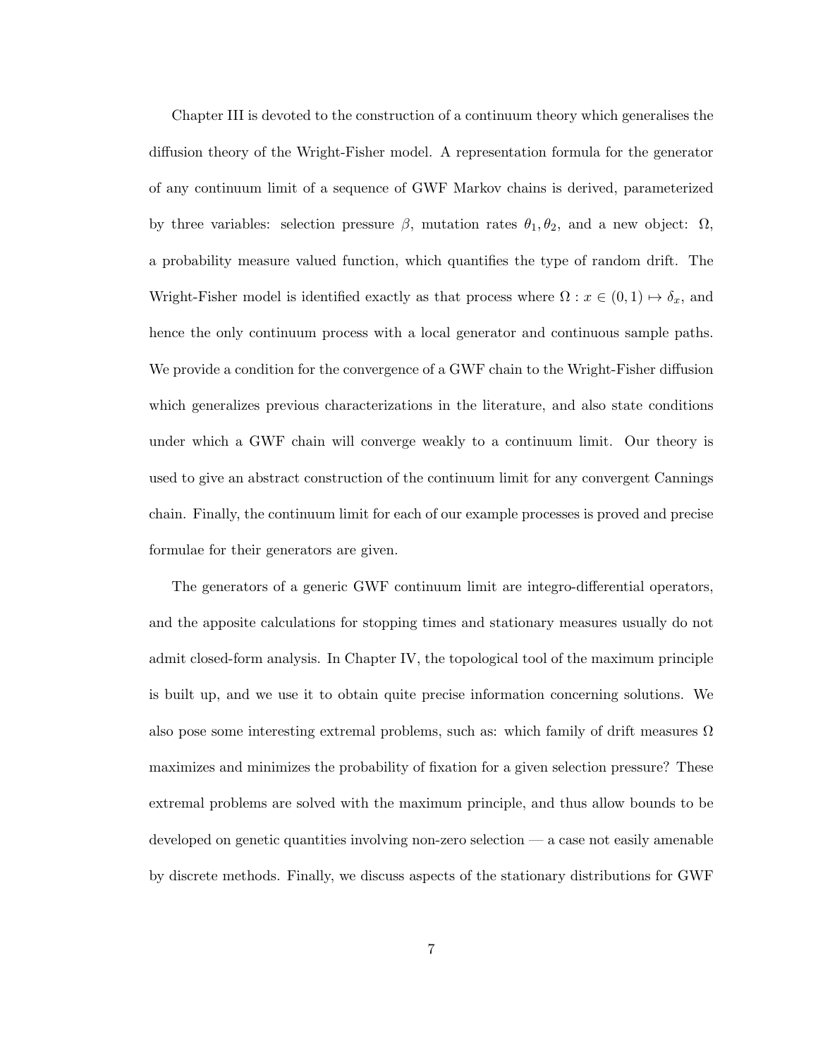Chapter III is devoted to the construction of a continuum theory which generalises the diffusion theory of the Wright-Fisher model. A representation formula for the generator of any continuum limit of a sequence of GWF Markov chains is derived, parameterized by three variables: selection pressure $\beta$, mutation rates $\theta_1, \theta_2$, and a new object: $\Omega$, a probability measure valued function, which quantifies the type of random drift. The Wright-Fisher model is identified exactly as that process where $\Omega : x \in (0, 1) \mapsto \delta_x$, and hence the only continuum process with a local generator and continuous sample paths. We provide a condition for the convergence of a GWF chain to the Wright-Fisher diffusion which generalizes previous characterizations in the literature, and also state conditions under which a GWF chain will converge weakly to a continuum limit. Our theory is used to give an abstract construction of the continuum limit for any convergent Cannings chain. Finally, the continuum limit for each of our example processes is proved and precise formulae for their generators are given.

The generators of a generic GWF continuum limit are integro-differential operators, and the apposite calculations for stopping times and stationary measures usually do not admit closed-form analysis. In Chapter IV, the topological tool of the maximum principle is built up, and we use it to obtain quite precise information concerning solutions. We also pose some interesting extremal problems, such as: which family of drift measures $\Omega$ maximizes and minimizes the probability of fixation for a given selection pressure? These extremal problems are solved with the maximum principle, and thus allow bounds to be developed on genetic quantities involving non-zero selection — a case not easily amenable by discrete methods. Finally, we discuss aspects of the stationary distributions for GWF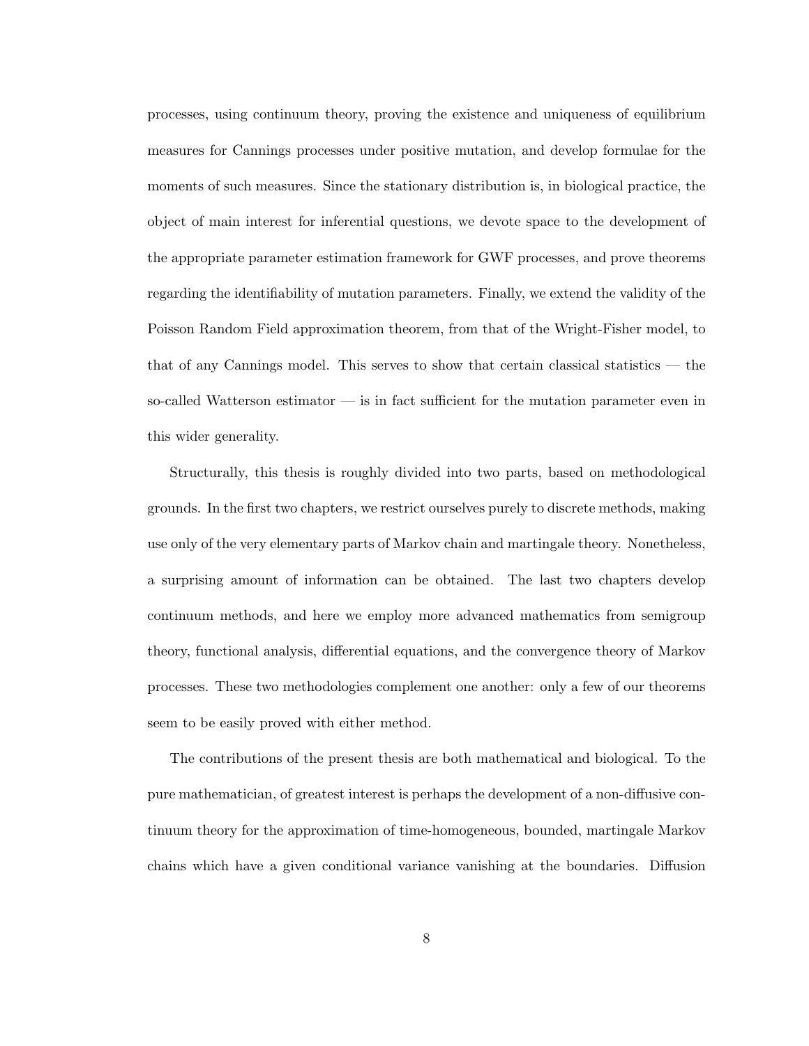processes, using continuum theory, proving the existence and uniqueness of equilibrium measures for Cannings processes under positive mutation, and develop formulae for the moments of such measures. Since the stationary distribution is, in biological practice, the object of main interest for inferential questions, we devote space to the development of the appropriate parameter estimation framework for GWF processes, and prove theorems regarding the identifiability of mutation parameters. Finally, we extend the validity of the Poisson Random Field approximation theorem, from that of the Wright-Fisher model, to that of any Cannings model. This serves to show that certain classical statistics — the so-called Watterson estimator — is in fact sufficient for the mutation parameter even in this wider generality.

Structurally, this thesis is roughly divided into two parts, based on methodological grounds. In the first two chapters, we restrict ourselves purely to discrete methods, making use only of the very elementary parts of Markov chain and martingale theory. Nonetheless, a surprising amount of information can be obtained. The last two chapters develop continuum methods, and here we employ more advanced mathematics from semigroup theory, functional analysis, differential equations, and the convergence theory of Markov processes. These two methodologies complement one another: only a few of our theorems seem to be easily proved with either method.

The contributions of the present thesis are both mathematical and biological. To the pure mathematician, of greatest interest is perhaps the development of a non-diffusive continuum theory for the approximation of time-homogeneous, bounded, martingale Markov chains which have a given conditional variance vanishing at the boundaries. Diffusion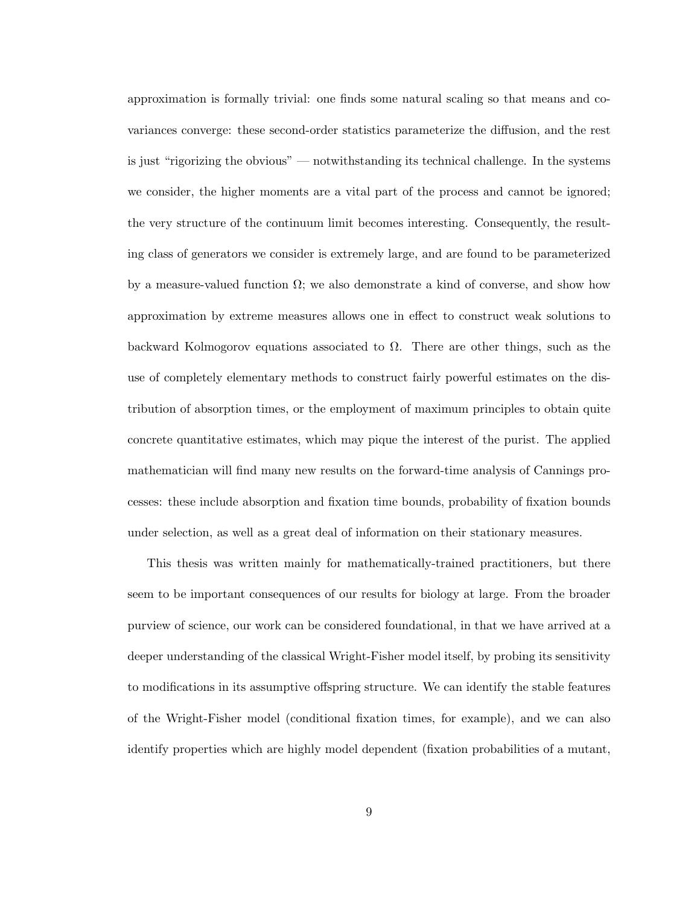approximation is formally trivial: one finds some natural scaling so that means and covariances converge: these second-order statistics parameterize the diffusion, and the rest is just "rigorizing the obvious" — notwithstanding its technical challenge. In the systems we consider, the higher moments are a vital part of the process and cannot be ignored; the very structure of the continuum limit becomes interesting. Consequently, the resulting class of generators we consider is extremely large, and are found to be parameterized by a measure-valued function $\Omega$; we also demonstrate a kind of converse, and show how approximation by extreme measures allows one in effect to construct weak solutions to backward Kolmogorov equations associated to $\Omega$. There are other things, such as the use of completely elementary methods to construct fairly powerful estimates on the distribution of absorption times, or the employment of maximum principles to obtain quite concrete quantitative estimates, which may pique the interest of the purist. The applied mathematician will find many new results on the forward-time analysis of Cannings processes: these include absorption and fixation time bounds, probability of fixation bounds under selection, as well as a great deal of information on their stationary measures.

This thesis was written mainly for mathematically-trained practitioners, but there seem to be important consequences of our results for biology at large. From the broader purview of science, our work can be considered foundational, in that we have arrived at a deeper understanding of the classical Wright-Fisher model itself, by probing its sensitivity to modifications in its assumptive offspring structure. We can identify the stable features of the Wright-Fisher model (conditional fixation times, for example), and we can also identify properties which are highly model dependent (fixation probabilities of a mutant,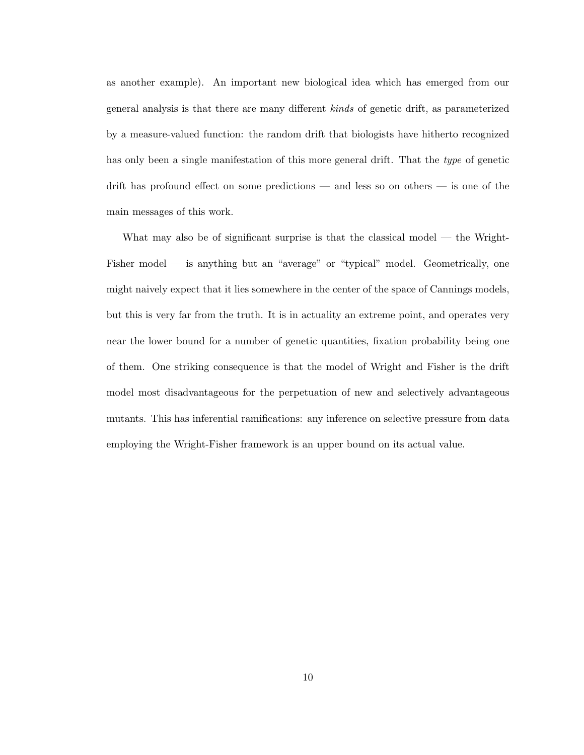as another example). An important new biological idea which has emerged from our general analysis is that there are many different *kinds* of genetic drift, as parameterized by a measure-valued function: the random drift that biologists have hitherto recognized has only been a single manifestation of this more general drift. That the *type* of genetic drift has profound effect on some predictions — and less so on others — is one of the main messages of this work.

What may also be of significant surprise is that the classical model — the Wright-Fisher model — is anything but an "average" or "typical" model. Geometrically, one might naively expect that it lies somewhere in the center of the space of Cannings models, but this is very far from the truth. It is in actuality an extreme point, and operates very near the lower bound for a number of genetic quantities, fixation probability being one of them. One striking consequence is that the model of Wright and Fisher is the drift model most disadvantageous for the perpetuation of new and selectively advantageous mutants. This has inferential ramifications: any inference on selective pressure from data employing the Wright-Fisher framework is an upper bound on its actual value.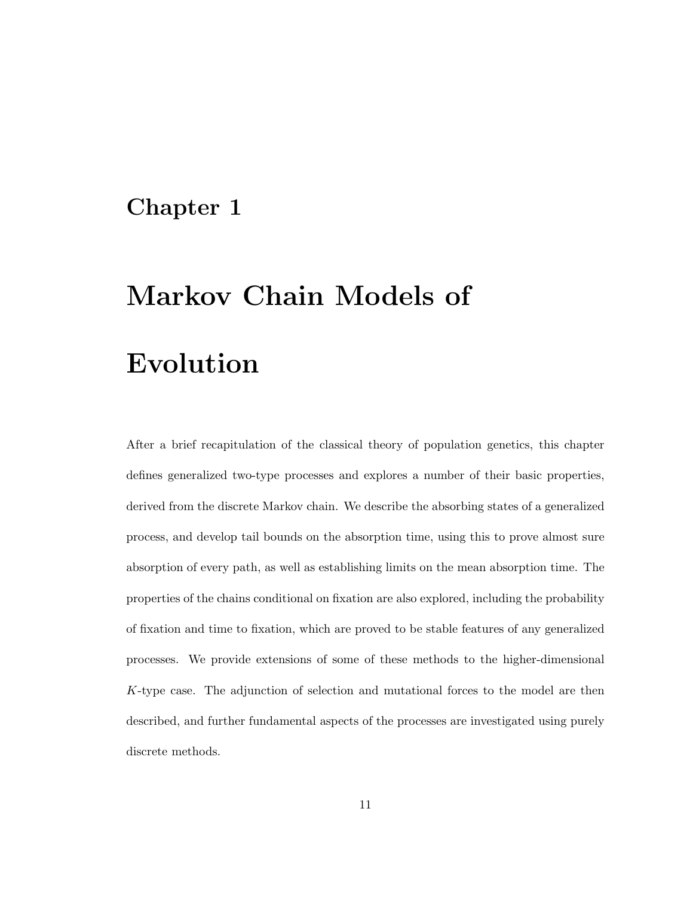# Chapter 1

# Markov Chain Models of Evolution

After a brief recapitulation of the classical theory of population genetics, this chapter defines generalized two-type processes and explores a number of their basic properties, derived from the discrete Markov chain. We describe the absorbing states of a generalized process, and develop tail bounds on the absorption time, using this to prove almost sure absorption of every path, as well as establishing limits on the mean absorption time. The properties of the chains conditional on fixation are also explored, including the probability of fixation and time to fixation, which are proved to be stable features of any generalized processes. We provide extensions of some of these methods to the higher-dimensional $K$-type case. The adjunction of selection and mutational forces to the model are then described, and further fundamental aspects of the processes are investigated using purely discrete methods.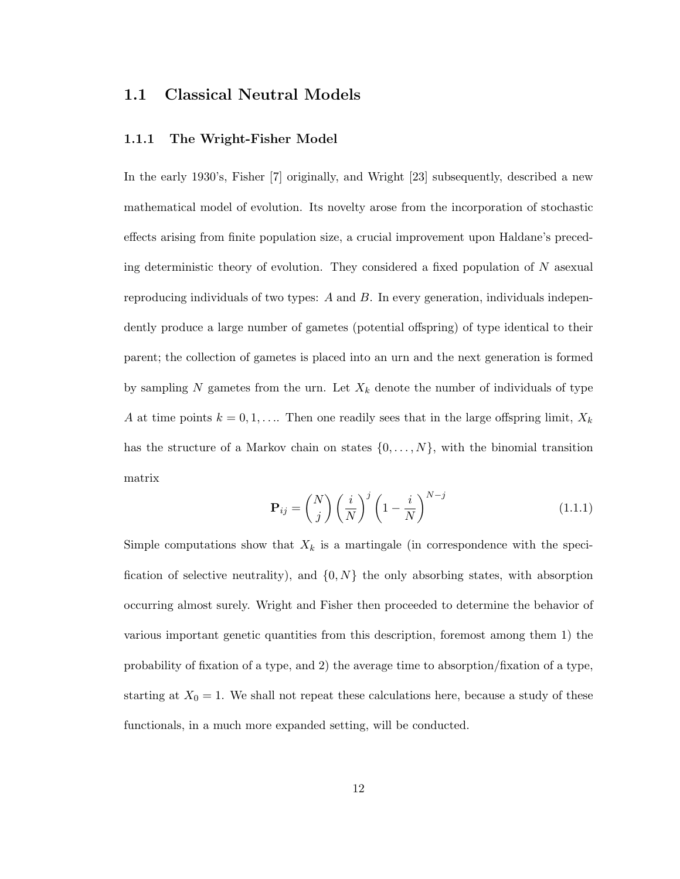## 1.1 Classical Neutral Models

### 1.1.1 The Wright-Fisher Model

In the early 1930's, Fisher [7] originally, and Wright [23] subsequently, described a new mathematical model of evolution. Its novelty arose from the incorporation of stochastic effects arising from finite population size, a crucial improvement upon Haldane's preceding deterministic theory of evolution. They considered a fixed population of $N$ asexual reproducing individuals of two types: $A$ and $B$. In every generation, individuals independently produce a large number of gametes (potential offspring) of type identical to their parent; the collection of gametes is placed into an urn and the next generation is formed by sampling $N$ gametes from the urn. Let $X_k$ denote the number of individuals of type $A$ at time points $k = 0, 1, \ldots$. Then one readily sees that in the large offspring limit, $X_k$ has the structure of a Markov chain on states $\{0, \ldots, N\}$, with the binomial transition matrix

$$\mathbf{P}_{ij} = \binom{N}{j} \left(\frac{i}{N}\right)^j \left(1 - \frac{i}{N}\right)^{N-j} \tag{1.1.1}$$

Simple computations show that $X_k$ is a martingale (in correspondence with the specification of selective neutrality), and $\{0, N\}$ the only absorbing states, with absorption occurring almost surely. Wright and Fisher then proceeded to determine the behavior of various important genetic quantities from this description, foremost among them 1) the probability of fixation of a type, and 2) the average time to absorption/fixation of a type, starting at $X_0 = 1$. We shall not repeat these calculations here, because a study of these functionals, in a much more expanded setting, will be conducted.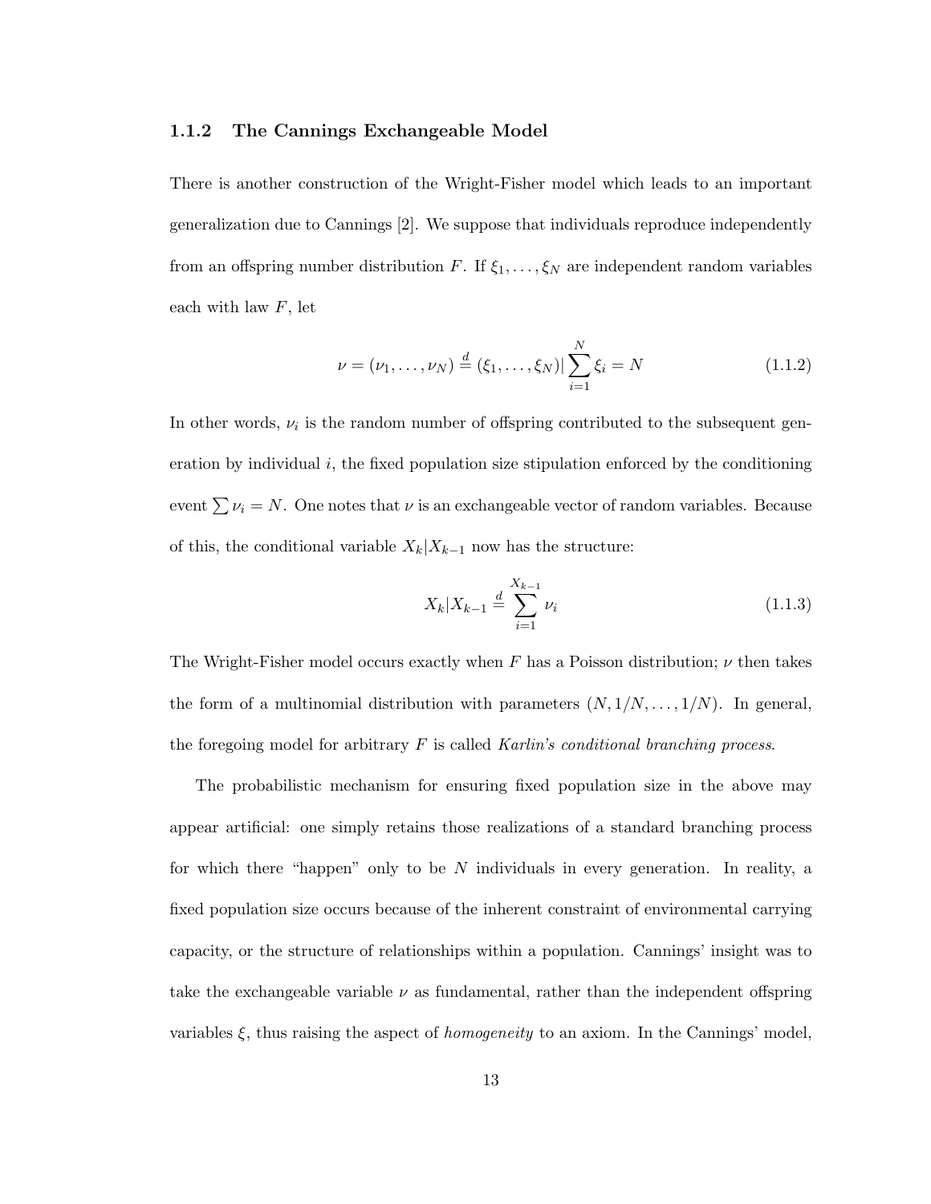### 1.1.2 The Cannings Exchangeable Model

There is another construction of the Wright-Fisher model which leads to an important generalization due to Cannings [2]. We suppose that individuals reproduce independently from an offspring number distribution $F$. If $\xi_1, \ldots, \xi_N$ are independent random variables each with law $F$, let

$$\nu = (\nu_1, \ldots, \nu_N) \stackrel{d}{=} (\xi_1, \ldots, \xi_N) | \sum_{i=1}^{N} \xi_i = N \tag{1.1.2}$$

In other words, $\nu_i$ is the random number of offspring contributed to the subsequent generation by individual $i$, the fixed population size stipulation enforced by the conditioning event $\sum \nu_i = N$. One notes that $\nu$ is an exchangeable vector of random variables. Because of this, the conditional variable $X_k | X_{k-1}$ now has the structure:

$$X_k | X_{k-1} \stackrel{d}{=} \sum_{i=1}^{X_{k-1}} \nu_i \tag{1.1.3}$$

The Wright-Fisher model occurs exactly when $F$ has a Poisson distribution; $\nu$ then takes the form of a multinomial distribution with parameters $(N, 1/N, \ldots, 1/N)$. In general, the foregoing model for arbitrary $F$ is called *Karlin's conditional branching process*.

The probabilistic mechanism for ensuring fixed population size in the above may appear artificial: one simply retains those realizations of a standard branching process for which there "happen" only to be $N$ individuals in every generation. In reality, a fixed population size occurs because of the inherent constraint of environmental carrying capacity, or the structure of relationships within a population. Cannings' insight was to take the exchangeable variable $\nu$ as fundamental, rather than the independent offspring variables $\xi$, thus raising the aspect of *homogeneity* to an axiom. In the Cannings' model,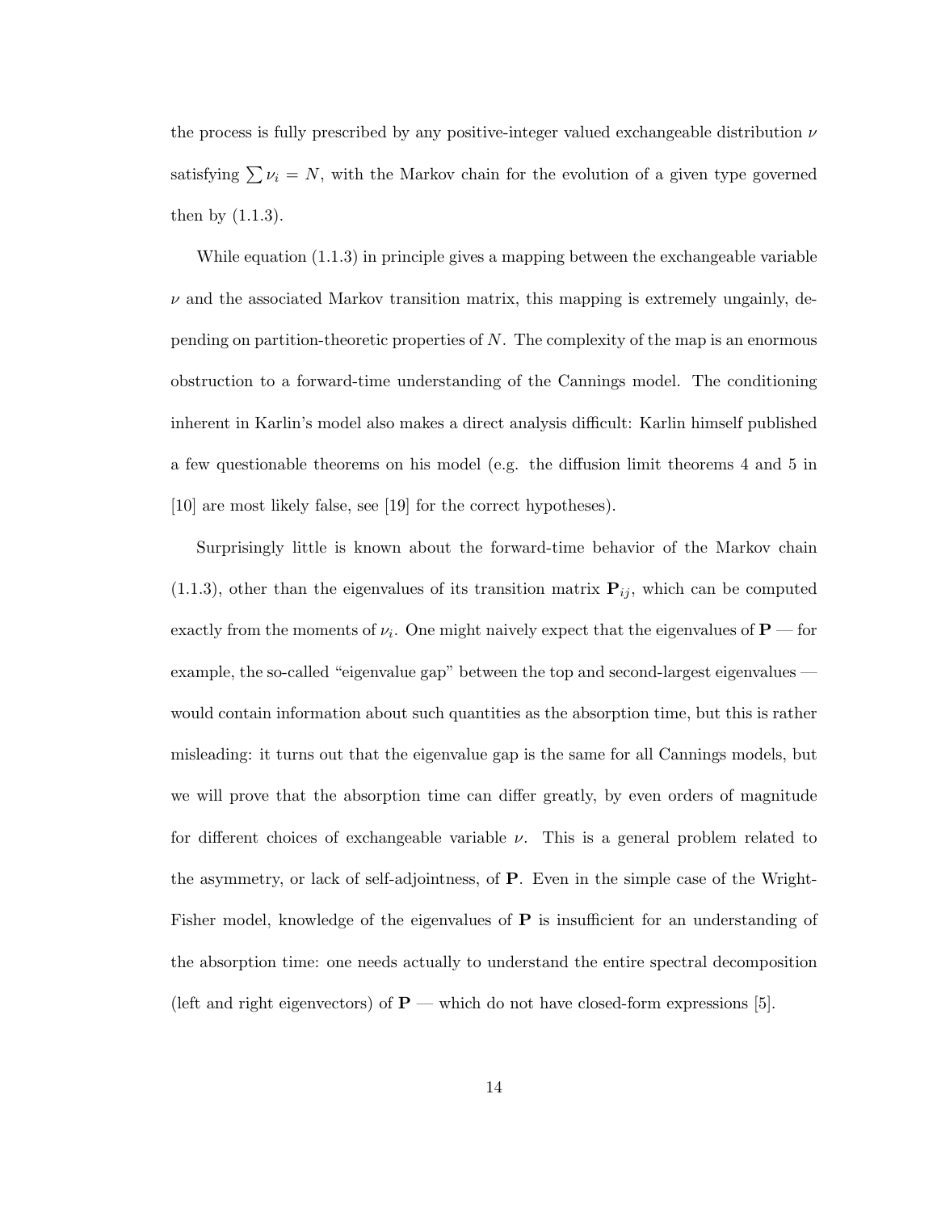the process is fully prescribed by any positive-integer valued exchangeable distribution $\nu$ satisfying $\sum \nu_i = N$, with the Markov chain for the evolution of a given type governed then by (1.1.3).

While equation (1.1.3) in principle gives a mapping between the exchangeable variable $\nu$ and the associated Markov transition matrix, this mapping is extremely ungainly, depending on partition-theoretic properties of $N$. The complexity of the map is an enormous obstruction to a forward-time understanding of the Cannings model. The conditioning inherent in Karlin's model also makes a direct analysis difficult: Karlin himself published a few questionable theorems on his model (e.g. the diffusion limit theorems 4 and 5 in [10] are most likely false, see [19] for the correct hypotheses).

Surprisingly little is known about the forward-time behavior of the Markov chain (1.1.3), other than the eigenvalues of its transition matrix $\mathbf{P}_{ij}$, which can be computed exactly from the moments of $\nu_i$. One might naively expect that the eigenvalues of $\mathbf{P}$ — for example, the so-called "eigenvalue gap" between the top and second-largest eigenvalues — would contain information about such quantities as the absorption time, but this is rather misleading: it turns out that the eigenvalue gap is the same for all Cannings models, but we will prove that the absorption time can differ greatly, by even orders of magnitude for different choices of exchangeable variable $\nu$. This is a general problem related to the asymmetry, or lack of self-adjointness, of $\mathbf{P}$. Even in the simple case of the Wright-Fisher model, knowledge of the eigenvalues of $\mathbf{P}$ is insufficient for an understanding of the absorption time: one needs actually to understand the entire spectral decomposition (left and right eigenvectors) of $\mathbf{P}$ — which do not have closed-form expressions [5].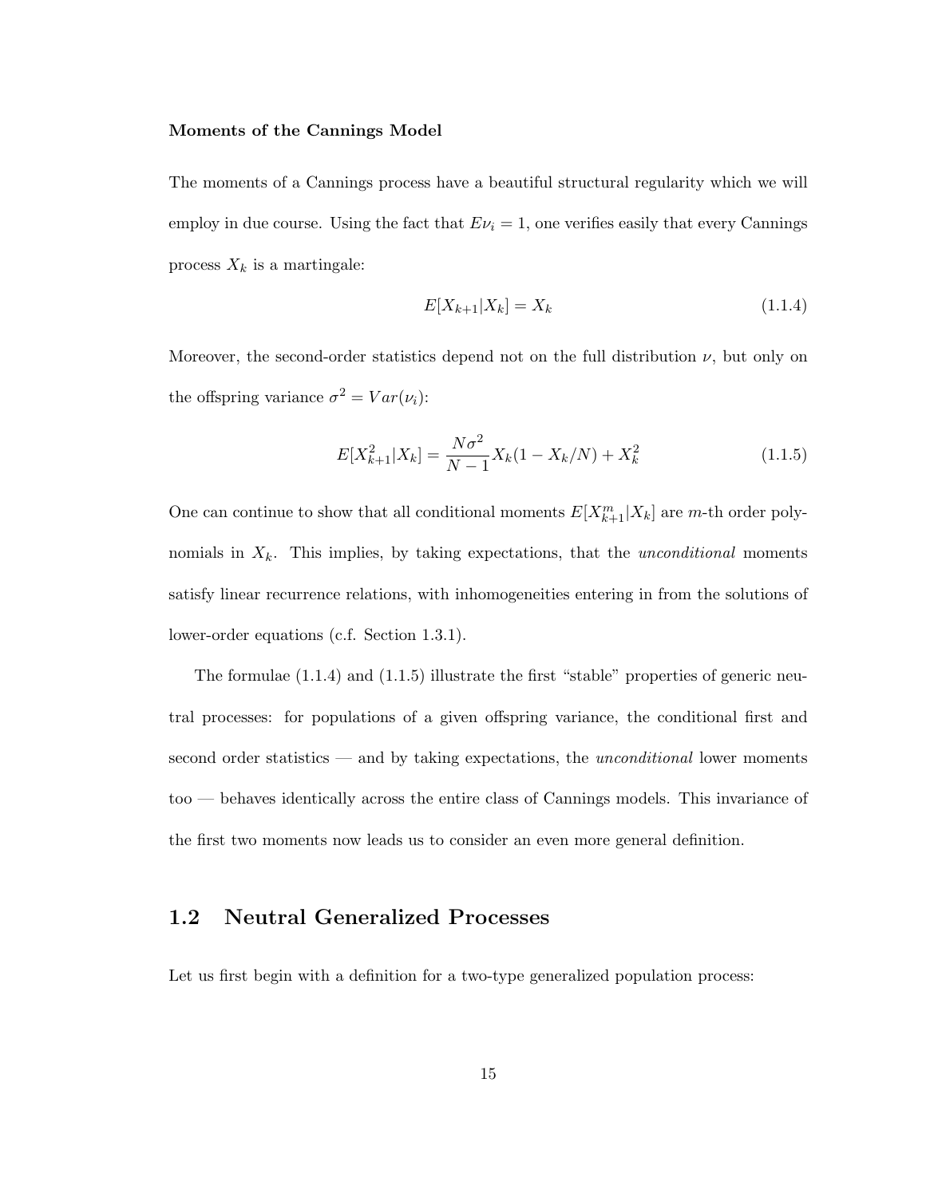**Moments of the Cannings Model**

The moments of a Cannings process have a beautiful structural regularity which we will employ in due course. Using the fact that $E\nu_i = 1$, one verifies easily that every Cannings process $X_k$ is a martingale:

$$E[X_{k+1}|X_k] = X_k \tag{1.1.4}$$

Moreover, the second-order statistics depend not on the full distribution $\nu$, but only on the offspring variance $\sigma^2 = Var(\nu_i)$:

$$E[X_{k+1}^2|X_k] = \frac{N\sigma^2}{N-1}X_k(1 - X_k/N) + X_k^2 \tag{1.1.5}$$

One can continue to show that all conditional moments $E[X_{k+1}^m|X_k]$ are $m$-th order polynomials in $X_k$. This implies, by taking expectations, that the *unconditional* moments satisfy linear recurrence relations, with inhomogeneities entering in from the solutions of lower-order equations (c.f. Section 1.3.1).

The formulae (1.1.4) and (1.1.5) illustrate the first "stable" properties of generic neutral processes: for populations of a given offspring variance, the conditional first and second order statistics — and by taking expectations, the *unconditional* lower moments too — behaves identically across the entire class of Cannings models. This invariance of the first two moments now leads us to consider an even more general definition.

## 1.2 Neutral Generalized Processes

Let us first begin with a definition for a two-type generalized population process: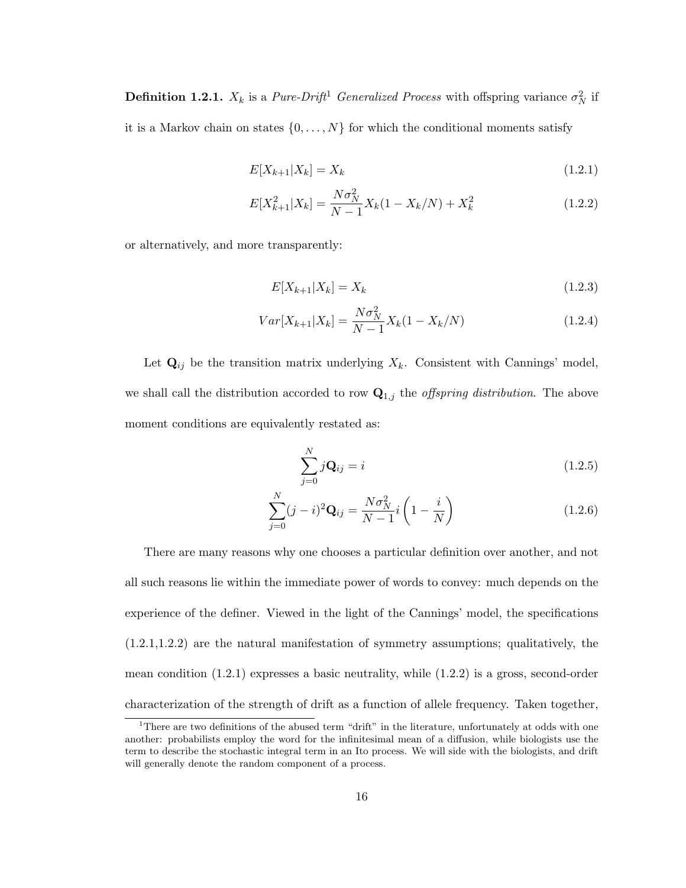**Definition 1.2.1.** $X_k$ is a *Pure-Drift*[1] *Generalized Process* with offspring variance $\sigma_N^2$ if it is a Markov chain on states $\{0, \dots, N\}$ for which the conditional moments satisfy

$$E[X_{k+1}|X_k] = X_k \tag{1.2.1}$$

$$E[X_{k+1}^2|X_k] = \frac{N\sigma_N^2}{N-1} X_k(1 - X_k/N) + X_k^2 \tag{1.2.2}$$

or alternatively, and more transparently:

$$E[X_{k+1}|X_k] = X_k \tag{1.2.3}$$

$$Var[X_{k+1}|X_k] = \frac{N\sigma_N^2}{N-1} X_k(1 - X_k/N) \tag{1.2.4}$$

Let $\mathbf{Q}_{ij}$ be the transition matrix underlying $X_k$. Consistent with Cannings' model, we shall call the distribution accorded to row $\mathbf{Q}_{1,j}$ the *offspring distribution*. The above moment conditions are equivalently restated as:

$$\sum_{j=0}^{N} j\mathbf{Q}_{ij} = i \tag{1.2.5}$$

$$\sum_{j=0}^{N} (j-i)^2 \mathbf{Q}_{ij} = \frac{N\sigma_N^2}{N-1} i \left(1 - \frac{i}{N}\right) \tag{1.2.6}$$

There are many reasons why one chooses a particular definition over another, and not all such reasons lie within the immediate power of words to convey: much depends on the experience of the definer. Viewed in the light of the Cannings' model, the specifications (1.2.1,1.2.2) are the natural manifestation of symmetry assumptions; qualitatively, the mean condition (1.2.1) expresses a basic neutrality, while (1.2.2) is a gross, second-order characterization of the strength of drift as a function of allele frequency. Taken together,

[1]There are two definitions of the abused term "drift" in the literature, unfortunately at odds with one another: probabilists employ the word for the infinitesimal mean of a diffusion, while biologists use the term to describe the stochastic integral term in an Ito process. We will side with the biologists, and drift will generally denote the random component of a process.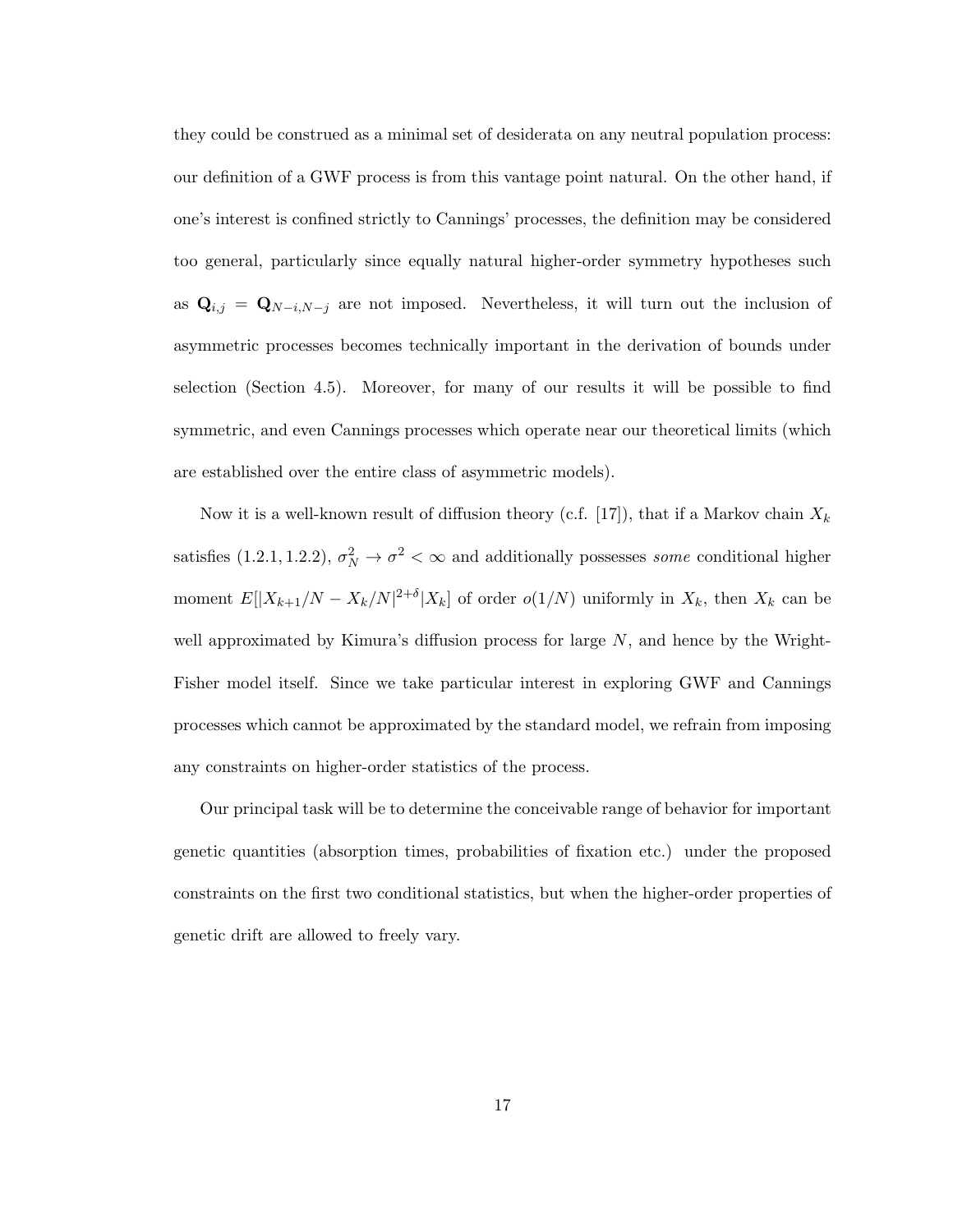they could be construed as a minimal set of desiderata on any neutral population process: our definition of a GWF process is from this vantage point natural. On the other hand, if one's interest is confined strictly to Cannings' processes, the definition may be considered too general, particularly since equally natural higher-order symmetry hypotheses such as $\mathbf{Q}_{i,j} = \mathbf{Q}_{N-i,N-j}$ are not imposed. Nevertheless, it will turn out the inclusion of asymmetric processes becomes technically important in the derivation of bounds under selection (Section 4.5). Moreover, for many of our results it will be possible to find symmetric, and even Cannings processes which operate near our theoretical limits (which are established over the entire class of asymmetric models).

Now it is a well-known result of diffusion theory (c.f. [17]), that if a Markov chain $X_k$ satisfies (1.2.1, 1.2.2), $\sigma_N^2 \to \sigma^2 < \infty$ and additionally possesses *some* conditional higher moment $E[|X_{k+1}/N - X_k/N|^{2+\delta}|X_k]$ of order $o(1/N)$ uniformly in $X_k$, then $X_k$ can be well approximated by Kimura's diffusion process for large $N$, and hence by the Wright-Fisher model itself. Since we take particular interest in exploring GWF and Cannings processes which cannot be approximated by the standard model, we refrain from imposing any constraints on higher-order statistics of the process.

Our principal task will be to determine the conceivable range of behavior for important genetic quantities (absorption times, probabilities of fixation etc.) under the proposed constraints on the first two conditional statistics, but when the higher-order properties of genetic drift are allowed to freely vary.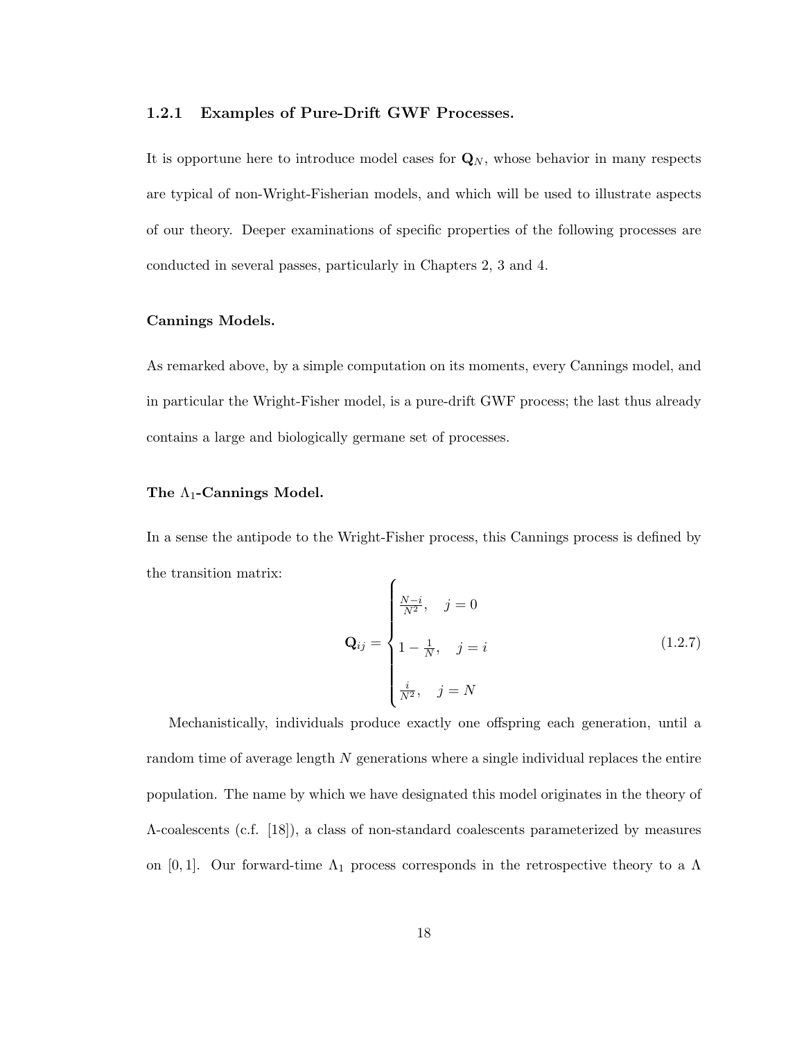### 1.2.1 Examples of Pure-Drift GWF Processes.

It is opportune here to introduce model cases for $\mathbf{Q}_N$, whose behavior in many respects are typical of non-Wright-Fisherian models, and which will be used to illustrate aspects of our theory. Deeper examinations of specific properties of the following processes are conducted in several passes, particularly in Chapters 2, 3 and 4.

**Cannings Models.**

As remarked above, by a simple computation on its moments, every Cannings model, and in particular the Wright-Fisher model, is a pure-drift GWF process; the last thus already contains a large and biologically germane set of processes.

**The $\Lambda_1$-Cannings Model.**

In a sense the antipode to the Wright-Fisher process, this Cannings process is defined by the transition matrix:

$$\mathbf{Q}_{ij} = \begin{cases} \frac{N-i}{N^2}, & j = 0 \\ 1 - \frac{1}{N}, & j = i \\ \frac{i}{N^2}, & j = N \end{cases} \tag{1.2.7}$$

Mechanistically, individuals produce exactly one offspring each generation, until a random time of average length $N$ generations where a single individual replaces the entire population. The name by which we have designated this model originates in the theory of $\Lambda$-coalescents (c.f. [18]), a class of non-standard coalescents parameterized by measures on $[0, 1]$. Our forward-time $\Lambda_1$ process corresponds in the retrospective theory to a $\Lambda$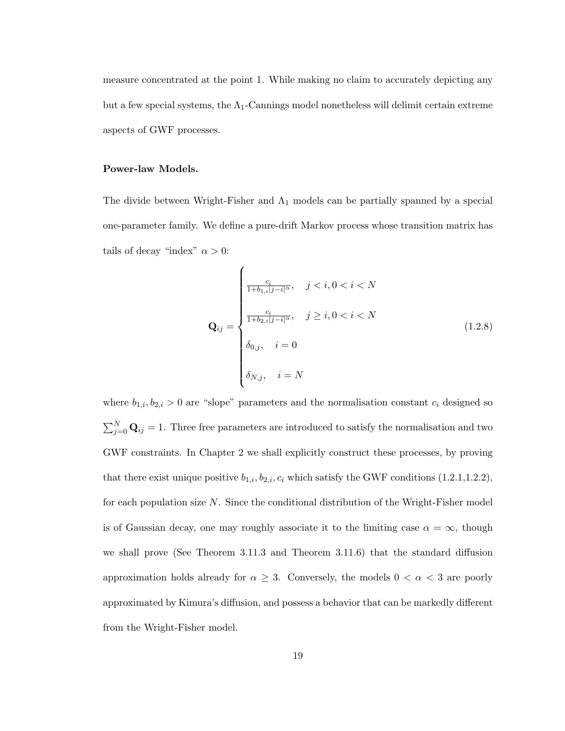measure concentrated at the point 1. While making no claim to accurately depicting any but a few special systems, the $\Lambda_1$-Cannings model nonetheless will delimit certain extreme aspects of GWF processes.

**Power-law Models.**

The divide between Wright-Fisher and $\Lambda_1$ models can be partially spanned by a special one-parameter family. We define a pure-drift Markov process whose transition matrix has tails of decay "index" $\alpha > 0$:

$$
\mathbf{Q}_{ij} = \begin{cases} \frac{c_i}{1+b_{1,i}|j-i|^{\alpha}}, & j < i, 0 < i < N \\ \frac{c_i}{1+b_{2,i}|j-i|^{\alpha}}, & j \geq i, 0 < i < N \\ \delta_{0,j}, & i = 0 \\ \delta_{N,j}, & i = N \end{cases} \tag{1.2.8}
$$

where $b_{1,i}, b_{2,i} > 0$ are "slope" parameters and the normalisation constant $c_i$ designed so $\sum_{j=0}^{N} \mathbf{Q}_{ij} = 1$. Three free parameters are introduced to satisfy the normalisation and two GWF constraints. In Chapter 2 we shall explicitly construct these processes, by proving that there exist unique positive $b_{1,i}, b_{2,i}, c_i$ which satisfy the GWF conditions (1.2.1,1.2.2), for each population size $N$. Since the conditional distribution of the Wright-Fisher model is of Gaussian decay, one may roughly associate it to the limiting case $\alpha = \infty$, though we shall prove (See Theorem 3.11.3 and Theorem 3.11.6) that the standard diffusion approximation holds already for $\alpha \geq 3$. Conversely, the models $0 < \alpha < 3$ are poorly approximated by Kimura's diffusion, and possess a behavior that can be markedly different from the Wright-Fisher model.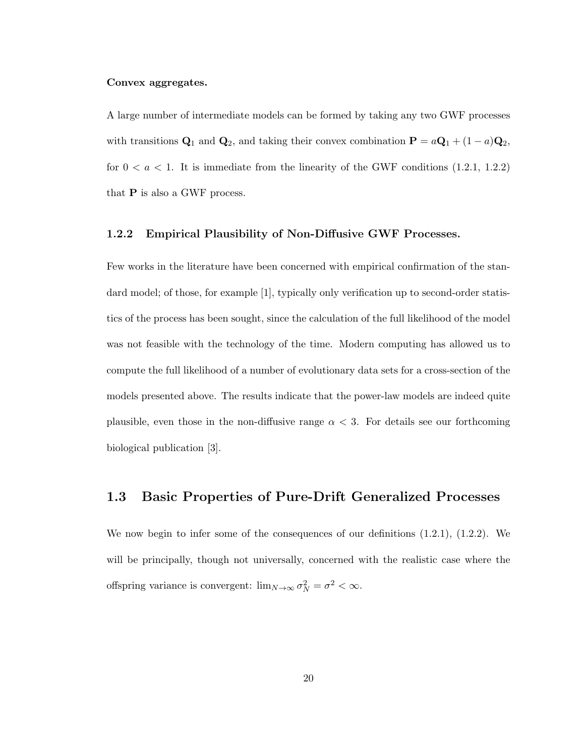**Convex aggregates.**

A large number of intermediate models can be formed by taking any two GWF processes with transitions $\mathbf{Q}_1$ and $\mathbf{Q}_2$, and taking their convex combination $\mathbf{P} = a\mathbf{Q}_1 + (1-a)\mathbf{Q}_2$, for $0 < a < 1$. It is immediate from the linearity of the GWF conditions (1.2.1, 1.2.2) that $\mathbf{P}$ is also a GWF process.

### 1.2.2 Empirical Plausibility of Non-Diffusive GWF Processes.

Few works in the literature have been concerned with empirical confirmation of the standard model; of those, for example [1], typically only verification up to second-order statistics of the process has been sought, since the calculation of the full likelihood of the model was not feasible with the technology of the time. Modern computing has allowed us to compute the full likelihood of a number of evolutionary data sets for a cross-section of the models presented above. The results indicate that the power-law models are indeed quite plausible, even those in the non-diffusive range $\alpha < 3$. For details see our forthcoming biological publication [3].

## 1.3 Basic Properties of Pure-Drift Generalized Processes

We now begin to infer some of the consequences of our definitions (1.2.1), (1.2.2). We will be principally, though not universally, concerned with the realistic case where the offspring variance is convergent: $\lim_{N\to\infty} \sigma_N^2 = \sigma^2 < \infty$.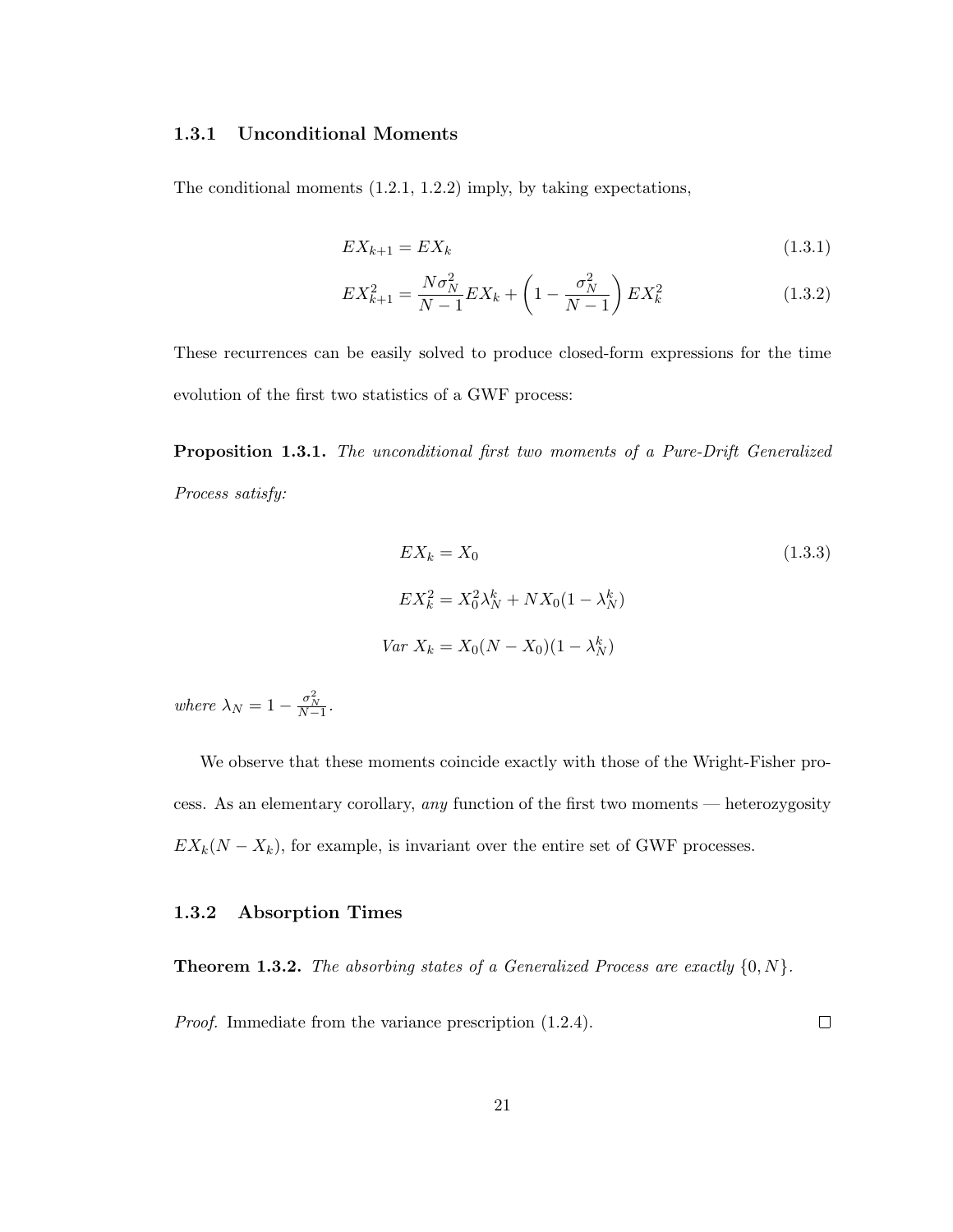### 1.3.1 Unconditional Moments

The conditional moments (1.2.1, 1.2.2) imply, by taking expectations,

$$EX_{k+1} = EX_k \tag{1.3.1}$$

$$EX_{k+1}^2 = \frac{N\sigma_N^2}{N-1} EX_k + \left(1 - \frac{\sigma_N^2}{N-1}\right) EX_k^2 \tag{1.3.2}$$

These recurrences can be easily solved to produce closed-form expressions for the time evolution of the first two statistics of a GWF process:

**Proposition 1.3.1.** *The unconditional first two moments of a Pure-Drift Generalized Process satisfy:*

$$EX_k = X_0 \tag{1.3.3}$$

$$EX_k^2 = X_0^2 \lambda_N^k + N X_0 (1 - \lambda_N^k)$$

$$Var\ X_k = X_0 (N - X_0)(1 - \lambda_N^k)$$

*where* $\lambda_N = 1 - \frac{\sigma_N^2}{N-1}$.

We observe that these moments coincide exactly with those of the Wright-Fisher process. As an elementary corollary, *any* function of the first two moments — heterozygosity $EX_k(N - X_k)$, for example, is invariant over the entire set of GWF processes.

### 1.3.2 Absorption Times

**Theorem 1.3.2.** *The absorbing states of a Generalized Process are exactly* $\{0, N\}$.

*Proof.* Immediate from the variance prescription (1.2.4). □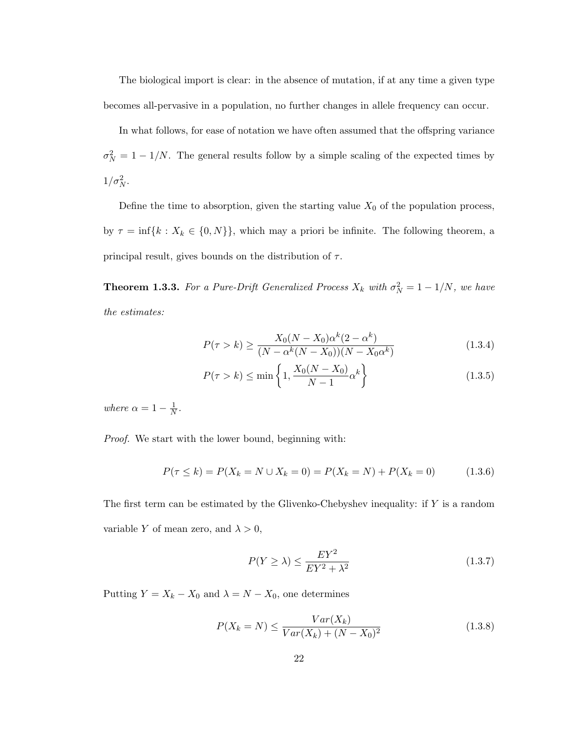The biological import is clear: in the absence of mutation, if at any time a given type becomes all-pervasive in a population, no further changes in allele frequency can occur.

In what follows, for ease of notation we have often assumed that the offspring variance $\sigma_N^2 = 1 - 1/N$. The general results follow by a simple scaling of the expected times by $1/\sigma_N^2$.

Define the time to absorption, given the starting value $X_0$ of the population process, by $\tau = \inf\{k : X_k \in \{0, N\}\}$, which may a priori be infinite. The following theorem, a principal result, gives bounds on the distribution of $\tau$.

**Theorem 1.3.3.** *For a Pure-Drift Generalized Process $X_k$ with $\sigma_N^2 = 1 - 1/N$, we have the estimates:*

$$P(\tau > k) \geq \frac{X_0(N - X_0)\alpha^k(2 - \alpha^k)}{(N - \alpha^k(N - X_0))(N - X_0\alpha^k)} \tag{1.3.4}$$

$$P(\tau > k) \leq \min\left\{1, \frac{X_0(N - X_0)}{N - 1}\alpha^k\right\} \tag{1.3.5}$$

*where $\alpha = 1 - \frac{1}{N}$.*

*Proof.* We start with the lower bound, beginning with:

$$P(\tau \leq k) = P(X_k = N \cup X_k = 0) = P(X_k = N) + P(X_k = 0) \tag{1.3.6}$$

The first term can be estimated by the Glivenko-Chebyshev inequality: if $Y$ is a random variable $Y$ of mean zero, and $\lambda > 0$,

$$P(Y \geq \lambda) \leq \frac{EY^2}{EY^2 + \lambda^2} \tag{1.3.7}$$

Putting $Y = X_k - X_0$ and $\lambda = N - X_0$, one determines

$$P(X_k = N) \leq \frac{Var(X_k)}{Var(X_k) + (N - X_0)^2} \tag{1.3.8}$$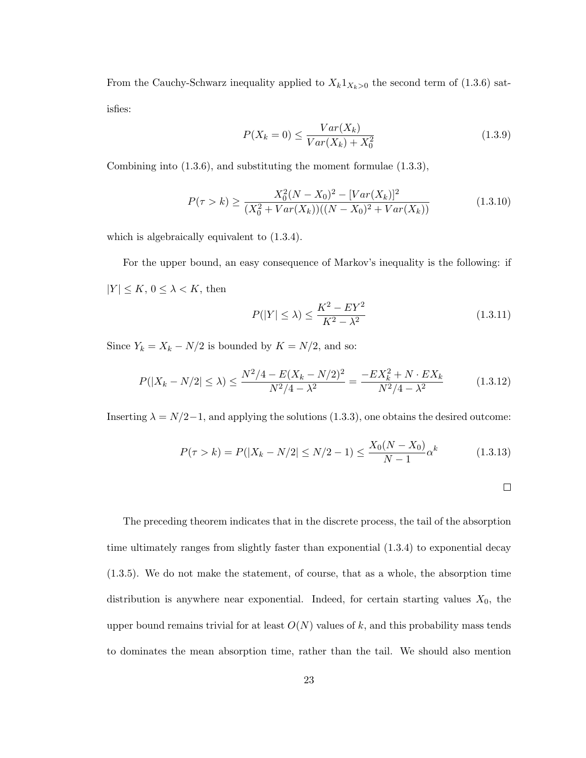From the Cauchy-Schwarz inequality applied to $X_k 1_{X_k > 0}$ the second term of (1.3.6) satisfies:

$$P(X_k = 0) \leq \frac{Var(X_k)}{Var(X_k) + X_0^2} \tag{1.3.9}$$

Combining into (1.3.6), and substituting the moment formulae (1.3.3),

$$P(\tau > k) \geq \frac{X_0^2(N - X_0)^2 - [Var(X_k)]^2}{(X_0^2 + Var(X_k))((N - X_0)^2 + Var(X_k))} \tag{1.3.10}$$

which is algebraically equivalent to (1.3.4).

For the upper bound, an easy consequence of Markov's inequality is the following: if $|Y| \leq K$, $0 \leq \lambda < K$, then

$$P(|Y| \leq \lambda) \leq \frac{K^2 - EY^2}{K^2 - \lambda^2} \tag{1.3.11}$$

Since $Y_k = X_k - N/2$ is bounded by $K = N/2$, and so:

$$P(|X_k - N/2| \leq \lambda) \leq \frac{N^2/4 - E(X_k - N/2)^2}{N^2/4 - \lambda^2} = \frac{-EX_k^2 + N \cdot EX_k}{N^2/4 - \lambda^2} \tag{1.3.12}$$

Inserting $\lambda = N/2 - 1$, and applying the solutions (1.3.3), one obtains the desired outcome:

$$P(\tau > k) = P(|X_k - N/2| \leq N/2 - 1) \leq \frac{X_0(N - X_0)}{N - 1}\alpha^k \tag{1.3.13}$$

□

The preceding theorem indicates that in the discrete process, the tail of the absorption time ultimately ranges from slightly faster than exponential (1.3.4) to exponential decay (1.3.5). We do not make the statement, of course, that as a whole, the absorption time distribution is anywhere near exponential. Indeed, for certain starting values $X_0$, the upper bound remains trivial for at least $O(N)$ values of $k$, and this probability mass tends to dominates the mean absorption time, rather than the tail. We should also mention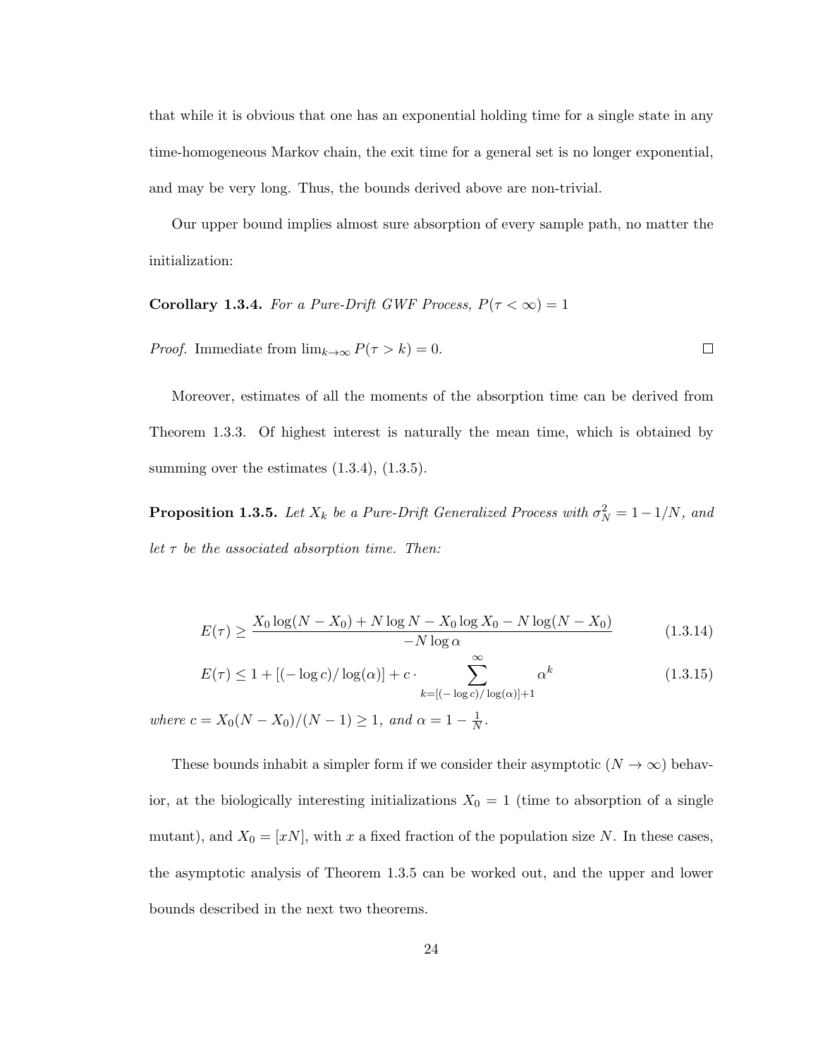that while it is obvious that one has an exponential holding time for a single state in any time-homogeneous Markov chain, the exit time for a general set is no longer exponential, and may be very long. Thus, the bounds derived above are non-trivial.

Our upper bound implies almost sure absorption of every sample path, no matter the initialization:

**Corollary 1.3.4.** *For a Pure-Drift GWF Process, $P(\tau < \infty) = 1$*

*Proof.* Immediate from $\lim_{k\to\infty} P(\tau > k) = 0$. □

Moreover, estimates of all the moments of the absorption time can be derived from Theorem 1.3.3. Of highest interest is naturally the mean time, which is obtained by summing over the estimates (1.3.4), (1.3.5).

**Proposition 1.3.5.** *Let $X_k$ be a Pure-Drift Generalized Process with $\sigma_N^2 = 1 - 1/N$, and let $\tau$ be the associated absorption time. Then:*

$$E(\tau) \geq \frac{X_0 \log(N - X_0) + N \log N - X_0 \log X_0 - N \log(N - X_0)}{-N \log \alpha} \tag{1.3.14}$$

$$E(\tau) \leq 1 + [(-\log c)/\log(\alpha)] + c \cdot \sum_{k=[(-\log c)/\log(\alpha)]+1}^{\infty} \alpha^k \tag{1.3.15}$$

*where $c = X_0(N - X_0)/(N - 1) \geq 1$, and $\alpha = 1 - \frac{1}{N}$.*

These bounds inhabit a simpler form if we consider their asymptotic ($N \to \infty$) behavior, at the biologically interesting initializations $X_0 = 1$ (time to absorption of a single mutant), and $X_0 = [xN]$, with $x$ a fixed fraction of the population size $N$. In these cases, the asymptotic analysis of Theorem 1.3.5 can be worked out, and the upper and lower bounds described in the next two theorems.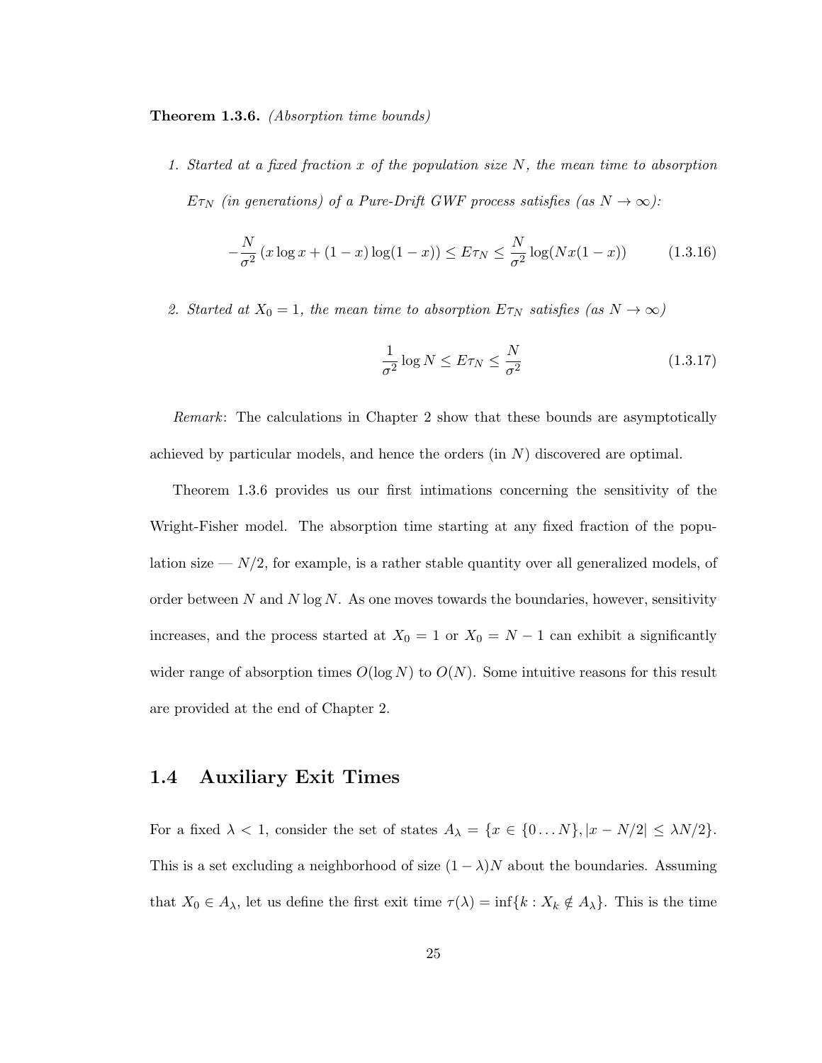**Theorem 1.3.6.** *(Absorption time bounds)*

1. *Started at a fixed fraction $x$ of the population size $N$, the mean time to absorption $E\tau_N$ (in generations) of a Pure-Drift GWF process satisfies (as $N \to \infty$):*

$$-\frac{N}{\sigma^2}\left(x \log x + (1-x)\log(1-x)\right) \leq E\tau_N \leq \frac{N}{\sigma^2}\log(Nx(1-x)) \tag{1.3.16}$$

2. *Started at $X_0 = 1$, the mean time to absorption $E\tau_N$ satisfies (as $N \to \infty$)*

$$\frac{1}{\sigma^2}\log N \leq E\tau_N \leq \frac{N}{\sigma^2} \tag{1.3.17}$$

*Remark*: The calculations in Chapter 2 show that these bounds are asymptotically achieved by particular models, and hence the orders (in $N$) discovered are optimal.

Theorem 1.3.6 provides us our first intimations concerning the sensitivity of the Wright-Fisher model. The absorption time starting at any fixed fraction of the population size — $N/2$, for example, is a rather stable quantity over all generalized models, of order between $N$ and $N \log N$. As one moves towards the boundaries, however, sensitivity increases, and the process started at $X_0 = 1$ or $X_0 = N-1$ can exhibit a significantly wider range of absorption times $O(\log N)$ to $O(N)$. Some intuitive reasons for this result are provided at the end of Chapter 2.

## 1.4 Auxiliary Exit Times

For a fixed $\lambda < 1$, consider the set of states $A_\lambda = \{x \in \{0 \ldots N\}, |x - N/2| \leq \lambda N/2\}$. This is a set excluding a neighborhood of size $(1-\lambda)N$ about the boundaries. Assuming that $X_0 \in A_\lambda$, let us define the first exit time $\tau(\lambda) = \inf\{k : X_k \notin A_\lambda\}$. This is the time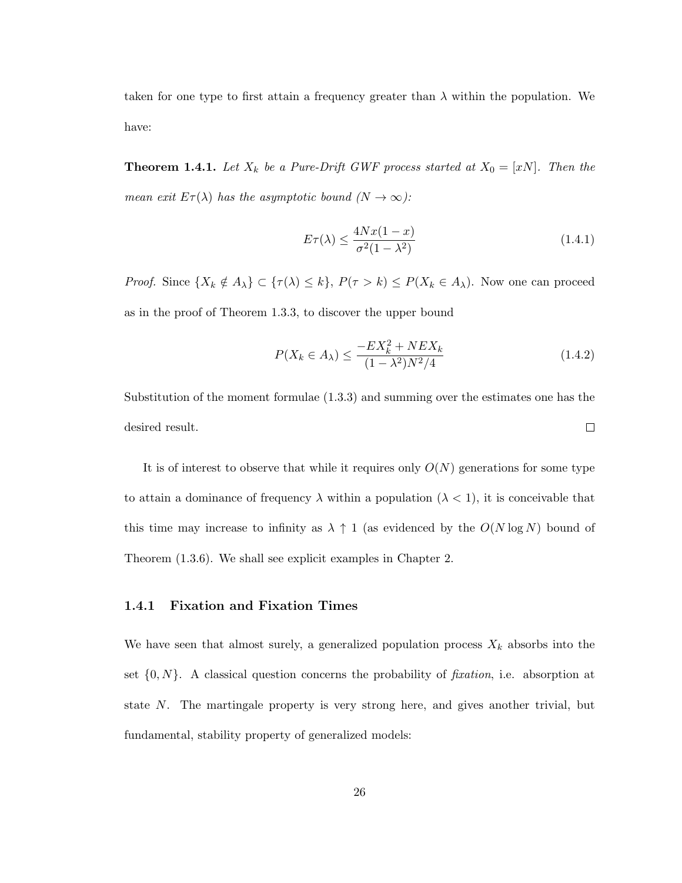taken for one type to first attain a frequency greater than $\lambda$ within the population. We have:

**Theorem 1.4.1.** *Let $X_k$ be a Pure-Drift GWF process started at $X_0 = [xN]$. Then the mean exit $E\tau(\lambda)$ has the asymptotic bound ($N \to \infty$):*

$$E\tau(\lambda) \leq \frac{4Nx(1-x)}{\sigma^2(1-\lambda^2)} \tag{1.4.1}$$

*Proof.* Since $\{X_k \notin A_\lambda\} \subset \{\tau(\lambda) \leq k\}$, $P(\tau > k) \leq P(X_k \in A_\lambda)$. Now one can proceed as in the proof of Theorem 1.3.3, to discover the upper bound

$$P(X_k \in A_\lambda) \leq \frac{-EX_k^2 + NEX_k}{(1-\lambda^2)N^2/4} \tag{1.4.2}$$

Substitution of the moment formulae (1.3.3) and summing over the estimates one has the desired result. □

It is of interest to observe that while it requires only $O(N)$ generations for some type to attain a dominance of frequency $\lambda$ within a population ($\lambda < 1$), it is conceivable that this time may increase to infinity as $\lambda \uparrow 1$ (as evidenced by the $O(N \log N)$ bound of Theorem (1.3.6). We shall see explicit examples in Chapter 2.

### 1.4.1 Fixation and Fixation Times

We have seen that almost surely, a generalized population process $X_k$ absorbs into the set $\{0, N\}$. A classical question concerns the probability of *fixation*, i.e. absorption at state $N$. The martingale property is very strong here, and gives another trivial, but fundamental, stability property of generalized models: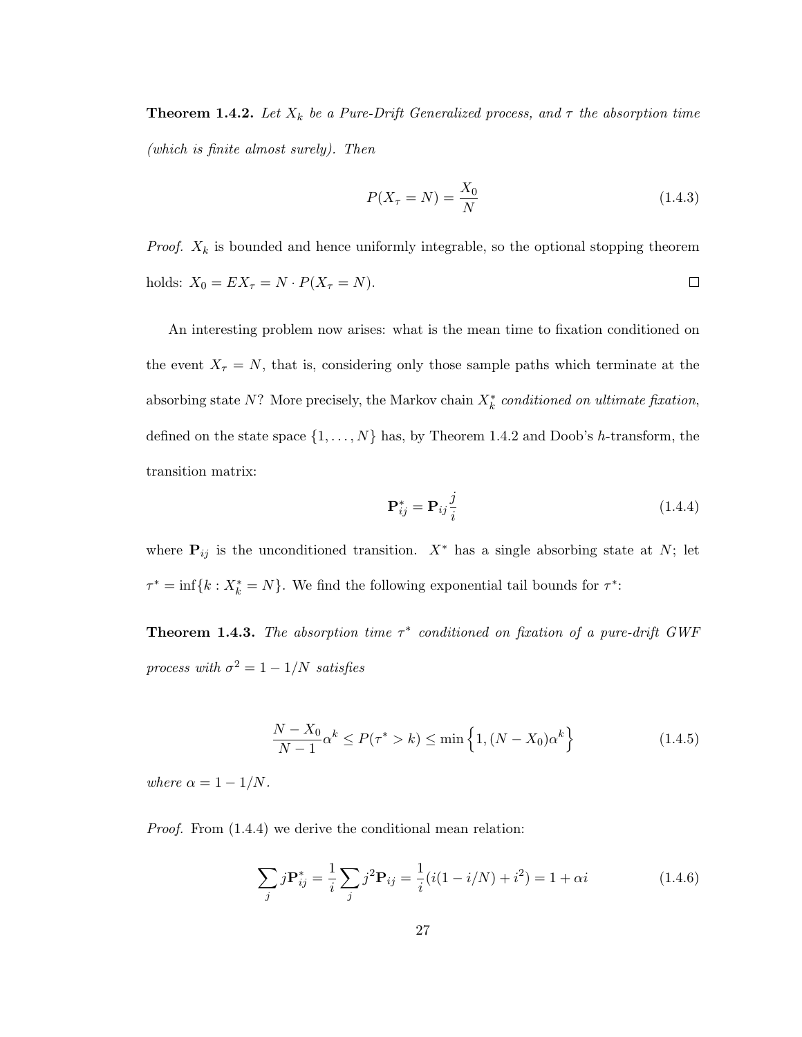**Theorem 1.4.2.** *Let $X_k$ be a Pure-Drift Generalized process, and $\tau$ the absorption time (which is finite almost surely). Then*

$$P(X_\tau = N) = \frac{X_0}{N} \tag{1.4.3}$$

*Proof.* $X_k$ is bounded and hence uniformly integrable, so the optional stopping theorem holds: $X_0 = EX_\tau = N \cdot P(X_\tau = N)$. □

An interesting problem now arises: what is the mean time to fixation conditioned on the event $X_\tau = N$, that is, considering only those sample paths which terminate at the absorbing state $N$? More precisely, the Markov chain $X_k^*$ *conditioned on ultimate fixation*, defined on the state space $\{1, \ldots, N\}$ has, by Theorem 1.4.2 and Doob's $h$-transform, the transition matrix:

$$\mathbf{P}_{ij}^* = \mathbf{P}_{ij}\frac{j}{i} \tag{1.4.4}$$

where $\mathbf{P}_{ij}$ is the unconditioned transition. $X^*$ has a single absorbing state at $N$; let $\tau^* = \inf\{k : X_k^* = N\}$. We find the following exponential tail bounds for $\tau^*$:

**Theorem 1.4.3.** *The absorption time $\tau^*$ conditioned on fixation of a pure-drift GWF process with $\sigma^2 = 1 - 1/N$ satisfies*

$$\frac{N - X_0}{N - 1}\alpha^k \leq P(\tau^* > k) \leq \min\Big\{1, (N - X_0)\alpha^k\Big\} \tag{1.4.5}$$

*where $\alpha = 1 - 1/N$.*

*Proof.* From (1.4.4) we derive the conditional mean relation:

$$\sum_j j\mathbf{P}_{ij}^* = \frac{1}{i}\sum_j j^2\mathbf{P}_{ij} = \frac{1}{i}(i(1 - i/N) + i^2) = 1 + \alpha i \tag{1.4.6}$$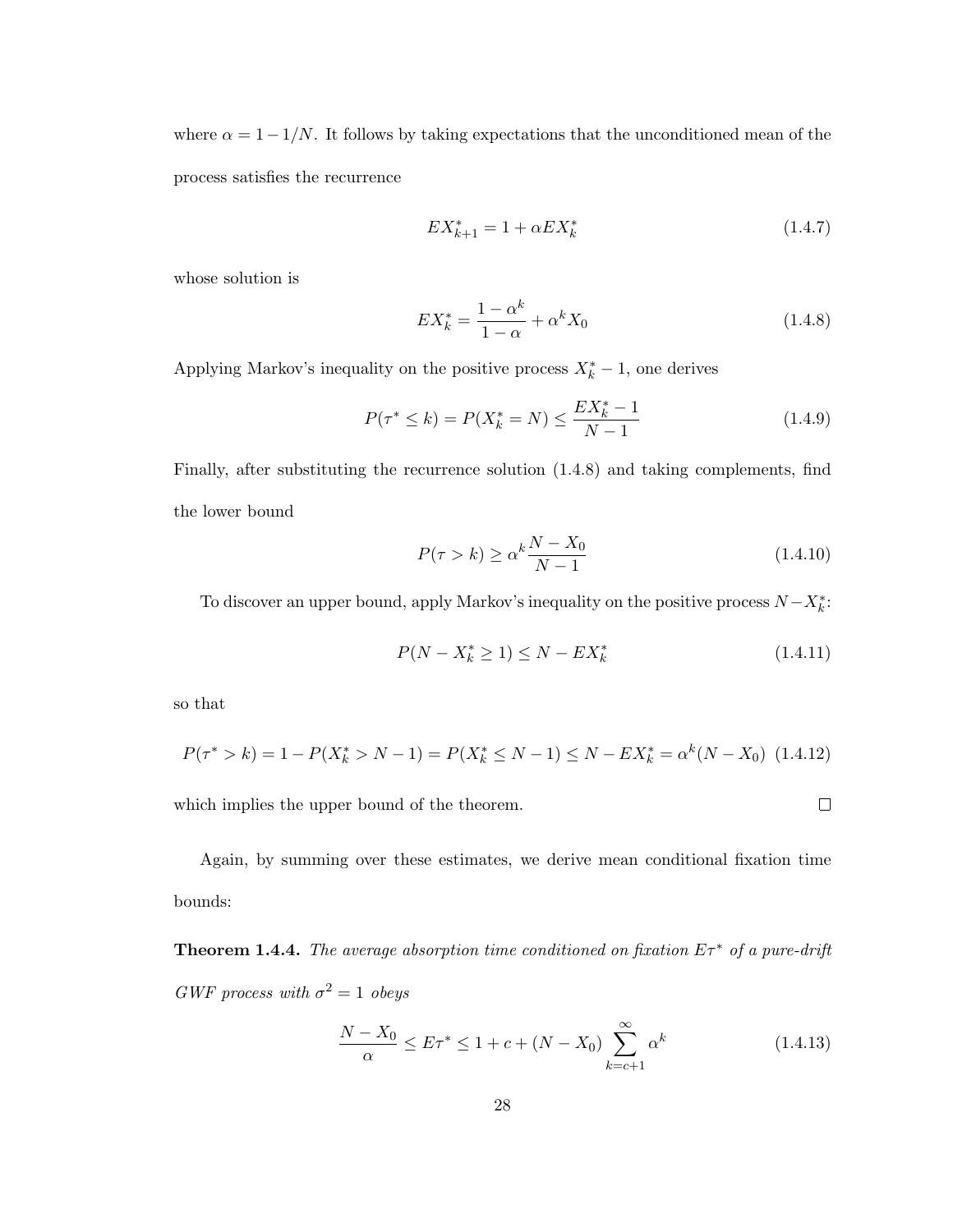where $\alpha = 1 - 1/N$. It follows by taking expectations that the unconditioned mean of the process satisfies the recurrence

$$EX^*_{k+1} = 1 + \alpha EX^*_k \tag{1.4.7}$$

whose solution is

$$EX^*_k = \frac{1 - \alpha^k}{1 - \alpha} + \alpha^k X_0 \tag{1.4.8}$$

Applying Markov's inequality on the positive process $X^*_k - 1$, one derives

$$P(\tau^* \leq k) = P(X^*_k = N) \leq \frac{EX^*_k - 1}{N - 1} \tag{1.4.9}$$

Finally, after substituting the recurrence solution (1.4.8) and taking complements, find the lower bound

$$P(\tau > k) \geq \alpha^k \frac{N - X_0}{N - 1} \tag{1.4.10}$$

To discover an upper bound, apply Markov's inequality on the positive process $N - X^*_k$:

$$P(N - X^*_k \geq 1) \leq N - EX^*_k \tag{1.4.11}$$

so that

$$P(\tau^* > k) = 1 - P(X^*_k > N - 1) = P(X^*_k \leq N - 1) \leq N - EX^*_k = \alpha^k (N - X_0) \tag{1.4.12}$$

which implies the upper bound of the theorem. □

Again, by summing over these estimates, we derive mean conditional fixation time bounds:

**Theorem 1.4.4.** *The average absorption time conditioned on fixation $E\tau^*$ of a pure-drift GWF process with $\sigma^2 = 1$ obeys*

$$\frac{N - X_0}{\alpha} \leq E\tau^* \leq 1 + c + (N - X_0) \sum_{k=c+1}^{\infty} \alpha^k \tag{1.4.13}$$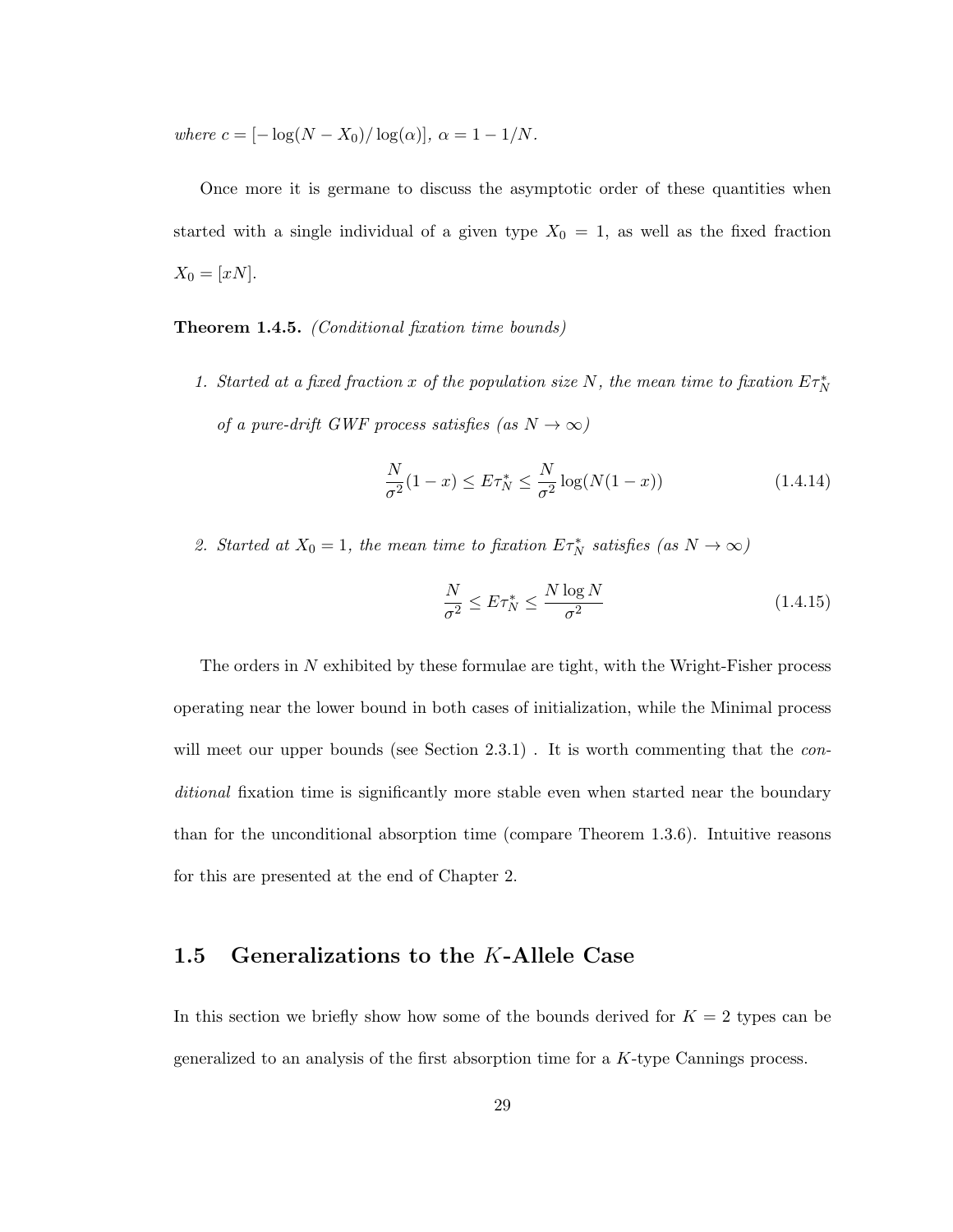*where* $c = [-\log(N - X_0)/\log(\alpha)]$, $\alpha = 1 - 1/N$.

Once more it is germane to discuss the asymptotic order of these quantities when started with a single individual of a given type $X_0 = 1$, as well as the fixed fraction $X_0 = [xN]$.

**Theorem 1.4.5.** *(Conditional fixation time bounds)*

1. *Started at a fixed fraction* $x$ *of the population size* $N$*, the mean time to fixation* $E\tau_N^*$ *of a pure-drift GWF process satisfies (as* $N \to \infty$*)*

$$\frac{N}{\sigma^2}(1-x) \leq E\tau_N^* \leq \frac{N}{\sigma^2}\log(N(1-x)) \tag{1.4.14}$$

2. *Started at* $X_0 = 1$*, the mean time to fixation* $E\tau_N^*$ *satisfies (as* $N \to \infty$*)*

$$\frac{N}{\sigma^2} \leq E\tau_N^* \leq \frac{N\log N}{\sigma^2} \tag{1.4.15}$$

The orders in $N$ exhibited by these formulae are tight, with the Wright-Fisher process operating near the lower bound in both cases of initialization, while the Minimal process will meet our upper bounds (see Section 2.3.1) . It is worth commenting that the *conditional* fixation time is significantly more stable even when started near the boundary than for the unconditional absorption time (compare Theorem 1.3.6). Intuitive reasons for this are presented at the end of Chapter 2.

## 1.5 Generalizations to the $K$-Allele Case

In this section we briefly show how some of the bounds derived for $K = 2$ types can be generalized to an analysis of the first absorption time for a $K$-type Cannings process.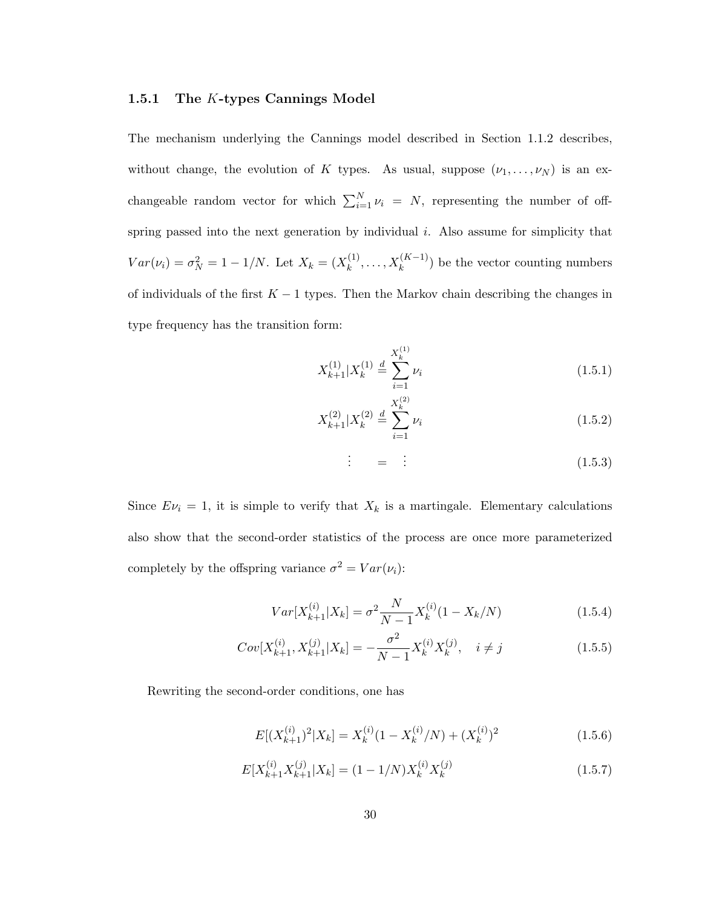### 1.5.1 The $K$-types Cannings Model

The mechanism underlying the Cannings model described in Section 1.1.2 describes, without change, the evolution of $K$ types. As usual, suppose $(\nu_1, \ldots, \nu_N)$ is an exchangeable random vector for which $\sum_{i=1}^{N} \nu_i = N$, representing the number of offspring passed into the next generation by individual $i$. Also assume for simplicity that $Var(\nu_i) = \sigma_N^2 = 1 - 1/N$. Let $X_k = (X_k^{(1)}, \ldots, X_k^{(K-1)})$ be the vector counting numbers of individuals of the first $K-1$ types. Then the Markov chain describing the changes in type frequency has the transition form:

$$X_{k+1}^{(1)} | X_k^{(1)} \overset{d}{=} \sum_{i=1}^{X_k^{(1)}} \nu_i \tag{1.5.1}$$

$$X_{k+1}^{(2)} | X_k^{(2)} \overset{d}{=} \sum_{i=1}^{X_k^{(2)}} \nu_i \tag{1.5.2}$$

$$\vdots \quad = \quad \vdots \tag{1.5.3}$$

Since $E\nu_i = 1$, it is simple to verify that $X_k$ is a martingale. Elementary calculations also show that the second-order statistics of the process are once more parameterized completely by the offspring variance $\sigma^2 = Var(\nu_i)$:

$$Var[X_{k+1}^{(i)} | X_k] = \sigma^2 \frac{N}{N-1} X_k^{(i)} (1 - X_k/N) \tag{1.5.4}$$

$$Cov[X_{k+1}^{(i)}, X_{k+1}^{(j)} | X_k] = -\frac{\sigma^2}{N-1} X_k^{(i)} X_k^{(j)}, \quad i \neq j \tag{1.5.5}$$

Rewriting the second-order conditions, one has

$$E[(X_{k+1}^{(i)})^2 | X_k] = X_k^{(i)} (1 - X_k^{(i)}/N) + (X_k^{(i)})^2 \tag{1.5.6}$$

$$E[X_{k+1}^{(i)} X_{k+1}^{(j)} | X_k] = (1 - 1/N) X_k^{(i)} X_k^{(j)} \tag{1.5.7}$$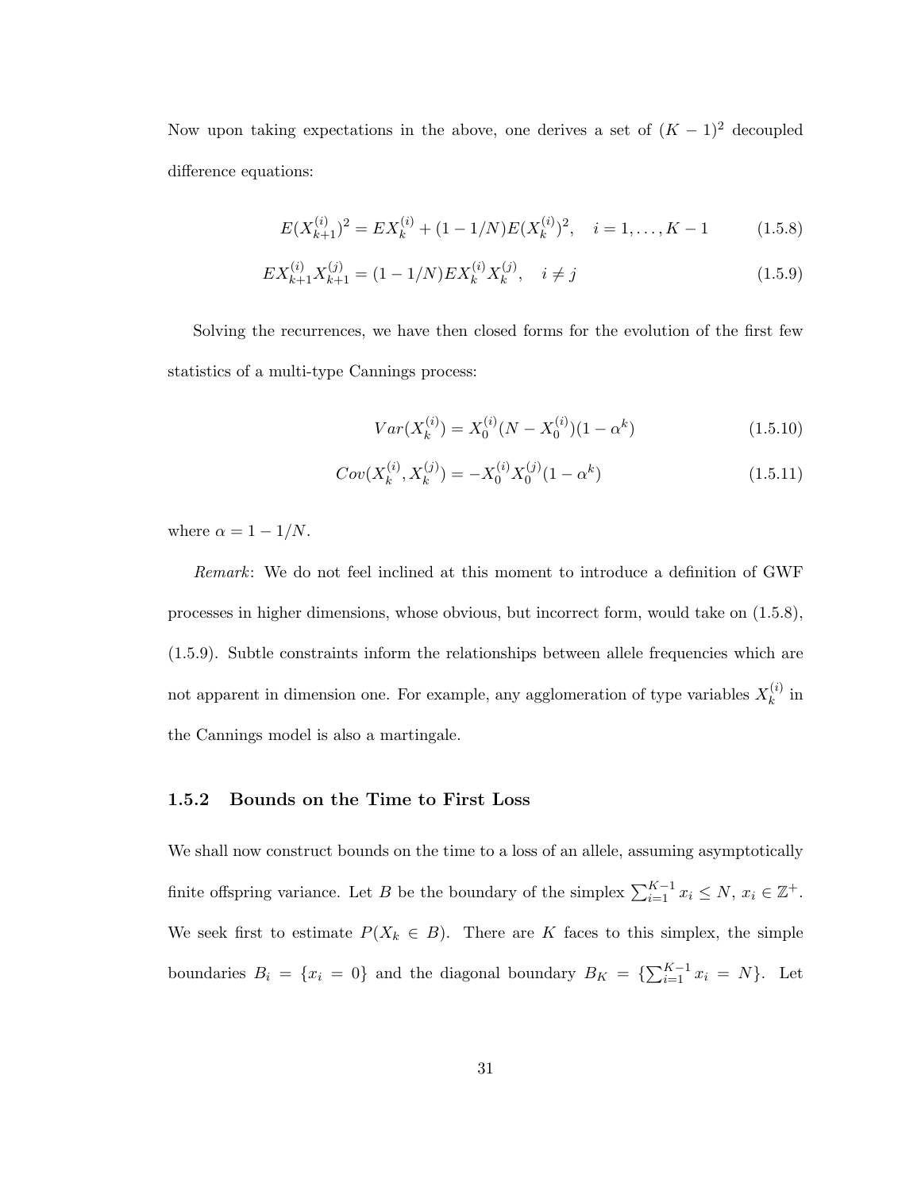Now upon taking expectations in the above, one derives a set of $(K-1)^2$ decoupled difference equations:

$$E(X_{k+1}^{(i)})^2 = EX_k^{(i)} + (1-1/N)E(X_k^{(i)})^2, \quad i = 1, \ldots, K-1 \tag{1.5.8}$$

$$EX_{k+1}^{(i)}X_{k+1}^{(j)} = (1-1/N)EX_k^{(i)}X_k^{(j)}, \quad i \neq j \tag{1.5.9}$$

Solving the recurrences, we have then closed forms for the evolution of the first few statistics of a multi-type Cannings process:

$$Var(X_k^{(i)}) = X_0^{(i)}(N - X_0^{(i)})(1-\alpha^k) \tag{1.5.10}$$

$$Cov(X_k^{(i)}, X_k^{(j)}) = -X_0^{(i)}X_0^{(j)}(1-\alpha^k) \tag{1.5.11}$$

where $\alpha = 1 - 1/N$.

*Remark*: We do not feel inclined at this moment to introduce a definition of GWF processes in higher dimensions, whose obvious, but incorrect form, would take on (1.5.8), (1.5.9). Subtle constraints inform the relationships between allele frequencies which are not apparent in dimension one. For example, any agglomeration of type variables $X_k^{(i)}$ in the Cannings model is also a martingale.

### 1.5.2 Bounds on the Time to First Loss

We shall now construct bounds on the time to a loss of an allele, assuming asymptotically finite offspring variance. Let $B$ be the boundary of the simplex $\sum_{i=1}^{K-1} x_i \leq N$, $x_i \in \mathbb{Z}^+$. We seek first to estimate $P(X_k \in B)$. There are $K$ faces to this simplex, the simple boundaries $B_i = \{x_i = 0\}$ and the diagonal boundary $B_K = \{\sum_{i=1}^{K-1} x_i = N\}$. Let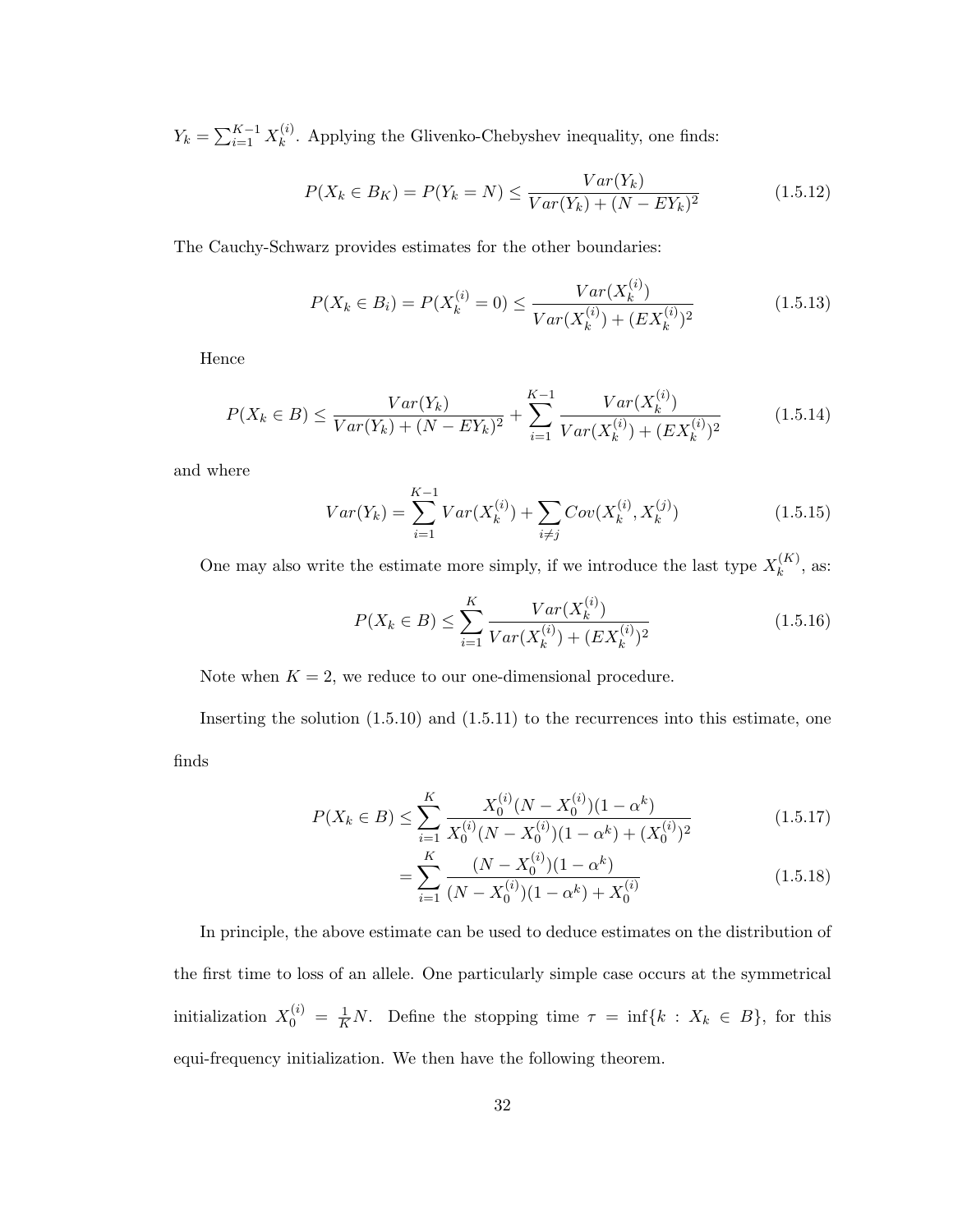$Y_k = \sum_{i=1}^{K-1} X_k^{(i)}$. Applying the Glivenko-Chebyshev inequality, one finds:

$$P(X_k \in B_K) = P(Y_k = N) \leq \frac{Var(Y_k)}{Var(Y_k) + (N - EY_k)^2} \tag{1.5.12}$$

The Cauchy-Schwarz provides estimates for the other boundaries:

$$P(X_k \in B_i) = P(X_k^{(i)} = 0) \leq \frac{Var(X_k^{(i)})}{Var(X_k^{(i)}) + (EX_k^{(i)})^2} \tag{1.5.13}$$

Hence

$$P(X_k \in B) \leq \frac{Var(Y_k)}{Var(Y_k) + (N - EY_k)^2} + \sum_{i=1}^{K-1} \frac{Var(X_k^{(i)})}{Var(X_k^{(i)}) + (EX_k^{(i)})^2} \tag{1.5.14}$$

and where

$$Var(Y_k) = \sum_{i=1}^{K-1} Var(X_k^{(i)}) + \sum_{i \neq j} Cov(X_k^{(i)}, X_k^{(j)}) \tag{1.5.15}$$

One may also write the estimate more simply, if we introduce the last type $X_k^{(K)}$, as:

$$P(X_k \in B) \leq \sum_{i=1}^{K} \frac{Var(X_k^{(i)})}{Var(X_k^{(i)}) + (EX_k^{(i)})^2} \tag{1.5.16}$$

Note when $K = 2$, we reduce to our one-dimensional procedure.

Inserting the solution (1.5.10) and (1.5.11) to the recurrences into this estimate, one finds

$$P(X_k \in B) \leq \sum_{i=1}^{K} \frac{X_0^{(i)}(N - X_0^{(i)})(1 - \alpha^k)}{X_0^{(i)}(N - X_0^{(i)})(1 - \alpha^k) + (X_0^{(i)})^2} \tag{1.5.17}$$

$$= \sum_{i=1}^{K} \frac{(N - X_0^{(i)})(1 - \alpha^k)}{(N - X_0^{(i)})(1 - \alpha^k) + X_0^{(i)}} \tag{1.5.18}$$

In principle, the above estimate can be used to deduce estimates on the distribution of the first time to loss of an allele. One particularly simple case occurs at the symmetrical initialization $X_0^{(i)} = \frac{1}{K}N$. Define the stopping time $\tau = \inf\{k : X_k \in B\}$, for this equi-frequency initialization. We then have the following theorem.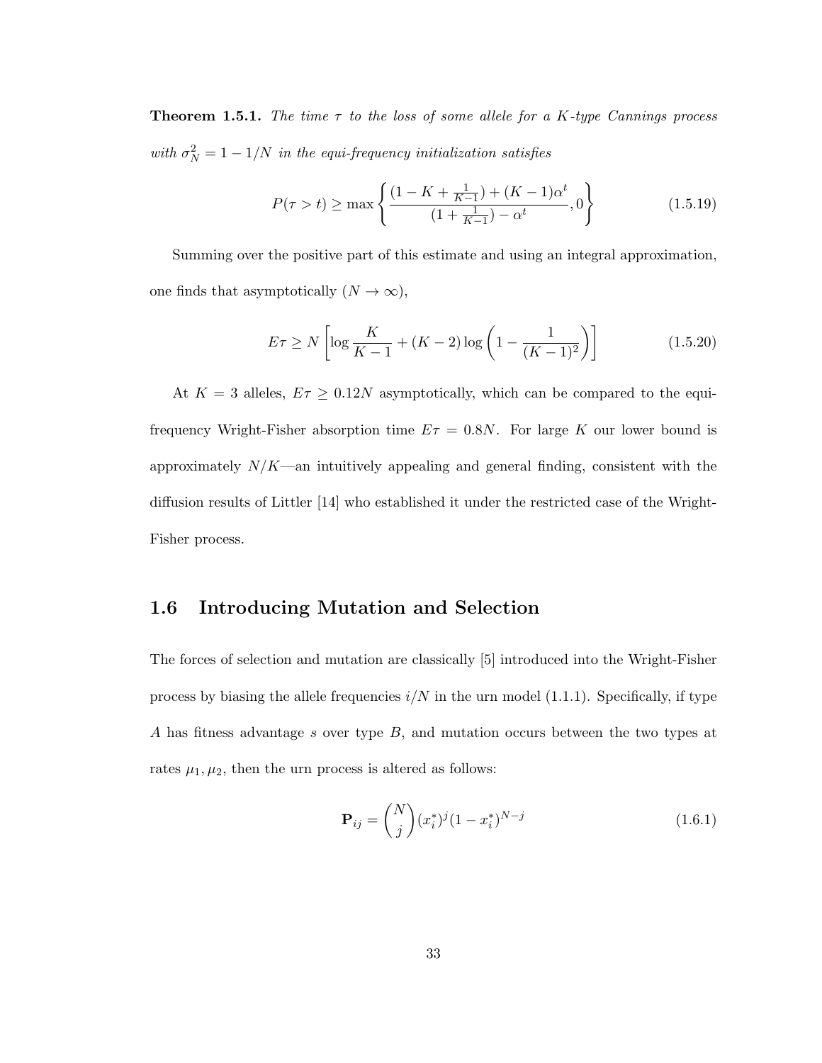**Theorem 1.5.1.** *The time $\tau$ to the loss of some allele for a $K$-type Cannings process with $\sigma_N^2 = 1 - 1/N$ in the equi-frequency initialization satisfies*

$$P(\tau > t) \geq \max\left\{ \frac{(1 - K + \frac{1}{K-1}) + (K-1)\alpha^t}{(1 + \frac{1}{K-1}) - \alpha^t}, 0 \right\} \tag{1.5.19}$$

Summing over the positive part of this estimate and using an integral approximation, one finds that asymptotically ($N \to \infty$),

$$E\tau \geq N \left[ \log \frac{K}{K-1} + (K-2) \log \left( 1 - \frac{1}{(K-1)^2} \right) \right] \tag{1.5.20}$$

At $K = 3$ alleles, $E\tau \geq 0.12N$ asymptotically, which can be compared to the equi-frequency Wright-Fisher absorption time $E\tau = 0.8N$. For large $K$ our lower bound is approximately $N/K$—an intuitively appealing and general finding, consistent with the diffusion results of Littler [14] who established it under the restricted case of the Wright-Fisher process.

## 1.6 Introducing Mutation and Selection

The forces of selection and mutation are classically [5] introduced into the Wright-Fisher process by biasing the allele frequencies $i/N$ in the urn model (1.1.1). Specifically, if type $A$ has fitness advantage $s$ over type $B$, and mutation occurs between the two types at rates $\mu_1, \mu_2$, then the urn process is altered as follows:

$$\mathbf{P}_{ij} = \binom{N}{j} (x_i^*)^j (1 - x_i^*)^{N-j} \tag{1.6.1}$$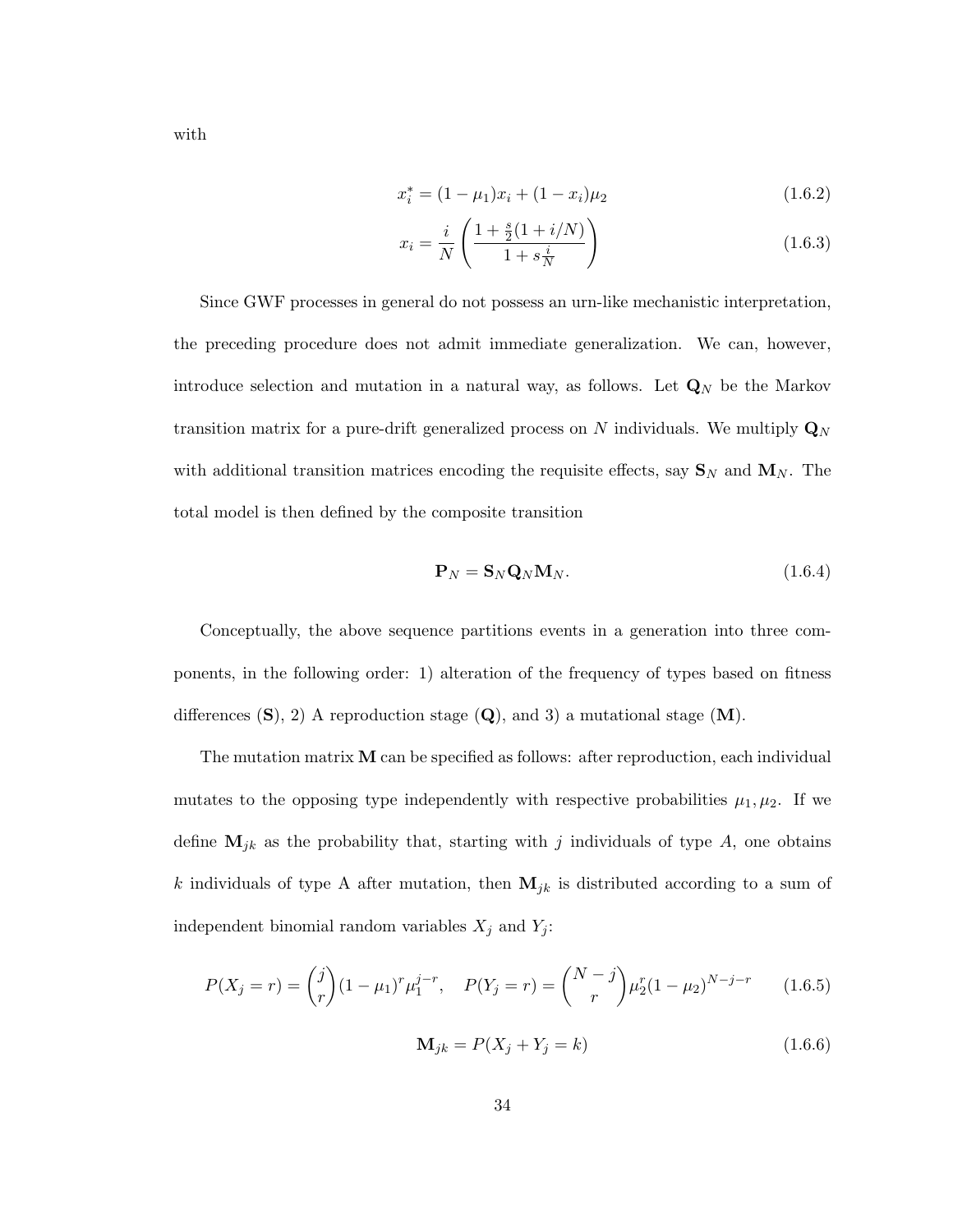with

$$x_i^* = (1 - \mu_1)x_i + (1 - x_i)\mu_2 \tag{1.6.2}$$

$$x_i = \frac{i}{N}\left(\frac{1 + \frac{s}{2}(1 + i/N)}{1 + s\frac{i}{N}}\right) \tag{1.6.3}$$

Since GWF processes in general do not possess an urn-like mechanistic interpretation, the preceding procedure does not admit immediate generalization. We can, however, introduce selection and mutation in a natural way, as follows. Let $\mathbf{Q}_N$ be the Markov transition matrix for a pure-drift generalized process on $N$ individuals. We multiply $\mathbf{Q}_N$ with additional transition matrices encoding the requisite effects, say $\mathbf{S}_N$ and $\mathbf{M}_N$. The total model is then defined by the composite transition

$$\mathbf{P}_N = \mathbf{S}_N\mathbf{Q}_N\mathbf{M}_N. \tag{1.6.4}$$

Conceptually, the above sequence partitions events in a generation into three components, in the following order: 1) alteration of the frequency of types based on fitness differences ($\mathbf{S}$), 2) A reproduction stage ($\mathbf{Q}$), and 3) a mutational stage ($\mathbf{M}$).

The mutation matrix $\mathbf{M}$ can be specified as follows: after reproduction, each individual mutates to the opposing type independently with respective probabilities $\mu_1, \mu_2$. If we define $\mathbf{M}_{jk}$ as the probability that, starting with $j$ individuals of type $A$, one obtains $k$ individuals of type A after mutation, then $\mathbf{M}_{jk}$ is distributed according to a sum of independent binomial random variables $X_j$ and $Y_j$:

$$P(X_j = r) = \binom{j}{r}(1 - \mu_1)^r \mu_1^{j-r}, \quad P(Y_j = r) = \binom{N-j}{r}\mu_2^r(1 - \mu_2)^{N-j-r} \tag{1.6.5}$$

$$\mathbf{M}_{jk} = P(X_j + Y_j = k) \tag{1.6.6}$$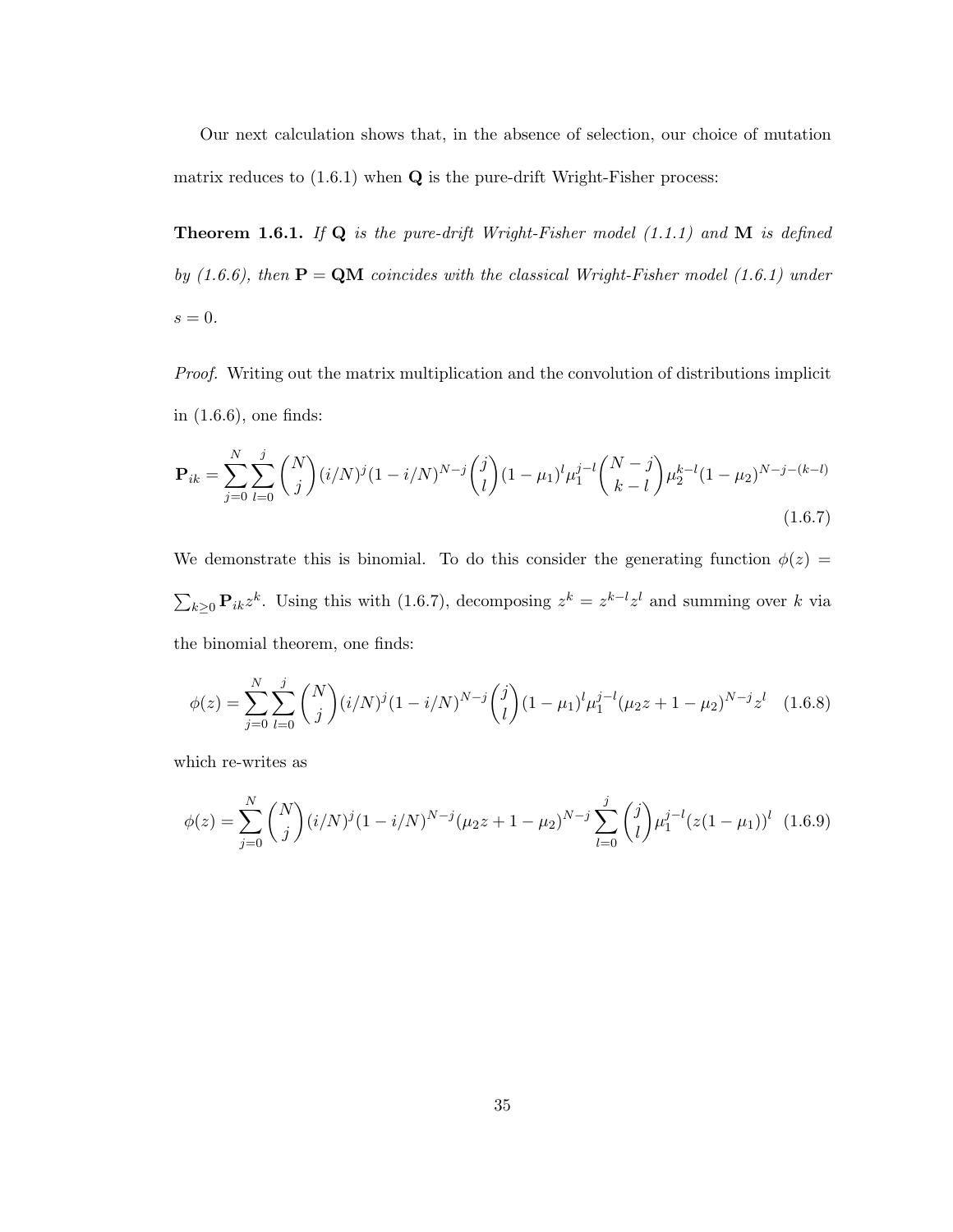Our next calculation shows that, in the absence of selection, our choice of mutation matrix reduces to (1.6.1) when $\mathbf{Q}$ is the pure-drift Wright-Fisher process:

**Theorem 1.6.1.** *If $\mathbf{Q}$ is the pure-drift Wright-Fisher model (1.1.1) and $\mathbf{M}$ is defined by (1.6.6), then $\mathbf{P} = \mathbf{QM}$ coincides with the classical Wright-Fisher model (1.6.1) under $s = 0$.*

*Proof.* Writing out the matrix multiplication and the convolution of distributions implicit in (1.6.6), one finds:

$$\mathbf{P}_{ik} = \sum_{j=0}^{N} \sum_{l=0}^{j} \binom{N}{j} (i/N)^j (1-i/N)^{N-j} \binom{j}{l} (1-\mu_1)^l \mu_1^{j-l} \binom{N-j}{k-l} \mu_2^{k-l} (1-\mu_2)^{N-j-(k-l)} \tag{1.6.7}$$

We demonstrate this is binomial. To do this consider the generating function $\phi(z) = \sum_{k \geq 0} \mathbf{P}_{ik} z^k$. Using this with (1.6.7), decomposing $z^k = z^{k-l} z^l$ and summing over $k$ via the binomial theorem, one finds:

$$\phi(z) = \sum_{j=0}^{N} \sum_{l=0}^{j} \binom{N}{j} (i/N)^j (1-i/N)^{N-j} \binom{j}{l} (1-\mu_1)^l \mu_1^{j-l} (\mu_2 z + 1 - \mu_2)^{N-j} z^l \tag{1.6.8}$$

which re-writes as

$$\phi(z) = \sum_{j=0}^{N} \binom{N}{j} (i/N)^j (1-i/N)^{N-j} (\mu_2 z + 1 - \mu_2)^{N-j} \sum_{l=0}^{j} \binom{j}{l} \mu_1^{j-l} (z(1-\mu_1))^l \tag{1.6.9}$$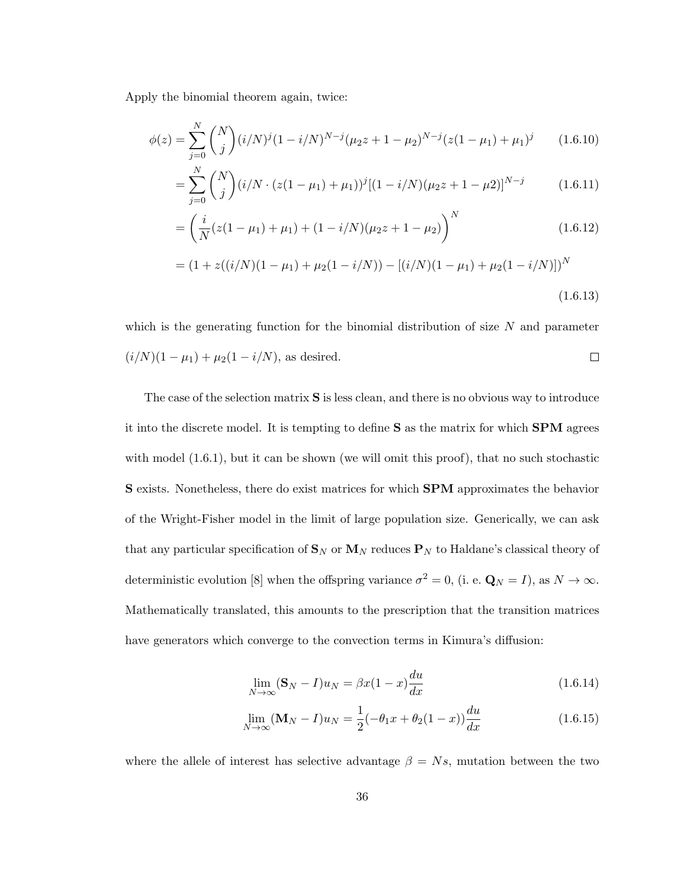Apply the binomial theorem again, twice:

$$\phi(z) = \sum_{j=0}^{N} \binom{N}{j} (i/N)^j (1-i/N)^{N-j} (\mu_2 z + 1 - \mu_2)^{N-j} (z(1-\mu_1)+\mu_1)^j \tag{1.6.10}$$

$$= \sum_{j=0}^{N} \binom{N}{j} (i/N \cdot (z(1-\mu_1)+\mu_1))^j [(1-i/N)(\mu_2 z + 1 - \mu 2)]^{N-j} \tag{1.6.11}$$

$$= \left( \frac{i}{N}(z(1-\mu_1)+\mu_1) + (1-i/N)(\mu_2 z + 1 - \mu_2) \right)^N \tag{1.6.12}$$

$$= (1 + z((i/N)(1-\mu_1) + \mu_2(1-i/N)) - [(i/N)(1-\mu_1) + \mu_2(1-i/N)])^N \tag{1.6.13}$$

which is the generating function for the binomial distribution of size $N$ and parameter $(i/N)(1-\mu_1) + \mu_2(1-i/N)$, as desired. □

The case of the selection matrix $\mathbf{S}$ is less clean, and there is no obvious way to introduce it into the discrete model. It is tempting to define $\mathbf{S}$ as the matrix for which $\mathbf{SPM}$ agrees with model (1.6.1), but it can be shown (we will omit this proof), that no such stochastic $\mathbf{S}$ exists. Nonetheless, there do exist matrices for which $\mathbf{SPM}$ approximates the behavior of the Wright-Fisher model in the limit of large population size. Generically, we can ask that any particular specification of $\mathbf{S}_N$ or $\mathbf{M}_N$ reduces $\mathbf{P}_N$ to Haldane's classical theory of deterministic evolution [8] when the offspring variance $\sigma^2 = 0$, (i. e. $\mathbf{Q}_N = I$), as $N \to \infty$. Mathematically translated, this amounts to the prescription that the transition matrices have generators which converge to the convection terms in Kimura's diffusion:

$$\lim_{N\to\infty} (\mathbf{S}_N - I) u_N = \beta x(1-x) \frac{du}{dx} \tag{1.6.14}$$

$$\lim_{N\to\infty} (\mathbf{M}_N - I) u_N = \frac{1}{2}(-\theta_1 x + \theta_2(1-x)) \frac{du}{dx} \tag{1.6.15}$$

where the allele of interest has selective advantage $\beta = Ns$, mutation between the two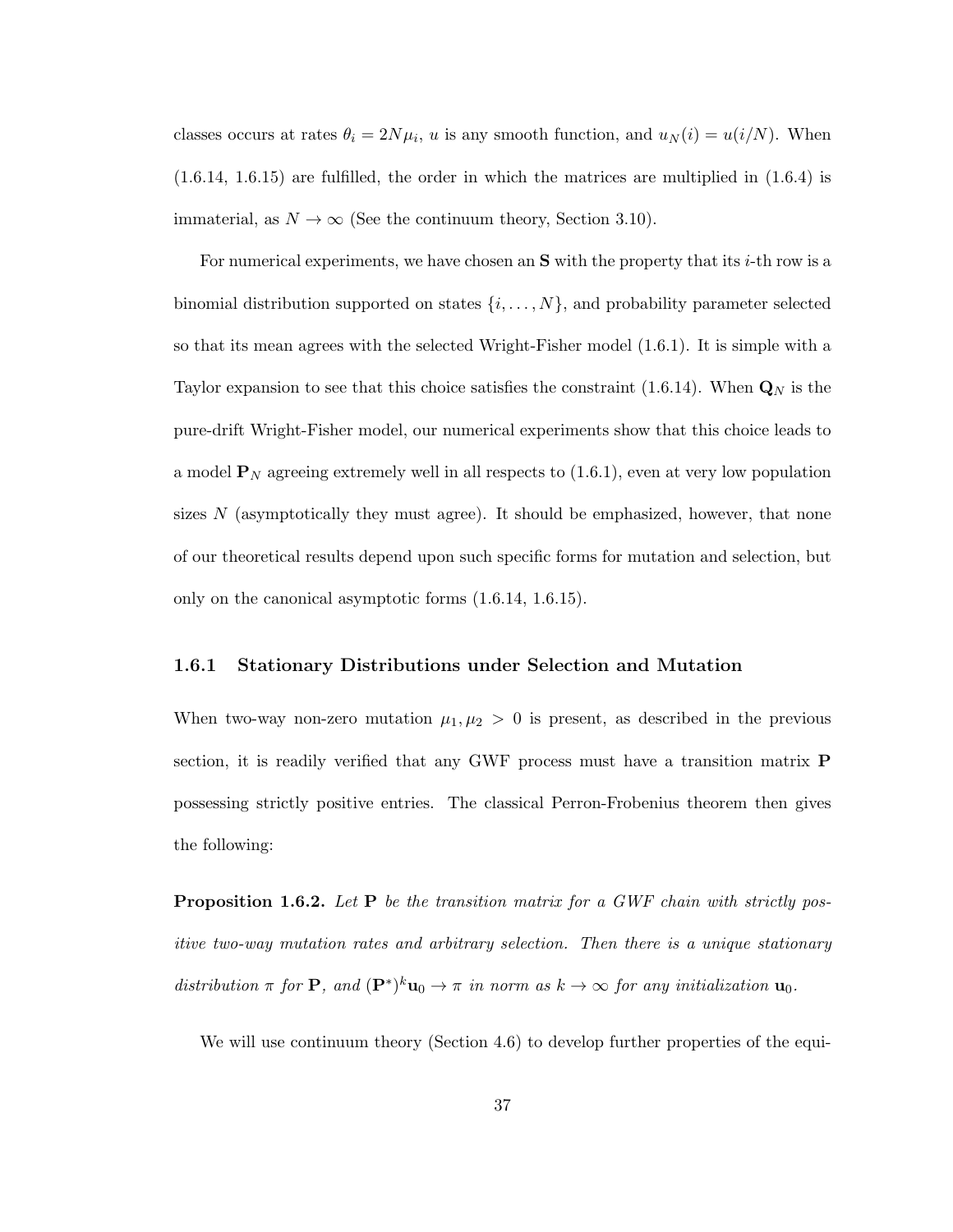classes occurs at rates $\theta_i = 2N\mu_i$, $u$ is any smooth function, and $u_N(i) = u(i/N)$. When (1.6.14, 1.6.15) are fulfilled, the order in which the matrices are multiplied in (1.6.4) is immaterial, as $N \to \infty$ (See the continuum theory, Section 3.10).

For numerical experiments, we have chosen an $\mathbf{S}$ with the property that its $i$-th row is a binomial distribution supported on states $\{i, \ldots, N\}$, and probability parameter selected so that its mean agrees with the selected Wright-Fisher model (1.6.1). It is simple with a Taylor expansion to see that this choice satisfies the constraint (1.6.14). When $\mathbf{Q}_N$ is the pure-drift Wright-Fisher model, our numerical experiments show that this choice leads to a model $\mathbf{P}_N$ agreeing extremely well in all respects to (1.6.1), even at very low population sizes $N$ (asymptotically they must agree). It should be emphasized, however, that none of our theoretical results depend upon such specific forms for mutation and selection, but only on the canonical asymptotic forms (1.6.14, 1.6.15).

### 1.6.1 Stationary Distributions under Selection and Mutation

When two-way non-zero mutation $\mu_1, \mu_2 > 0$ is present, as described in the previous section, it is readily verified that any GWF process must have a transition matrix $\mathbf{P}$ possessing strictly positive entries. The classical Perron-Frobenius theorem then gives the following:

**Proposition 1.6.2.** *Let $\mathbf{P}$ be the transition matrix for a GWF chain with strictly positive two-way mutation rates and arbitrary selection. Then there is a unique stationary distribution $\pi$ for $\mathbf{P}$, and $(\mathbf{P}^*)^k \mathbf{u}_0 \to \pi$ in norm as $k \to \infty$ for any initialization $\mathbf{u}_0$.*

We will use continuum theory (Section 4.6) to develop further properties of the equi-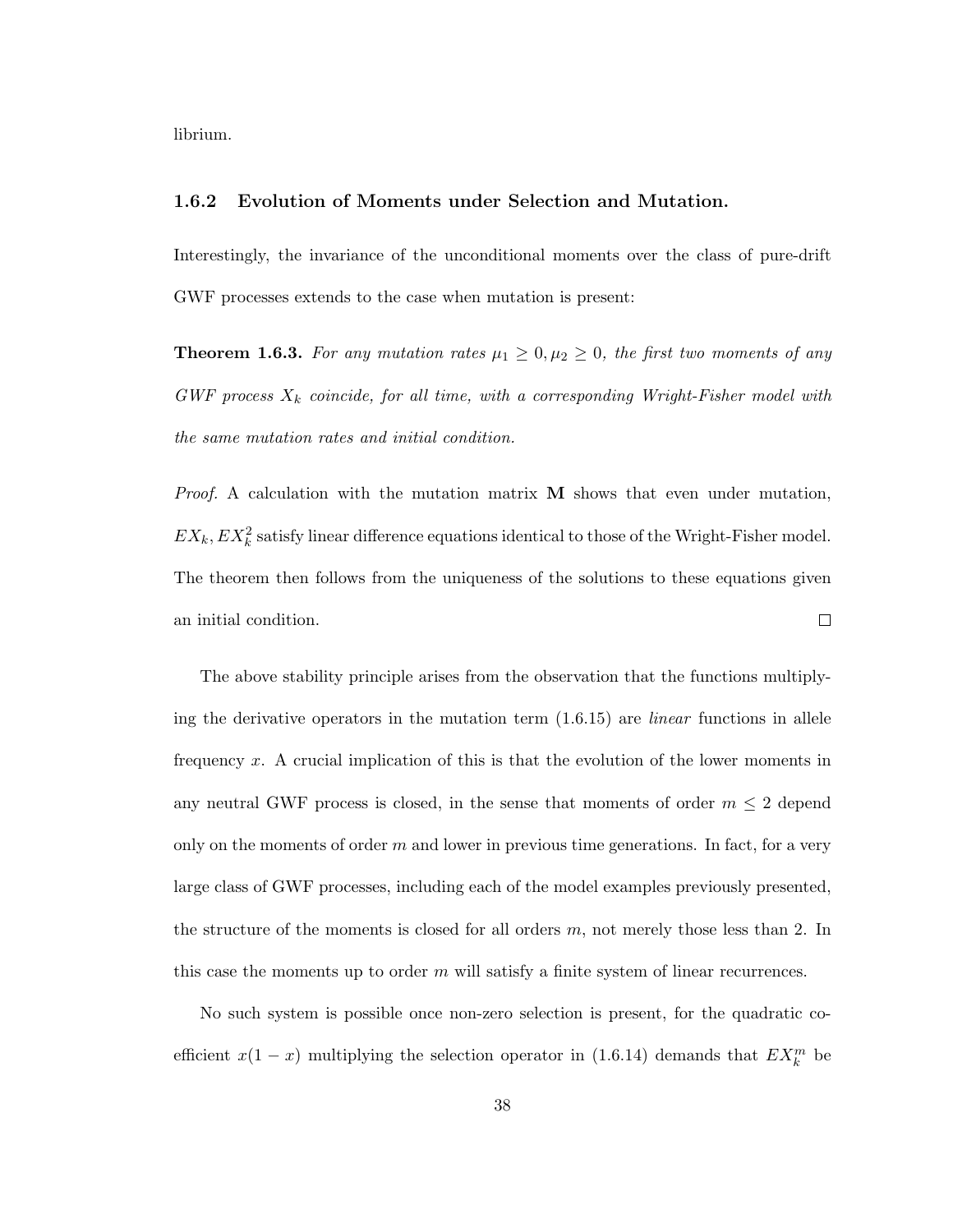librium.

### 1.6.2 Evolution of Moments under Selection and Mutation.

Interestingly, the invariance of the unconditional moments over the class of pure-drift GWF processes extends to the case when mutation is present:

**Theorem 1.6.3.** *For any mutation rates $\mu_1 \geq 0, \mu_2 \geq 0$, the first two moments of any GWF process $X_k$ coincide, for all time, with a corresponding Wright-Fisher model with the same mutation rates and initial condition.*

*Proof.* A calculation with the mutation matrix $\mathbf{M}$ shows that even under mutation, $EX_k, EX_k^2$ satisfy linear difference equations identical to those of the Wright-Fisher model. The theorem then follows from the uniqueness of the solutions to these equations given an initial condition. □

The above stability principle arises from the observation that the functions multiplying the derivative operators in the mutation term (1.6.15) are *linear* functions in allele frequency $x$. A crucial implication of this is that the evolution of the lower moments in any neutral GWF process is closed, in the sense that moments of order $m \leq 2$ depend only on the moments of order $m$ and lower in previous time generations. In fact, for a very large class of GWF processes, including each of the model examples previously presented, the structure of the moments is closed for all orders $m$, not merely those less than 2. In this case the moments up to order $m$ will satisfy a finite system of linear recurrences.

No such system is possible once non-zero selection is present, for the quadratic coefficient $x(1-x)$ multiplying the selection operator in (1.6.14) demands that $EX_k^m$ be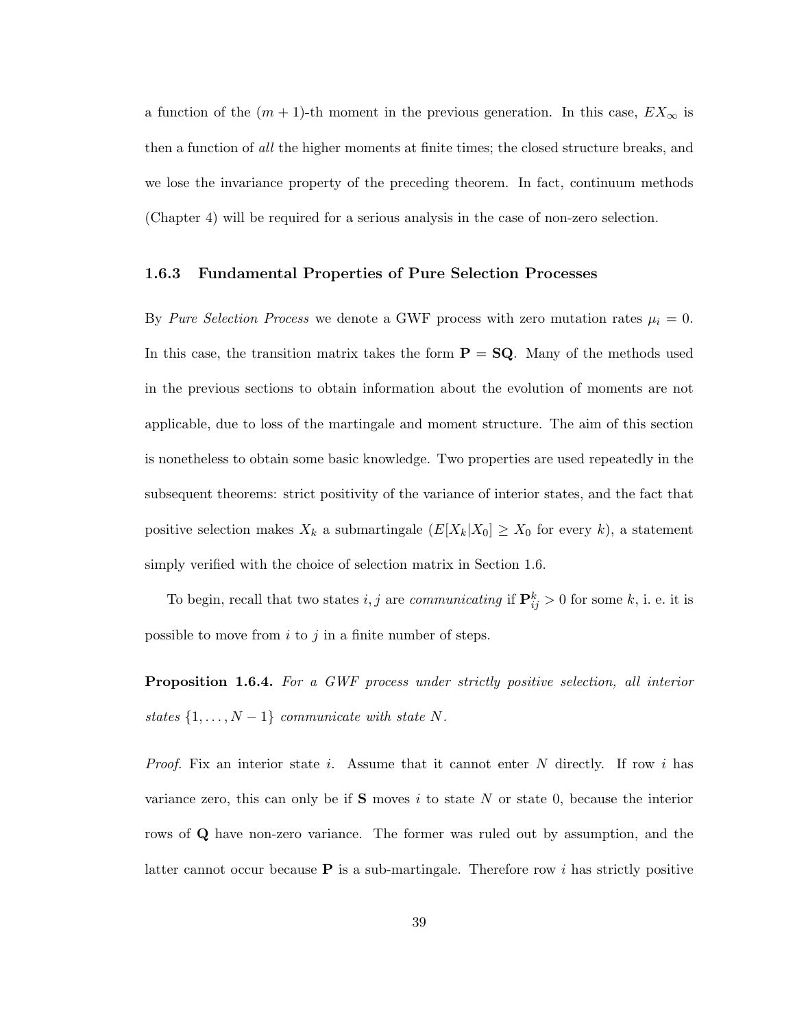a function of the $(m+1)$-th moment in the previous generation. In this case, $EX_\infty$ is then a function of *all* the higher moments at finite times; the closed structure breaks, and we lose the invariance property of the preceding theorem. In fact, continuum methods (Chapter 4) will be required for a serious analysis in the case of non-zero selection.

### 1.6.3 Fundamental Properties of Pure Selection Processes

By *Pure Selection Process* we denote a GWF process with zero mutation rates $\mu_i = 0$. In this case, the transition matrix takes the form $\mathbf{P} = \mathbf{SQ}$. Many of the methods used in the previous sections to obtain information about the evolution of moments are not applicable, due to loss of the martingale and moment structure. The aim of this section is nonetheless to obtain some basic knowledge. Two properties are used repeatedly in the subsequent theorems: strict positivity of the variance of interior states, and the fact that positive selection makes $X_k$ a submartingale ($E[X_k|X_0] \geq X_0$ for every $k$), a statement simply verified with the choice of selection matrix in Section 1.6.

To begin, recall that two states $i, j$ are *communicating* if $\mathbf{P}^k_{ij} > 0$ for some $k$, i. e. it is possible to move from $i$ to $j$ in a finite number of steps.

**Proposition 1.6.4.** *For a GWF process under strictly positive selection, all interior states $\{1, \ldots, N-1\}$ communicate with state $N$.*

*Proof.* Fix an interior state $i$. Assume that it cannot enter $N$ directly. If row $i$ has variance zero, this can only be if $\mathbf{S}$ moves $i$ to state $N$ or state 0, because the interior rows of $\mathbf{Q}$ have non-zero variance. The former was ruled out by assumption, and the latter cannot occur because $\mathbf{P}$ is a sub-martingale. Therefore row $i$ has strictly positive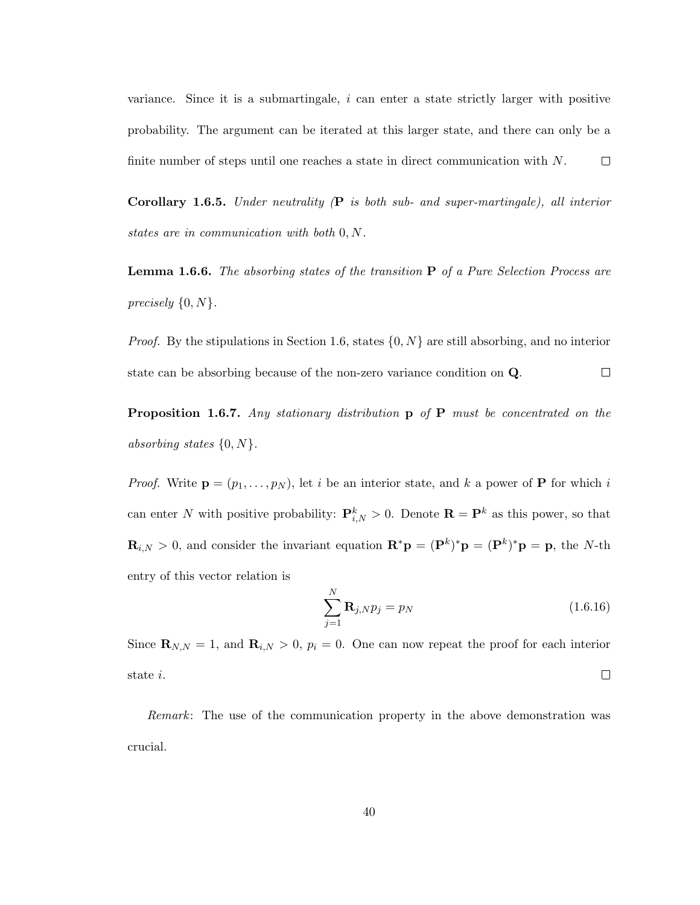variance. Since it is a submartingale, $i$ can enter a state strictly larger with positive probability. The argument can be iterated at this larger state, and there can only be a finite number of steps until one reaches a state in direct communication with $N$. □

**Corollary 1.6.5.** *Under neutrality ($\mathbf{P}$ is both sub- and super-martingale), all interior states are in communication with both $0, N$.*

**Lemma 1.6.6.** *The absorbing states of the transition $\mathbf{P}$ of a Pure Selection Process are precisely $\{0, N\}$.*

*Proof.* By the stipulations in Section 1.6, states $\{0, N\}$ are still absorbing, and no interior state can be absorbing because of the non-zero variance condition on $\mathbf{Q}$. □

**Proposition 1.6.7.** *Any stationary distribution $\mathbf{p}$ of $\mathbf{P}$ must be concentrated on the absorbing states $\{0, N\}$.*

*Proof.* Write $\mathbf{p} = (p_1, \ldots, p_N)$, let $i$ be an interior state, and $k$ a power of $\mathbf{P}$ for which $i$ can enter $N$ with positive probability: $\mathbf{P}^k_{i,N} > 0$. Denote $\mathbf{R} = \mathbf{P}^k$ as this power, so that $\mathbf{R}_{i,N} > 0$, and consider the invariant equation $\mathbf{R}^*\mathbf{p} = (\mathbf{P}^k)^*\mathbf{p} = (\mathbf{P}^k)^*\mathbf{p} = \mathbf{p}$, the $N$-th entry of this vector relation is

$$\sum_{j=1}^{N} \mathbf{R}_{j,N} p_j = p_N \tag{1.6.16}$$

Since $\mathbf{R}_{N,N} = 1$, and $\mathbf{R}_{i,N} > 0$, $p_i = 0$. One can now repeat the proof for each interior state $i$. □

*Remark*: The use of the communication property in the above demonstration was crucial.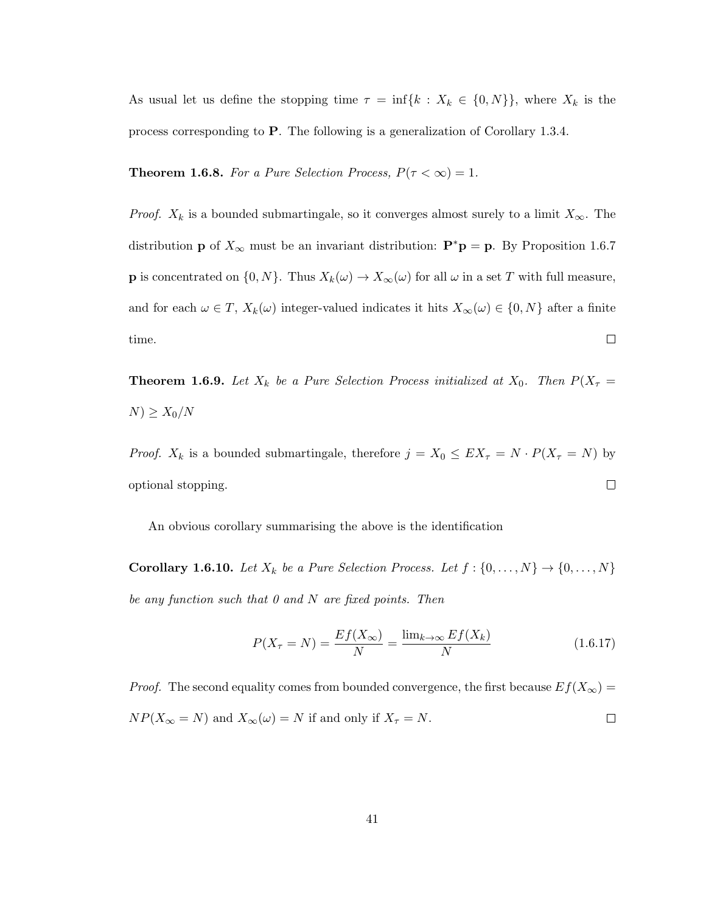As usual let us define the stopping time $\tau = \inf\{k : X_k \in \{0, N\}\}$, where $X_k$ is the process corresponding to $\mathbf{P}$. The following is a generalization of Corollary 1.3.4.

**Theorem 1.6.8.** *For a Pure Selection Process, $P(\tau < \infty) = 1$.*

*Proof.* $X_k$ is a bounded submartingale, so it converges almost surely to a limit $X_\infty$. The distribution $\mathbf{p}$ of $X_\infty$ must be an invariant distribution: $\mathbf{P}^*\mathbf{p} = \mathbf{p}$. By Proposition 1.6.7 $\mathbf{p}$ is concentrated on $\{0, N\}$. Thus $X_k(\omega) \to X_\infty(\omega)$ for all $\omega$ in a set $T$ with full measure, and for each $\omega \in T$, $X_k(\omega)$ integer-valued indicates it hits $X_\infty(\omega) \in \{0, N\}$ after a finite time. □

**Theorem 1.6.9.** *Let $X_k$ be a Pure Selection Process initialized at $X_0$. Then $P(X_\tau = N) \geq X_0/N$*

*Proof.* $X_k$ is a bounded submartingale, therefore $j = X_0 \leq EX_\tau = N \cdot P(X_\tau = N)$ by optional stopping. □

An obvious corollary summarising the above is the identification

**Corollary 1.6.10.** *Let $X_k$ be a Pure Selection Process. Let $f : \{0, \ldots, N\} \to \{0, \ldots, N\}$ be any function such that 0 and $N$ are fixed points. Then*

$$P(X_\tau = N) = \frac{Ef(X_\infty)}{N} = \frac{\lim_{k\to\infty} Ef(X_k)}{N} \tag{1.6.17}$$

*Proof.* The second equality comes from bounded convergence, the first because $Ef(X_\infty) = NP(X_\infty = N)$ and $X_\infty(\omega) = N$ if and only if $X_\tau = N$. □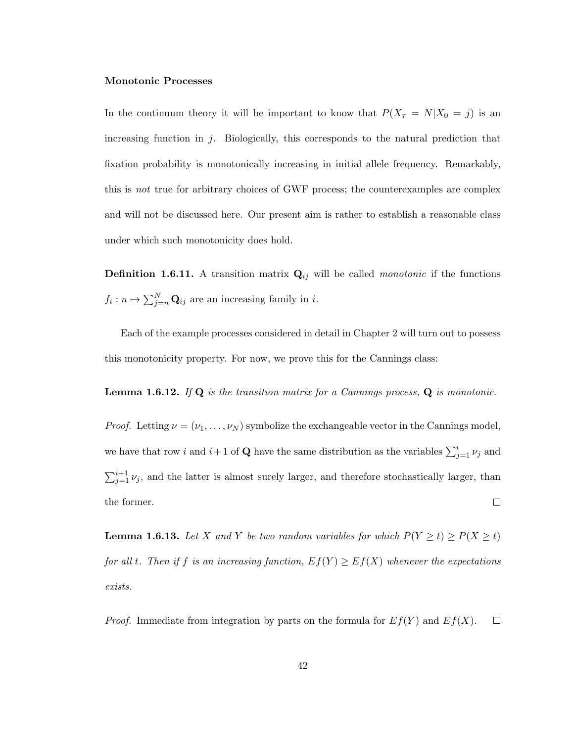**Monotonic Processes**

In the continuum theory it will be important to know that $P(X_\tau = N|X_0 = j)$ is an increasing function in $j$. Biologically, this corresponds to the natural prediction that fixation probability is monotonically increasing in initial allele frequency. Remarkably, this is *not* true for arbitrary choices of GWF process; the counterexamples are complex and will not be discussed here. Our present aim is rather to establish a reasonable class under which such monotonicity does hold.

**Definition 1.6.11.** A transition matrix $\mathbf{Q}_{ij}$ will be called *monotonic* if the functions $f_i : n \mapsto \sum_{j=n}^{N} \mathbf{Q}_{ij}$ are an increasing family in $i$.

Each of the example processes considered in detail in Chapter 2 will turn out to possess this monotonicity property. For now, we prove this for the Cannings class:

**Lemma 1.6.12.** *If $\mathbf{Q}$ is the transition matrix for a Cannings process, $\mathbf{Q}$ is monotonic.*

*Proof.* Letting $\nu = (\nu_1, \ldots, \nu_N)$ symbolize the exchangeable vector in the Cannings model, we have that row $i$ and $i+1$ of $\mathbf{Q}$ have the same distribution as the variables $\sum_{j=1}^{i} \nu_j$ and $\sum_{j=1}^{i+1} \nu_j$, and the latter is almost surely larger, and therefore stochastically larger, than the former. $\square$

**Lemma 1.6.13.** *Let $X$ and $Y$ be two random variables for which $P(Y \geq t) \geq P(X \geq t)$ for all $t$. Then if $f$ is an increasing function, $Ef(Y) \geq Ef(X)$ whenever the expectations exists.*

*Proof.* Immediate from integration by parts on the formula for $Ef(Y)$ and $Ef(X)$. $\square$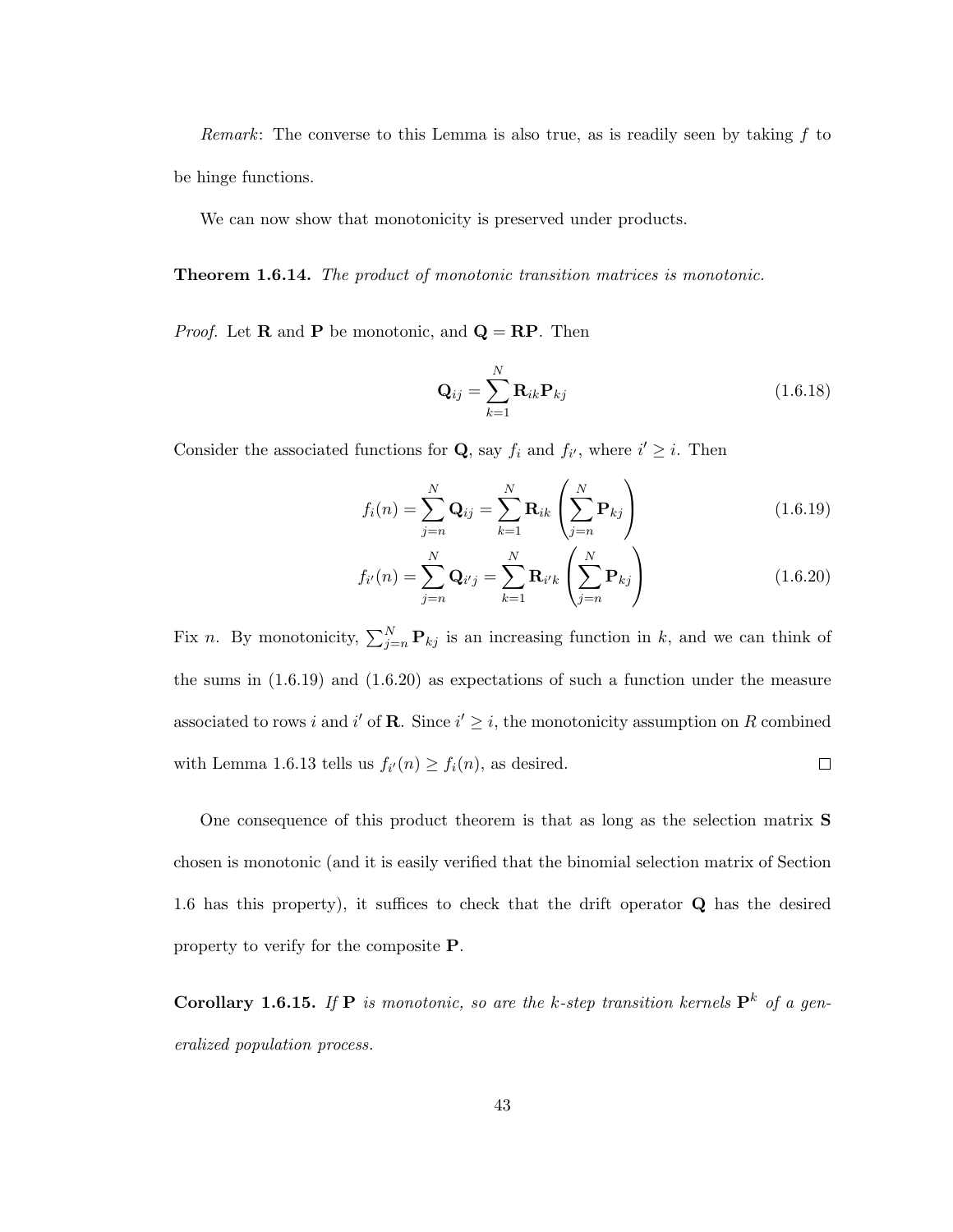*Remark*: The converse to this Lemma is also true, as is readily seen by taking $f$ to be hinge functions.

We can now show that monotonicity is preserved under products.

**Theorem 1.6.14.** *The product of monotonic transition matrices is monotonic.*

*Proof.* Let $\mathbf{R}$ and $\mathbf{P}$ be monotonic, and $\mathbf{Q} = \mathbf{R}\mathbf{P}$. Then

$$\mathbf{Q}_{ij} = \sum_{k=1}^{N} \mathbf{R}_{ik}\mathbf{P}_{kj} \tag{1.6.18}$$

Consider the associated functions for $\mathbf{Q}$, say $f_i$ and $f_{i'}$, where $i' \geq i$. Then

$$f_i(n) = \sum_{j=n}^{N} \mathbf{Q}_{ij} = \sum_{k=1}^{N} \mathbf{R}_{ik} \left( \sum_{j=n}^{N} \mathbf{P}_{kj} \right) \tag{1.6.19}$$

$$f_{i'}(n) = \sum_{j=n}^{N} \mathbf{Q}_{i'j} = \sum_{k=1}^{N} \mathbf{R}_{i'k} \left( \sum_{j=n}^{N} \mathbf{P}_{kj} \right) \tag{1.6.20}$$

Fix $n$. By monotonicity, $\sum_{j=n}^{N} \mathbf{P}_{kj}$ is an increasing function in $k$, and we can think of the sums in (1.6.19) and (1.6.20) as expectations of such a function under the measure associated to rows $i$ and $i'$ of $\mathbf{R}$. Since $i' \geq i$, the monotonicity assumption on $R$ combined with Lemma 1.6.13 tells us $f_{i'}(n) \geq f_i(n)$, as desired. □

One consequence of this product theorem is that as long as the selection matrix $\mathbf{S}$ chosen is monotonic (and it is easily verified that the binomial selection matrix of Section 1.6 has this property), it suffices to check that the drift operator $\mathbf{Q}$ has the desired property to verify for the composite $\mathbf{P}$.

**Corollary 1.6.15.** *If* $\mathbf{P}$ *is monotonic, so are the* $k$*-step transition kernels* $\mathbf{P}^k$ *of a generalized population process.*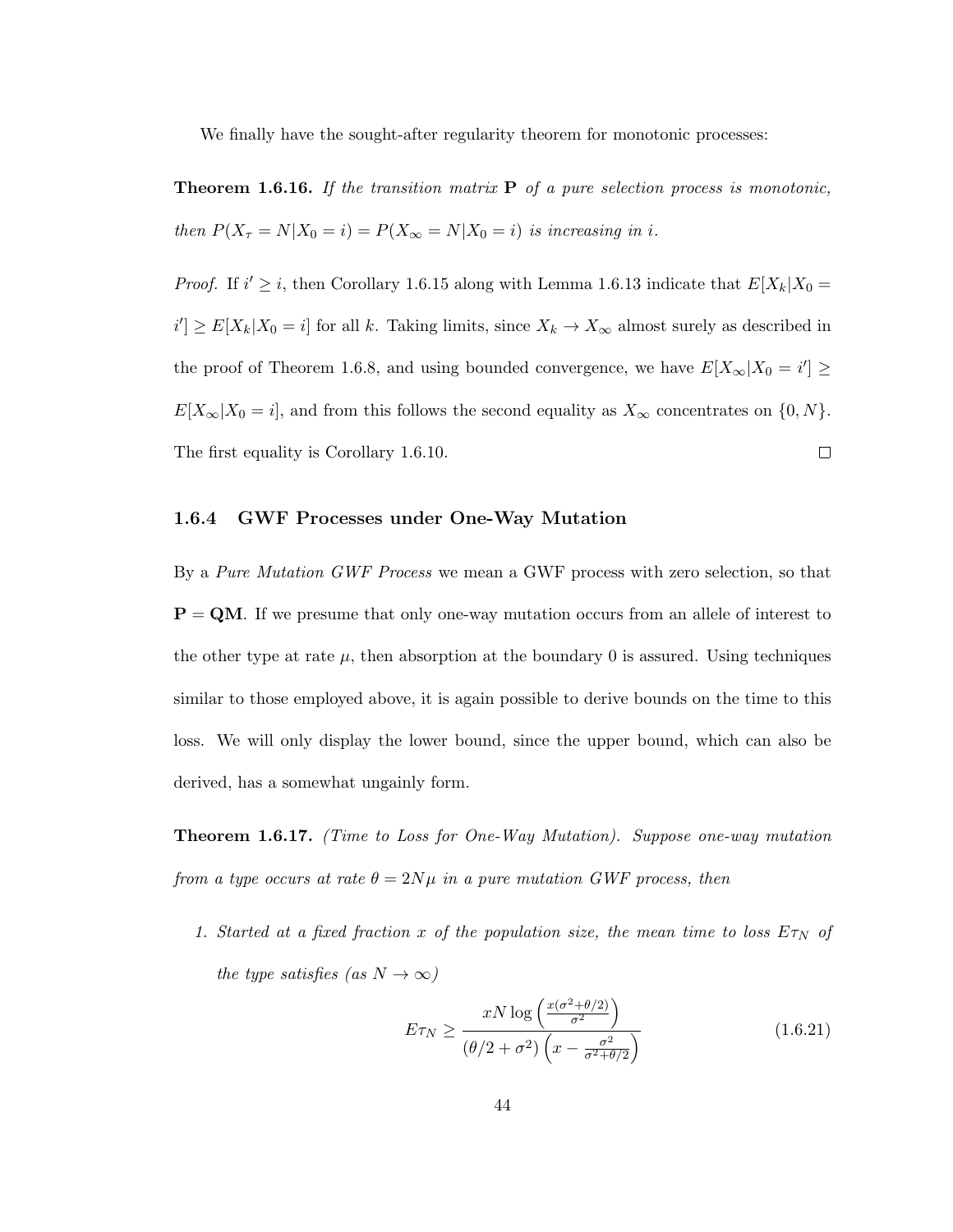We finally have the sought-after regularity theorem for monotonic processes:

**Theorem 1.6.16.** *If the transition matrix* $\mathbf{P}$ *of a pure selection process is monotonic, then* $P(X_\tau = N|X_0 = i) = P(X_\infty = N|X_0 = i)$ *is increasing in* $i$*.*

*Proof.* If $i' \geq i$, then Corollary 1.6.15 along with Lemma 1.6.13 indicate that $E[X_k|X_0 = i'] \geq E[X_k|X_0 = i]$ for all $k$. Taking limits, since $X_k \to X_\infty$ almost surely as described in the proof of Theorem 1.6.8, and using bounded convergence, we have $E[X_\infty|X_0 = i'] \geq E[X_\infty|X_0 = i]$, and from this follows the second equality as $X_\infty$ concentrates on $\{0, N\}$. The first equality is Corollary 1.6.10. □

### 1.6.4 GWF Processes under One-Way Mutation

By a *Pure Mutation GWF Process* we mean a GWF process with zero selection, so that $\mathbf{P} = \mathbf{QM}$. If we presume that only one-way mutation occurs from an allele of interest to the other type at rate $\mu$, then absorption at the boundary 0 is assured. Using techniques similar to those employed above, it is again possible to derive bounds on the time to this loss. We will only display the lower bound, since the upper bound, which can also be derived, has a somewhat ungainly form.

**Theorem 1.6.17.** *(Time to Loss for One-Way Mutation). Suppose one-way mutation from a type occurs at rate* $\theta = 2N\mu$ *in a pure mutation GWF process, then*

1. *Started at a fixed fraction* $x$ *of the population size, the mean time to loss* $E\tau_N$ *of the type satisfies (as* $N \to \infty$*)*

$$E\tau_N \geq \frac{xN \log\left(\frac{x(\sigma^2+\theta/2)}{\sigma^2}\right)}{(\theta/2 + \sigma^2)\left(x - \frac{\sigma^2}{\sigma^2+\theta/2}\right)} \tag{1.6.21}$$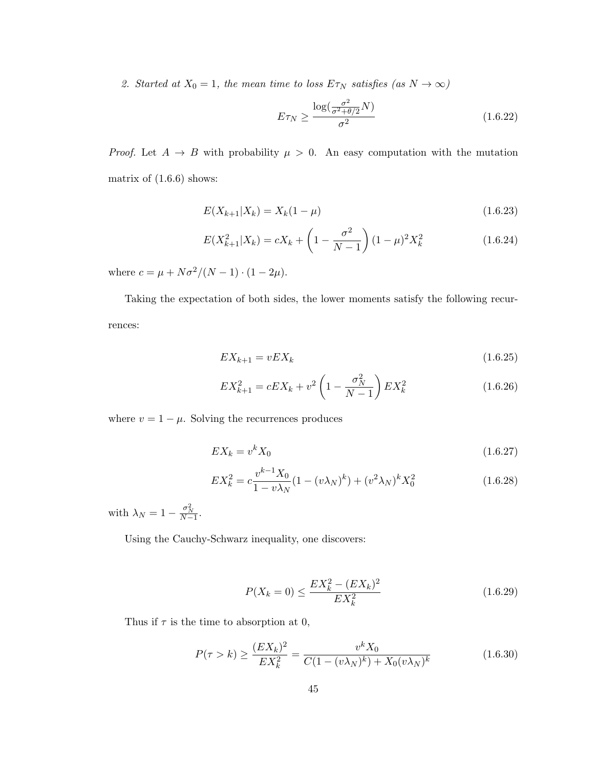*2. Started at $X_0 = 1$, the mean time to loss $E\tau_N$ satisfies (as $N \to \infty$)*

$$E\tau_N \geq \frac{\log(\frac{\sigma^2}{\sigma^2+\theta/2}N)}{\sigma^2} \tag{1.6.22}$$

*Proof.* Let $A \to B$ with probability $\mu > 0$. An easy computation with the mutation matrix of (1.6.6) shows:

$$E(X_{k+1}|X_k) = X_k(1-\mu) \tag{1.6.23}$$

$$E(X_{k+1}^2|X_k) = cX_k + \left(1 - \frac{\sigma^2}{N-1}\right)(1-\mu)^2 X_k^2 \tag{1.6.24}$$

where $c = \mu + N\sigma^2/(N-1) \cdot (1-2\mu)$.

Taking the expectation of both sides, the lower moments satisfy the following recurrences:

$$EX_{k+1} = vEX_k \tag{1.6.25}$$

$$EX_{k+1}^2 = cEX_k + v^2\left(1 - \frac{\sigma_N^2}{N-1}\right)EX_k^2 \tag{1.6.26}$$

where $v = 1 - \mu$. Solving the recurrences produces

$$EX_k = v^k X_0 \tag{1.6.27}$$

$$EX_k^2 = c\frac{v^{k-1}X_0}{1 - v\lambda_N}(1 - (v\lambda_N)^k) + (v^2\lambda_N)^k X_0^2 \tag{1.6.28}$$

with $\lambda_N = 1 - \frac{\sigma_N^2}{N-1}$.

Using the Cauchy-Schwarz inequality, one discovers:

$$P(X_k = 0) \leq \frac{EX_k^2 - (EX_k)^2}{EX_k^2} \tag{1.6.29}$$

Thus if $\tau$ is the time to absorption at 0,

$$P(\tau > k) \geq \frac{(EX_k)^2}{EX_k^2} = \frac{v^k X_0}{C(1 - (v\lambda_N)^k) + X_0(v\lambda_N)^k} \tag{1.6.30}$$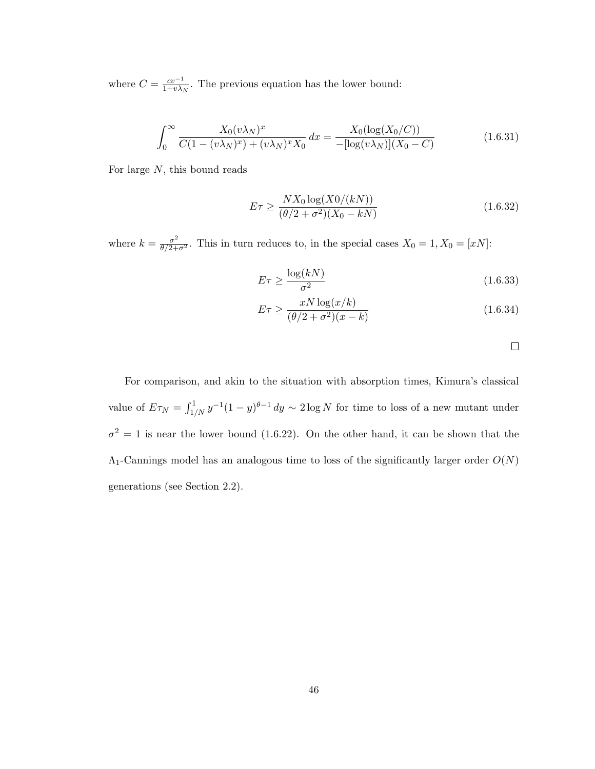where $C = \frac{cv^{-1}}{1-v\lambda_N}$. The previous equation has the lower bound:

$$\int_0^\infty \frac{X_0(v\lambda_N)^x}{C(1-(v\lambda_N)^x)+(v\lambda_N)^x X_0}\,dx = \frac{X_0(\log(X_0/C))}{-[\log(v\lambda_N)](X_0-C)} \tag{1.6.31}$$

For large $N$, this bound reads

$$E\tau \geq \frac{NX_0\log(X0/(kN))}{(\theta/2+\sigma^2)(X_0-kN)} \tag{1.6.32}$$

where $k = \frac{\sigma^2}{\theta/2+\sigma^2}$. This in turn reduces to, in the special cases $X_0 = 1, X_0 = [xN]$:

$$E\tau \geq \frac{\log(kN)}{\sigma^2} \tag{1.6.33}$$

$$E\tau \geq \frac{xN\log(x/k)}{(\theta/2+\sigma^2)(x-k)} \tag{1.6.34}$$

□

For comparison, and akin to the situation with absorption times, Kimura's classical value of $E\tau_N = \int_{1/N}^1 y^{-1}(1-y)^{\theta-1}\,dy \sim 2\log N$ for time to loss of a new mutant under $\sigma^2 = 1$ is near the lower bound (1.6.22). On the other hand, it can be shown that the $\Lambda_1$-Cannings model has an analogous time to loss of the significantly larger order $O(N)$ generations (see Section 2.2).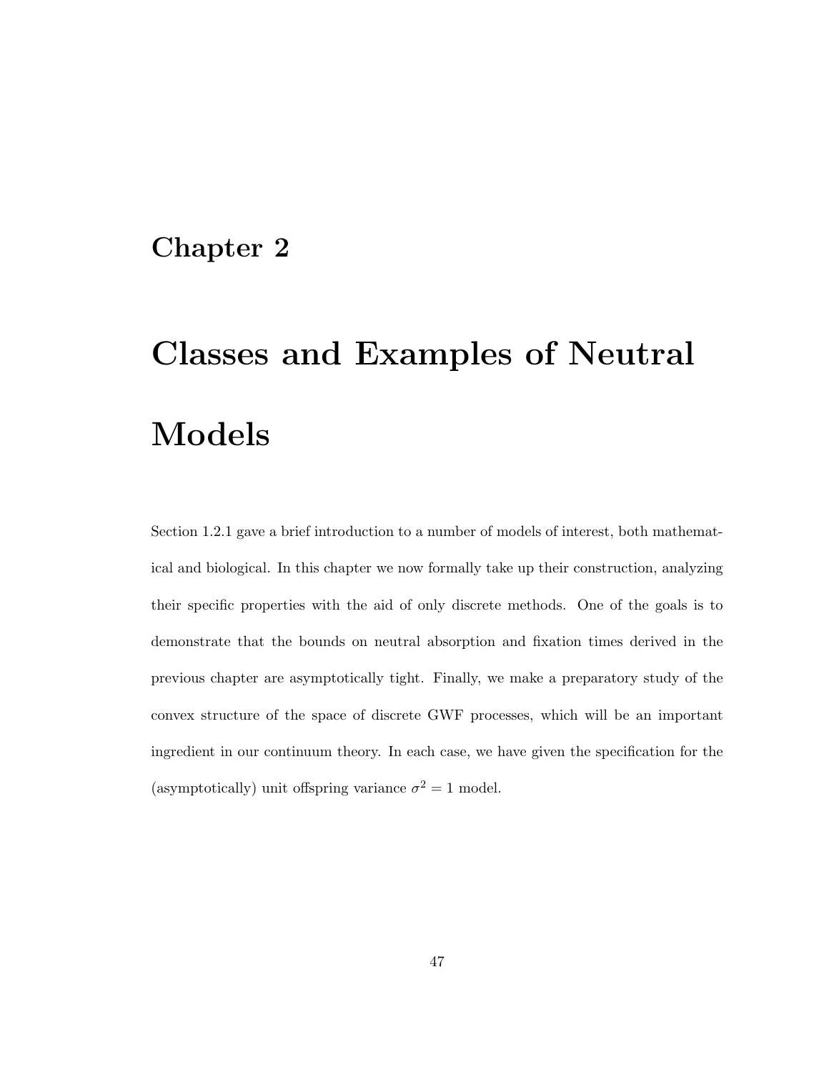# Chapter 2

# Classes and Examples of Neutral Models

Section 1.2.1 gave a brief introduction to a number of models of interest, both mathematical and biological. In this chapter we now formally take up their construction, analyzing their specific properties with the aid of only discrete methods. One of the goals is to demonstrate that the bounds on neutral absorption and fixation times derived in the previous chapter are asymptotically tight. Finally, we make a preparatory study of the convex structure of the space of discrete GWF processes, which will be an important ingredient in our continuum theory. In each case, we have given the specification for the (asymptotically) unit offspring variance $\sigma^2 = 1$ model.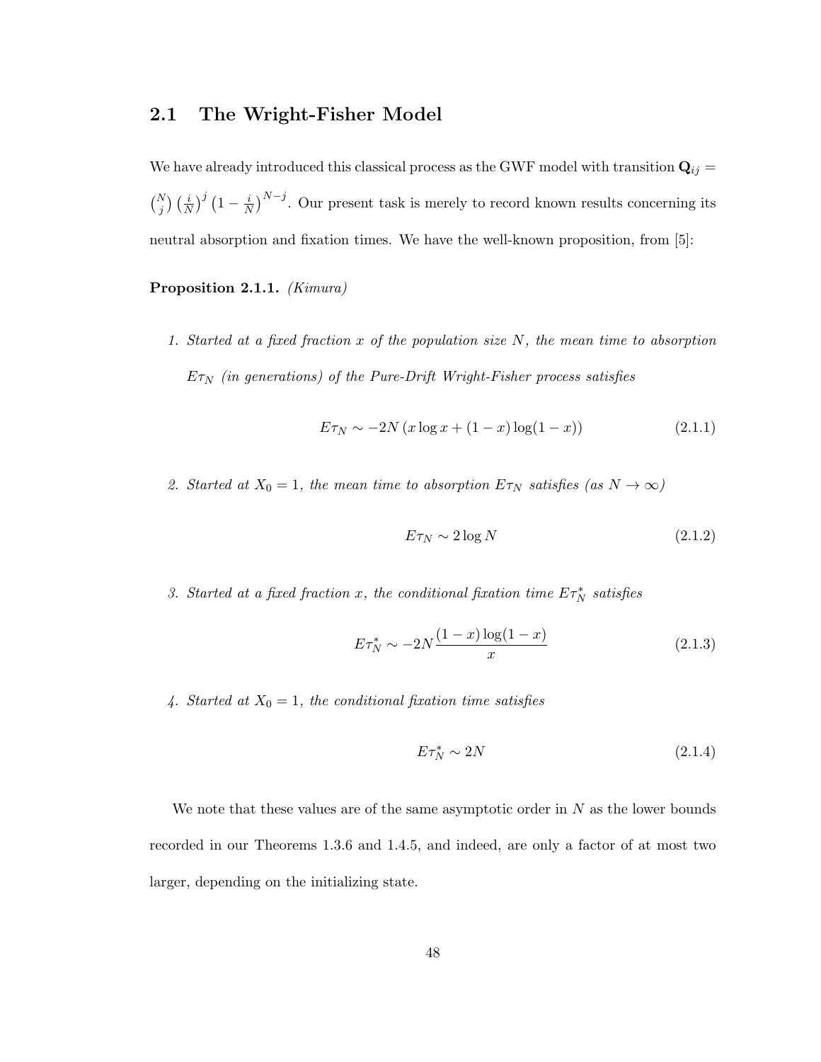## 2.1 The Wright-Fisher Model

We have already introduced this classical process as the GWF model with transition $\mathbf{Q}_{ij} = \binom{N}{j}\left(\frac{i}{N}\right)^j\left(1-\frac{i}{N}\right)^{N-j}$. Our present task is merely to record known results concerning its neutral absorption and fixation times. We have the well-known proposition, from [5]:

**Proposition 2.1.1.** *(Kimura)*

1. *Started at a fixed fraction $x$ of the population size $N$, the mean time to absorption $E\tau_N$ (in generations) of the Pure-Drift Wright-Fisher process satisfies*

$$E\tau_N \sim -2N\left(x\log x + (1-x)\log(1-x)\right) \tag{2.1.1}$$

2. *Started at $X_0 = 1$, the mean time to absorption $E\tau_N$ satisfies (as $N \to \infty$)*

$$E\tau_N \sim 2\log N \tag{2.1.2}$$

3. *Started at a fixed fraction $x$, the conditional fixation time $E\tau_N^*$ satisfies*

$$E\tau_N^* \sim -2N\frac{(1-x)\log(1-x)}{x} \tag{2.1.3}$$

4. *Started at $X_0 = 1$, the conditional fixation time satisfies*

$$E\tau_N^* \sim 2N \tag{2.1.4}$$

We note that these values are of the same asymptotic order in $N$ as the lower bounds recorded in our Theorems 1.3.6 and 1.4.5, and indeed, are only a factor of at most two larger, depending on the initializing state.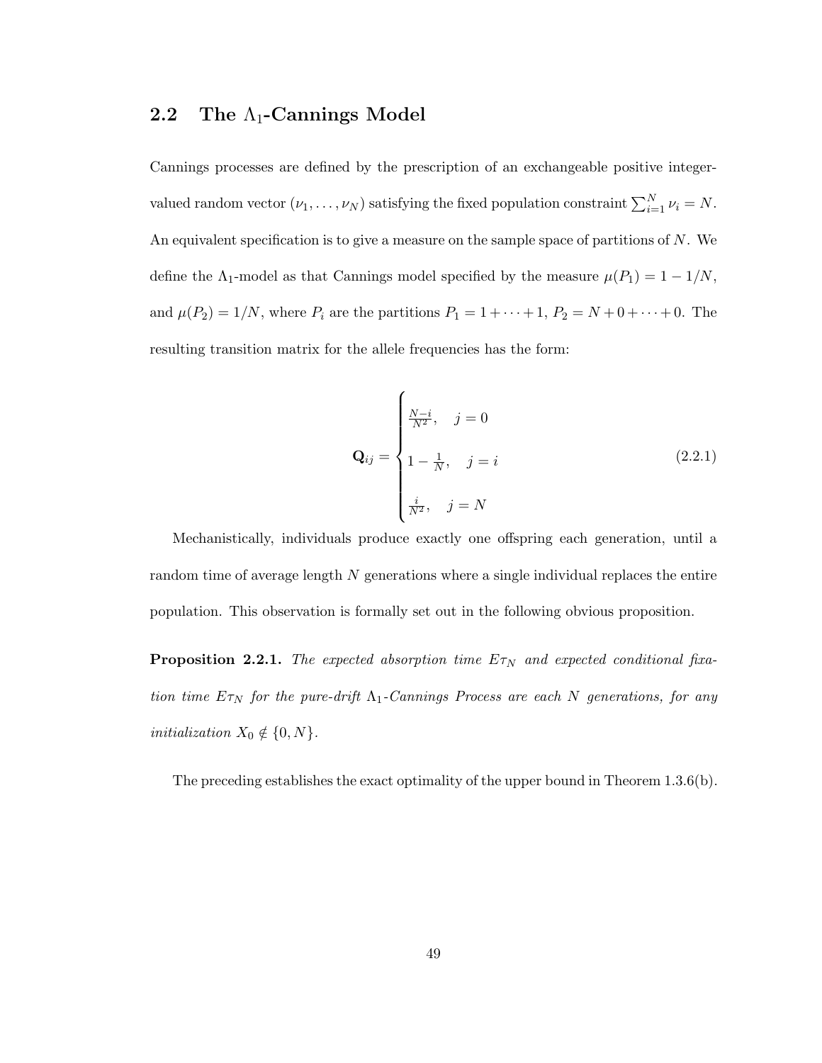## 2.2 The $\Lambda_1$-Cannings Model

Cannings processes are defined by the prescription of an exchangeable positive integer-valued random vector $(\nu_1, \ldots, \nu_N)$ satisfying the fixed population constraint $\sum_{i=1}^{N} \nu_i = N$. An equivalent specification is to give a measure on the sample space of partitions of $N$. We define the $\Lambda_1$-model as that Cannings model specified by the measure $\mu(P_1) = 1 - 1/N$, and $\mu(P_2) = 1/N$, where $P_i$ are the partitions $P_1 = 1 + \cdots + 1$, $P_2 = N + 0 + \cdots + 0$. The resulting transition matrix for the allele frequencies has the form:

$$
\mathbf{Q}_{ij} = \begin{cases} \frac{N-i}{N^2}, & j = 0 \\ 1 - \frac{1}{N}, & j = i \\ \frac{i}{N^2}, & j = N \end{cases} \tag{2.2.1}
$$

Mechanistically, individuals produce exactly one offspring each generation, until a random time of average length $N$ generations where a single individual replaces the entire population. This observation is formally set out in the following obvious proposition.

**Proposition 2.2.1.** *The expected absorption time $E\tau_N$ and expected conditional fixation time $E\tau_N$ for the pure-drift $\Lambda_1$-Cannings Process are each $N$ generations, for any initialization $X_0 \notin \{0, N\}$.*

The preceding establishes the exact optimality of the upper bound in Theorem 1.3.6(b).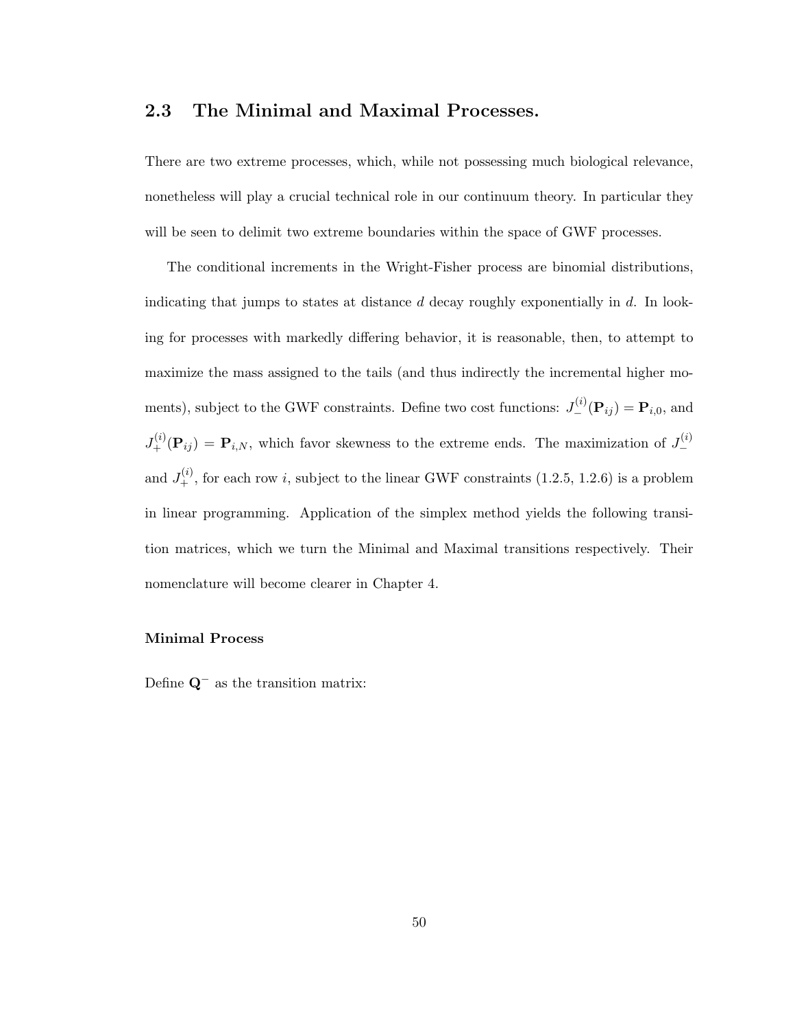## 2.3 The Minimal and Maximal Processes.

There are two extreme processes, which, while not possessing much biological relevance, nonetheless will play a crucial technical role in our continuum theory. In particular they will be seen to delimit two extreme boundaries within the space of GWF processes.

The conditional increments in the Wright-Fisher process are binomial distributions, indicating that jumps to states at distance $d$ decay roughly exponentially in $d$. In looking for processes with markedly differing behavior, it is reasonable, then, to attempt to maximize the mass assigned to the tails (and thus indirectly the incremental higher moments), subject to the GWF constraints. Define two cost functions: $J_{-}^{(i)}(\mathbf{P}_{ij}) = \mathbf{P}_{i,0}$, and $J_{+}^{(i)}(\mathbf{P}_{ij}) = \mathbf{P}_{i,N}$, which favor skewness to the extreme ends. The maximization of $J_{-}^{(i)}$ and $J_{+}^{(i)}$, for each row $i$, subject to the linear GWF constraints (1.2.5, 1.2.6) is a problem in linear programming. Application of the simplex method yields the following transition matrices, which we turn the Minimal and Maximal transitions respectively. Their nomenclature will become clearer in Chapter 4.

**Minimal Process**

Define $\mathbf{Q}^{-}$ as the transition matrix: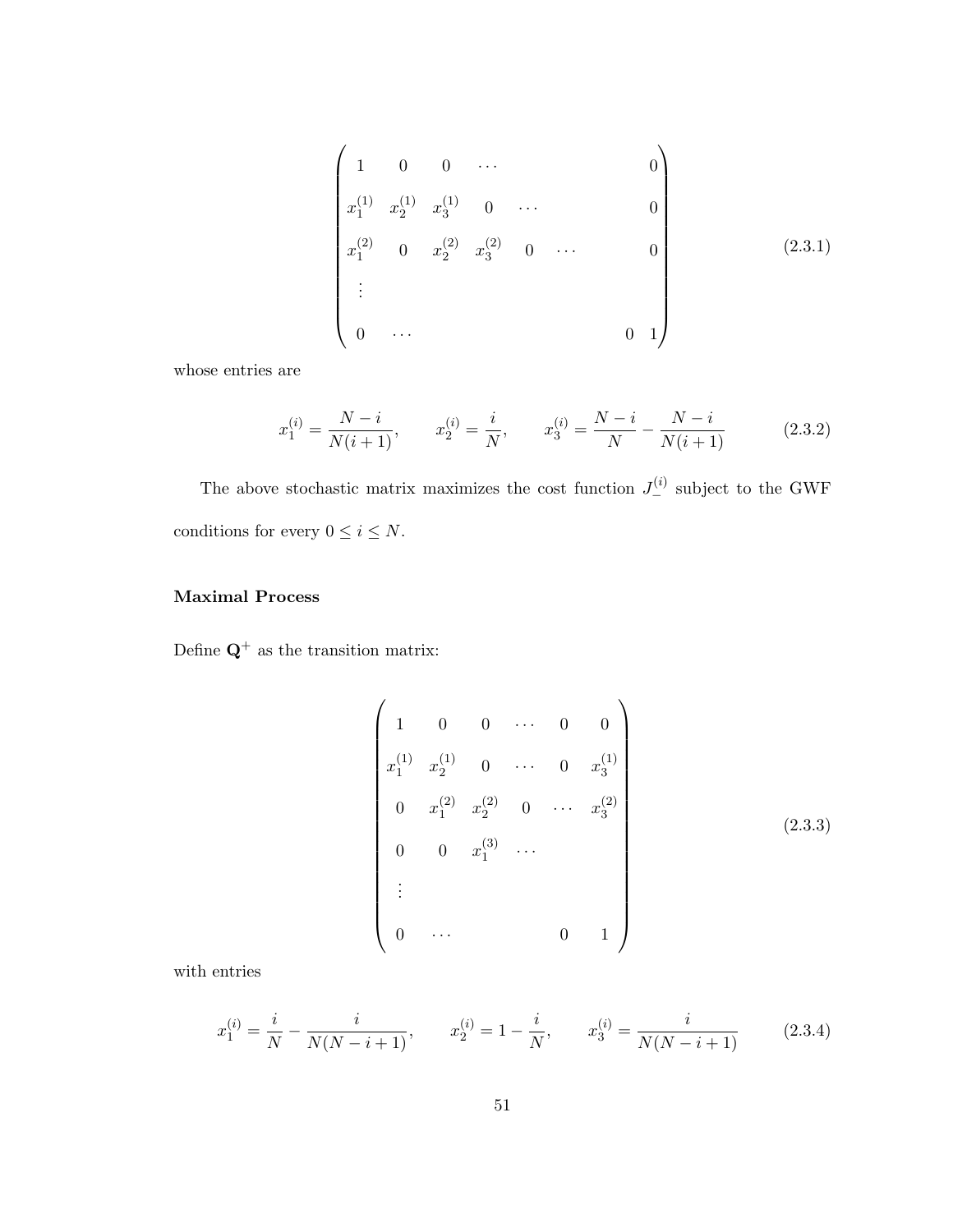$$
\begin{pmatrix}
1 & 0 & 0 & \cdots & & & & 0 \\
x_1^{(1)} & x_2^{(1)} & x_3^{(1)} & 0 & \cdots & & & 0 \\
x_1^{(2)} & 0 & x_2^{(2)} & x_3^{(2)} & 0 & \cdots & & 0 \\
\vdots & & & & & & & \\
0 & \cdots & & & & & 0 & 1
\end{pmatrix}
\tag{2.3.1}
$$

whose entries are

$$
x_1^{(i)} = \frac{N-i}{N(i+1)}, \qquad x_2^{(i)} = \frac{i}{N}, \qquad x_3^{(i)} = \frac{N-i}{N} - \frac{N-i}{N(i+1)}
\tag{2.3.2}
$$

The above stochastic matrix maximizes the cost function $J_{-}^{(i)}$ subject to the GWF conditions for every $0 \leq i \leq N$.

**Maximal Process**

Define $\mathbf{Q}^{+}$ as the transition matrix:

$$
\begin{pmatrix}
1 & 0 & 0 & \cdots & 0 & 0 \\
x_1^{(1)} & x_2^{(1)} & 0 & \cdots & 0 & x_3^{(1)} \\
0 & x_1^{(2)} & x_2^{(2)} & 0 & \cdots & x_3^{(2)} \\
0 & 0 & x_1^{(3)} & \cdots & & \\
\vdots & & & & & \\
0 & \cdots & & & 0 & 1
\end{pmatrix}
\tag{2.3.3}
$$

with entries

$$
x_1^{(i)} = \frac{i}{N} - \frac{i}{N(N-i+1)}, \qquad x_2^{(i)} = 1 - \frac{i}{N}, \qquad x_3^{(i)} = \frac{i}{N(N-i+1)}
\tag{2.3.4}
$$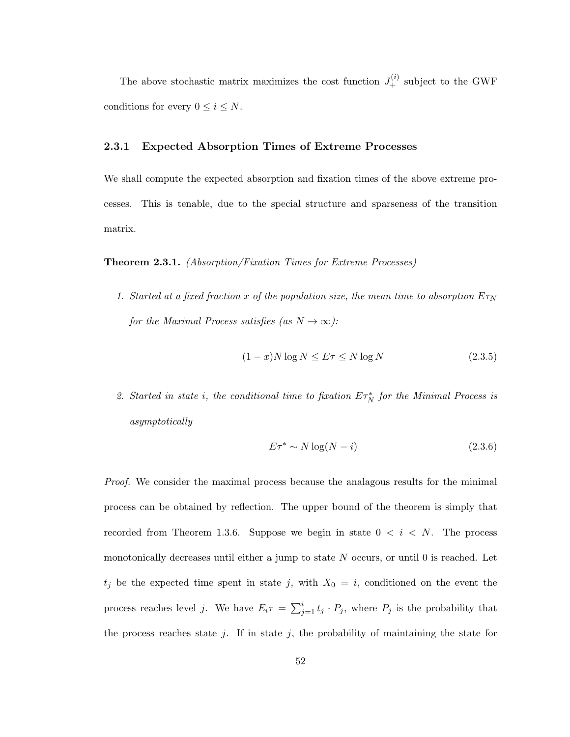The above stochastic matrix maximizes the cost function $J_+^{(i)}$ subject to the GWF conditions for every $0 \leq i \leq N$.

### 2.3.1 Expected Absorption Times of Extreme Processes

We shall compute the expected absorption and fixation times of the above extreme processes. This is tenable, due to the special structure and sparseness of the transition matrix.

**Theorem 2.3.1.** *(Absorption/Fixation Times for Extreme Processes)*

1. *Started at a fixed fraction $x$ of the population size, the mean time to absorption $E\tau_N$ for the Maximal Process satisfies (as $N \to \infty$):*

$$(1-x)N \log N \leq E\tau \leq N \log N \tag{2.3.5}$$

2. *Started in state $i$, the conditional time to fixation $E\tau_N^*$ for the Minimal Process is asymptotically*

$$E\tau^* \sim N \log(N-i) \tag{2.3.6}$$

*Proof.* We consider the maximal process because the analagous results for the minimal process can be obtained by reflection. The upper bound of the theorem is simply that recorded from Theorem 1.3.6. Suppose we begin in state $0 < i < N$. The process monotonically decreases until either a jump to state $N$ occurs, or until 0 is reached. Let $t_j$ be the expected time spent in state $j$, with $X_0 = i$, conditioned on the event the process reaches level $j$. We have $E_i\tau = \sum_{j=1}^{i} t_j \cdot P_j$, where $P_j$ is the probability that the process reaches state $j$. If in state $j$, the probability of maintaining the state for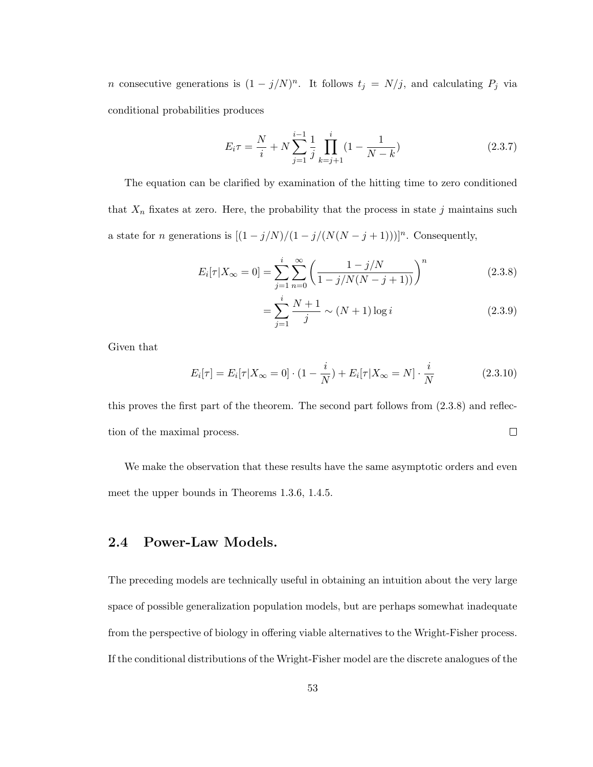$n$ consecutive generations is $(1 - j/N)^n$. It follows $t_j = N/j$, and calculating $P_j$ via conditional probabilities produces

$$E_i\tau = \frac{N}{i} + N\sum_{j=1}^{i-1}\frac{1}{j}\prod_{k=j+1}^{i}(1 - \frac{1}{N-k}) \tag{2.3.7}$$

The equation can be clarified by examination of the hitting time to zero conditioned that $X_n$ fixates at zero. Here, the probability that the process in state $j$ maintains such a state for $n$ generations is $[(1 - j/N)/(1 - j/(N(N - j + 1)))]^n$. Consequently,

$$E_i[\tau|X_\infty = 0] = \sum_{j=1}^{i}\sum_{n=0}^{\infty}\left(\frac{1 - j/N}{1 - j/N(N - j + 1))}\right)^n \tag{2.3.8}$$

$$= \sum_{j=1}^{i}\frac{N+1}{j} \sim (N+1)\log i \tag{2.3.9}$$

Given that

$$E_i[\tau] = E_i[\tau|X_\infty = 0]\cdot(1 - \frac{i}{N}) + E_i[\tau|X_\infty = N]\cdot\frac{i}{N} \tag{2.3.10}$$

this proves the first part of the theorem. The second part follows from (2.3.8) and reflection of the maximal process. □

We make the observation that these results have the same asymptotic orders and even meet the upper bounds in Theorems 1.3.6, 1.4.5.

## 2.4 Power-Law Models.

The preceding models are technically useful in obtaining an intuition about the very large space of possible generalization population models, but are perhaps somewhat inadequate from the perspective of biology in offering viable alternatives to the Wright-Fisher process. If the conditional distributions of the Wright-Fisher model are the discrete analogues of the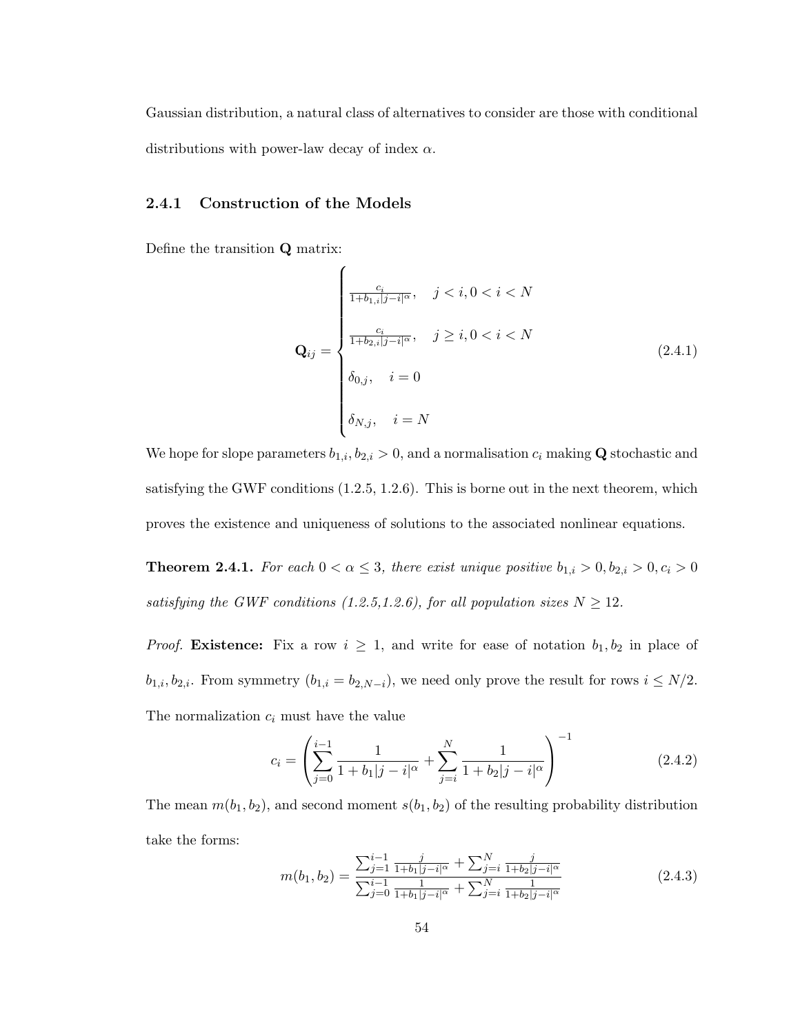Gaussian distribution, a natural class of alternatives to consider are those with conditional distributions with power-law decay of index $\alpha$.

### 2.4.1 Construction of the Models

Define the transition $\mathbf{Q}$ matrix:

$$\mathbf{Q}_{ij} = \begin{cases} \frac{c_i}{1+b_{1,i}|j-i|^\alpha}, & j < i, 0 < i < N \\ \frac{c_i}{1+b_{2,i}|j-i|^\alpha}, & j \geq i, 0 < i < N \\ \delta_{0,j}, & i = 0 \\ \delta_{N,j}, & i = N \end{cases} \tag{2.4.1}$$

We hope for slope parameters $b_{1,i}, b_{2,i} > 0$, and a normalisation $c_i$ making $\mathbf{Q}$ stochastic and satisfying the GWF conditions (1.2.5, 1.2.6). This is borne out in the next theorem, which proves the existence and uniqueness of solutions to the associated nonlinear equations.

**Theorem 2.4.1.** *For each $0 < \alpha \leq 3$, there exist unique positive $b_{1,i} > 0, b_{2,i} > 0, c_i > 0$ satisfying the GWF conditions (1.2.5,1.2.6), for all population sizes $N \geq 12$.*

*Proof.* **Existence:** Fix a row $i \geq 1$, and write for ease of notation $b_1, b_2$ in place of $b_{1,i}, b_{2,i}$. From symmetry ($b_{1,i} = b_{2,N-i}$), we need only prove the result for rows $i \leq N/2$. The normalization $c_i$ must have the value

$$c_i = \left( \sum_{j=0}^{i-1} \frac{1}{1 + b_1|j-i|^\alpha} + \sum_{j=i}^{N} \frac{1}{1 + b_2|j-i|^\alpha} \right)^{-1} \tag{2.4.2}$$

The mean $m(b_1, b_2)$, and second moment $s(b_1, b_2)$ of the resulting probability distribution take the forms:

$$m(b_1, b_2) = \frac{\sum_{j=1}^{i-1} \frac{j}{1+b_1|j-i|^\alpha} + \sum_{j=i}^{N} \frac{j}{1+b_2|j-i|^\alpha}}{\sum_{j=0}^{i-1} \frac{1}{1+b_1|j-i|^\alpha} + \sum_{j=i}^{N} \frac{1}{1+b_2|j-i|^\alpha}} \tag{2.4.3}$$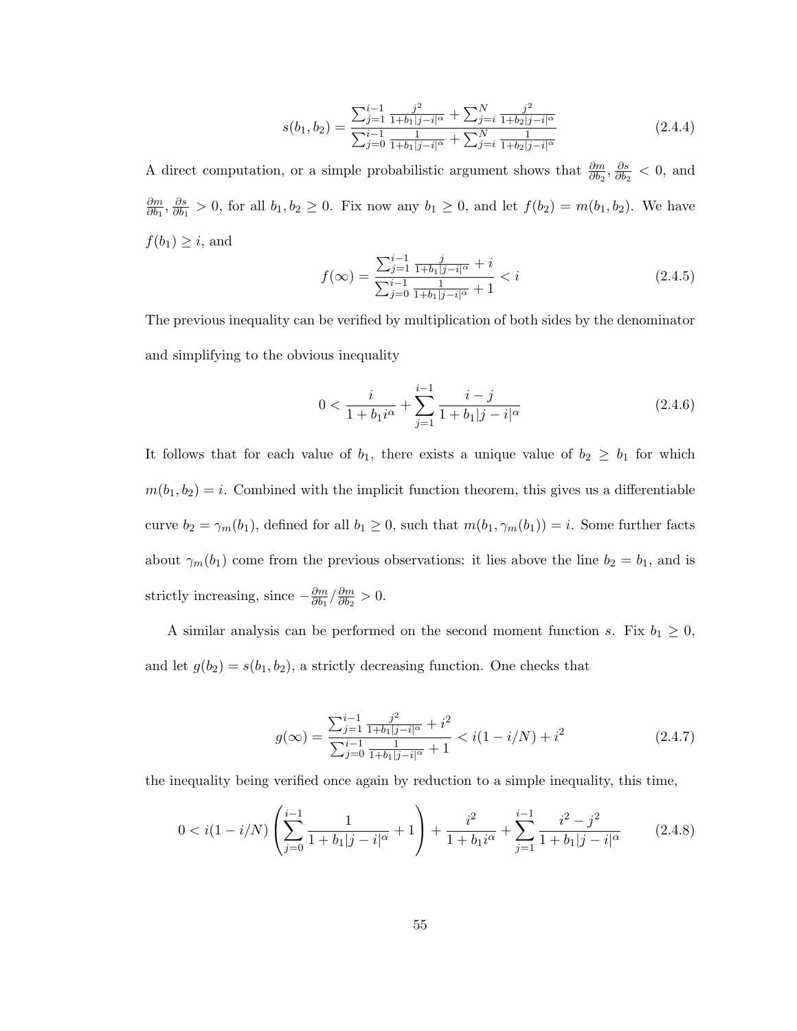$$s(b_1, b_2) = \frac{\sum_{j=1}^{i-1} \frac{j^2}{1+b_1|j-i|^\alpha} + \sum_{j=i}^{N} \frac{j^2}{1+b_2|j-i|^\alpha}}{\sum_{j=0}^{i-1} \frac{1}{1+b_1|j-i|^\alpha} + \sum_{j=i}^{N} \frac{1}{1+b_2|j-i|^\alpha}} \tag{2.4.4}$$

A direct computation, or a simple probabilistic argument shows that $\frac{\partial m}{\partial b_2}, \frac{\partial s}{\partial b_2} < 0$, and $\frac{\partial m}{\partial b_1}, \frac{\partial s}{\partial b_1} > 0$, for all $b_1, b_2 \geq 0$. Fix now any $b_1 \geq 0$, and let $f(b_2) = m(b_1, b_2)$. We have $f(b_1) \geq i$, and

$$f(\infty) = \frac{\sum_{j=1}^{i-1} \frac{j}{1+b_1|j-i|^\alpha} + i}{\sum_{j=0}^{i-1} \frac{1}{1+b_1|j-i|^\alpha} + 1} < i \tag{2.4.5}$$

The previous inequality can be verified by multiplication of both sides by the denominator and simplifying to the obvious inequality

$$0 < \frac{i}{1+b_1 i^\alpha} + \sum_{j=1}^{i-1} \frac{i-j}{1+b_1|j-i|^\alpha} \tag{2.4.6}$$

It follows that for each value of $b_1$, there exists a unique value of $b_2 \geq b_1$ for which $m(b_1, b_2) = i$. Combined with the implicit function theorem, this gives us a differentiable curve $b_2 = \gamma_m(b_1)$, defined for all $b_1 \geq 0$, such that $m(b_1, \gamma_m(b_1)) = i$. Some further facts about $\gamma_m(b_1)$ come from the previous observations: it lies above the line $b_2 = b_1$, and is strictly increasing, since $-\frac{\partial m}{\partial b_1} / \frac{\partial m}{\partial b_2} > 0$.

A similar analysis can be performed on the second moment function $s$. Fix $b_1 \geq 0$, and let $g(b_2) = s(b_1, b_2)$, a strictly decreasing function. One checks that

$$g(\infty) = \frac{\sum_{j=1}^{i-1} \frac{j^2}{1+b_1|j-i|^\alpha} + i^2}{\sum_{j=0}^{i-1} \frac{1}{1+b_1|j-i|^\alpha} + 1} < i(1 - i/N) + i^2 \tag{2.4.7}$$

the inequality being verified once again by reduction to a simple inequality, this time,

$$0 < i(1 - i/N) \left( \sum_{j=0}^{i-1} \frac{1}{1+b_1|j-i|^\alpha} + 1 \right) + \frac{i^2}{1+b_1 i^\alpha} + \sum_{j=1}^{i-1} \frac{i^2 - j^2}{1+b_1|j-i|^\alpha} \tag{2.4.8}$$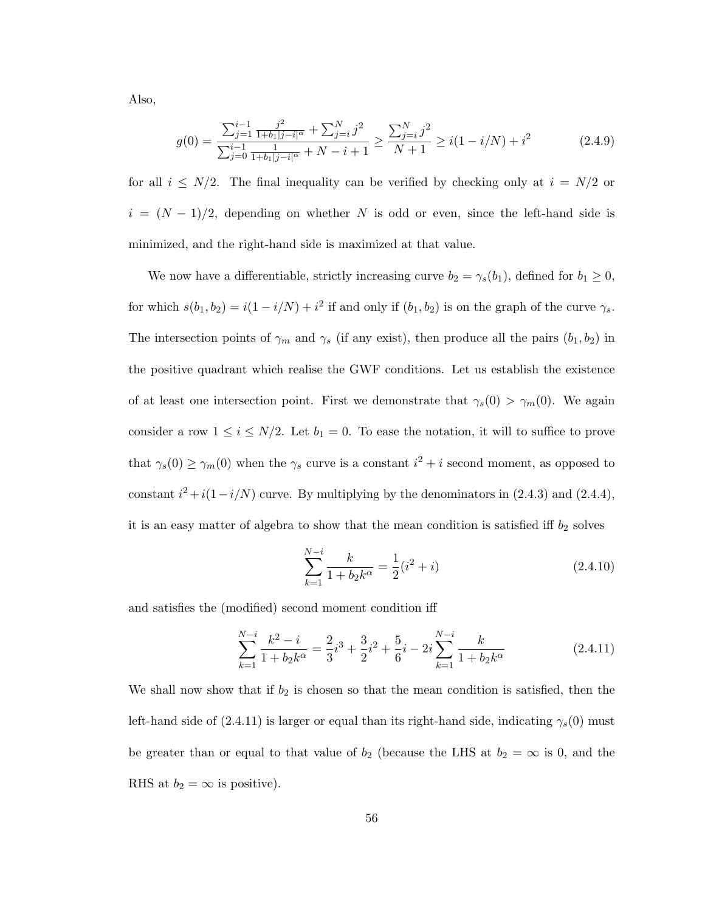Also,

$$g(0) = \frac{\sum_{j=1}^{i-1} \frac{j^2}{1+b_1|j-i|^\alpha} + \sum_{j=i}^{N} j^2}{\sum_{j=0}^{i-1} \frac{1}{1+b_1|j-i|^\alpha} + N - i + 1} \geq \frac{\sum_{j=i}^{N} j^2}{N+1} \geq i(1 - i/N) + i^2 \tag{2.4.9}$$

for all $i \leq N/2$. The final inequality can be verified by checking only at $i = N/2$ or $i = (N-1)/2$, depending on whether $N$ is odd or even, since the left-hand side is minimized, and the right-hand side is maximized at that value.

We now have a differentiable, strictly increasing curve $b_2 = \gamma_s(b_1)$, defined for $b_1 \geq 0$, for which $s(b_1, b_2) = i(1 - i/N) + i^2$ if and only if $(b_1, b_2)$ is on the graph of the curve $\gamma_s$. The intersection points of $\gamma_m$ and $\gamma_s$ (if any exist), then produce all the pairs $(b_1, b_2)$ in the positive quadrant which realise the GWF conditions. Let us establish the existence of at least one intersection point. First we demonstrate that $\gamma_s(0) > \gamma_m(0)$. We again consider a row $1 \leq i \leq N/2$. Let $b_1 = 0$. To ease the notation, it will to suffice to prove that $\gamma_s(0) \geq \gamma_m(0)$ when the $\gamma_s$ curve is a constant $i^2 + i$ second moment, as opposed to constant $i^2 + i(1 - i/N)$ curve. By multiplying by the denominators in (2.4.3) and (2.4.4), it is an easy matter of algebra to show that the mean condition is satisfied iff $b_2$ solves

$$\sum_{k=1}^{N-i} \frac{k}{1 + b_2 k^\alpha} = \frac{1}{2}(i^2 + i) \tag{2.4.10}$$

and satisfies the (modified) second moment condition iff

$$\sum_{k=1}^{N-i} \frac{k^2 - i}{1 + b_2 k^\alpha} = \frac{2}{3}i^3 + \frac{3}{2}i^2 + \frac{5}{6}i - 2i \sum_{k=1}^{N-i} \frac{k}{1 + b_2 k^\alpha} \tag{2.4.11}$$

We shall now show that if $b_2$ is chosen so that the mean condition is satisfied, then the left-hand side of (2.4.11) is larger or equal than its right-hand side, indicating $\gamma_s(0)$ must be greater than or equal to that value of $b_2$ (because the LHS at $b_2 = \infty$ is 0, and the RHS at $b_2 = \infty$ is positive).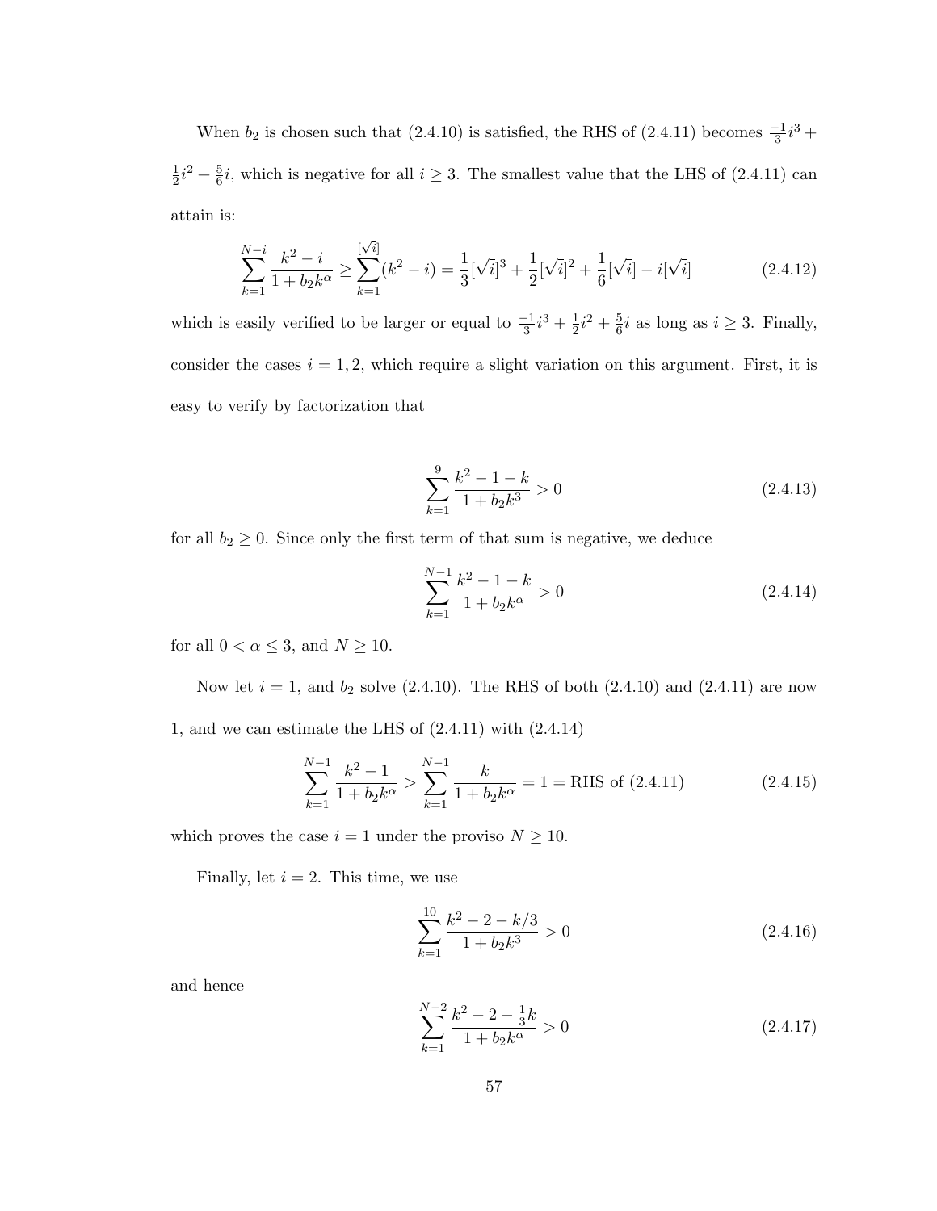When $b_2$ is chosen such that (2.4.10) is satisfied, the RHS of (2.4.11) becomes $\frac{-1}{3}i^3 + \frac{1}{2}i^2 + \frac{5}{6}i$, which is negative for all $i \geq 3$. The smallest value that the LHS of (2.4.11) can attain is:

$$\sum_{k=1}^{N-i} \frac{k^2 - i}{1 + b_2 k^\alpha} \geq \sum_{k=1}^{[\sqrt{i}]} (k^2 - i) = \frac{1}{3}[\sqrt{i}]^3 + \frac{1}{2}[\sqrt{i}]^2 + \frac{1}{6}[\sqrt{i}] - i[\sqrt{i}] \tag{2.4.12}$$

which is easily verified to be larger or equal to $\frac{-1}{3}i^3 + \frac{1}{2}i^2 + \frac{5}{6}i$ as long as $i \geq 3$. Finally, consider the cases $i = 1, 2$, which require a slight variation on this argument. First, it is easy to verify by factorization that

$$\sum_{k=1}^{9} \frac{k^2 - 1 - k}{1 + b_2 k^3} > 0 \tag{2.4.13}$$

for all $b_2 \geq 0$. Since only the first term of that sum is negative, we deduce

$$\sum_{k=1}^{N-1} \frac{k^2 - 1 - k}{1 + b_2 k^\alpha} > 0 \tag{2.4.14}$$

for all $0 < \alpha \leq 3$, and $N \geq 10$.

Now let $i = 1$, and $b_2$ solve (2.4.10). The RHS of both (2.4.10) and (2.4.11) are now 1, and we can estimate the LHS of (2.4.11) with (2.4.14)

$$\sum_{k=1}^{N-1} \frac{k^2 - 1}{1 + b_2 k^\alpha} > \sum_{k=1}^{N-1} \frac{k}{1 + b_2 k^\alpha} = 1 = \text{RHS of (2.4.11)} \tag{2.4.15}$$

which proves the case $i = 1$ under the proviso $N \geq 10$.

Finally, let $i = 2$. This time, we use

$$\sum_{k=1}^{10} \frac{k^2 - 2 - k/3}{1 + b_2 k^3} > 0 \tag{2.4.16}$$

and hence

$$\sum_{k=1}^{N-2} \frac{k^2 - 2 - \frac{1}{3}k}{1 + b_2 k^\alpha} > 0 \tag{2.4.17}$$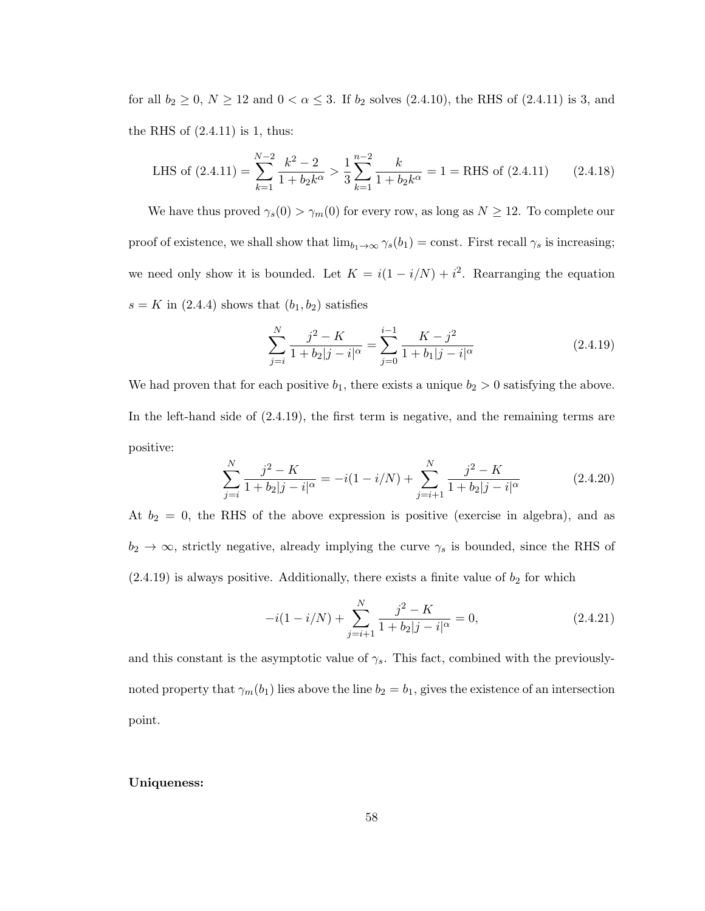for all $b_2 \geq 0$, $N \geq 12$ and $0 < \alpha \leq 3$. If $b_2$ solves (2.4.10), the RHS of (2.4.11) is 3, and the RHS of (2.4.11) is 1, thus:

$$\text{LHS of (2.4.11)} = \sum_{k=1}^{N-2} \frac{k^2 - 2}{1 + b_2 k^\alpha} > \frac{1}{3} \sum_{k=1}^{n-2} \frac{k}{1 + b_2 k^\alpha} = 1 = \text{RHS of (2.4.11)} \tag{2.4.18}$$

We have thus proved $\gamma_s(0) > \gamma_m(0)$ for every row, as long as $N \geq 12$. To complete our proof of existence, we shall show that $\lim_{b_1 \to \infty} \gamma_s(b_1) = \text{const}$. First recall $\gamma_s$ is increasing; we need only show it is bounded. Let $K = i(1 - i/N) + i^2$. Rearranging the equation $s = K$ in (2.4.4) shows that $(b_1, b_2)$ satisfies

$$\sum_{j=i}^{N} \frac{j^2 - K}{1 + b_2 |j - i|^\alpha} = \sum_{j=0}^{i-1} \frac{K - j^2}{1 + b_1 |j - i|^\alpha} \tag{2.4.19}$$

We had proven that for each positive $b_1$, there exists a unique $b_2 > 0$ satisfying the above. In the left-hand side of (2.4.19), the first term is negative, and the remaining terms are positive:

$$\sum_{j=i}^{N} \frac{j^2 - K}{1 + b_2 |j - i|^\alpha} = -i(1 - i/N) + \sum_{j=i+1}^{N} \frac{j^2 - K}{1 + b_2 |j - i|^\alpha} \tag{2.4.20}$$

At $b_2 = 0$, the RHS of the above expression is positive (exercise in algebra), and as $b_2 \to \infty$, strictly negative, already implying the curve $\gamma_s$ is bounded, since the RHS of (2.4.19) is always positive. Additionally, there exists a finite value of $b_2$ for which

$$-i(1 - i/N) + \sum_{j=i+1}^{N} \frac{j^2 - K}{1 + b_2 |j - i|^\alpha} = 0, \tag{2.4.21}$$

and this constant is the asymptotic value of $\gamma_s$. This fact, combined with the previously-noted property that $\gamma_m(b_1)$ lies above the line $b_2 = b_1$, gives the existence of an intersection point.

**Uniqueness:**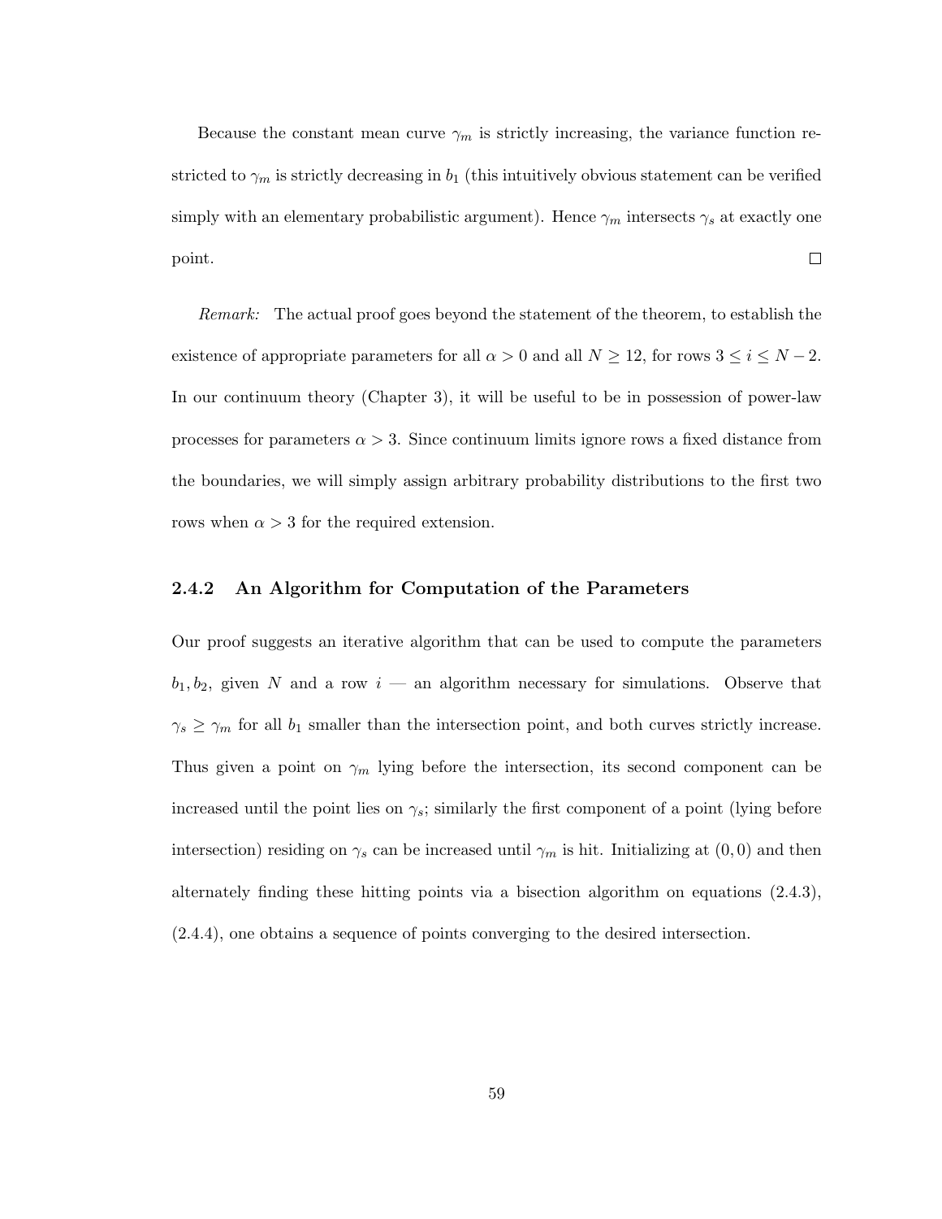Because the constant mean curve $\gamma_m$ is strictly increasing, the variance function restricted to $\gamma_m$ is strictly decreasing in $b_1$ (this intuitively obvious statement can be verified simply with an elementary probabilistic argument). Hence $\gamma_m$ intersects $\gamma_s$ at exactly one point. $\square$

*Remark:* The actual proof goes beyond the statement of the theorem, to establish the existence of appropriate parameters for all $\alpha > 0$ and all $N \geq 12$, for rows $3 \leq i \leq N - 2$. In our continuum theory (Chapter 3), it will be useful to be in possession of power-law processes for parameters $\alpha > 3$. Since continuum limits ignore rows a fixed distance from the boundaries, we will simply assign arbitrary probability distributions to the first two rows when $\alpha > 3$ for the required extension.

### 2.4.2 An Algorithm for Computation of the Parameters

Our proof suggests an iterative algorithm that can be used to compute the parameters $b_1, b_2$, given $N$ and a row $i$ — an algorithm necessary for simulations. Observe that $\gamma_s \geq \gamma_m$ for all $b_1$ smaller than the intersection point, and both curves strictly increase. Thus given a point on $\gamma_m$ lying before the intersection, its second component can be increased until the point lies on $\gamma_s$; similarly the first component of a point (lying before intersection) residing on $\gamma_s$ can be increased until $\gamma_m$ is hit. Initializing at $(0, 0)$ and then alternately finding these hitting points via a bisection algorithm on equations (2.4.3), (2.4.4), one obtains a sequence of points converging to the desired intersection.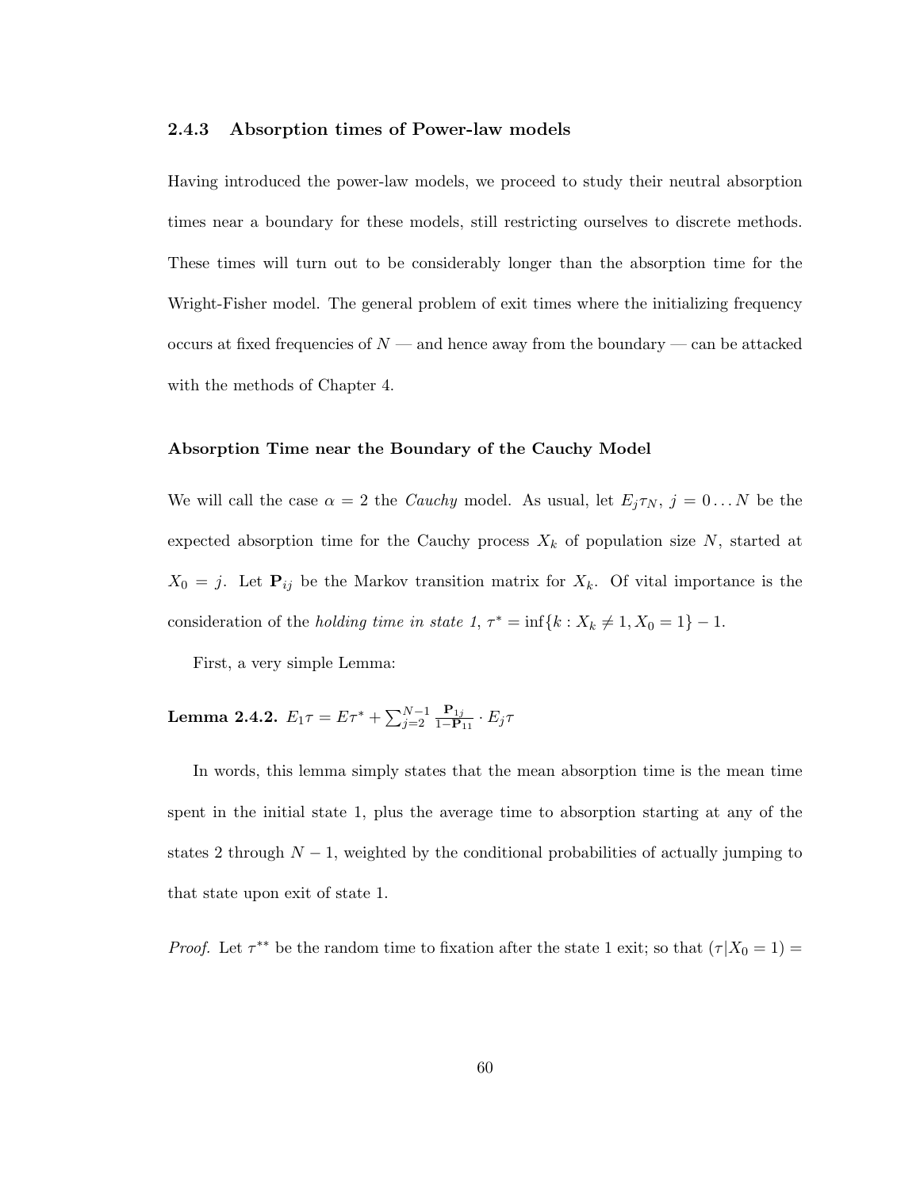### 2.4.3 Absorption times of Power-law models

Having introduced the power-law models, we proceed to study their neutral absorption times near a boundary for these models, still restricting ourselves to discrete methods. These times will turn out to be considerably longer than the absorption time for the Wright-Fisher model. The general problem of exit times where the initializing frequency occurs at fixed frequencies of $N$ — and hence away from the boundary — can be attacked with the methods of Chapter 4.

#### Absorption Time near the Boundary of the Cauchy Model

We will call the case $\alpha = 2$ the *Cauchy* model. As usual, let $E_j\tau_N$, $j = 0 \dots N$ be the expected absorption time for the Cauchy process $X_k$ of population size $N$, started at $X_0 = j$. Let $\mathbf{P}_{ij}$ be the Markov transition matrix for $X_k$. Of vital importance is the consideration of the *holding time in state 1*, $\tau^* = \inf\{k : X_k \neq 1, X_0 = 1\} - 1$.

First, a very simple Lemma:

**Lemma 2.4.2.** $E_1\tau = E\tau^* + \sum_{j=2}^{N-1} \frac{\mathbf{P}_{1j}}{1-\mathbf{P}_{11}} \cdot E_j\tau$

In words, this lemma simply states that the mean absorption time is the mean time spent in the initial state 1, plus the average time to absorption starting at any of the states 2 through $N-1$, weighted by the conditional probabilities of actually jumping to that state upon exit of state 1.

*Proof.* Let $\tau^{**}$ be the random time to fixation after the state 1 exit; so that $(\tau | X_0 = 1) =$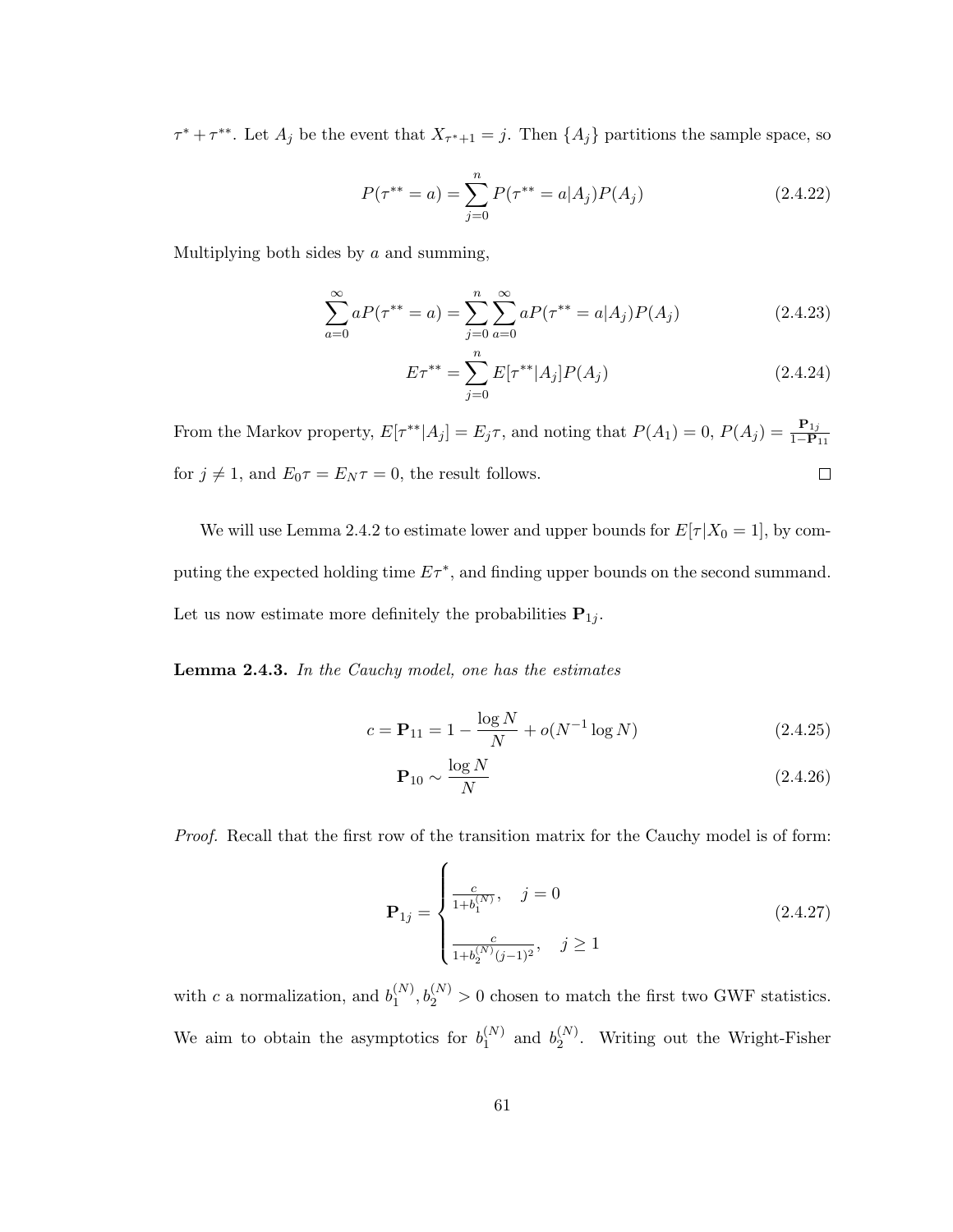$\tau^* + \tau^{**}$. Let $A_j$ be the event that $X_{\tau^*+1} = j$. Then $\{A_j\}$ partitions the sample space, so

$$P(\tau^{**} = a) = \sum_{j=0}^{n} P(\tau^{**} = a | A_j) P(A_j) \tag{2.4.22}$$

Multiplying both sides by $a$ and summing,

$$\sum_{a=0}^{\infty} a P(\tau^{**} = a) = \sum_{j=0}^{n} \sum_{a=0}^{\infty} a P(\tau^{**} = a | A_j) P(A_j) \tag{2.4.23}$$

$$E\tau^{**} = \sum_{j=0}^{n} E[\tau^{**} | A_j] P(A_j) \tag{2.4.24}$$

From the Markov property, $E[\tau^{**}|A_j] = E_j \tau$, and noting that $P(A_1) = 0$, $P(A_j) = \frac{\mathbf{P}_{1j}}{1 - \mathbf{P}_{11}}$ for $j \neq 1$, and $E_0 \tau = E_N \tau = 0$, the result follows. □

We will use Lemma 2.4.2 to estimate lower and upper bounds for $E[\tau | X_0 = 1]$, by computing the expected holding time $E\tau^*$, and finding upper bounds on the second summand. Let us now estimate more definitely the probabilities $\mathbf{P}_{1j}$.

**Lemma 2.4.3.** *In the Cauchy model, one has the estimates*

$$c = \mathbf{P}_{11} = 1 - \frac{\log N}{N} + o(N^{-1} \log N) \tag{2.4.25}$$

$$\mathbf{P}_{10} \sim \frac{\log N}{N} \tag{2.4.26}$$

*Proof.* Recall that the first row of the transition matrix for the Cauchy model is of form:

$$\mathbf{P}_{1j} = \begin{cases} \frac{c}{1 + b_1^{(N)}}, & j = 0 \\ \frac{c}{1 + b_2^{(N)} (j-1)^2}, & j \geq 1 \end{cases} \tag{2.4.27}$$

with $c$ a normalization, and $b_1^{(N)}, b_2^{(N)} > 0$ chosen to match the first two GWF statistics. We aim to obtain the asymptotics for $b_1^{(N)}$ and $b_2^{(N)}$. Writing out the Wright-Fisher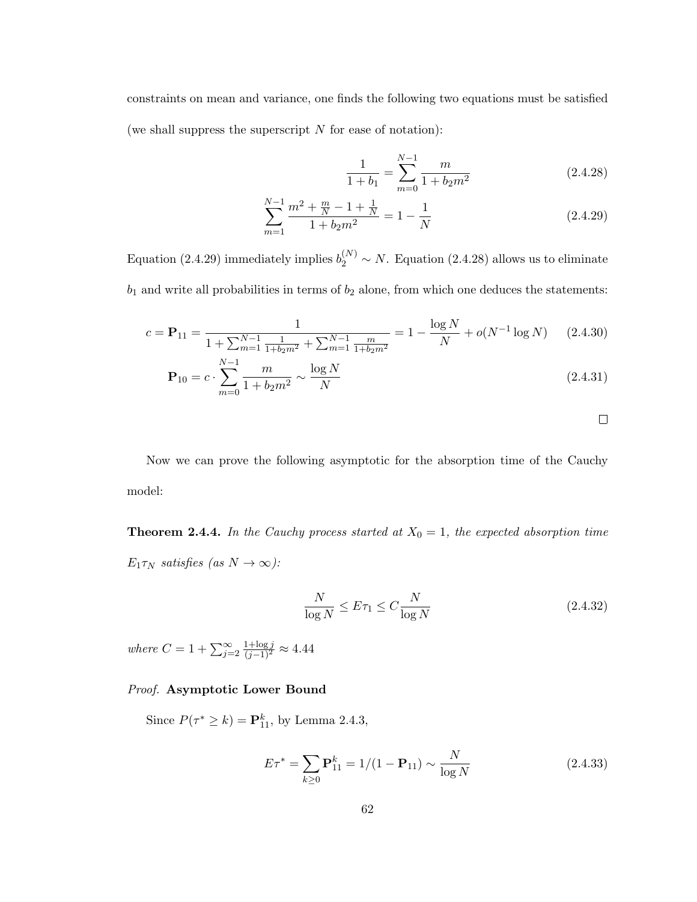constraints on mean and variance, one finds the following two equations must be satisfied (we shall suppress the superscript $N$ for ease of notation):

$$\frac{1}{1+b_1} = \sum_{m=0}^{N-1} \frac{m}{1+b_2 m^2} \tag{2.4.28}$$

$$\sum_{m=1}^{N-1} \frac{m^2 + \frac{m}{N} - 1 + \frac{1}{N}}{1+b_2 m^2} = 1 - \frac{1}{N} \tag{2.4.29}$$

Equation (2.4.29) immediately implies $b_2^{(N)} \sim N$. Equation (2.4.28) allows us to eliminate $b_1$ and write all probabilities in terms of $b_2$ alone, from which one deduces the statements:

$$c = \mathbf{P}_{11} = \frac{1}{1 + \sum_{m=1}^{N-1} \frac{1}{1+b_2 m^2} + \sum_{m=1}^{N-1} \frac{m}{1+b_2 m^2}} = 1 - \frac{\log N}{N} + o(N^{-1} \log N) \tag{2.4.30}$$

$$\mathbf{P}_{10} = c \cdot \sum_{m=0}^{N-1} \frac{m}{1+b_2 m^2} \sim \frac{\log N}{N} \tag{2.4.31}$$

□

Now we can prove the following asymptotic for the absorption time of the Cauchy model:

**Theorem 2.4.4.** *In the Cauchy process started at $X_0 = 1$, the expected absorption time $E_1 \tau_N$ satisfies (as $N \to \infty$):*

$$\frac{N}{\log N} \leq E\tau_1 \leq C \frac{N}{\log N} \tag{2.4.32}$$

*where $C = 1 + \sum_{j=2}^{\infty} \frac{1+\log j}{(j-1)^2} \approx 4.44$*

*Proof.* **Asymptotic Lower Bound**

Since $P(\tau^* \geq k) = \mathbf{P}_{11}^k$, by Lemma 2.4.3,

$$E\tau^* = \sum_{k \geq 0} \mathbf{P}_{11}^k = 1/(1 - \mathbf{P}_{11}) \sim \frac{N}{\log N} \tag{2.4.33}$$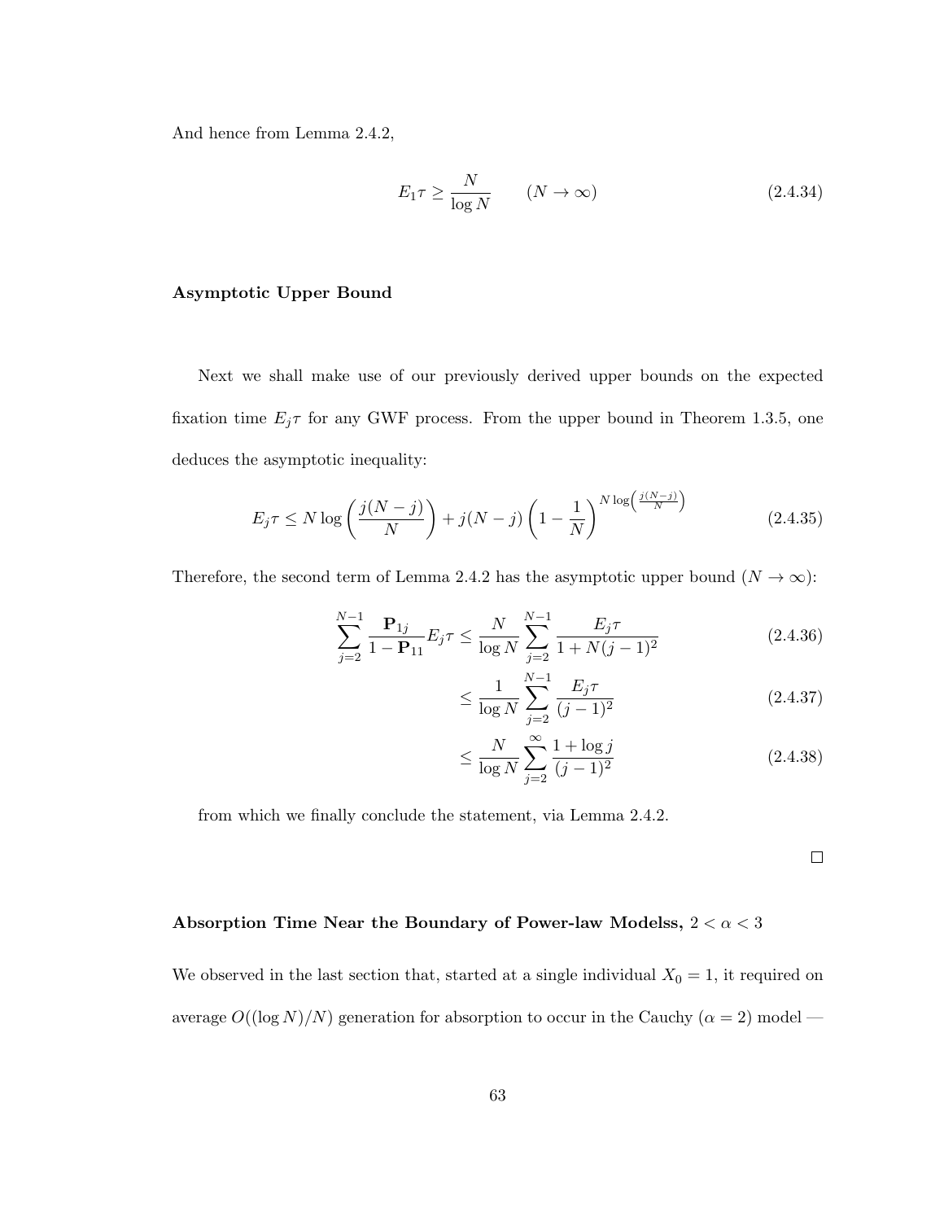And hence from Lemma 2.4.2,

$$E_1\tau \geq \frac{N}{\log N} \qquad (N \to \infty) \tag{2.4.34}$$

**Asymptotic Upper Bound**

Next we shall make use of our previously derived upper bounds on the expected fixation time $E_j\tau$ for any GWF process. From the upper bound in Theorem 1.3.5, one deduces the asymptotic inequality:

$$E_j\tau \leq N\log\left(\frac{j(N-j)}{N}\right) + j(N-j)\left(1-\frac{1}{N}\right)^{N\log\left(\frac{j(N-j)}{N}\right)} \tag{2.4.35}$$

Therefore, the second term of Lemma 2.4.2 has the asymptotic upper bound ($N \to \infty$):

$$\sum_{j=2}^{N-1}\frac{\mathbf{P}_{1j}}{1-\mathbf{P}_{11}}E_j\tau \leq \frac{N}{\log N}\sum_{j=2}^{N-1}\frac{E_j\tau}{1+N(j-1)^2} \tag{2.4.36}$$

$$\leq \frac{1}{\log N}\sum_{j=2}^{N-1}\frac{E_j\tau}{(j-1)^2} \tag{2.4.37}$$

$$\leq \frac{N}{\log N}\sum_{j=2}^{\infty}\frac{1+\log j}{(j-1)^2} \tag{2.4.38}$$

from which we finally conclude the statement, via Lemma 2.4.2.

□

**Absorption Time Near the Boundary of Power-law Modelss, $2 < \alpha < 3$**

We observed in the last section that, started at a single individual $X_0 = 1$, it required on average $O((\log N)/N)$ generation for absorption to occur in the Cauchy ($\alpha = 2$) model —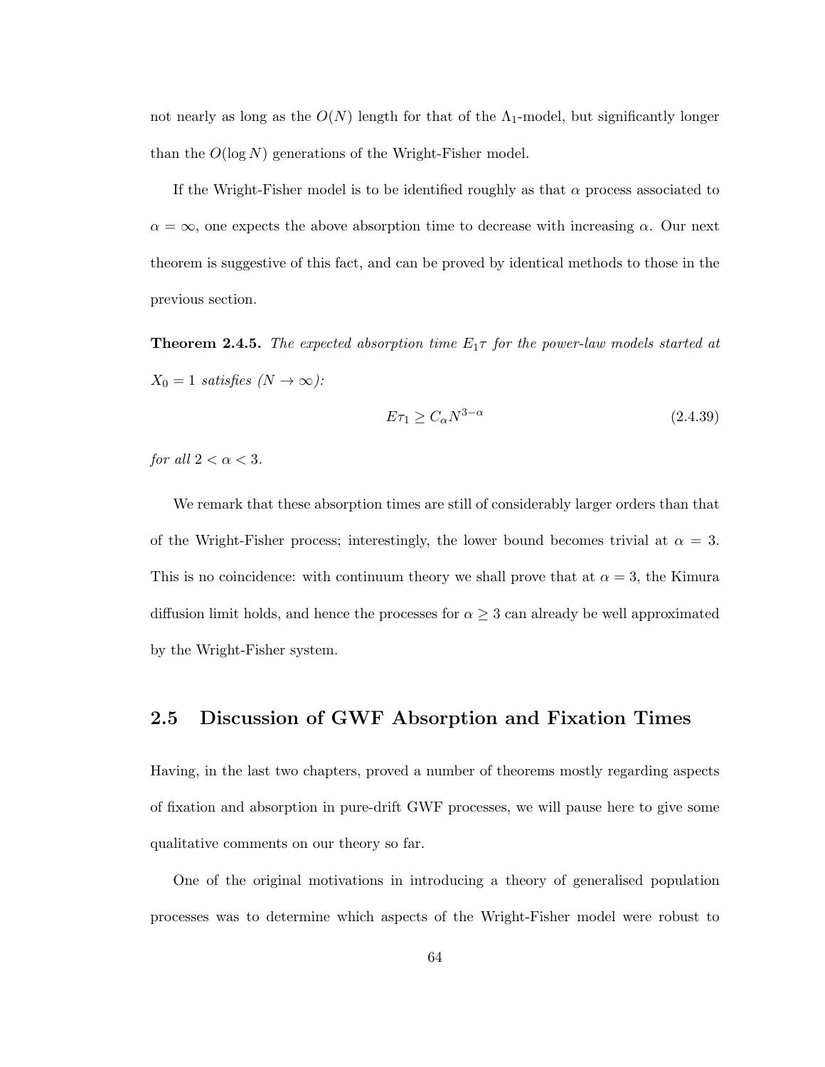not nearly as long as the $O(N)$ length for that of the $\Lambda_1$-model, but significantly longer than the $O(\log N)$ generations of the Wright-Fisher model.

If the Wright-Fisher model is to be identified roughly as that $\alpha$ process associated to $\alpha = \infty$, one expects the above absorption time to decrease with increasing $\alpha$. Our next theorem is suggestive of this fact, and can be proved by identical methods to those in the previous section.

**Theorem 2.4.5.** *The expected absorption time $E_1\tau$ for the power-law models started at $X_0 = 1$ satisfies ($N \to \infty$):*

$$E\tau_1 \geq C_\alpha N^{3-\alpha} \tag{2.4.39}$$

*for all $2 < \alpha < 3$.*

We remark that these absorption times are still of considerably larger orders than that of the Wright-Fisher process; interestingly, the lower bound becomes trivial at $\alpha = 3$. This is no coincidence: with continuum theory we shall prove that at $\alpha = 3$, the Kimura diffusion limit holds, and hence the processes for $\alpha \geq 3$ can already be well approximated by the Wright-Fisher system.

## 2.5 Discussion of GWF Absorption and Fixation Times

Having, in the last two chapters, proved a number of theorems mostly regarding aspects of fixation and absorption in pure-drift GWF processes, we will pause here to give some qualitative comments on our theory so far.

One of the original motivations in introducing a theory of generalised population processes was to determine which aspects of the Wright-Fisher model were robust to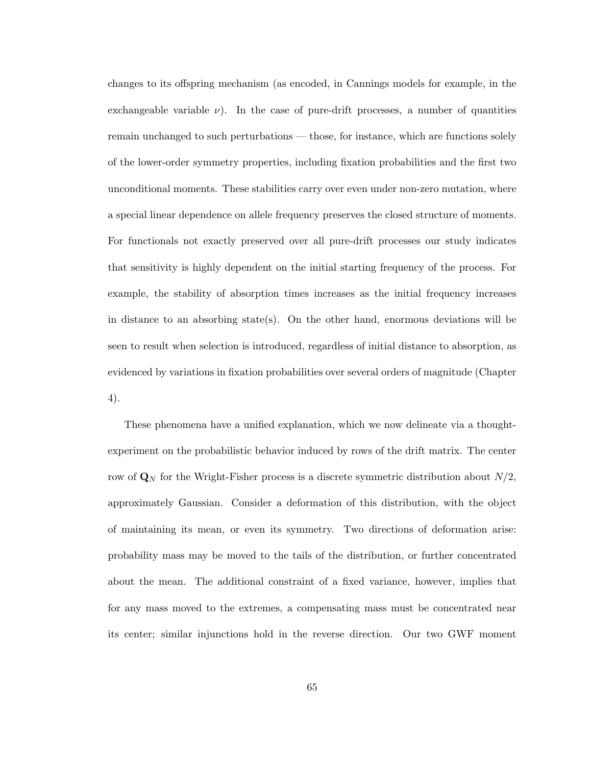changes to its offspring mechanism (as encoded, in Cannings models for example, in the exchangeable variable $\nu$). In the case of pure-drift processes, a number of quantities remain unchanged to such perturbations — those, for instance, which are functions solely of the lower-order symmetry properties, including fixation probabilities and the first two unconditional moments. These stabilities carry over even under non-zero mutation, where a special linear dependence on allele frequency preserves the closed structure of moments. For functionals not exactly preserved over all pure-drift processes our study indicates that sensitivity is highly dependent on the initial starting frequency of the process. For example, the stability of absorption times increases as the initial frequency increases in distance to an absorbing state(s). On the other hand, enormous deviations will be seen to result when selection is introduced, regardless of initial distance to absorption, as evidenced by variations in fixation probabilities over several orders of magnitude (Chapter 4).

These phenomena have a unified explanation, which we now delineate via a thought-experiment on the probabilistic behavior induced by rows of the drift matrix. The center row of $\mathbf{Q}_N$ for the Wright-Fisher process is a discrete symmetric distribution about $N/2$, approximately Gaussian. Consider a deformation of this distribution, with the object of maintaining its mean, or even its symmetry. Two directions of deformation arise: probability mass may be moved to the tails of the distribution, or further concentrated about the mean. The additional constraint of a fixed variance, however, implies that for any mass moved to the extremes, a compensating mass must be concentrated near its center; similar injunctions hold in the reverse direction. Our two GWF moment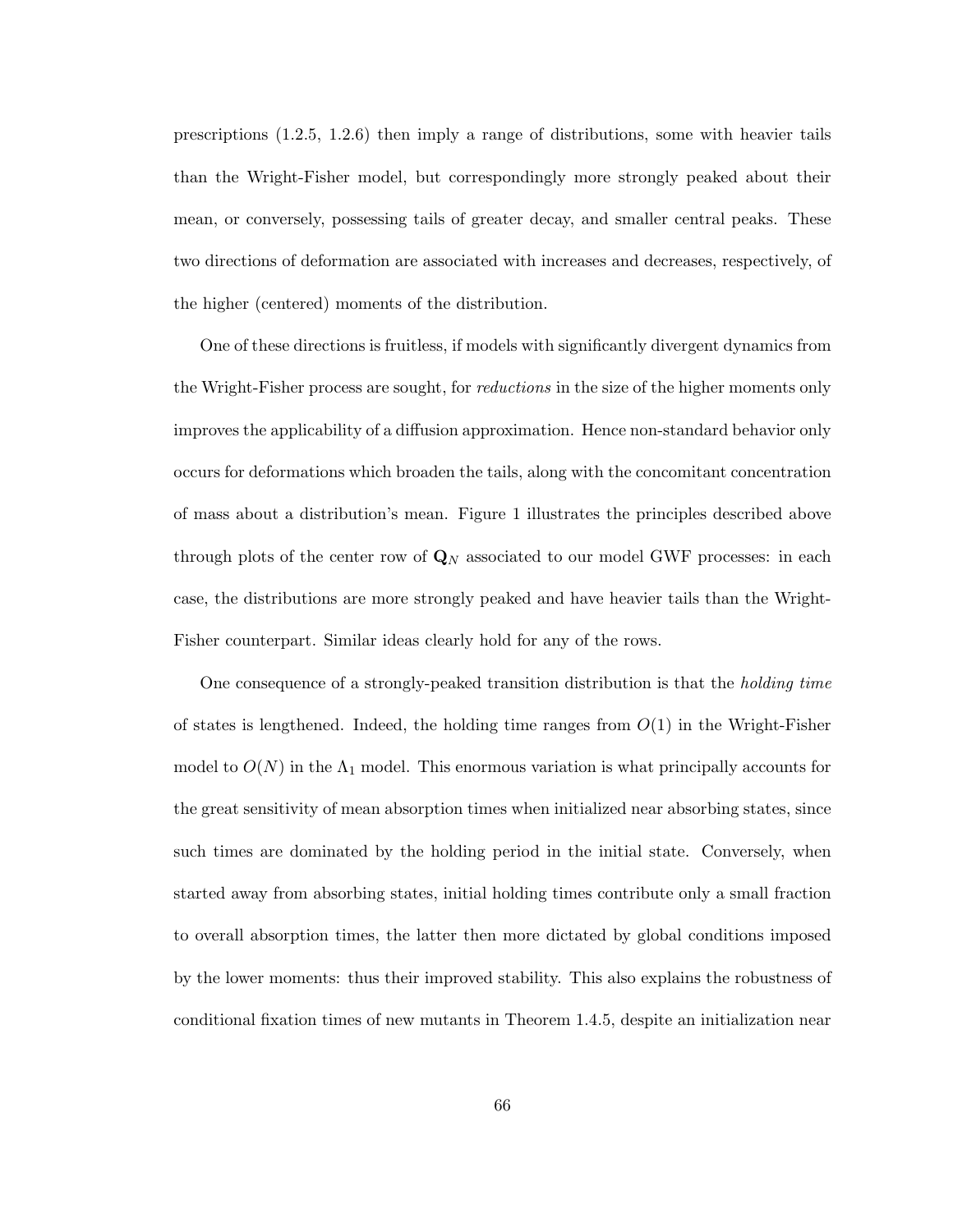prescriptions (1.2.5, 1.2.6) then imply a range of distributions, some with heavier tails than the Wright-Fisher model, but correspondingly more strongly peaked about their mean, or conversely, possessing tails of greater decay, and smaller central peaks. These two directions of deformation are associated with increases and decreases, respectively, of the higher (centered) moments of the distribution.

One of these directions is fruitless, if models with significantly divergent dynamics from the Wright-Fisher process are sought, for *reductions* in the size of the higher moments only improves the applicability of a diffusion approximation. Hence non-standard behavior only occurs for deformations which broaden the tails, along with the concomitant concentration of mass about a distribution's mean. Figure 1 illustrates the principles described above through plots of the center row of $\mathbf{Q}_N$ associated to our model GWF processes: in each case, the distributions are more strongly peaked and have heavier tails than the Wright-Fisher counterpart. Similar ideas clearly hold for any of the rows.

One consequence of a strongly-peaked transition distribution is that the *holding time* of states is lengthened. Indeed, the holding time ranges from $O(1)$ in the Wright-Fisher model to $O(N)$ in the $\Lambda_1$ model. This enormous variation is what principally accounts for the great sensitivity of mean absorption times when initialized near absorbing states, since such times are dominated by the holding period in the initial state. Conversely, when started away from absorbing states, initial holding times contribute only a small fraction to overall absorption times, the latter then more dictated by global conditions imposed by the lower moments: thus their improved stability. This also explains the robustness of conditional fixation times of new mutants in Theorem 1.4.5, despite an initialization near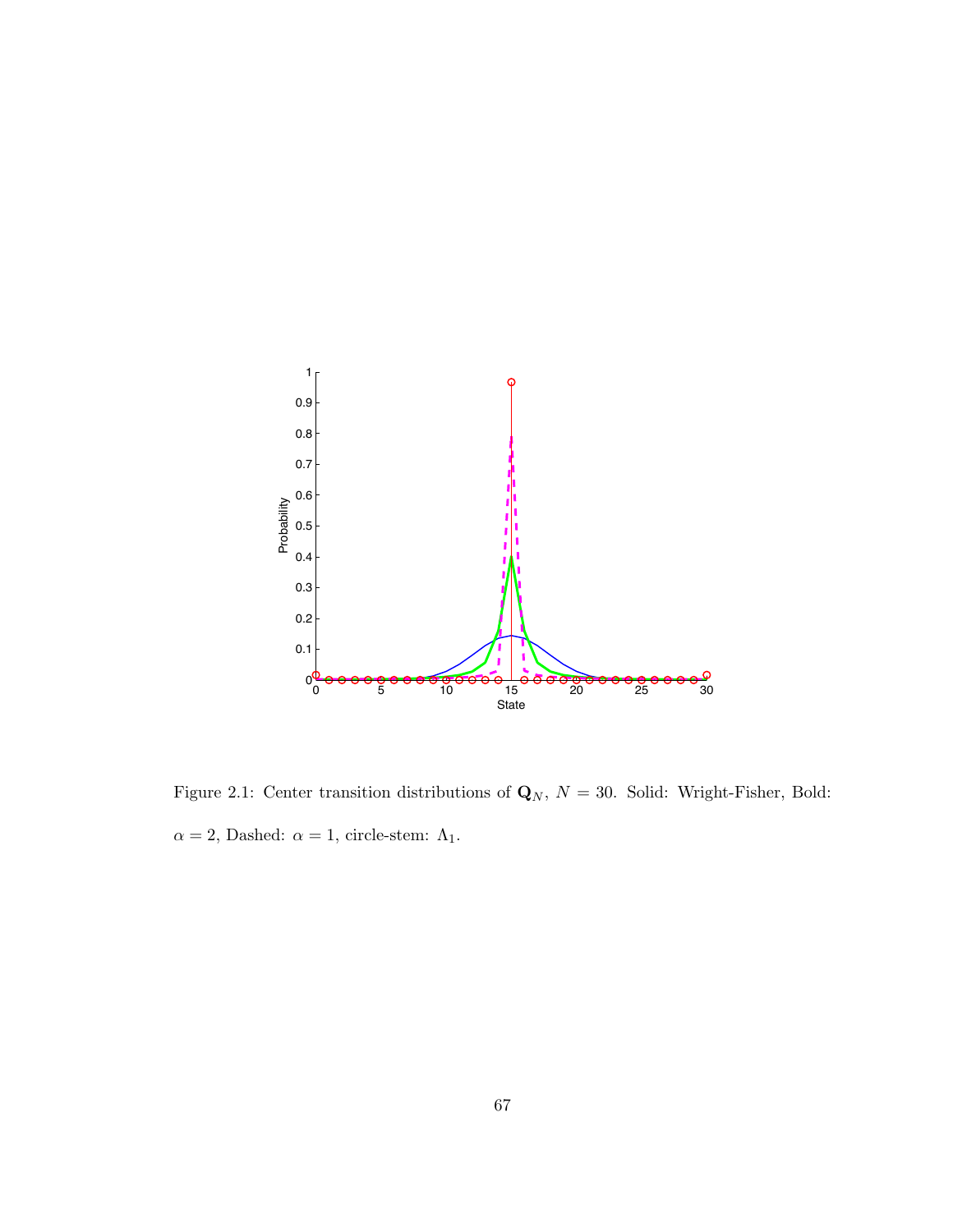1
0.9
0.8
0.7
0.6
0.5
0.4
0.3
0.2
0.1
0
Probability
0
5
10
15
20
25
30
State

Figure 2.1: Center transition distributions of $\mathbf{Q}_N$, $N = 30$. Solid: Wright-Fisher, Bold: $\alpha = 2$, Dashed: $\alpha = 1$, circle-stem: $\Lambda_1$.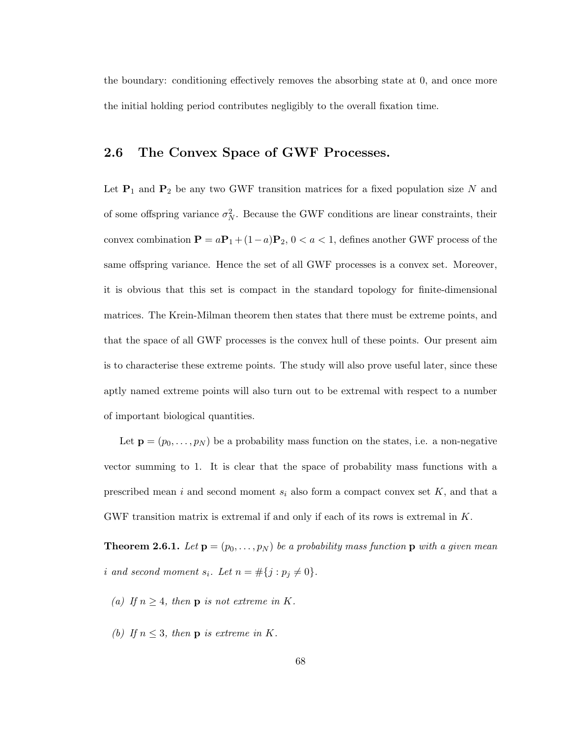the boundary: conditioning effectively removes the absorbing state at 0, and once more the initial holding period contributes negligibly to the overall fixation time.

## 2.6 The Convex Space of GWF Processes.

Let $\mathbf{P}_1$ and $\mathbf{P}_2$ be any two GWF transition matrices for a fixed population size $N$ and of some offspring variance $\sigma_N^2$. Because the GWF conditions are linear constraints, their convex combination $\mathbf{P} = a\mathbf{P}_1 + (1-a)\mathbf{P}_2$, $0 < a < 1$, defines another GWF process of the same offspring variance. Hence the set of all GWF processes is a convex set. Moreover, it is obvious that this set is compact in the standard topology for finite-dimensional matrices. The Krein-Milman theorem then states that there must be extreme points, and that the space of all GWF processes is the convex hull of these points. Our present aim is to characterise these extreme points. The study will also prove useful later, since these aptly named extreme points will also turn out to be extremal with respect to a number of important biological quantities.

Let $\mathbf{p} = (p_0, \ldots, p_N)$ be a probability mass function on the states, i.e. a non-negative vector summing to 1. It is clear that the space of probability mass functions with a prescribed mean $i$ and second moment $s_i$ also form a compact convex set $K$, and that a GWF transition matrix is extremal if and only if each of its rows is extremal in $K$.

**Theorem 2.6.1.** *Let $\mathbf{p} = (p_0, \ldots, p_N)$ be a probability mass function $\mathbf{p}$ with a given mean $i$ and second moment $s_i$. Let $n = \#\{j : p_j \neq 0\}$.*

*(a) If $n \geq 4$, then $\mathbf{p}$ is not extreme in $K$.*

*(b) If $n \leq 3$, then $\mathbf{p}$ is extreme in $K$.*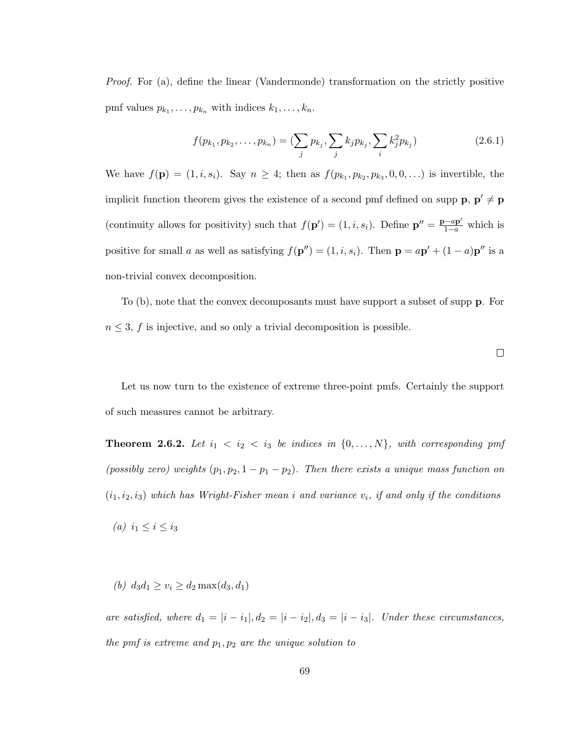*Proof.* For (a), define the linear (Vandermonde) transformation on the strictly positive pmf values $p_{k_1}, \ldots, p_{k_n}$ with indices $k_1, \ldots, k_n$.

$$f(p_{k_1}, p_{k_2}, \ldots, p_{k_n}) = (\sum_j p_{k_j}, \sum_j k_j p_{k_j}, \sum_i k_j^2 p_{k_j}) \tag{2.6.1}$$

We have $f(\mathbf{p}) = (1, i, s_i)$. Say $n \geq 4$; then as $f(p_{k_1}, p_{k_2}, p_{k_3}, 0, 0, \ldots)$ is invertible, the implicit function theorem gives the existence of a second pmf defined on supp $\mathbf{p}$, $\mathbf{p}' \neq \mathbf{p}$ (continuity allows for positivity) such that $f(\mathbf{p}') = (1, i, s_i)$. Define $\mathbf{p}'' = \frac{\mathbf{p} - a\mathbf{p}'}{1-a}$ which is positive for small $a$ as well as satisfying $f(\mathbf{p}'') = (1, i, s_i)$. Then $\mathbf{p} = a\mathbf{p}' + (1-a)\mathbf{p}''$ is a non-trivial convex decomposition.

To (b), note that the convex decomposants must have support a subset of supp $\mathbf{p}$. For $n \leq 3$, $f$ is injective, and so only a trivial decomposition is possible.

□

Let us now turn to the existence of extreme three-point pmfs. Certainly the support of such measures cannot be arbitrary.

**Theorem 2.6.2.** *Let $i_1 < i_2 < i_3$ be indices in $\{0, \ldots, N\}$, with corresponding pmf (possibly zero) weights $(p_1, p_2, 1 - p_1 - p_2)$. Then there exists a unique mass function on $(i_1, i_2, i_3)$ which has Wright-Fisher mean $i$ and variance $v_i$, if and only if the conditions*

*(a) $i_1 \leq i \leq i_3$*

*(b) $d_3 d_1 \geq v_i \geq d_2 \max(d_3, d_1)$*

*are satisfied, where $d_1 = |i - i_1|, d_2 = |i - i_2|, d_3 = |i - i_3|$. Under these circumstances, the pmf is extreme and $p_1, p_2$ are the unique solution to*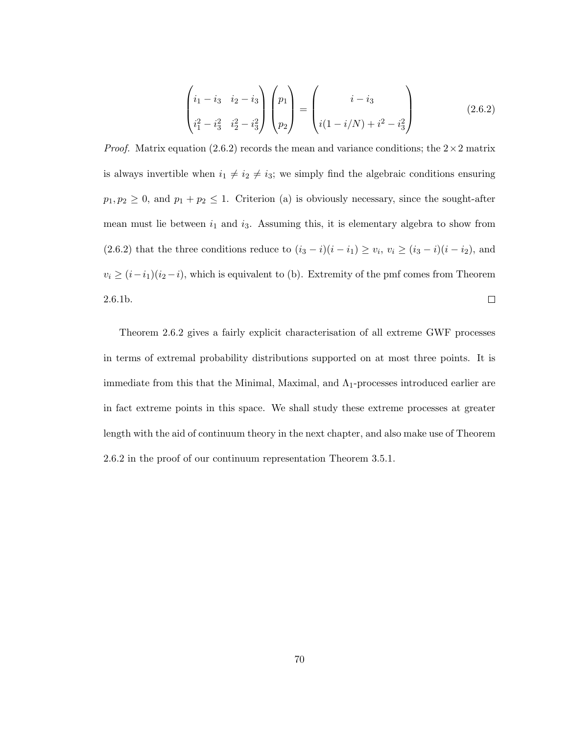$$
\begin{pmatrix} i_1 - i_3 & i_2 - i_3 \\ i_1^2 - i_3^2 & i_2^2 - i_3^2 \end{pmatrix} \begin{pmatrix} p_1 \\ p_2 \end{pmatrix} = \begin{pmatrix} i - i_3 \\ i(1 - i/N) + i^2 - i_3^2 \end{pmatrix} \tag{2.6.2}
$$

*Proof.* Matrix equation (2.6.2) records the mean and variance conditions; the $2 \times 2$ matrix is always invertible when $i_1 \neq i_2 \neq i_3$; we simply find the algebraic conditions ensuring $p_1, p_2 \geq 0$, and $p_1 + p_2 \leq 1$. Criterion (a) is obviously necessary, since the sought-after mean must lie between $i_1$ and $i_3$. Assuming this, it is elementary algebra to show from (2.6.2) that the three conditions reduce to $(i_3 - i)(i - i_1) \geq v_i$, $v_i \geq (i_3 - i)(i - i_2)$, and $v_i \geq (i - i_1)(i_2 - i)$, which is equivalent to (b). Extremity of the pmf comes from Theorem 2.6.1b. $\square$

Theorem 2.6.2 gives a fairly explicit characterisation of all extreme GWF processes in terms of extremal probability distributions supported on at most three points. It is immediate from this that the Minimal, Maximal, and $\Lambda_1$-processes introduced earlier are in fact extreme points in this space. We shall study these extreme processes at greater length with the aid of continuum theory in the next chapter, and also make use of Theorem 2.6.2 in the proof of our continuum representation Theorem 3.5.1.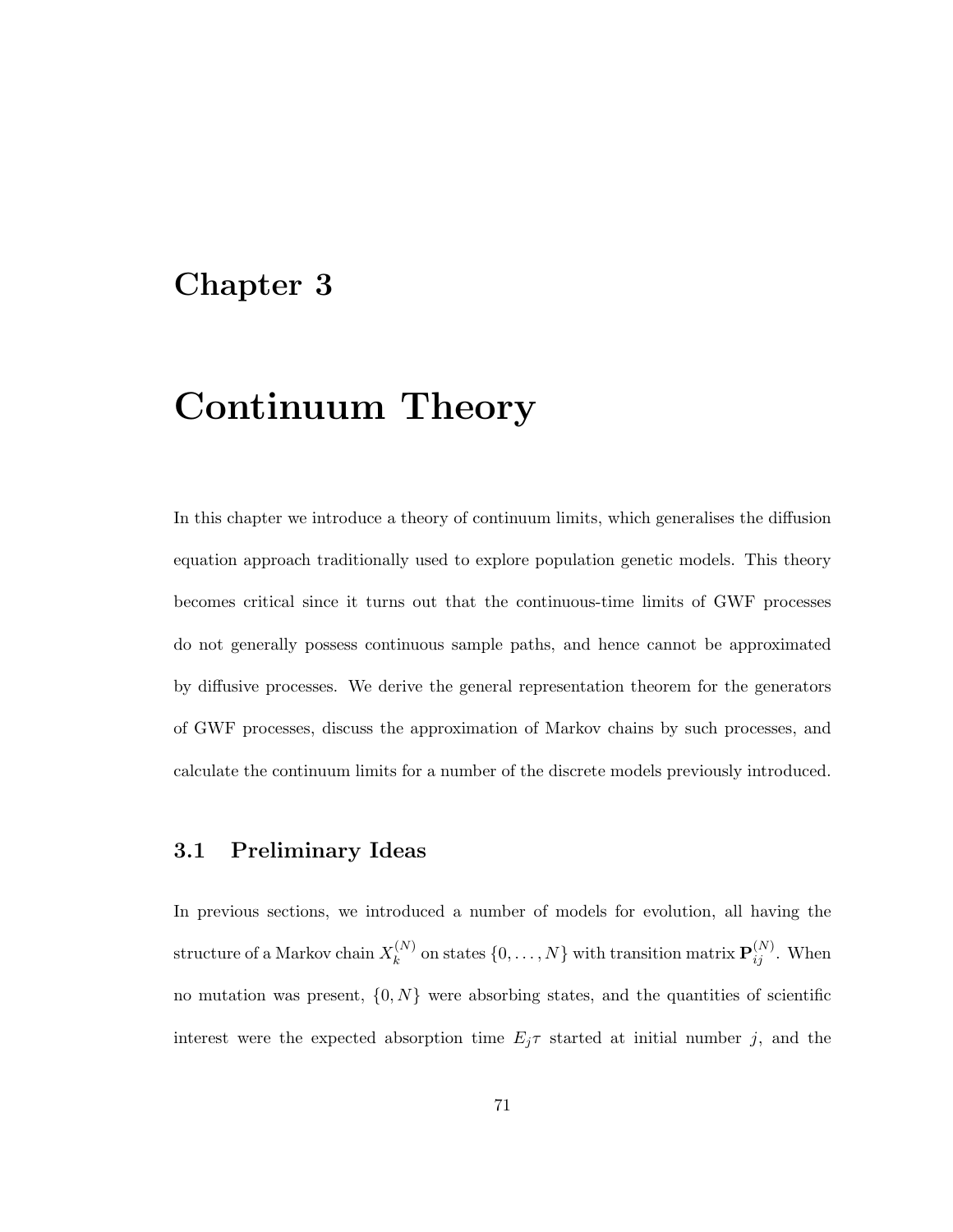# Chapter 3

# Continuum Theory

In this chapter we introduce a theory of continuum limits, which generalises the diffusion equation approach traditionally used to explore population genetic models. This theory becomes critical since it turns out that the continuous-time limits of GWF processes do not generally possess continuous sample paths, and hence cannot be approximated by diffusive processes. We derive the general representation theorem for the generators of GWF processes, discuss the approximation of Markov chains by such processes, and calculate the continuum limits for a number of the discrete models previously introduced.

## 3.1 Preliminary Ideas

In previous sections, we introduced a number of models for evolution, all having the structure of a Markov chain $X_k^{(N)}$ on states $\{0, \ldots, N\}$ with transition matrix $\mathbf{P}_{ij}^{(N)}$. When no mutation was present, $\{0, N\}$ were absorbing states, and the quantities of scientific interest were the expected absorption time $E_j\tau$ started at initial number $j$, and the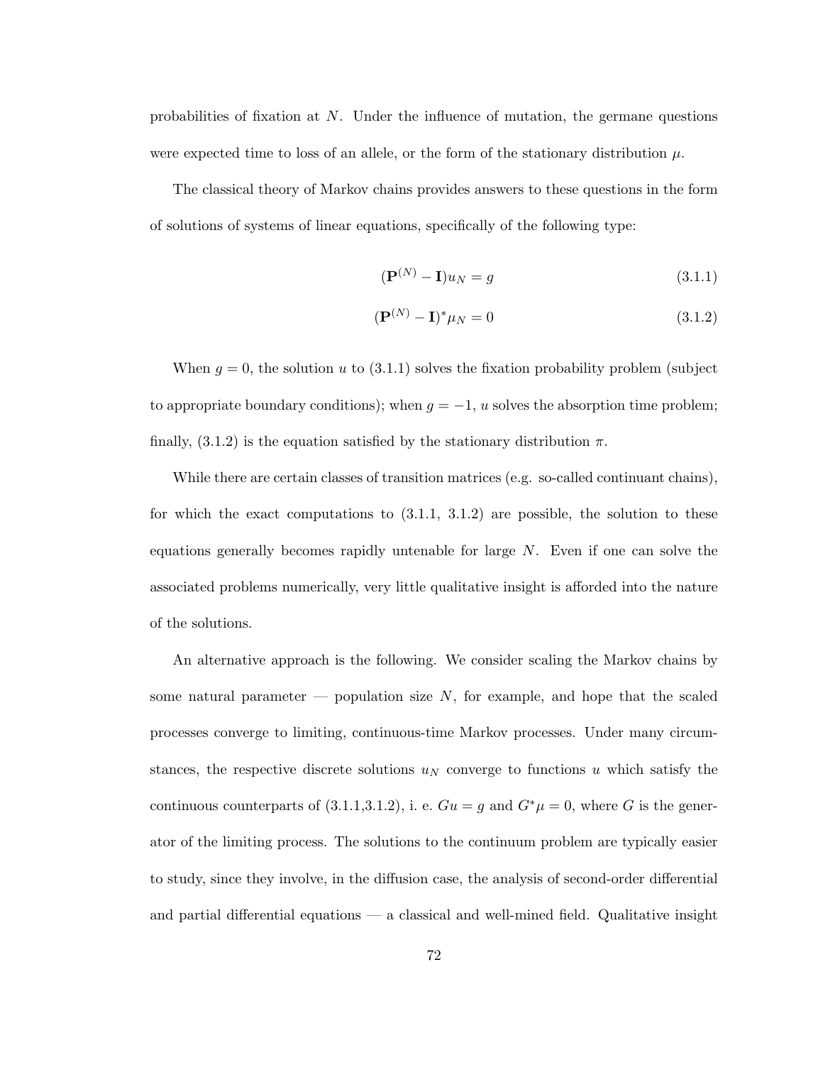probabilities of fixation at $N$. Under the influence of mutation, the germane questions were expected time to loss of an allele, or the form of the stationary distribution $\mu$.

The classical theory of Markov chains provides answers to these questions in the form of solutions of systems of linear equations, specifically of the following type:

$$(\mathbf{P}^{(N)} - \mathbf{I})u_N = g \tag{3.1.1}$$

$$(\mathbf{P}^{(N)} - \mathbf{I})^* \mu_N = 0 \tag{3.1.2}$$

When $g = 0$, the solution $u$ to (3.1.1) solves the fixation probability problem (subject to appropriate boundary conditions); when $g = -1$, $u$ solves the absorption time problem; finally, (3.1.2) is the equation satisfied by the stationary distribution $\pi$.

While there are certain classes of transition matrices (e.g. so-called continuant chains), for which the exact computations to (3.1.1, 3.1.2) are possible, the solution to these equations generally becomes rapidly untenable for large $N$. Even if one can solve the associated problems numerically, very little qualitative insight is afforded into the nature of the solutions.

An alternative approach is the following. We consider scaling the Markov chains by some natural parameter — population size $N$, for example, and hope that the scaled processes converge to limiting, continuous-time Markov processes. Under many circumstances, the respective discrete solutions $u_N$ converge to functions $u$ which satisfy the continuous counterparts of (3.1.1,3.1.2), i. e. $Gu = g$ and $G^*\mu = 0$, where $G$ is the generator of the limiting process. The solutions to the continuum problem are typically easier to study, since they involve, in the diffusion case, the analysis of second-order differential and partial differential equations — a classical and well-mined field. Qualitative insight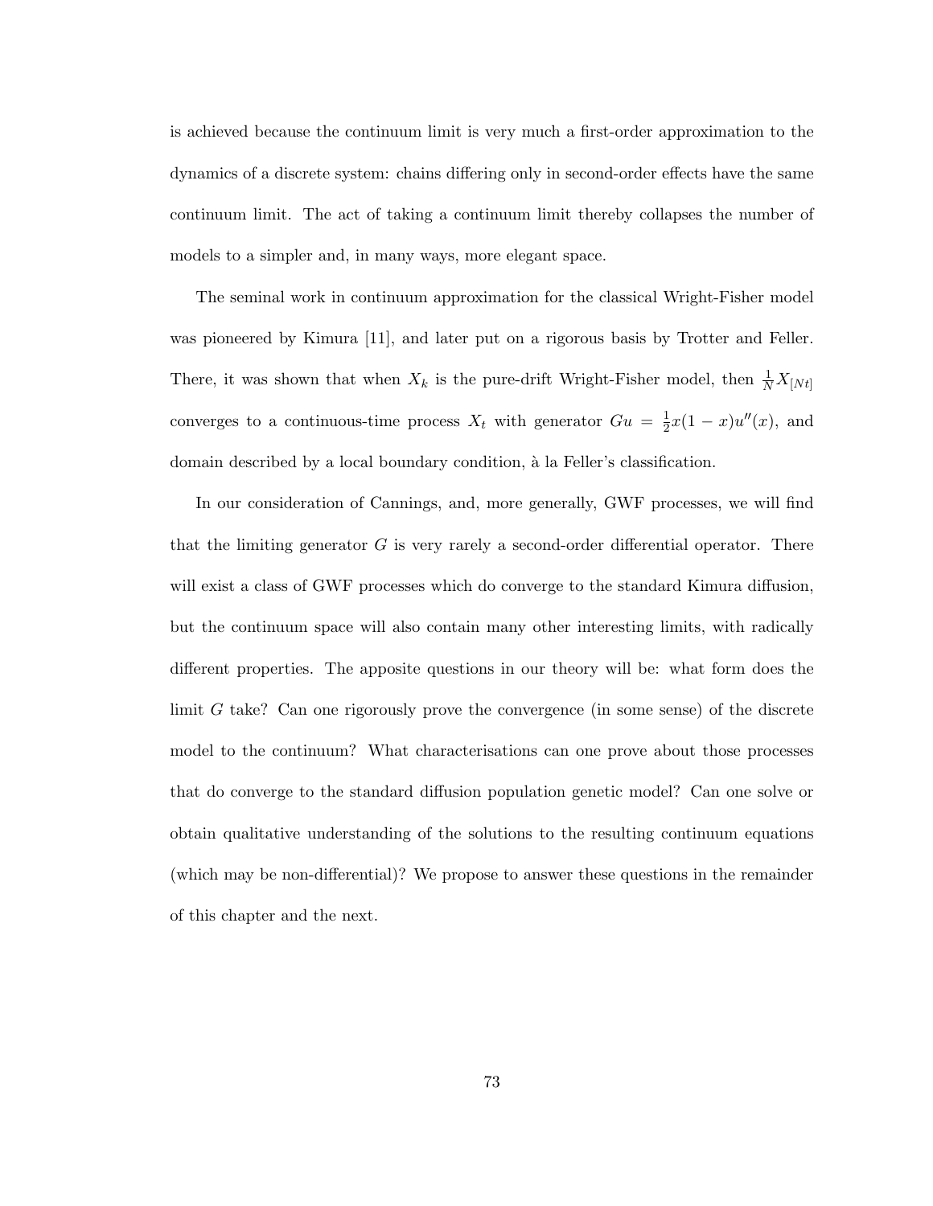is achieved because the continuum limit is very much a first-order approximation to the dynamics of a discrete system: chains differing only in second-order effects have the same continuum limit. The act of taking a continuum limit thereby collapses the number of models to a simpler and, in many ways, more elegant space.

The seminal work in continuum approximation for the classical Wright-Fisher model was pioneered by Kimura [11], and later put on a rigorous basis by Trotter and Feller. There, it was shown that when $X_k$ is the pure-drift Wright-Fisher model, then $\frac{1}{N}X_{[Nt]}$ converges to a continuous-time process $X_t$ with generator $Gu = \frac{1}{2}x(1-x)u''(x)$, and domain described by a local boundary condition, à la Feller's classification.

In our consideration of Cannings, and, more generally, GWF processes, we will find that the limiting generator $G$ is very rarely a second-order differential operator. There will exist a class of GWF processes which do converge to the standard Kimura diffusion, but the continuum space will also contain many other interesting limits, with radically different properties. The apposite questions in our theory will be: what form does the limit $G$ take? Can one rigorously prove the convergence (in some sense) of the discrete model to the continuum? What characterisations can one prove about those processes that do converge to the standard diffusion population genetic model? Can one solve or obtain qualitative understanding of the solutions to the resulting continuum equations (which may be non-differential)? We propose to answer these questions in the remainder of this chapter and the next.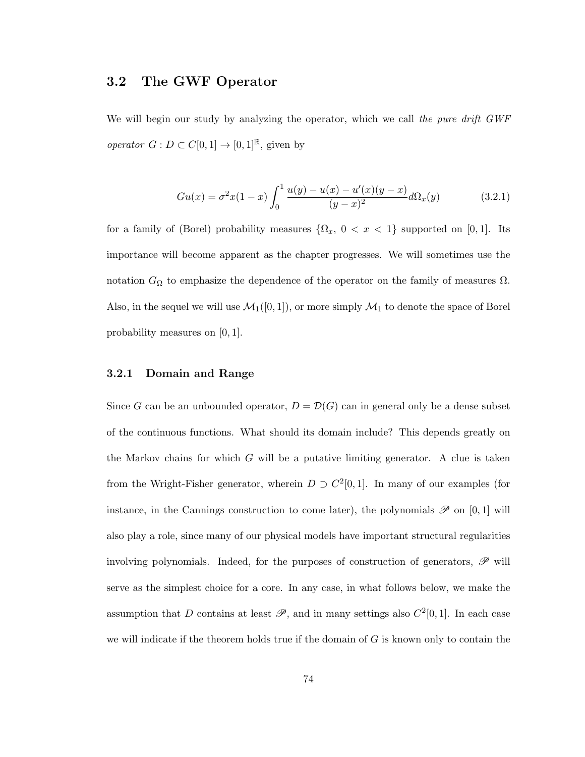## 3.2 The GWF Operator

We will begin our study by analyzing the operator, which we call *the pure drift GWF operator* $G : D \subset C[0,1] \to [0,1]^{\mathbb{R}}$, given by

$$Gu(x) = \sigma^2 x(1-x) \int_0^1 \frac{u(y) - u(x) - u'(x)(y-x)}{(y-x)^2} d\Omega_x(y) \tag{3.2.1}$$

for a family of (Borel) probability measures $\{\Omega_x,\ 0 < x < 1\}$ supported on $[0,1]$. Its importance will become apparent as the chapter progresses. We will sometimes use the notation $G_\Omega$ to emphasize the dependence of the operator on the family of measures $\Omega$. Also, in the sequel we will use $\mathcal{M}_1([0,1])$, or more simply $\mathcal{M}_1$ to denote the space of Borel probability measures on $[0,1]$.

### 3.2.1 Domain and Range

Since $G$ can be an unbounded operator, $D = \mathcal{D}(G)$ can in general only be a dense subset of the continuous functions. What should its domain include? This depends greatly on the Markov chains for which $G$ will be a putative limiting generator. A clue is taken from the Wright-Fisher generator, wherein $D \supset C^2[0,1]$. In many of our examples (for instance, in the Cannings construction to come later), the polynomials $\mathscr{P}$ on $[0,1]$ will also play a role, since many of our physical models have important structural regularities involving polynomials. Indeed, for the purposes of construction of generators, $\mathscr{P}$ will serve as the simplest choice for a core. In any case, in what follows below, we make the assumption that $D$ contains at least $\mathscr{P}$, and in many settings also $C^2[0,1]$. In each case we will indicate if the theorem holds true if the domain of $G$ is known only to contain the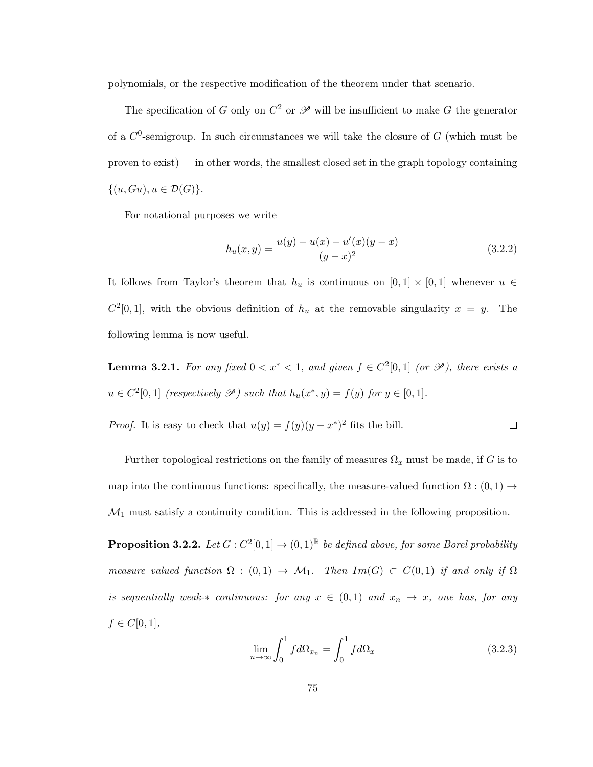polynomials, or the respective modification of the theorem under that scenario.

The specification of $G$ only on $C^2$ or $\mathscr{P}$ will be insufficient to make $G$ the generator of a $C^0$-semigroup. In such circumstances we will take the closure of $G$ (which must be proven to exist) — in other words, the smallest closed set in the graph topology containing $\{(u, Gu), u \in \mathcal{D}(G)\}$.

For notational purposes we write

$$h_u(x,y) = \frac{u(y) - u(x) - u'(x)(y-x)}{(y-x)^2} \tag{3.2.2}$$

It follows from Taylor's theorem that $h_u$ is continuous on $[0,1] \times [0,1]$ whenever $u \in C^2[0,1]$, with the obvious definition of $h_u$ at the removable singularity $x = y$. The following lemma is now useful.

**Lemma 3.2.1.** *For any fixed $0 < x^* < 1$, and given $f \in C^2[0,1]$ (or $\mathscr{P}$), there exists a $u \in C^2[0,1]$ (respectively $\mathscr{P}$) such that $h_u(x^*, y) = f(y)$ for $y \in [0,1]$.*

*Proof.* It is easy to check that $u(y) = f(y)(y - x^*)^2$ fits the bill. $\square$

Further topological restrictions on the family of measures $\Omega_x$ must be made, if $G$ is to map into the continuous functions: specifically, the measure-valued function $\Omega : (0,1) \to \mathcal{M}_1$ must satisfy a continuity condition. This is addressed in the following proposition.

**Proposition 3.2.2.** *Let $G : C^2[0,1] \to (0,1)^{\mathbb{R}}$ be defined above, for some Borel probability measure valued function $\Omega : (0,1) \to \mathcal{M}_1$. Then $Im(G) \subset C(0,1)$ if and only if $\Omega$ is sequentially weak-$*$ continuous: for any $x \in (0,1)$ and $x_n \to x$, one has, for any $f \in C[0,1]$,*

$$\lim_{n\to\infty} \int_0^1 f d\Omega_{x_n} = \int_0^1 f d\Omega_x \tag{3.2.3}$$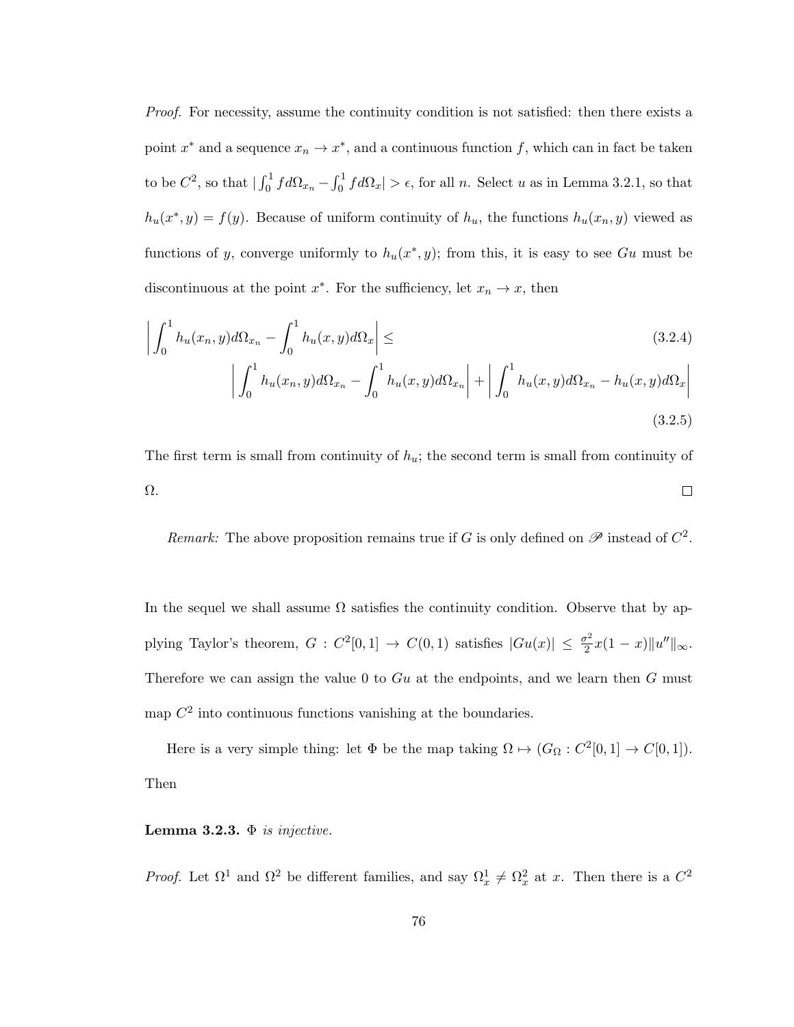*Proof.* For necessity, assume the continuity condition is not satisfied: then there exists a point $x^*$ and a sequence $x_n \to x^*$, and a continuous function $f$, which can in fact be taken to be $C^2$, so that $|\int_0^1 f d\Omega_{x_n} - \int_0^1 f d\Omega_x| > \epsilon$, for all $n$. Select $u$ as in Lemma 3.2.1, so that $h_u(x^*, y) = f(y)$. Because of uniform continuity of $h_u$, the functions $h_u(x_n, y)$ viewed as functions of $y$, converge uniformly to $h_u(x^*, y)$; from this, it is easy to see $Gu$ must be discontinuous at the point $x^*$. For the sufficiency, let $x_n \to x$, then

$$\left| \int_0^1 h_u(x_n, y) d\Omega_{x_n} - \int_0^1 h_u(x, y) d\Omega_x \right| \leq \tag{3.2.4}$$

$$\left| \int_0^1 h_u(x_n, y) d\Omega_{x_n} - \int_0^1 h_u(x, y) d\Omega_{x_n} \right| + \left| \int_0^1 h_u(x, y) d\Omega_{x_n} - h_u(x, y) d\Omega_x \right| \tag{3.2.5}$$

The first term is small from continuity of $h_u$; the second term is small from continuity of $\Omega$. ∎

*Remark:* The above proposition remains true if $G$ is only defined on $\mathscr{P}$ instead of $C^2$.

In the sequel we shall assume $\Omega$ satisfies the continuity condition. Observe that by applying Taylor's theorem, $G : C^2[0,1] \to C(0,1)$ satisfies $|Gu(x)| \leq \frac{\sigma^2}{2} x(1-x)\|u''\|_\infty$. Therefore we can assign the value 0 to $Gu$ at the endpoints, and we learn then $G$ must map $C^2$ into continuous functions vanishing at the boundaries.

Here is a very simple thing: let $\Phi$ be the map taking $\Omega \mapsto (G_\Omega : C^2[0,1] \to C[0,1])$. Then

**Lemma 3.2.3.** *$\Phi$ is injective.*

*Proof.* Let $\Omega^1$ and $\Omega^2$ be different families, and say $\Omega^1_x \neq \Omega^2_x$ at $x$. Then there is a $C^2$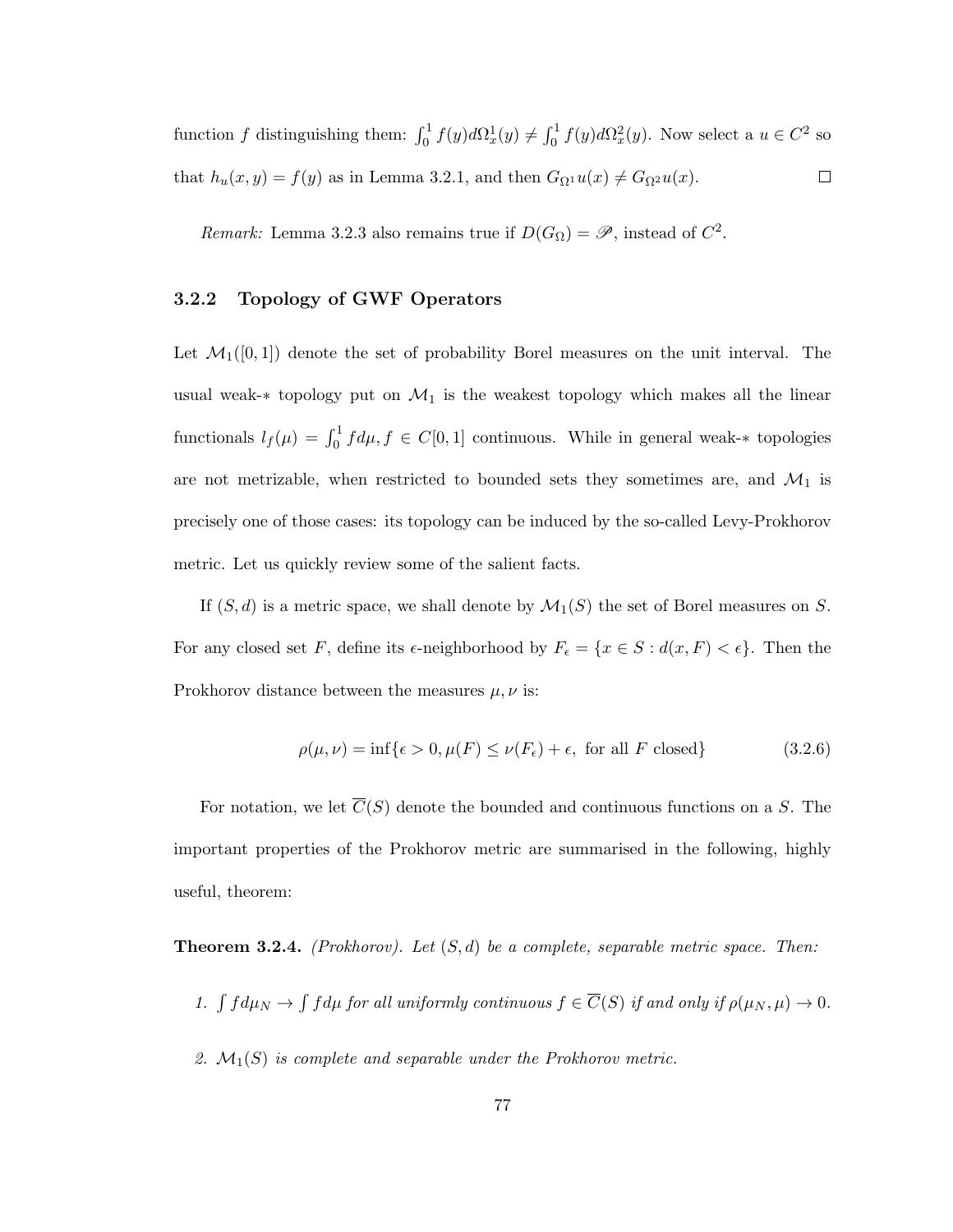function $f$ distinguishing them: $\int_0^1 f(y)d\Omega_x^1(y) \neq \int_0^1 f(y)d\Omega_x^2(y)$. Now select a $u \in C^2$ so that $h_u(x,y) = f(y)$ as in Lemma 3.2.1, and then $G_{\Omega^1}u(x) \neq G_{\Omega^2}u(x)$. □

*Remark:* Lemma 3.2.3 also remains true if $D(G_\Omega) = \mathscr{P}$, instead of $C^2$.

### 3.2.2 Topology of GWF Operators

Let $\mathcal{M}_1([0,1])$ denote the set of probability Borel measures on the unit interval. The usual weak-$*$ topology put on $\mathcal{M}_1$ is the weakest topology which makes all the linear functionals $l_f(\mu) = \int_0^1 f d\mu, f \in C[0,1]$ continuous. While in general weak-$*$ topologies are not metrizable, when restricted to bounded sets they sometimes are, and $\mathcal{M}_1$ is precisely one of those cases: its topology can be induced by the so-called Levy-Prokhorov metric. Let us quickly review some of the salient facts.

If $(S,d)$ is a metric space, we shall denote by $\mathcal{M}_1(S)$ the set of Borel measures on $S$. For any closed set $F$, define its $\epsilon$-neighborhood by $F_\epsilon = \{x \in S : d(x,F) < \epsilon\}$. Then the Prokhorov distance between the measures $\mu, \nu$ is:

$$\rho(\mu,\nu) = \inf\{\epsilon > 0, \mu(F) \leq \nu(F_\epsilon) + \epsilon, \text{ for all } F \text{ closed}\} \tag{3.2.6}$$

For notation, we let $\overline{C}(S)$ denote the bounded and continuous functions on a $S$. The important properties of the Prokhorov metric are summarised in the following, highly useful, theorem:

**Theorem 3.2.4.** *(Prokhorov). Let $(S,d)$ be a complete, separable metric space. Then:*

1. *$\int f d\mu_N \to \int f d\mu$ for all uniformly continuous $f \in \overline{C}(S)$ if and only if $\rho(\mu_N, \mu) \to 0$.*
2. *$\mathcal{M}_1(S)$ is complete and separable under the Prokhorov metric.*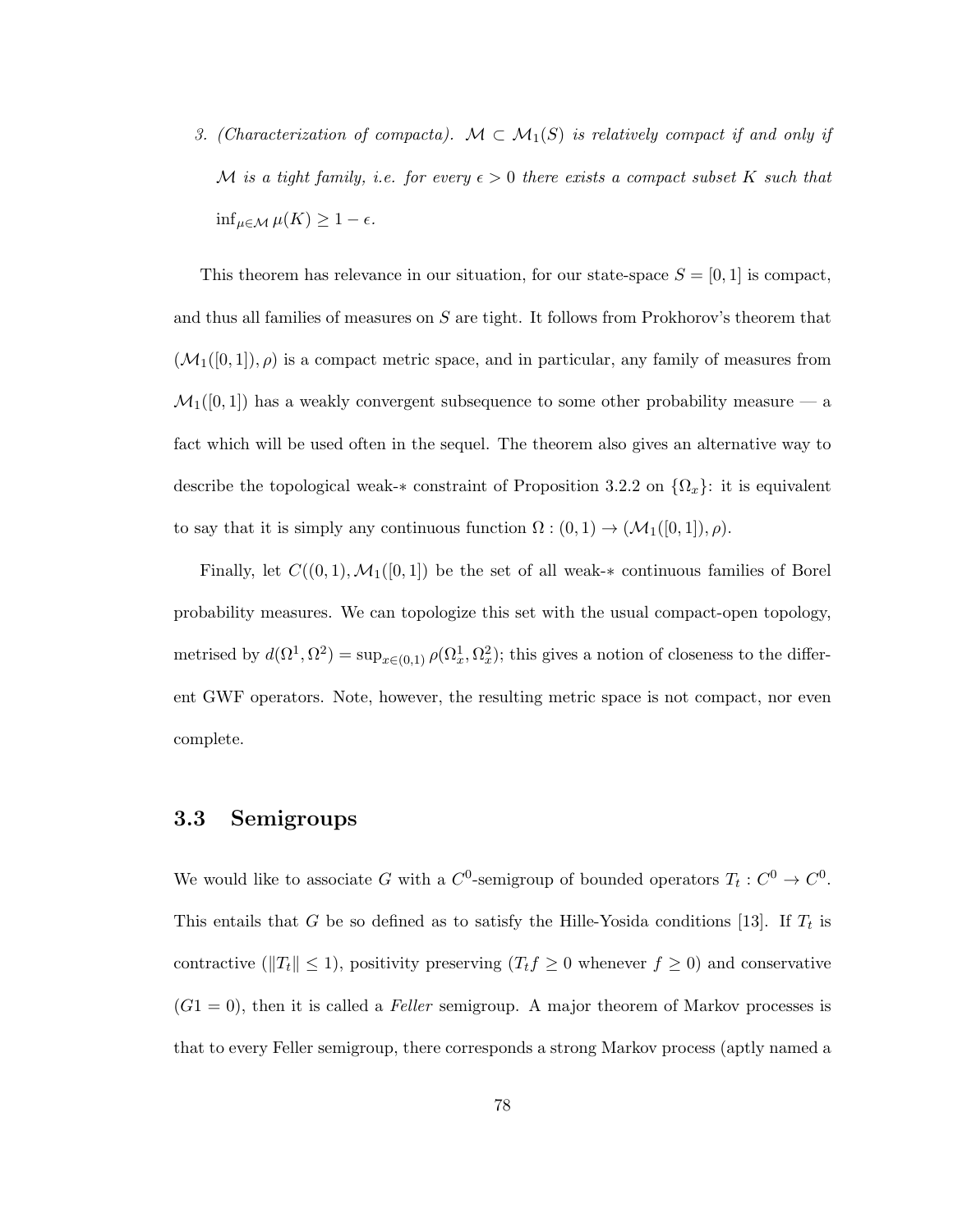3. *(Characterization of compacta).* $\mathcal{M} \subset \mathcal{M}_1(S)$ *is relatively compact if and only if* $\mathcal{M}$ *is a tight family, i.e. for every* $\epsilon > 0$ *there exists a compact subset* $K$ *such that* $\inf_{\mu \in \mathcal{M}} \mu(K) \geq 1 - \epsilon$.

This theorem has relevance in our situation, for our state-space $S = [0, 1]$ is compact, and thus all families of measures on $S$ are tight. It follows from Prokhorov's theorem that $(\mathcal{M}_1([0, 1]), \rho)$ is a compact metric space, and in particular, any family of measures from $\mathcal{M}_1([0, 1])$ has a weakly convergent subsequence to some other probability measure — a fact which will be used often in the sequel. The theorem also gives an alternative way to describe the topological weak-$*$ constraint of Proposition 3.2.2 on $\{\Omega_x\}$: it is equivalent to say that it is simply any continuous function $\Omega : (0, 1) \to (\mathcal{M}_1([0, 1]), \rho)$.

Finally, let $C((0, 1), \mathcal{M}_1([0, 1])$ be the set of all weak-$*$ continuous families of Borel probability measures. We can topologize this set with the usual compact-open topology, metrised by $d(\Omega^1, \Omega^2) = \sup_{x \in (0,1)} \rho(\Omega^1_x, \Omega^2_x)$; this gives a notion of closeness to the different GWF operators. Note, however, the resulting metric space is not compact, nor even complete.

## 3.3 Semigroups

We would like to associate $G$ with a $C^0$-semigroup of bounded operators $T_t : C^0 \to C^0$. This entails that $G$ be so defined as to satisfy the Hille-Yosida conditions [13]. If $T_t$ is contractive ($\|T_t\| \leq 1$), positivity preserving ($T_t f \geq 0$ whenever $f \geq 0$) and conservative ($G1 = 0$), then it is called a *Feller* semigroup. A major theorem of Markov processes is that to every Feller semigroup, there corresponds a strong Markov process (aptly named a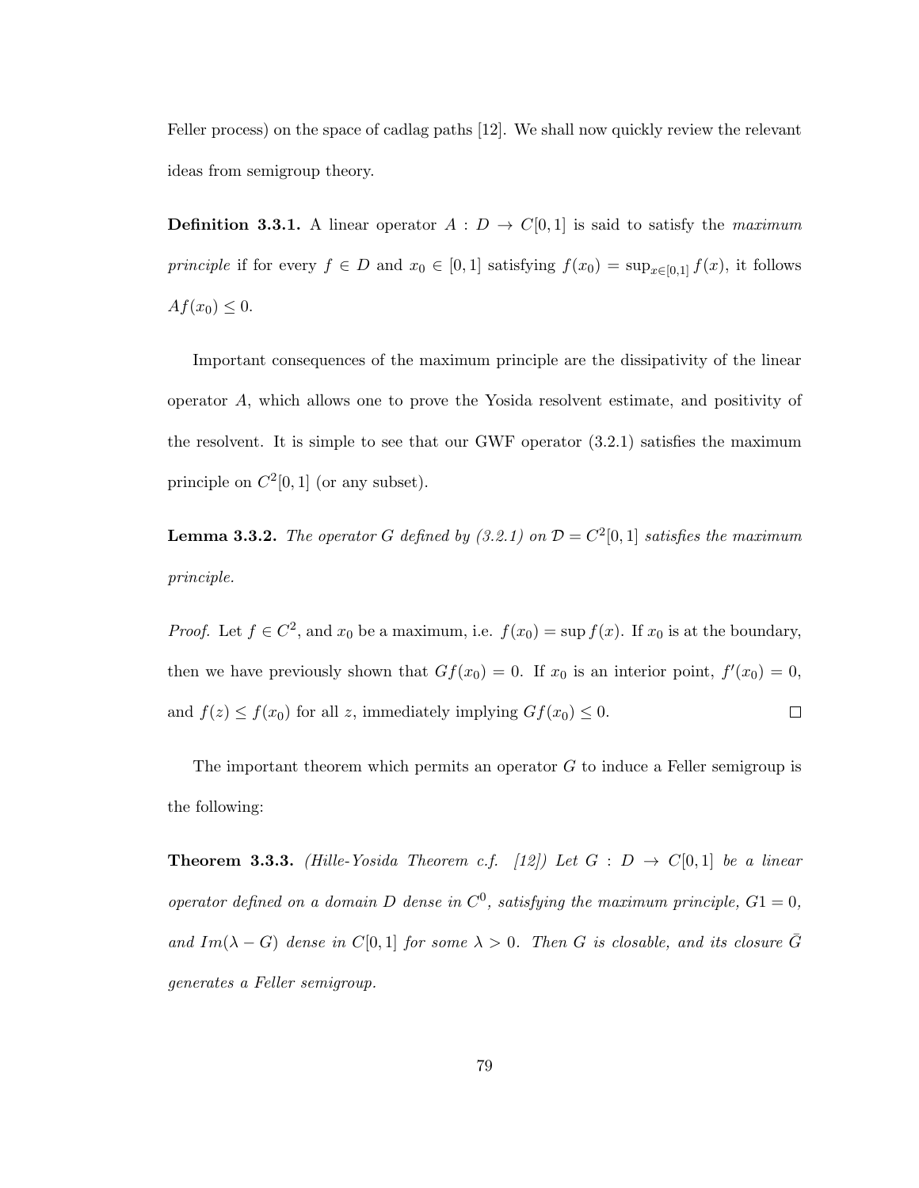Feller process) on the space of cadlag paths [12]. We shall now quickly review the relevant ideas from semigroup theory.

**Definition 3.3.1.** A linear operator $A : D \to C[0,1]$ is said to satisfy the *maximum principle* if for every $f \in D$ and $x_0 \in [0,1]$ satisfying $f(x_0) = \sup_{x\in[0,1]} f(x)$, it follows $Af(x_0) \leq 0$.

Important consequences of the maximum principle are the dissipativity of the linear operator $A$, which allows one to prove the Yosida resolvent estimate, and positivity of the resolvent. It is simple to see that our GWF operator (3.2.1) satisfies the maximum principle on $C^2[0,1]$ (or any subset).

**Lemma 3.3.2.** *The operator $G$ defined by (3.2.1) on $\mathcal{D} = C^2[0,1]$ satisfies the maximum principle.*

*Proof.* Let $f \in C^2$, and $x_0$ be a maximum, i.e. $f(x_0) = \sup f(x)$. If $x_0$ is at the boundary, then we have previously shown that $Gf(x_0) = 0$. If $x_0$ is an interior point, $f'(x_0) = 0$, and $f(z) \leq f(x_0)$ for all $z$, immediately implying $Gf(x_0) \leq 0$. □

The important theorem which permits an operator $G$ to induce a Feller semigroup is the following:

**Theorem 3.3.3.** *(Hille-Yosida Theorem c.f. [12]) Let $G : D \to C[0,1]$ be a linear operator defined on a domain $D$ dense in $C^0$, satisfying the maximum principle, $G1 = 0$, and $Im(\lambda - G)$ dense in $C[0,1]$ for some $\lambda > 0$. Then $G$ is closable, and its closure $\bar{G}$ generates a Feller semigroup.*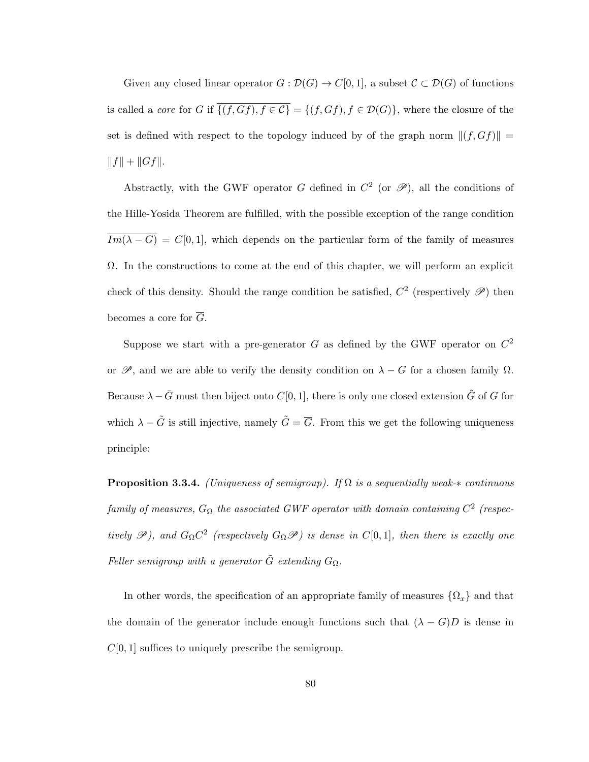Given any closed linear operator $G : \mathcal{D}(G) \to C[0,1]$, a subset $\mathcal{C} \subset \mathcal{D}(G)$ of functions is called a *core* for $G$ if $\overline{\{(f, Gf), f \in \mathcal{C}\}} = \{(f, Gf), f \in \mathcal{D}(G)\}$, where the closure of the set is defined with respect to the topology induced by of the graph norm $\|(f, Gf)\| = \|f\| + \|Gf\|$.

Abstractly, with the GWF operator $G$ defined in $C^2$ (or $\mathscr{P}$), all the conditions of the Hille-Yosida Theorem are fulfilled, with the possible exception of the range condition $\overline{Im(\lambda - G)} = C[0,1]$, which depends on the particular form of the family of measures $\Omega$. In the constructions to come at the end of this chapter, we will perform an explicit check of this density. Should the range condition be satisfied, $C^2$ (respectively $\mathscr{P}$) then becomes a core for $\overline{G}$.

Suppose we start with a pre-generator $G$ as defined by the GWF operator on $C^2$ or $\mathscr{P}$, and we are able to verify the density condition on $\lambda - G$ for a chosen family $\Omega$. Because $\lambda - \bar{G}$ must then biject onto $C[0,1]$, there is only one closed extension $\tilde{G}$ of $G$ for which $\lambda - \tilde{G}$ is still injective, namely $\tilde{G} = \overline{G}$. From this we get the following uniqueness principle:

**Proposition 3.3.4.** *(Uniqueness of semigroup). If $\Omega$ is a sequentially weak-$*$ continuous family of measures, $G_\Omega$ the associated GWF operator with domain containing $C^2$ (respectively $\mathscr{P}$), and $G_\Omega C^2$ (respectively $G_\Omega \mathscr{P}$) is dense in $C[0,1]$, then there is exactly one Feller semigroup with a generator $\tilde{G}$ extending $G_\Omega$.*

In other words, the specification of an appropriate family of measures $\{\Omega_x\}$ and that the domain of the generator include enough functions such that $(\lambda - G)D$ is dense in $C[0,1]$ suffices to uniquely prescribe the semigroup.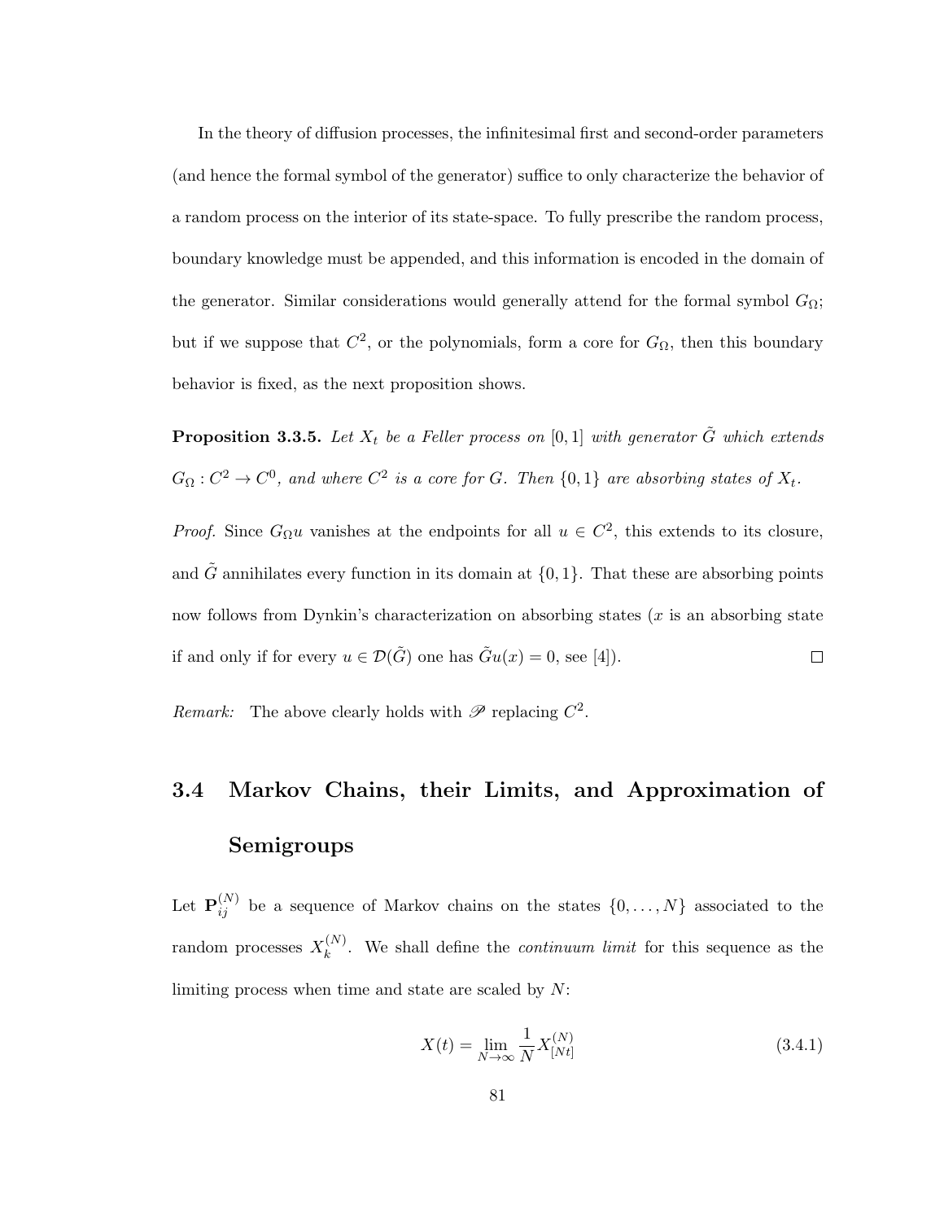In the theory of diffusion processes, the infinitesimal first and second-order parameters (and hence the formal symbol of the generator) suffice to only characterize the behavior of a random process on the interior of its state-space. To fully prescribe the random process, boundary knowledge must be appended, and this information is encoded in the domain of the generator. Similar considerations would generally attend for the formal symbol $G_\Omega$; but if we suppose that $C^2$, or the polynomials, form a core for $G_\Omega$, then this boundary behavior is fixed, as the next proposition shows.

**Proposition 3.3.5.** *Let $X_t$ be a Feller process on $[0,1]$ with generator $\tilde{G}$ which extends $G_\Omega : C^2 \to C^0$, and where $C^2$ is a core for $G$. Then $\{0,1\}$ are absorbing states of $X_t$.*

*Proof.* Since $G_\Omega u$ vanishes at the endpoints for all $u \in C^2$, this extends to its closure, and $\tilde{G}$ annihilates every function in its domain at $\{0,1\}$. That these are absorbing points now follows from Dynkin's characterization on absorbing states ($x$ is an absorbing state if and only if for every $u \in \mathcal{D}(\tilde{G})$ one has $\tilde{G}u(x) = 0$, see [4]). $\square$

*Remark:* The above clearly holds with $\mathscr{P}$ replacing $C^2$.

## 3.4 Markov Chains, their Limits, and Approximation of Semigroups

Let $\mathbf{P}_{ij}^{(N)}$ be a sequence of Markov chains on the states $\{0, \dots, N\}$ associated to the random processes $X_k^{(N)}$. We shall define the *continuum limit* for this sequence as the limiting process when time and state are scaled by $N$:

$$X(t) = \lim_{N \to \infty} \frac{1}{N} X_{[Nt]}^{(N)} \tag{3.4.1}$$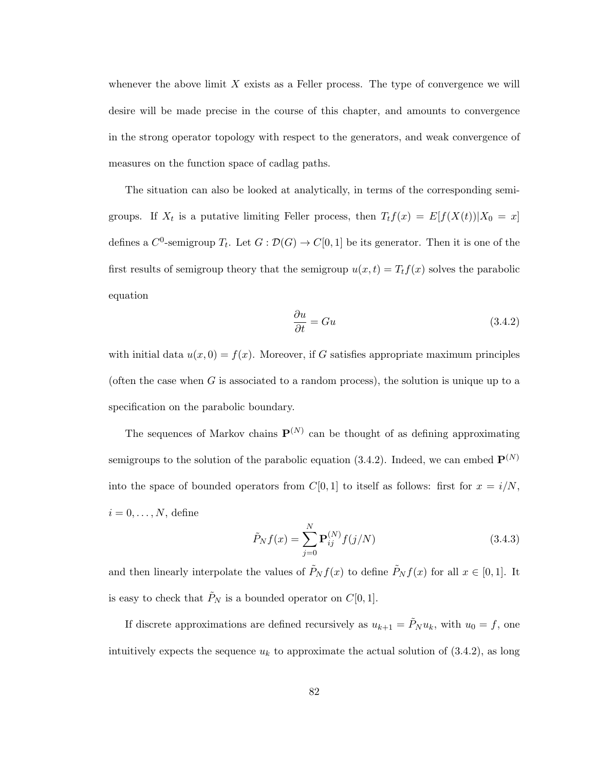whenever the above limit $X$ exists as a Feller process. The type of convergence we will desire will be made precise in the course of this chapter, and amounts to convergence in the strong operator topology with respect to the generators, and weak convergence of measures on the function space of cadlag paths.

The situation can also be looked at analytically, in terms of the corresponding semigroups. If $X_t$ is a putative limiting Feller process, then $T_t f(x) = E[f(X(t))|X_0 = x]$ defines a $C^0$-semigroup $T_t$. Let $G : \mathcal{D}(G) \to C[0, 1]$ be its generator. Then it is one of the first results of semigroup theory that the semigroup $u(x, t) = T_t f(x)$ solves the parabolic equation

$$\frac{\partial u}{\partial t} = Gu \tag{3.4.2}$$

with initial data $u(x, 0) = f(x)$. Moreover, if $G$ satisfies appropriate maximum principles (often the case when $G$ is associated to a random process), the solution is unique up to a specification on the parabolic boundary.

The sequences of Markov chains $\mathbf{P}^{(N)}$ can be thought of as defining approximating semigroups to the solution of the parabolic equation (3.4.2). Indeed, we can embed $\mathbf{P}^{(N)}$ into the space of bounded operators from $C[0, 1]$ to itself as follows: first for $x = i/N$, $i = 0, \ldots, N$, define

$$\tilde{P}_N f(x) = \sum_{j=0}^{N} \mathbf{P}_{ij}^{(N)} f(j/N) \tag{3.4.3}$$

and then linearly interpolate the values of $\tilde{P}_N f(x)$ to define $\tilde{P}_N f(x)$ for all $x \in [0, 1]$. It is easy to check that $\tilde{P}_N$ is a bounded operator on $C[0, 1]$.

If discrete approximations are defined recursively as $u_{k+1} = \tilde{P}_N u_k$, with $u_0 = f$, one intuitively expects the sequence $u_k$ to approximate the actual solution of (3.4.2), as long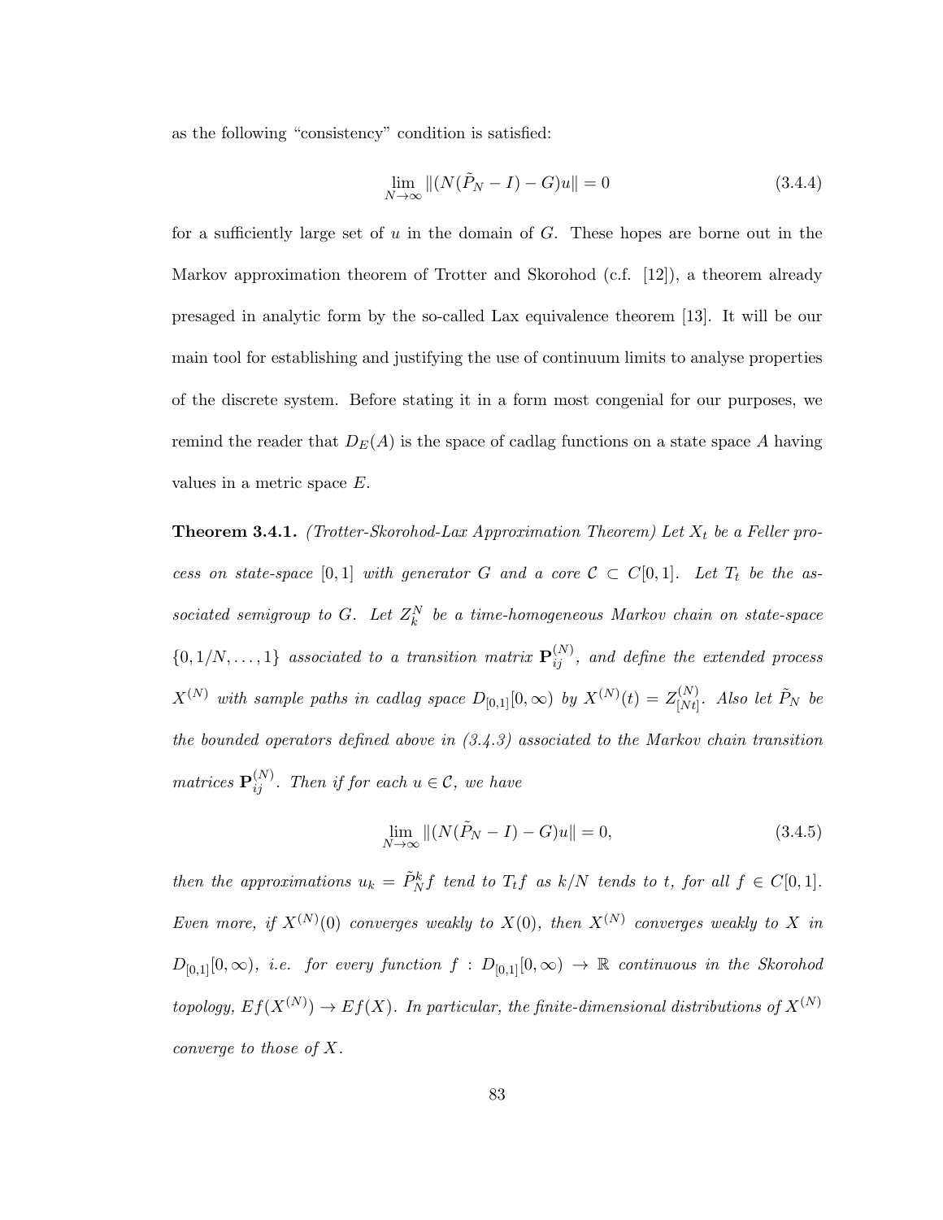as the following "consistency" condition is satisfied:

$$\lim_{N\to\infty} \|(N(\tilde{P}_N - I) - G)u\| = 0 \tag{3.4.4}$$

for a sufficiently large set of $u$ in the domain of $G$. These hopes are borne out in the Markov approximation theorem of Trotter and Skorohod (c.f. [12]), a theorem already presaged in analytic form by the so-called Lax equivalence theorem [13]. It will be our main tool for establishing and justifying the use of continuum limits to analyse properties of the discrete system. Before stating it in a form most congenial for our purposes, we remind the reader that $D_E(A)$ is the space of cadlag functions on a state space $A$ having values in a metric space $E$.

**Theorem 3.4.1.** *(Trotter-Skorohod-Lax Approximation Theorem) Let $X_t$ be a Feller process on state-space $[0,1]$ with generator $G$ and a core $\mathcal{C} \subset C[0,1]$. Let $T_t$ be the associated semigroup to $G$. Let $Z_k^N$ be a time-homogeneous Markov chain on state-space $\{0, 1/N, \ldots, 1\}$ associated to a transition matrix $\mathbf{P}_{ij}^{(N)}$, and define the extended process $X^{(N)}$ with sample paths in cadlag space $D_{[0,1]}[0,\infty)$ by $X^{(N)}(t) = Z_{[Nt]}^{(N)}$. Also let $\tilde{P}_N$ be the bounded operators defined above in (3.4.3) associated to the Markov chain transition matrices $\mathbf{P}_{ij}^{(N)}$. Then if for each $u \in \mathcal{C}$, we have*

$$\lim_{N\to\infty} \|(N(\tilde{P}_N - I) - G)u\| = 0, \tag{3.4.5}$$

*then the approximations $u_k = \tilde{P}_N^k f$ tend to $T_t f$ as $k/N$ tends to $t$, for all $f \in C[0,1]$. Even more, if $X^{(N)}(0)$ converges weakly to $X(0)$, then $X^{(N)}$ converges weakly to $X$ in $D_{[0,1]}[0,\infty)$, i.e. for every function $f : D_{[0,1]}[0,\infty) \to \mathbb{R}$ continuous in the Skorohod topology, $Ef(X^{(N)}) \to Ef(X)$. In particular, the finite-dimensional distributions of $X^{(N)}$ converge to those of $X$.*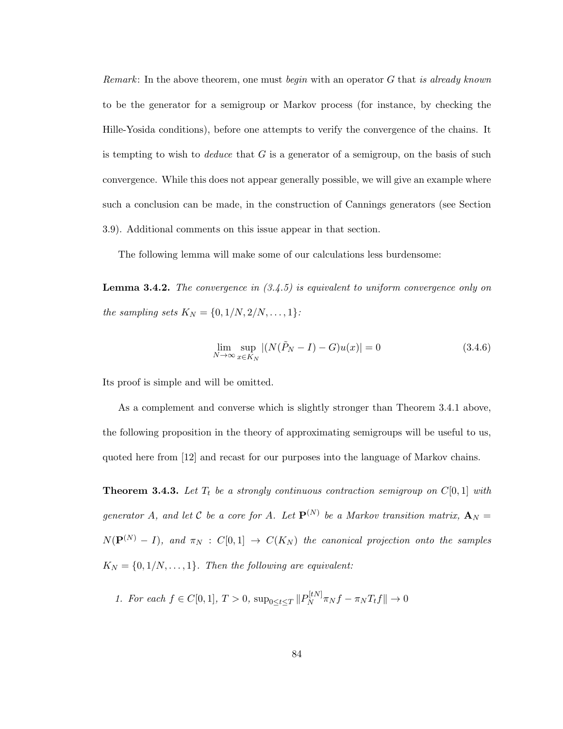*Remark*: In the above theorem, one must *begin* with an operator $G$ that *is already known* to be the generator for a semigroup or Markov process (for instance, by checking the Hille-Yosida conditions), before one attempts to verify the convergence of the chains. It is tempting to wish to *deduce* that $G$ is a generator of a semigroup, on the basis of such convergence. While this does not appear generally possible, we will give an example where such a conclusion can be made, in the construction of Cannings generators (see Section 3.9). Additional comments on this issue appear in that section.

The following lemma will make some of our calculations less burdensome:

**Lemma 3.4.2.** *The convergence in (3.4.5) is equivalent to uniform convergence only on the sampling sets $K_N = \{0, 1/N, 2/N, \ldots, 1\}$:*

$$\lim_{N\to\infty} \sup_{x\in K_N} |(N(\tilde{P}_N - I) - G)u(x)| = 0 \tag{3.4.6}$$

Its proof is simple and will be omitted.

As a complement and converse which is slightly stronger than Theorem 3.4.1 above, the following proposition in the theory of approximating semigroups will be useful to us, quoted here from [12] and recast for our purposes into the language of Markov chains.

**Theorem 3.4.3.** *Let $T_t$ be a strongly continuous contraction semigroup on $C[0,1]$ with generator $A$, and let $\mathcal{C}$ be a core for $A$. Let $\mathbf{P}^{(N)}$ be a Markov transition matrix, $\mathbf{A}_N = N(\mathbf{P}^{(N)} - I)$, and $\pi_N : C[0,1] \to C(K_N)$ the canonical projection onto the samples $K_N = \{0, 1/N, \ldots, 1\}$. Then the following are equivalent:*

1. *For each $f \in C[0,1]$, $T > 0$, $\sup_{0\le t\le T} \|P_N^{[tN]}\pi_N f - \pi_N T_t f\| \to 0$*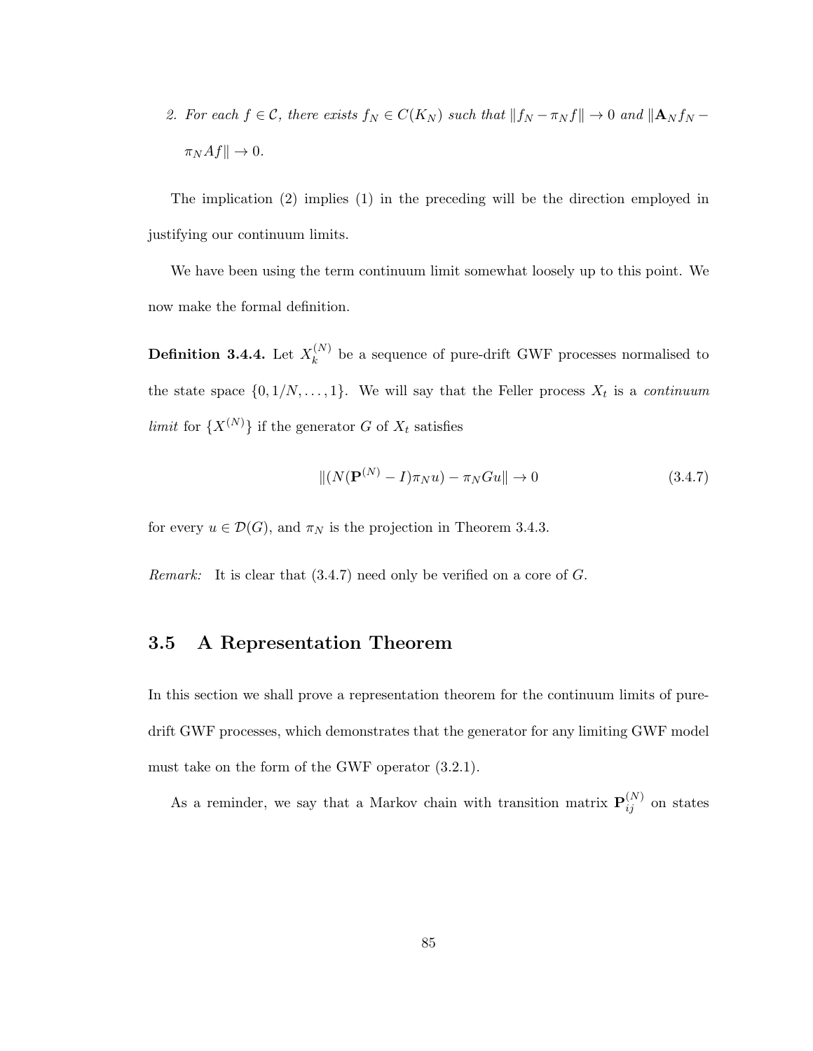2. *For each $f \in \mathcal{C}$, there exists $f_N \in C(K_N)$ such that $\|f_N - \pi_N f\| \to 0$ and $\|\mathbf{A}_N f_N - \pi_N A f\| \to 0$.*

The implication (2) implies (1) in the preceding will be the direction employed in justifying our continuum limits.

We have been using the term continuum limit somewhat loosely up to this point. We now make the formal definition.

**Definition 3.4.4.** Let $X_k^{(N)}$ be a sequence of pure-drift GWF processes normalised to the state space $\{0, 1/N, \ldots, 1\}$. We will say that the Feller process $X_t$ is a *continuum limit* for $\{X^{(N)}\}$ if the generator $G$ of $X_t$ satisfies

$$\|(N(\mathbf{P}^{(N)} - I)\pi_N u) - \pi_N G u\| \to 0 \tag{3.4.7}$$

for every $u \in \mathcal{D}(G)$, and $\pi_N$ is the projection in Theorem 3.4.3.

*Remark:* It is clear that (3.4.7) need only be verified on a core of $G$.

## 3.5 A Representation Theorem

In this section we shall prove a representation theorem for the continuum limits of pure-drift GWF processes, which demonstrates that the generator for any limiting GWF model must take on the form of the GWF operator (3.2.1).

As a reminder, we say that a Markov chain with transition matrix $\mathbf{P}_{ij}^{(N)}$ on states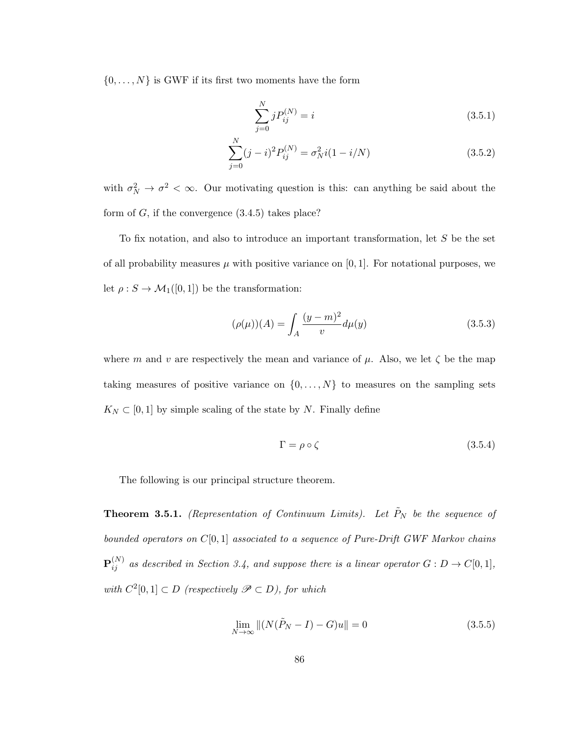$\{0, \ldots, N\}$ is GWF if its first two moments have the form

$$\sum_{j=0}^{N} j P_{ij}^{(N)} = i \tag{3.5.1}$$

$$\sum_{j=0}^{N} (j-i)^2 P_{ij}^{(N)} = \sigma_N^2 i(1 - i/N) \tag{3.5.2}$$

with $\sigma_N^2 \to \sigma^2 < \infty$. Our motivating question is this: can anything be said about the form of $G$, if the convergence (3.4.5) takes place?

To fix notation, and also to introduce an important transformation, let $S$ be the set of all probability measures $\mu$ with positive variance on $[0, 1]$. For notational purposes, we let $\rho : S \to \mathcal{M}_1([0, 1])$ be the transformation:

$$(\rho(\mu))(A) = \int_A \frac{(y-m)^2}{v} d\mu(y) \tag{3.5.3}$$

where $m$ and $v$ are respectively the mean and variance of $\mu$. Also, we let $\zeta$ be the map taking measures of positive variance on $\{0, \ldots, N\}$ to measures on the sampling sets $K_N \subset [0, 1]$ by simple scaling of the state by $N$. Finally define

$$\Gamma = \rho \circ \zeta \tag{3.5.4}$$

The following is our principal structure theorem.

**Theorem 3.5.1.** *(Representation of Continuum Limits). Let $\tilde{P}_N$ be the sequence of bounded operators on $C[0, 1]$ associated to a sequence of Pure-Drift GWF Markov chains $\mathbf{P}_{ij}^{(N)}$ as described in Section 3.4, and suppose there is a linear operator $G : D \to C[0, 1]$, with $C^2[0, 1] \subset D$ (respectively $\mathscr{P} \subset D$), for which*

$$\lim_{N \to \infty} \|(N(\tilde{P}_N - I) - G)u\| = 0 \tag{3.5.5}$$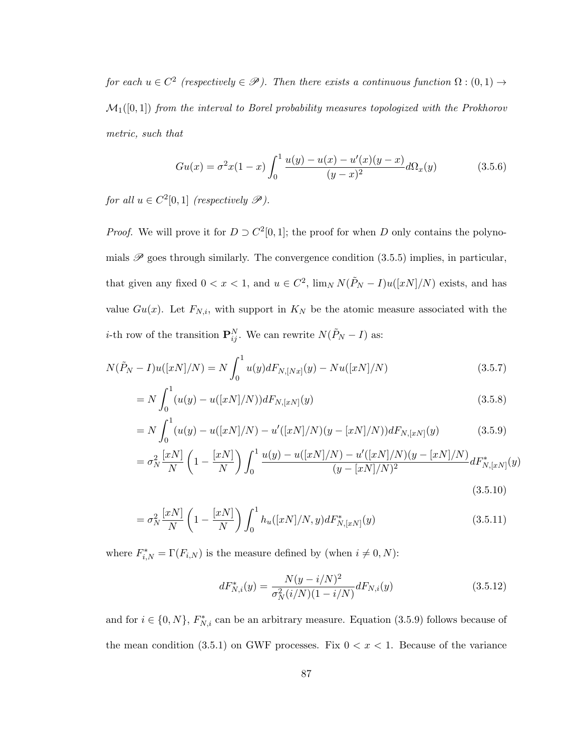*for each $u \in C^2$ (respectively $\in \mathscr{P}$). Then there exists a continuous function $\Omega : (0,1) \to \mathcal{M}_1([0,1])$ from the interval to Borel probability measures topologized with the Prokhorov metric, such that*

$$Gu(x) = \sigma^2 x(1-x) \int_0^1 \frac{u(y) - u(x) - u'(x)(y-x)}{(y-x)^2} d\Omega_x(y) \tag{3.5.6}$$

*for all $u \in C^2[0,1]$ (respectively $\mathscr{P}$).*

*Proof.* We will prove it for $D \supset C^2[0,1]$; the proof for when $D$ only contains the polynomials $\mathscr{P}$ goes through similarly. The convergence condition (3.5.5) implies, in particular, that given any fixed $0 < x < 1$, and $u \in C^2$, $\lim_N N(\tilde{P}_N - I)u([xN]/N)$ exists, and has value $Gu(x)$. Let $F_{N,i}$, with support in $K_N$ be the atomic measure associated with the $i$-th row of the transition $\mathbf{P}^N_{ij}$. We can rewrite $N(\tilde{P}_N - I)$ as:

$$N(\tilde{P}_N - I)u([xN]/N) = N \int_0^1 u(y) dF_{N,[Nx]}(y) - Nu([xN]/N) \tag{3.5.7}$$

$$= N \int_0^1 (u(y) - u([xN]/N)) dF_{N,[xN]}(y) \tag{3.5.8}$$

$$= N \int_0^1 (u(y) - u([xN]/N) - u'([xN]/N)(y - [xN]/N)) dF_{N,[xN]}(y) \tag{3.5.9}$$

$$= \sigma_N^2 \frac{[xN]}{N} \left(1 - \frac{[xN]}{N}\right) \int_0^1 \frac{u(y) - u([xN]/N) - u'([xN]/N)(y - [xN]/N)}{(y - [xN]/N)^2} dF^*_{N,[xN]}(y) \tag{3.5.10}$$

$$= \sigma_N^2 \frac{[xN]}{N} \left(1 - \frac{[xN]}{N}\right) \int_0^1 h_u([xN]/N, y) dF^*_{N,[xN]}(y) \tag{3.5.11}$$

where $F^*_{i,N} = \Gamma(F_{i,N})$ is the measure defined by (when $i \neq 0, N$):

$$dF^*_{N,i}(y) = \frac{N(y - i/N)^2}{\sigma_N^2 (i/N)(1 - i/N)} dF_{N,i}(y) \tag{3.5.12}$$

and for $i \in \{0, N\}$, $F^*_{N,i}$ can be an arbitrary measure. Equation (3.5.9) follows because of the mean condition (3.5.1) on GWF processes. Fix $0 < x < 1$. Because of the variance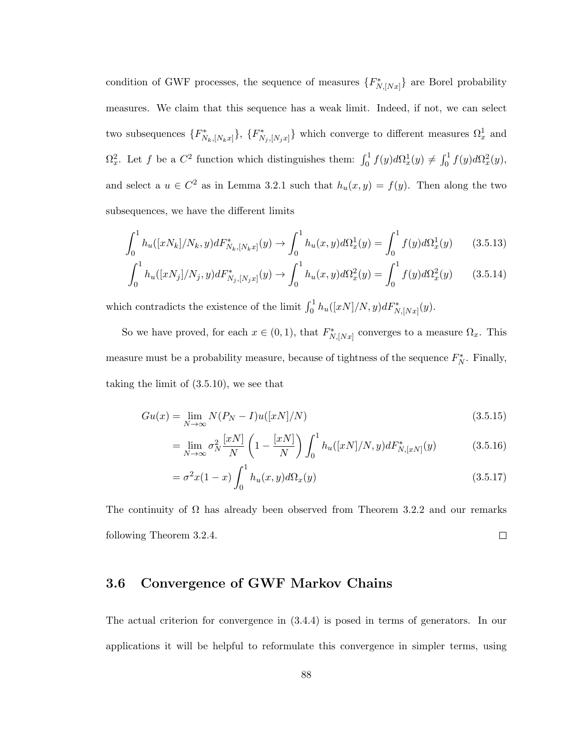condition of GWF processes, the sequence of measures $\{F^*_{N,[Nx]}\}$ are Borel probability measures. We claim that this sequence has a weak limit. Indeed, if not, we can select two subsequences $\{F^*_{N_k,[N_k x]}\}$, $\{F^*_{N_j,[N_j x]}\}$ which converge to different measures $\Omega^1_x$ and $\Omega^2_x$. Let $f$ be a $C^2$ function which distinguishes them: $\int_0^1 f(y) d\Omega^1_x(y) \neq \int_0^1 f(y) d\Omega^2_x(y)$, and select a $u \in C^2$ as in Lemma 3.2.1 such that $h_u(x, y) = f(y)$. Then along the two subsequences, we have the different limits

$$\int_0^1 h_u([xN_k]/N_k, y) dF^*_{N_k,[N_k x]}(y) \to \int_0^1 h_u(x, y) d\Omega^1_x(y) = \int_0^1 f(y) d\Omega^1_x(y) \qquad (3.5.13)$$

$$\int_0^1 h_u([xN_j]/N_j, y) dF^*_{N_j,[N_j x]}(y) \to \int_0^1 h_u(x, y) d\Omega^2_x(y) = \int_0^1 f(y) d\Omega^2_x(y) \qquad (3.5.14)$$

which contradicts the existence of the limit $\int_0^1 h_u([xN]/N, y) dF^*_{N,[Nx]}(y)$.

So we have proved, for each $x \in (0, 1)$, that $F^*_{N,[Nx]}$ converges to a measure $\Omega_x$. This measure must be a probability measure, because of tightness of the sequence $F^*_N$. Finally, taking the limit of (3.5.10), we see that

$$Gu(x) = \lim_{N\to\infty} N(P_N - I)u([xN]/N) \qquad (3.5.15)$$

$$= \lim_{N\to\infty} \sigma^2_N \frac{[xN]}{N} \left(1 - \frac{[xN]}{N}\right) \int_0^1 h_u([xN]/N, y) dF^*_{N,[xN]}(y) \qquad (3.5.16)$$

$$= \sigma^2 x(1 - x) \int_0^1 h_u(x, y) d\Omega_x(y) \qquad (3.5.17)$$

The continuity of $\Omega$ has already been observed from Theorem 3.2.2 and our remarks following Theorem 3.2.4. □

## 3.6 Convergence of GWF Markov Chains

The actual criterion for convergence in (3.4.4) is posed in terms of generators. In our applications it will be helpful to reformulate this convergence in simpler terms, using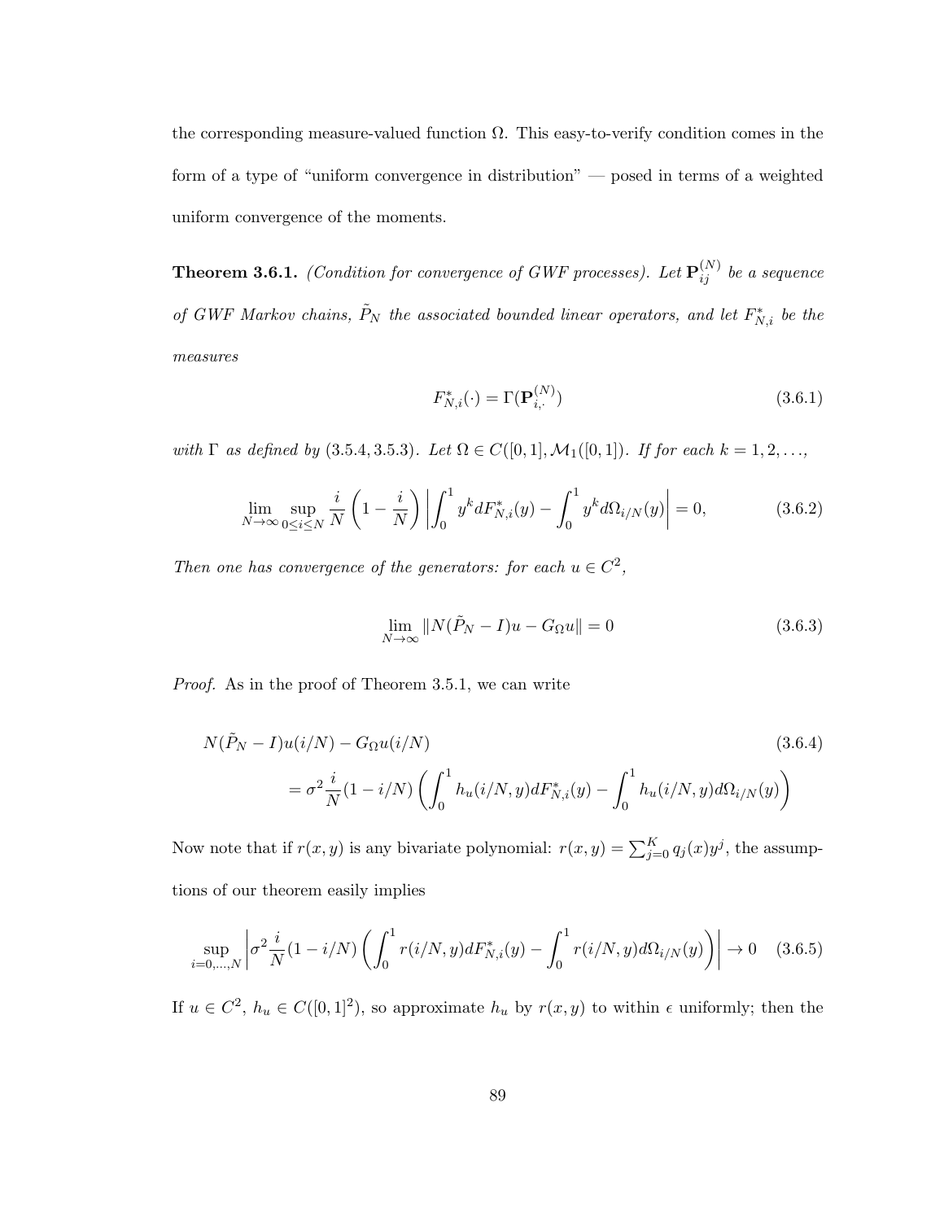the corresponding measure-valued function $\Omega$. This easy-to-verify condition comes in the form of a type of "uniform convergence in distribution" — posed in terms of a weighted uniform convergence of the moments.

**Theorem 3.6.1.** *(Condition for convergence of GWF processes). Let $\mathbf{P}_{ij}^{(N)}$ be a sequence of GWF Markov chains, $\tilde{P}_N$ the associated bounded linear operators, and let $F_{N,i}^*$ be the measures*

$$F_{N,i}^*(\cdot) = \Gamma(\mathbf{P}_{i,\cdot}^{(N)}) \tag{3.6.1}$$

*with $\Gamma$ as defined by (3.5.4, 3.5.3). Let $\Omega \in C([0,1], \mathcal{M}_1([0,1])$. If for each $k = 1, 2, \ldots$,*

$$\lim_{N\to\infty} \sup_{0\le i\le N} \frac{i}{N}\left(1 - \frac{i}{N}\right)\left|\int_0^1 y^k dF_{N,i}^*(y) - \int_0^1 y^k d\Omega_{i/N}(y)\right| = 0, \tag{3.6.2}$$

*Then one has convergence of the generators: for each $u \in C^2$,*

$$\lim_{N\to\infty} \|N(\tilde{P}_N - I)u - G_\Omega u\| = 0 \tag{3.6.3}$$

*Proof.* As in the proof of Theorem 3.5.1, we can write

$$\begin{aligned}
&N(\tilde{P}_N - I)u(i/N) - G_\Omega u(i/N) \qquad (3.6.4)\\
&\quad = \sigma^2 \frac{i}{N}(1 - i/N)\left(\int_0^1 h_u(i/N, y) dF_{N,i}^*(y) - \int_0^1 h_u(i/N, y) d\Omega_{i/N}(y)\right)
\end{aligned}$$

Now note that if $r(x,y)$ is any bivariate polynomial: $r(x,y) = \sum_{j=0}^K q_j(x) y^j$, the assumptions of our theorem easily implies

$$\sup_{i=0,\ldots,N}\left|\sigma^2 \frac{i}{N}(1 - i/N)\left(\int_0^1 r(i/N, y) dF_{N,i}^*(y) - \int_0^1 r(i/N, y) d\Omega_{i/N}(y)\right)\right| \to 0 \tag{3.6.5}$$

If $u \in C^2$, $h_u \in C([0,1]^2)$, so approximate $h_u$ by $r(x,y)$ to within $\epsilon$ uniformly; then the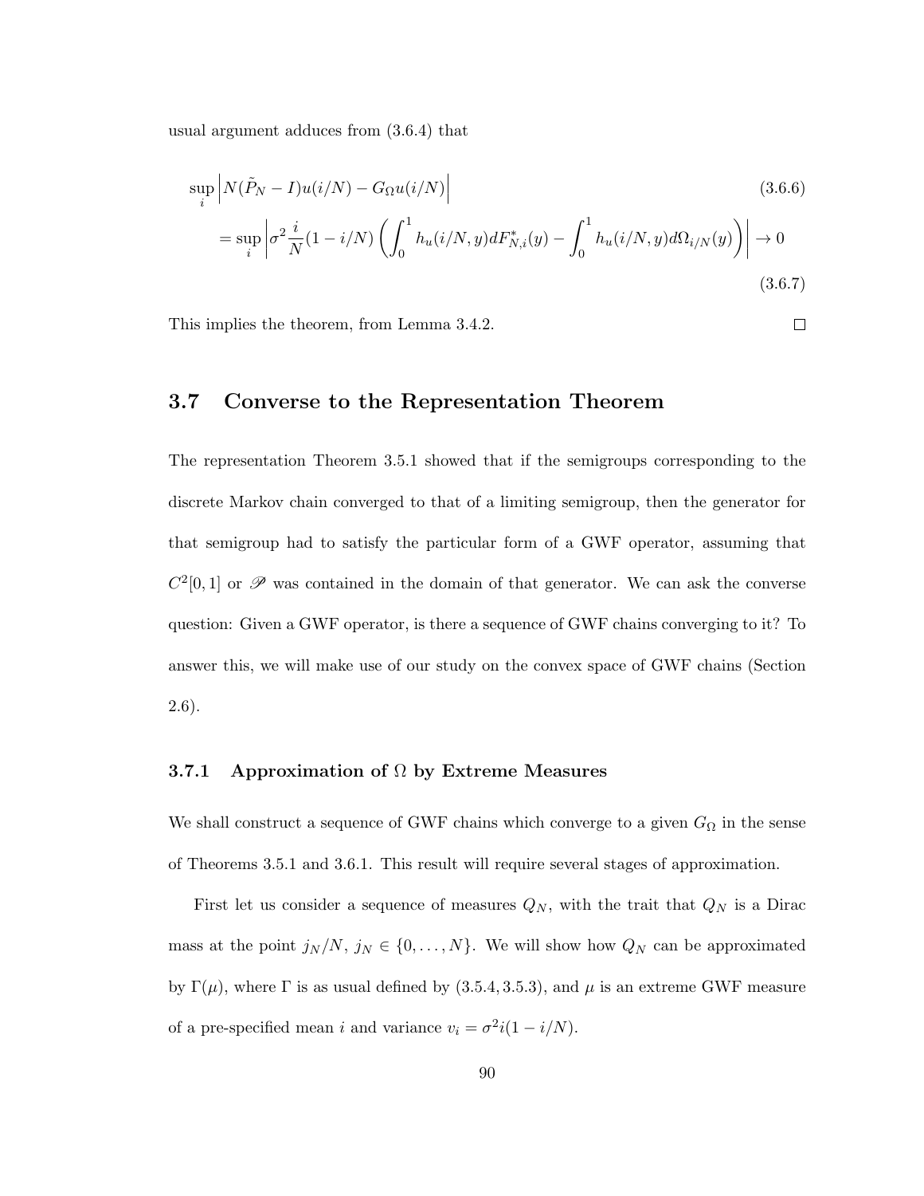usual argument adduces from (3.6.4) that

$$\sup_i \left| N(\tilde{P}_N - I)u(i/N) - G_\Omega u(i/N) \right| \tag{3.6.6}$$

$$= \sup_i \left| \sigma^2 \frac{i}{N}(1 - i/N) \left( \int_0^1 h_u(i/N, y) dF^*_{N,i}(y) - \int_0^1 h_u(i/N, y) d\Omega_{i/N}(y) \right) \right| \to 0 \tag{3.6.7}$$

This implies the theorem, from Lemma 3.4.2. □

## 3.7 Converse to the Representation Theorem

The representation Theorem 3.5.1 showed that if the semigroups corresponding to the discrete Markov chain converged to that of a limiting semigroup, then the generator for that semigroup had to satisfy the particular form of a GWF operator, assuming that $C^2[0,1]$ or $\mathscr{P}$ was contained in the domain of that generator. We can ask the converse question: Given a GWF operator, is there a sequence of GWF chains converging to it? To answer this, we will make use of our study on the convex space of GWF chains (Section 2.6).

### 3.7.1 Approximation of $\Omega$ by Extreme Measures

We shall construct a sequence of GWF chains which converge to a given $G_\Omega$ in the sense of Theorems 3.5.1 and 3.6.1. This result will require several stages of approximation.

First let us consider a sequence of measures $Q_N$, with the trait that $Q_N$ is a Dirac mass at the point $j_N/N$, $j_N \in \{0, \ldots, N\}$. We will show how $Q_N$ can be approximated by $\Gamma(\mu)$, where $\Gamma$ is as usual defined by (3.5.4, 3.5.3), and $\mu$ is an extreme GWF measure of a pre-specified mean $i$ and variance $v_i = \sigma^2 i(1 - i/N)$.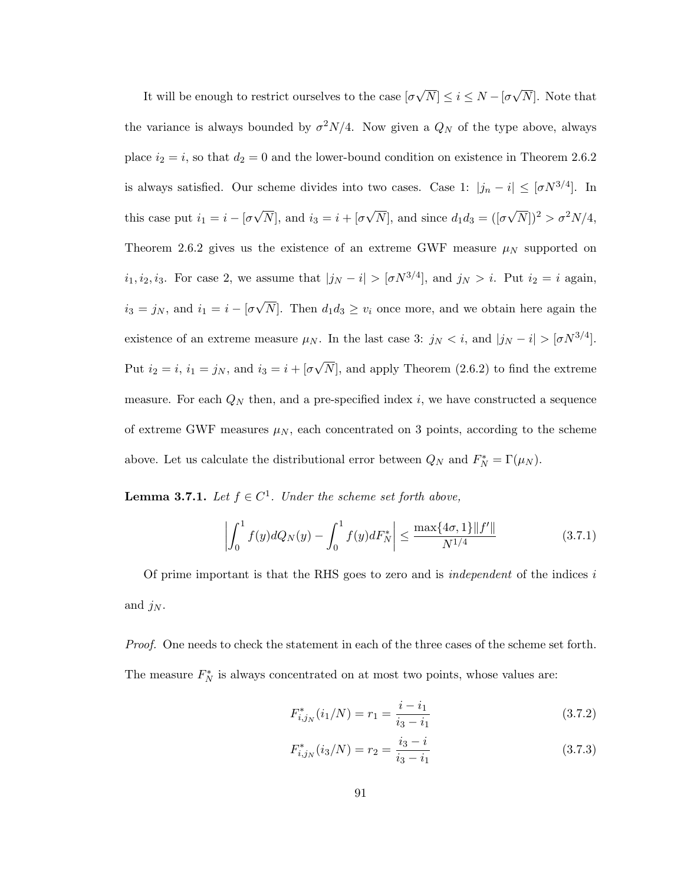It will be enough to restrict ourselves to the case $[\sigma\sqrt{N}] \leq i \leq N - [\sigma\sqrt{N}]$. Note that the variance is always bounded by $\sigma^2 N/4$. Now given a $Q_N$ of the type above, always place $i_2 = i$, so that $d_2 = 0$ and the lower-bound condition on existence in Theorem 2.6.2 is always satisfied. Our scheme divides into two cases. Case 1: $|j_n - i| \leq [\sigma N^{3/4}]$. In this case put $i_1 = i - [\sigma\sqrt{N}]$, and $i_3 = i + [\sigma\sqrt{N}]$, and since $d_1 d_3 = ([\sigma\sqrt{N}])^2 > \sigma^2 N/4$, Theorem 2.6.2 gives us the existence of an extreme GWF measure $\mu_N$ supported on $i_1, i_2, i_3$. For case 2, we assume that $|j_N - i| > [\sigma N^{3/4}]$, and $j_N > i$. Put $i_2 = i$ again, $i_3 = j_N$, and $i_1 = i - [\sigma\sqrt{N}]$. Then $d_1 d_3 \geq v_i$ once more, and we obtain here again the existence of an extreme measure $\mu_N$. In the last case 3: $j_N < i$, and $|j_N - i| > [\sigma N^{3/4}]$. Put $i_2 = i$, $i_1 = j_N$, and $i_3 = i + [\sigma\sqrt{N}]$, and apply Theorem (2.6.2) to find the extreme measure. For each $Q_N$ then, and a pre-specified index $i$, we have constructed a sequence of extreme GWF measures $\mu_N$, each concentrated on 3 points, according to the scheme above. Let us calculate the distributional error between $Q_N$ and $F_N^* = \Gamma(\mu_N)$.

**Lemma 3.7.1.** *Let $f \in C^1$. Under the scheme set forth above,*

$$\left| \int_0^1 f(y) dQ_N(y) - \int_0^1 f(y) dF_N^* \right| \leq \frac{\max\{4\sigma, 1\} \|f'\|}{N^{1/4}} \tag{3.7.1}$$

Of prime important is that the RHS goes to zero and is *independent* of the indices $i$ and $j_N$.

*Proof.* One needs to check the statement in each of the three cases of the scheme set forth. The measure $F_N^*$ is always concentrated on at most two points, whose values are:

$$F_{i,j_N}^*(i_1/N) = r_1 = \frac{i - i_1}{i_3 - i_1} \tag{3.7.2}$$

$$F_{i,j_N}^*(i_3/N) = r_2 = \frac{i_3 - i}{i_3 - i_1} \tag{3.7.3}$$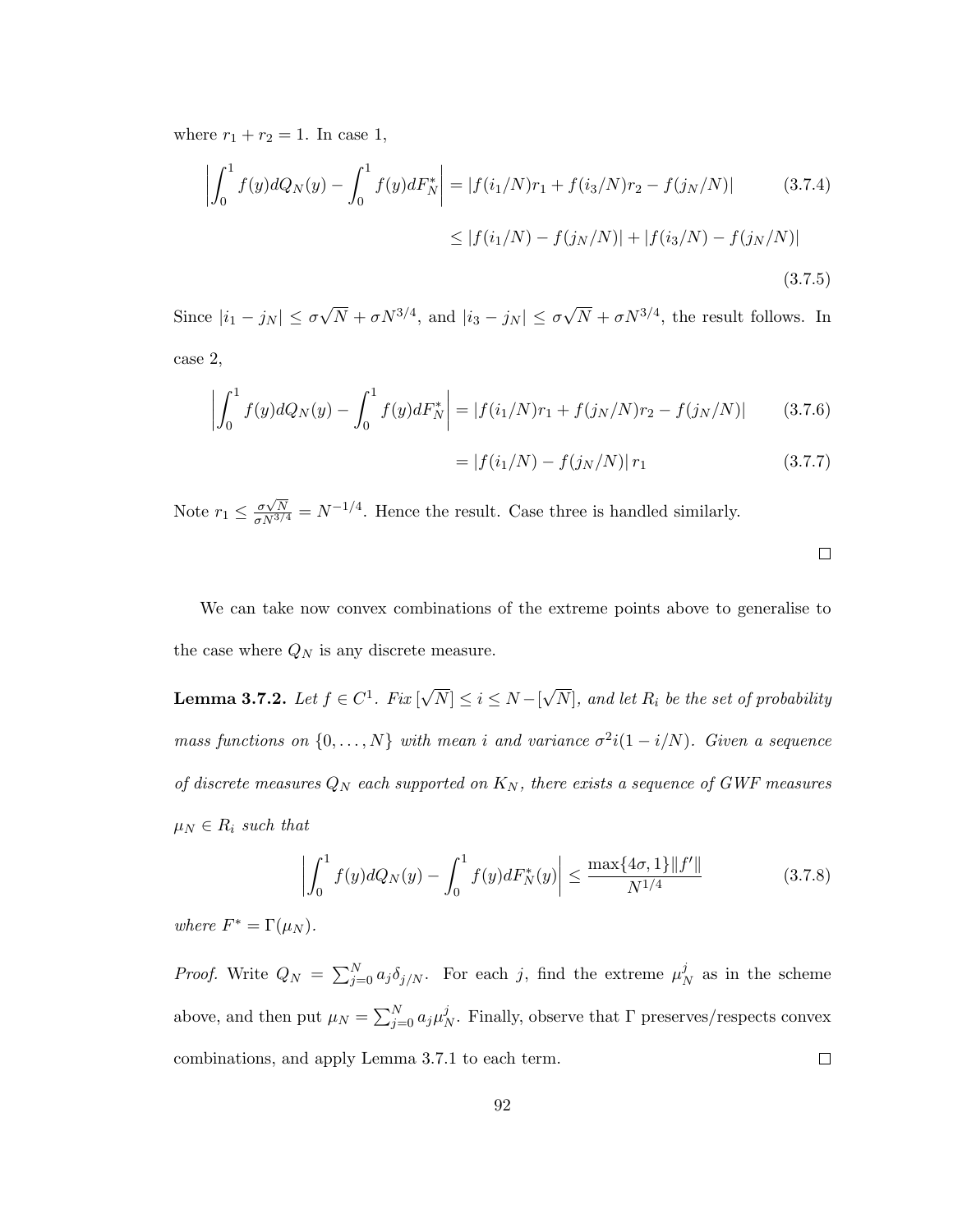where $r_1 + r_2 = 1$. In case 1,

$$\left|\int_0^1 f(y)dQ_N(y) - \int_0^1 f(y)dF_N^*\right| = |f(i_1/N)r_1 + f(i_3/N)r_2 - f(j_N/N)| \tag{3.7.4}$$

$$\leq |f(i_1/N) - f(j_N/N)| + |f(i_3/N) - f(j_N/N)| \tag{3.7.5}$$

Since $|i_1 - j_N| \leq \sigma\sqrt{N} + \sigma N^{3/4}$, and $|i_3 - j_N| \leq \sigma\sqrt{N} + \sigma N^{3/4}$, the result follows. In case 2,

$$\left|\int_0^1 f(y)dQ_N(y) - \int_0^1 f(y)dF_N^*\right| = |f(i_1/N)r_1 + f(j_N/N)r_2 - f(j_N/N)| \tag{3.7.6}$$

$$= |f(i_1/N) - f(j_N/N)|\, r_1 \tag{3.7.7}$$

Note $r_1 \leq \frac{\sigma\sqrt{N}}{\sigma N^{3/4}} = N^{-1/4}$. Hence the result. Case three is handled similarly.

□

We can take now convex combinations of the extreme points above to generalise to the case where $Q_N$ is any discrete measure.

**Lemma 3.7.2.** *Let $f \in C^1$. Fix $[\sqrt{N}] \leq i \leq N - [\sqrt{N}]$, and let $R_i$ be the set of probability mass functions on $\{0, \ldots, N\}$ with mean $i$ and variance $\sigma^2 i(1 - i/N)$. Given a sequence of discrete measures $Q_N$ each supported on $K_N$, there exists a sequence of GWF measures $\mu_N \in R_i$ such that*

$$\left|\int_0^1 f(y)dQ_N(y) - \int_0^1 f(y)dF_N^*(y)\right| \leq \frac{\max\{4\sigma, 1\}\|f'\|}{N^{1/4}} \tag{3.7.8}$$

*where $F^* = \Gamma(\mu_N)$.*

*Proof.* Write $Q_N = \sum_{j=0}^N a_j \delta_{j/N}$. For each $j$, find the extreme $\mu_N^j$ as in the scheme above, and then put $\mu_N = \sum_{j=0}^N a_j \mu_N^j$. Finally, observe that $\Gamma$ preserves/respects convex combinations, and apply Lemma 3.7.1 to each term.

□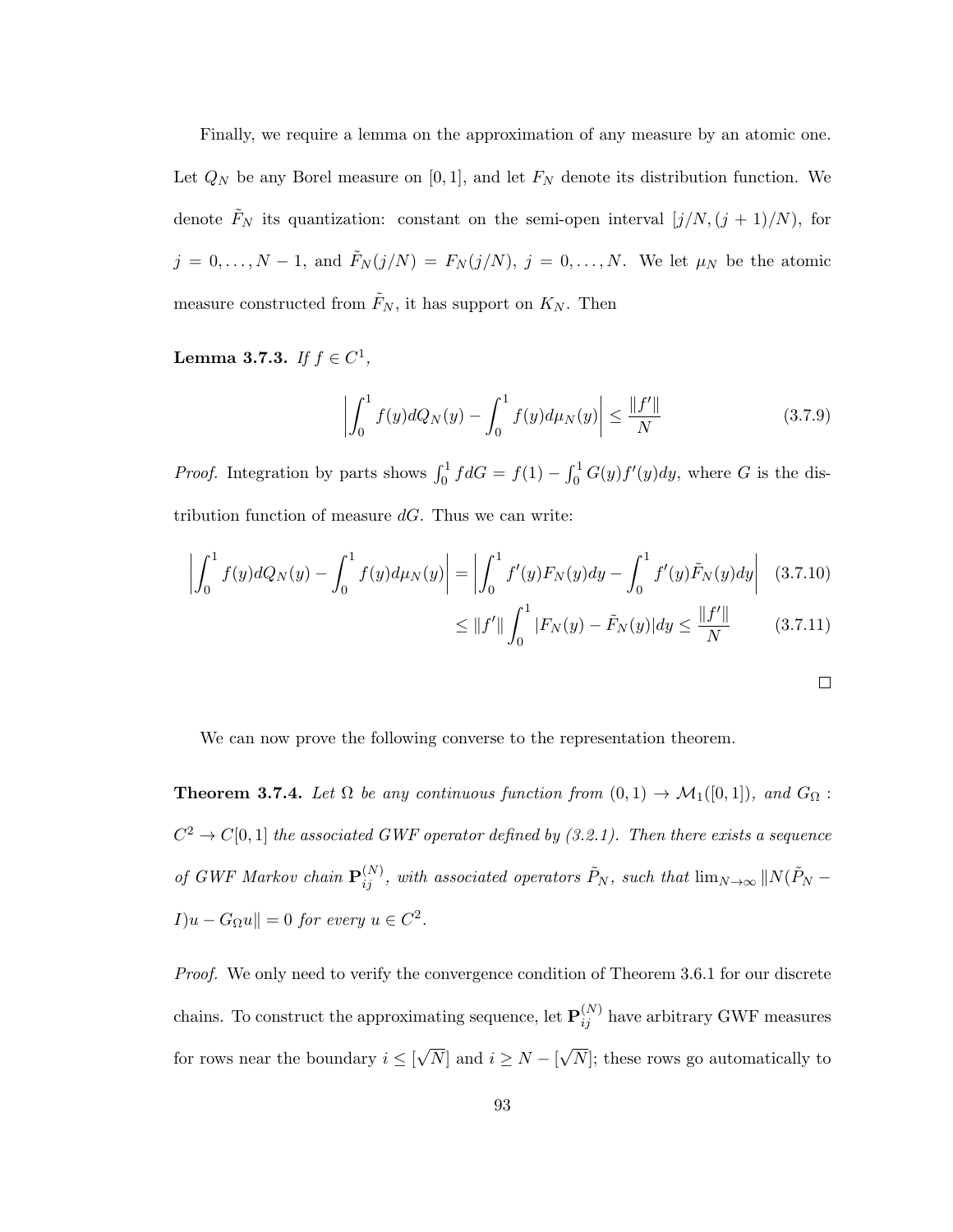Finally, we require a lemma on the approximation of any measure by an atomic one. Let $Q_N$ be any Borel measure on $[0, 1]$, and let $F_N$ denote its distribution function. We denote $\tilde{F}_N$ its quantization: constant on the semi-open interval $[j/N, (j+1)/N)$, for $j = 0, \ldots, N-1$, and $\tilde{F}_N(j/N) = F_N(j/N)$, $j = 0, \ldots, N$. We let $\mu_N$ be the atomic measure constructed from $\tilde{F}_N$, it has support on $K_N$. Then

**Lemma 3.7.3.** *If $f \in C^1$,*

$$\left| \int_0^1 f(y) dQ_N(y) - \int_0^1 f(y) d\mu_N(y) \right| \leq \frac{\|f'\|}{N} \tag{3.7.9}$$

*Proof.* Integration by parts shows $\int_0^1 f dG = f(1) - \int_0^1 G(y) f'(y) dy$, where $G$ is the distribution function of measure $dG$. Thus we can write:

$$\left| \int_0^1 f(y) dQ_N(y) - \int_0^1 f(y) d\mu_N(y) \right| = \left| \int_0^1 f'(y) F_N(y) dy - \int_0^1 f'(y) \tilde{F}_N(y) dy \right| \tag{3.7.10}$$

$$\leq \|f'\| \int_0^1 |F_N(y) - \tilde{F}_N(y)| dy \leq \frac{\|f'\|}{N} \tag{3.7.11}$$

□

We can now prove the following converse to the representation theorem.

**Theorem 3.7.4.** *Let $\Omega$ be any continuous function from $(0, 1) \to \mathcal{M}_1([0, 1])$, and $G_\Omega : C^2 \to C[0, 1]$ the associated GWF operator defined by (3.2.1). Then there exists a sequence of GWF Markov chain $\mathbf{P}_{ij}^{(N)}$, with associated operators $\tilde{P}_N$, such that $\lim_{N \to \infty} \|N(\tilde{P}_N - I)u - G_\Omega u\| = 0$ for every $u \in C^2$.*

*Proof.* We only need to verify the convergence condition of Theorem 3.6.1 for our discrete chains. To construct the approximating sequence, let $\mathbf{P}_{ij}^{(N)}$ have arbitrary GWF measures for rows near the boundary $i \leq [\sqrt{N}]$ and $i \geq N - [\sqrt{N}]$; these rows go automatically to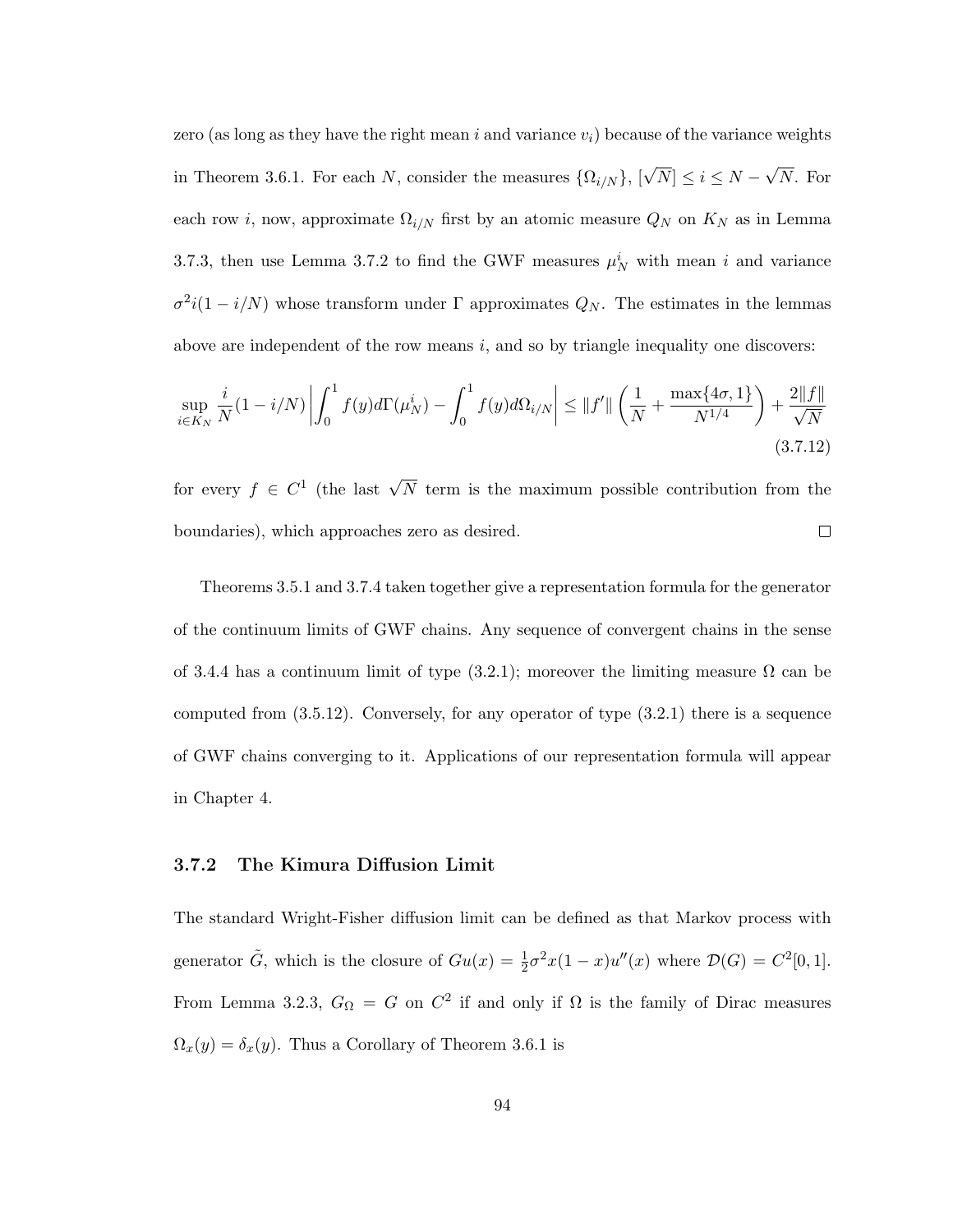zero (as long as they have the right mean $i$ and variance $v_i$) because of the variance weights in Theorem 3.6.1. For each $N$, consider the measures $\{\Omega_{i/N}\}$, $[\sqrt{N}] \leq i \leq N - \sqrt{N}$. For each row $i$, now, approximate $\Omega_{i/N}$ first by an atomic measure $Q_N$ on $K_N$ as in Lemma 3.7.3, then use Lemma 3.7.2 to find the GWF measures $\mu_N^i$ with mean $i$ and variance $\sigma^2 i(1 - i/N)$ whose transform under $\Gamma$ approximates $Q_N$. The estimates in the lemmas above are independent of the row means $i$, and so by triangle inequality one discovers:

$$\sup_{i \in K_N} \frac{i}{N}(1 - i/N) \left| \int_0^1 f(y) d\Gamma(\mu_N^i) - \int_0^1 f(y) d\Omega_{i/N} \right| \leq \|f'\| \left( \frac{1}{N} + \frac{\max\{4\sigma, 1\}}{N^{1/4}} \right) + \frac{2\|f\|}{\sqrt{N}} \tag{3.7.12}$$

for every $f \in C^1$ (the last $\sqrt{N}$ term is the maximum possible contribution from the boundaries), which approaches zero as desired. $\square$

Theorems 3.5.1 and 3.7.4 taken together give a representation formula for the generator of the continuum limits of GWF chains. Any sequence of convergent chains in the sense of 3.4.4 has a continuum limit of type (3.2.1); moreover the limiting measure $\Omega$ can be computed from (3.5.12). Conversely, for any operator of type (3.2.1) there is a sequence of GWF chains converging to it. Applications of our representation formula will appear in Chapter 4.

### 3.7.2 The Kimura Diffusion Limit

The standard Wright-Fisher diffusion limit can be defined as that Markov process with generator $\tilde{G}$, which is the closure of $Gu(x) = \frac{1}{2}\sigma^2 x(1-x)u''(x)$ where $\mathcal{D}(G) = C^2[0,1]$. From Lemma 3.2.3, $G_\Omega = G$ on $C^2$ if and only if $\Omega$ is the family of Dirac measures $\Omega_x(y) = \delta_x(y)$. Thus a Corollary of Theorem 3.6.1 is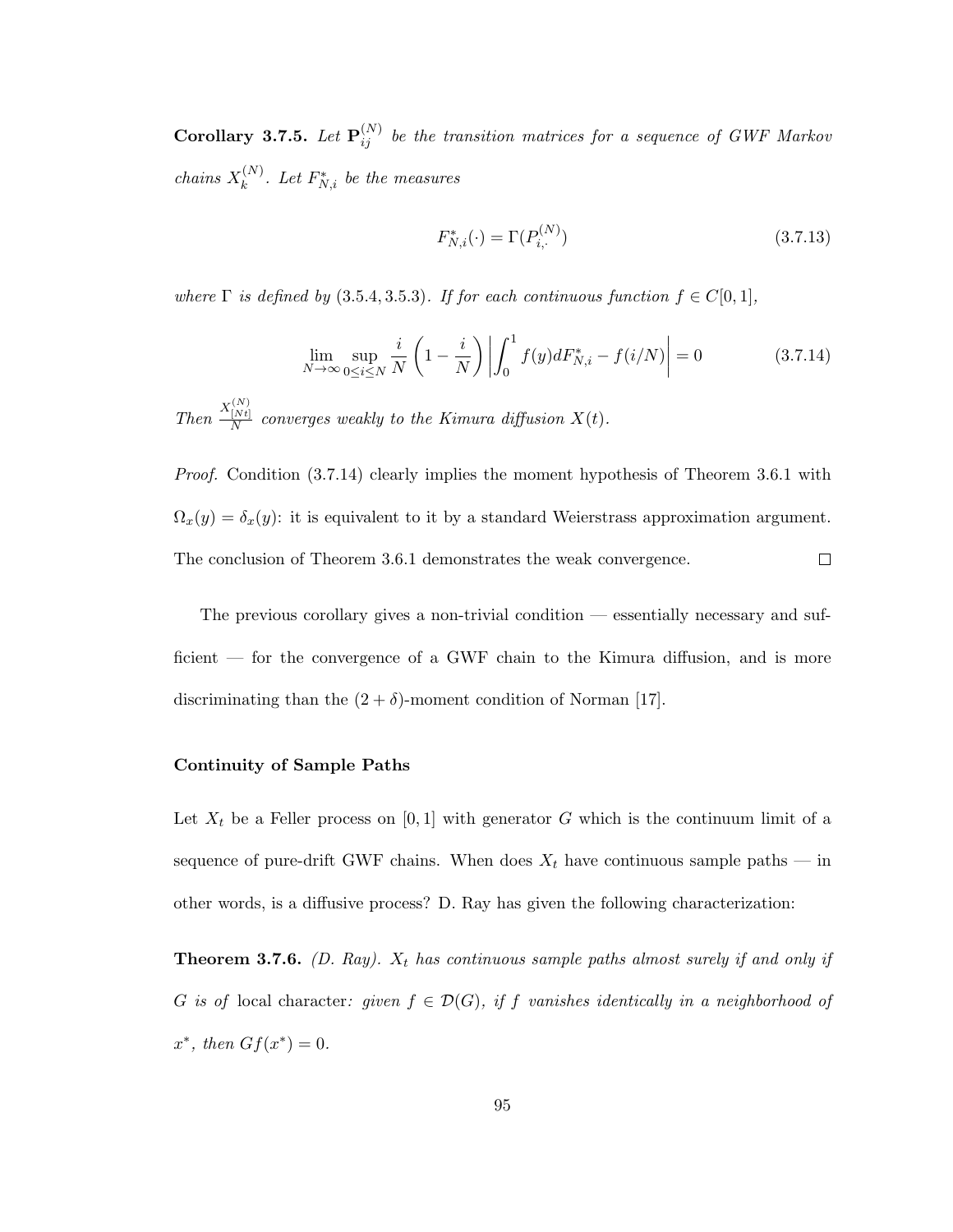**Corollary 3.7.5.** *Let $\mathbf{P}_{ij}^{(N)}$ be the transition matrices for a sequence of GWF Markov chains $X_k^{(N)}$. Let $F_{N,i}^*$ be the measures*

$$F_{N,i}^*(\cdot) = \Gamma(P_{i,\cdot}^{(N)}) \tag{3.7.13}$$

*where $\Gamma$ is defined by (3.5.4, 3.5.3). If for each continuous function $f \in C[0,1]$,*

$$\lim_{N\to\infty} \sup_{0 \le i \le N} \frac{i}{N}\left(1 - \frac{i}{N}\right)\left|\int_0^1 f(y)dF_{N,i}^* - f(i/N)\right| = 0 \tag{3.7.14}$$

*Then $\frac{X_{[Nt]}^{(N)}}{N}$ converges weakly to the Kimura diffusion $X(t)$.*

*Proof.* Condition (3.7.14) clearly implies the moment hypothesis of Theorem 3.6.1 with $\Omega_x(y) = \delta_x(y)$: it is equivalent to it by a standard Weierstrass approximation argument. The conclusion of Theorem 3.6.1 demonstrates the weak convergence. $\square$

The previous corollary gives a non-trivial condition — essentially necessary and sufficient — for the convergence of a GWF chain to the Kimura diffusion, and is more discriminating than the $(2 + \delta)$-moment condition of Norman [17].

### Continuity of Sample Paths

Let $X_t$ be a Feller process on $[0,1]$ with generator $G$ which is the continuum limit of a sequence of pure-drift GWF chains. When does $X_t$ have continuous sample paths — in other words, is a diffusive process? D. Ray has given the following characterization:

**Theorem 3.7.6.** *(D. Ray). $X_t$ has continuous sample paths almost surely if and only if $G$ is of* local character*: given $f \in \mathcal{D}(G)$, if $f$ vanishes identically in a neighborhood of $x^*$, then $Gf(x^*) = 0$.*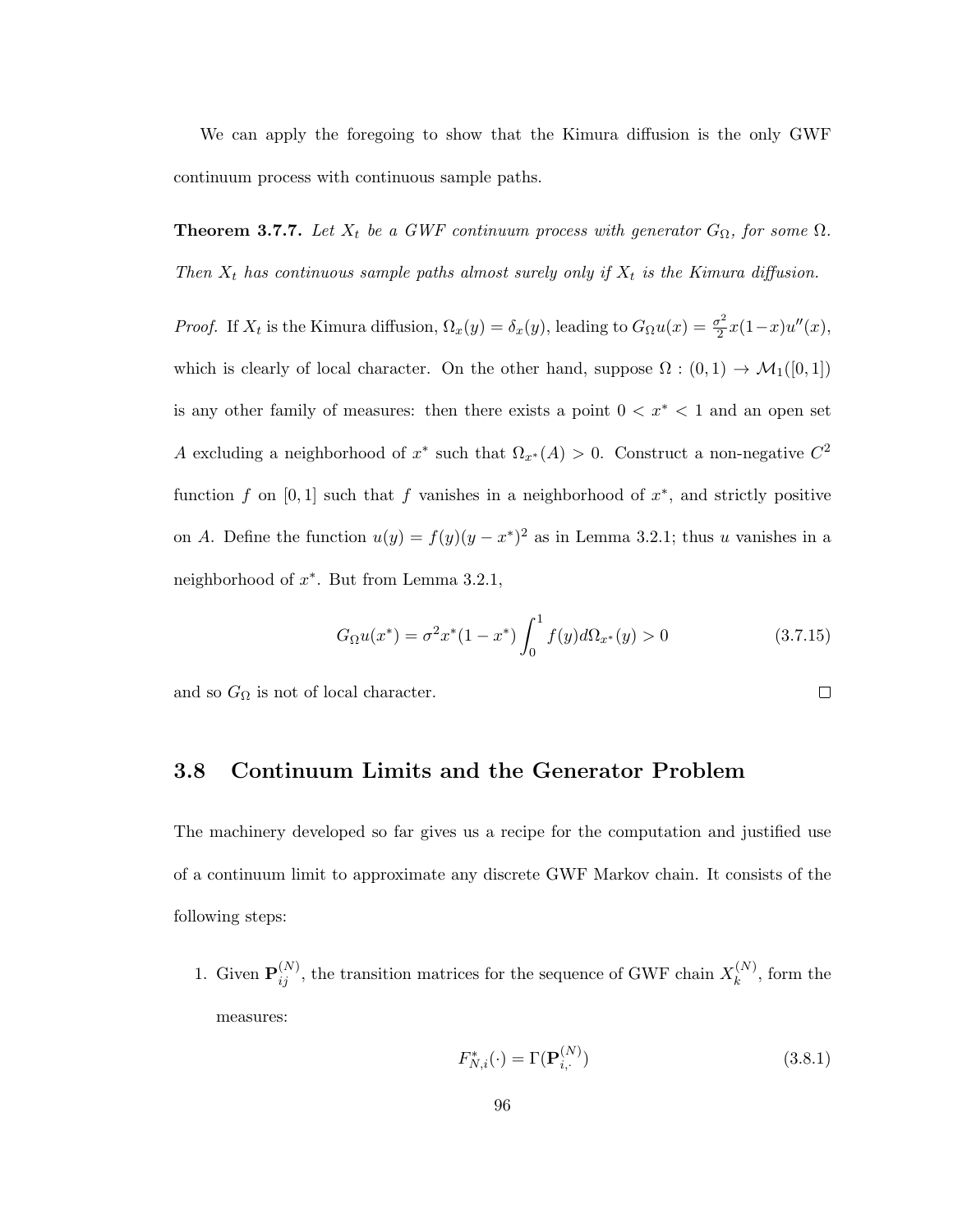We can apply the foregoing to show that the Kimura diffusion is the only GWF continuum process with continuous sample paths.

**Theorem 3.7.7.** *Let $X_t$ be a GWF continuum process with generator $G_\Omega$, for some $\Omega$. Then $X_t$ has continuous sample paths almost surely only if $X_t$ is the Kimura diffusion.*

*Proof.* If $X_t$ is the Kimura diffusion, $\Omega_x(y) = \delta_x(y)$, leading to $G_\Omega u(x) = \frac{\sigma^2}{2}x(1-x)u''(x)$, which is clearly of local character. On the other hand, suppose $\Omega : (0,1) \to \mathcal{M}_1([0,1])$ is any other family of measures: then there exists a point $0 < x^* < 1$ and an open set $A$ excluding a neighborhood of $x^*$ such that $\Omega_{x^*}(A) > 0$. Construct a non-negative $C^2$ function $f$ on $[0,1]$ such that $f$ vanishes in a neighborhood of $x^*$, and strictly positive on $A$. Define the function $u(y) = f(y)(y - x^*)^2$ as in Lemma 3.2.1; thus $u$ vanishes in a neighborhood of $x^*$. But from Lemma 3.2.1,

$$G_\Omega u(x^*) = \sigma^2 x^*(1 - x^*) \int_0^1 f(y) d\Omega_{x^*}(y) > 0 \tag{3.7.15}$$

and so $G_\Omega$ is not of local character. $\square$

## 3.8 Continuum Limits and the Generator Problem

The machinery developed so far gives us a recipe for the computation and justified use of a continuum limit to approximate any discrete GWF Markov chain. It consists of the following steps:

1. Given $\mathbf{P}_{ij}^{(N)}$, the transition matrices for the sequence of GWF chain $X_k^{(N)}$, form the measures:

$$F_{N,i}^*(\cdot) = \Gamma(\mathbf{P}_{i,\cdot}^{(N)}) \tag{3.8.1}$$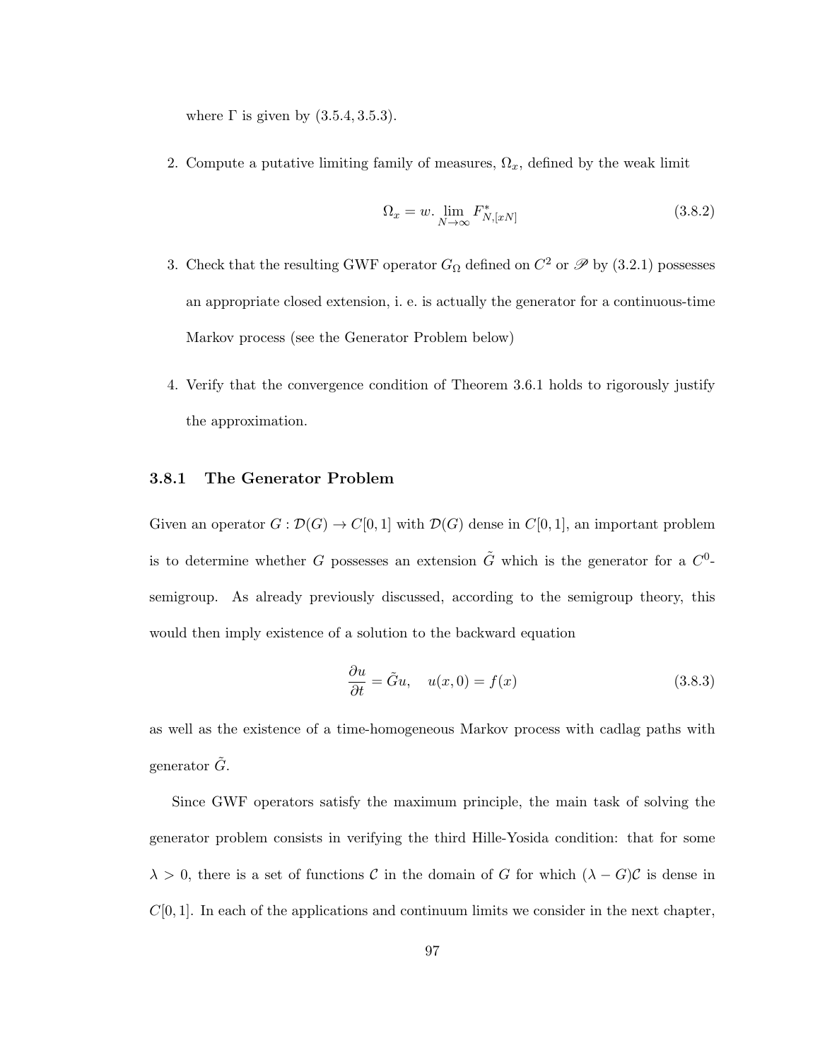where $\Gamma$ is given by $(3.5.4, 3.5.3)$.

2. Compute a putative limiting family of measures, $\Omega_x$, defined by the weak limit

$$\Omega_x = w. \lim_{N \to \infty} F^*_{N,[xN]} \tag{3.8.2}$$

3. Check that the resulting GWF operator $G_\Omega$ defined on $C^2$ or $\mathscr{P}$ by (3.2.1) possesses an appropriate closed extension, i. e. is actually the generator for a continuous-time Markov process (see the Generator Problem below)

4. Verify that the convergence condition of Theorem 3.6.1 holds to rigorously justify the approximation.

### 3.8.1 The Generator Problem

Given an operator $G : \mathcal{D}(G) \to C[0,1]$ with $\mathcal{D}(G)$ dense in $C[0,1]$, an important problem is to determine whether $G$ possesses an extension $\tilde{G}$ which is the generator for a $C^0$-semigroup. As already previously discussed, according to the semigroup theory, this would then imply existence of a solution to the backward equation

$$\frac{\partial u}{\partial t} = \tilde{G}u, \quad u(x,0) = f(x) \tag{3.8.3}$$

as well as the existence of a time-homogeneous Markov process with cadlag paths with generator $\tilde{G}$.

Since GWF operators satisfy the maximum principle, the main task of solving the generator problem consists in verifying the third Hille-Yosida condition: that for some $\lambda > 0$, there is a set of functions $\mathcal{C}$ in the domain of $G$ for which $(\lambda - G)\mathcal{C}$ is dense in $C[0,1]$. In each of the applications and continuum limits we consider in the next chapter,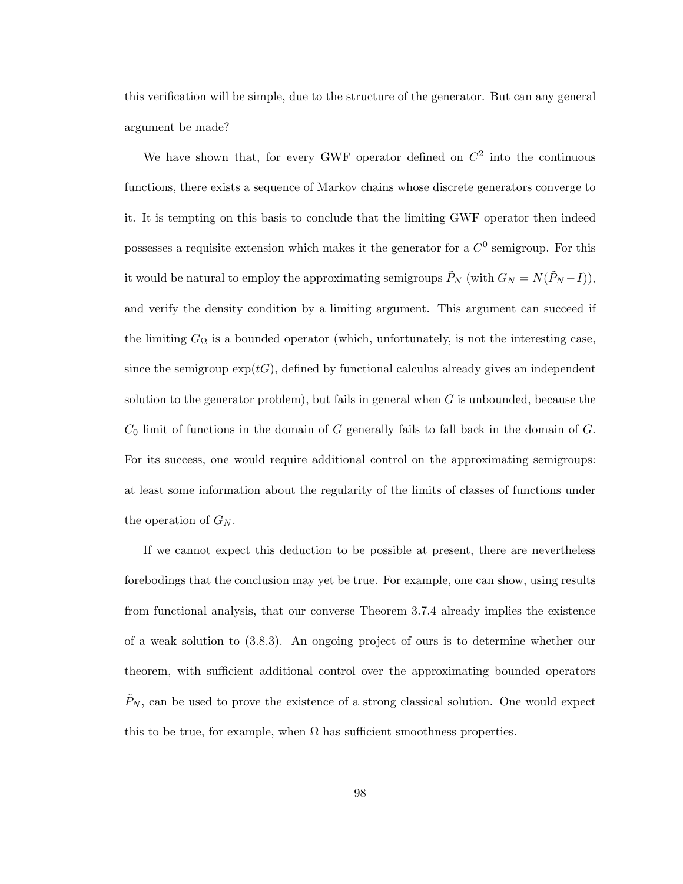this verification will be simple, due to the structure of the generator. But can any general argument be made?

We have shown that, for every GWF operator defined on $C^2$ into the continuous functions, there exists a sequence of Markov chains whose discrete generators converge to it. It is tempting on this basis to conclude that the limiting GWF operator then indeed possesses a requisite extension which makes it the generator for a $C^0$ semigroup. For this it would be natural to employ the approximating semigroups $\tilde{P}_N$ (with $G_N = N(\tilde{P}_N - I)$), and verify the density condition by a limiting argument. This argument can succeed if the limiting $G_\Omega$ is a bounded operator (which, unfortunately, is not the interesting case, since the semigroup $\exp(tG)$, defined by functional calculus already gives an independent solution to the generator problem), but fails in general when $G$ is unbounded, because the $C_0$ limit of functions in the domain of $G$ generally fails to fall back in the domain of $G$. For its success, one would require additional control on the approximating semigroups: at least some information about the regularity of the limits of classes of functions under the operation of $G_N$.

If we cannot expect this deduction to be possible at present, there are nevertheless forebodings that the conclusion may yet be true. For example, one can show, using results from functional analysis, that our converse Theorem 3.7.4 already implies the existence of a weak solution to (3.8.3). An ongoing project of ours is to determine whether our theorem, with sufficient additional control over the approximating bounded operators $\tilde{P}_N$, can be used to prove the existence of a strong classical solution. One would expect this to be true, for example, when $\Omega$ has sufficient smoothness properties.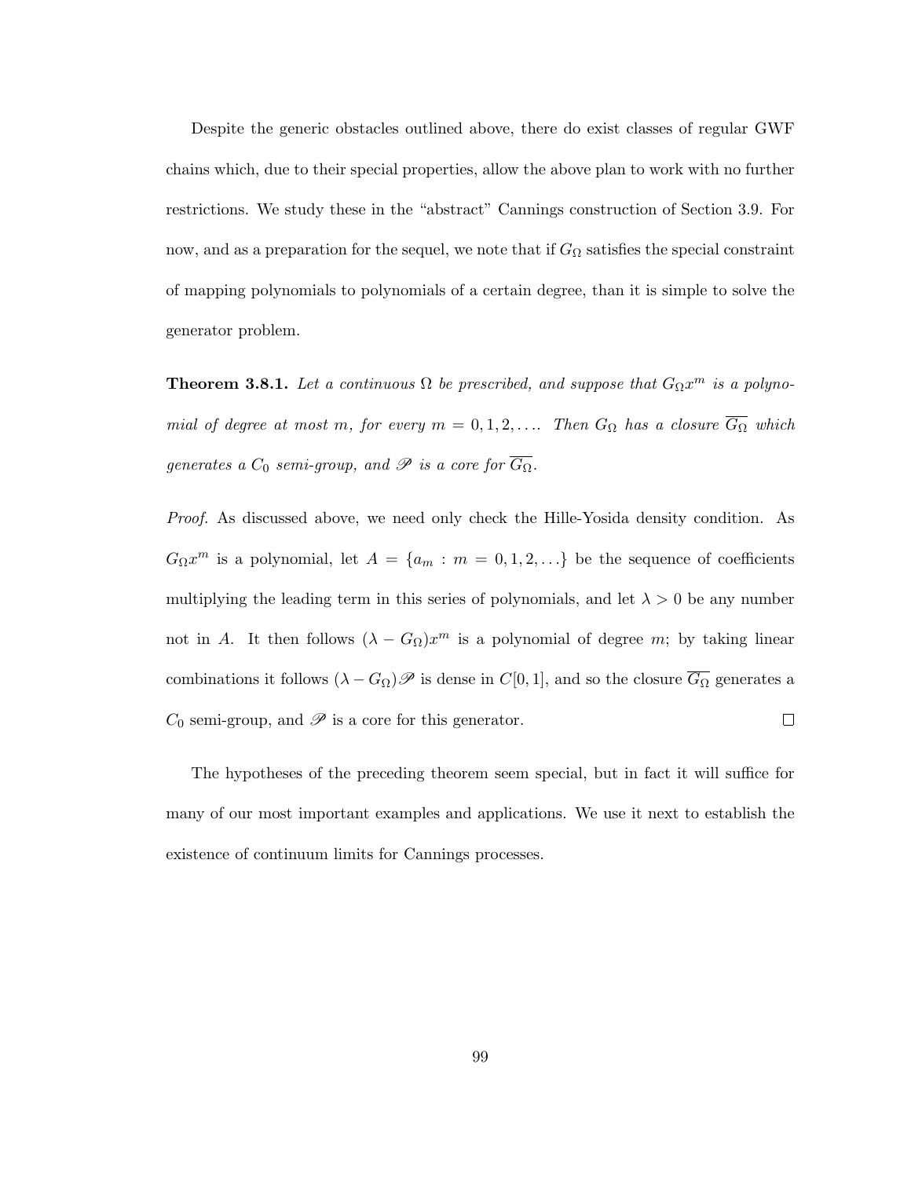Despite the generic obstacles outlined above, there do exist classes of regular GWF chains which, due to their special properties, allow the above plan to work with no further restrictions. We study these in the "abstract" Cannings construction of Section 3.9. For now, and as a preparation for the sequel, we note that if $G_\Omega$ satisfies the special constraint of mapping polynomials to polynomials of a certain degree, than it is simple to solve the generator problem.

**Theorem 3.8.1.** *Let a continuous $\Omega$ be prescribed, and suppose that $G_\Omega x^m$ is a polynomial of degree at most $m$, for every $m = 0, 1, 2, \ldots$. Then $G_\Omega$ has a closure $\overline{G_\Omega}$ which generates a $C_0$ semi-group, and $\mathscr{P}$ is a core for $\overline{G_\Omega}$.*

*Proof.* As discussed above, we need only check the Hille-Yosida density condition. As $G_\Omega x^m$ is a polynomial, let $A = \{a_m : m = 0, 1, 2, \ldots\}$ be the sequence of coefficients multiplying the leading term in this series of polynomials, and let $\lambda > 0$ be any number not in $A$. It then follows $(\lambda - G_\Omega)x^m$ is a polynomial of degree $m$; by taking linear combinations it follows $(\lambda - G_\Omega)\mathscr{P}$ is dense in $C[0, 1]$, and so the closure $\overline{G_\Omega}$ generates a $C_0$ semi-group, and $\mathscr{P}$ is a core for this generator. □

The hypotheses of the preceding theorem seem special, but in fact it will suffice for many of our most important examples and applications. We use it next to establish the existence of continuum limits for Cannings processes.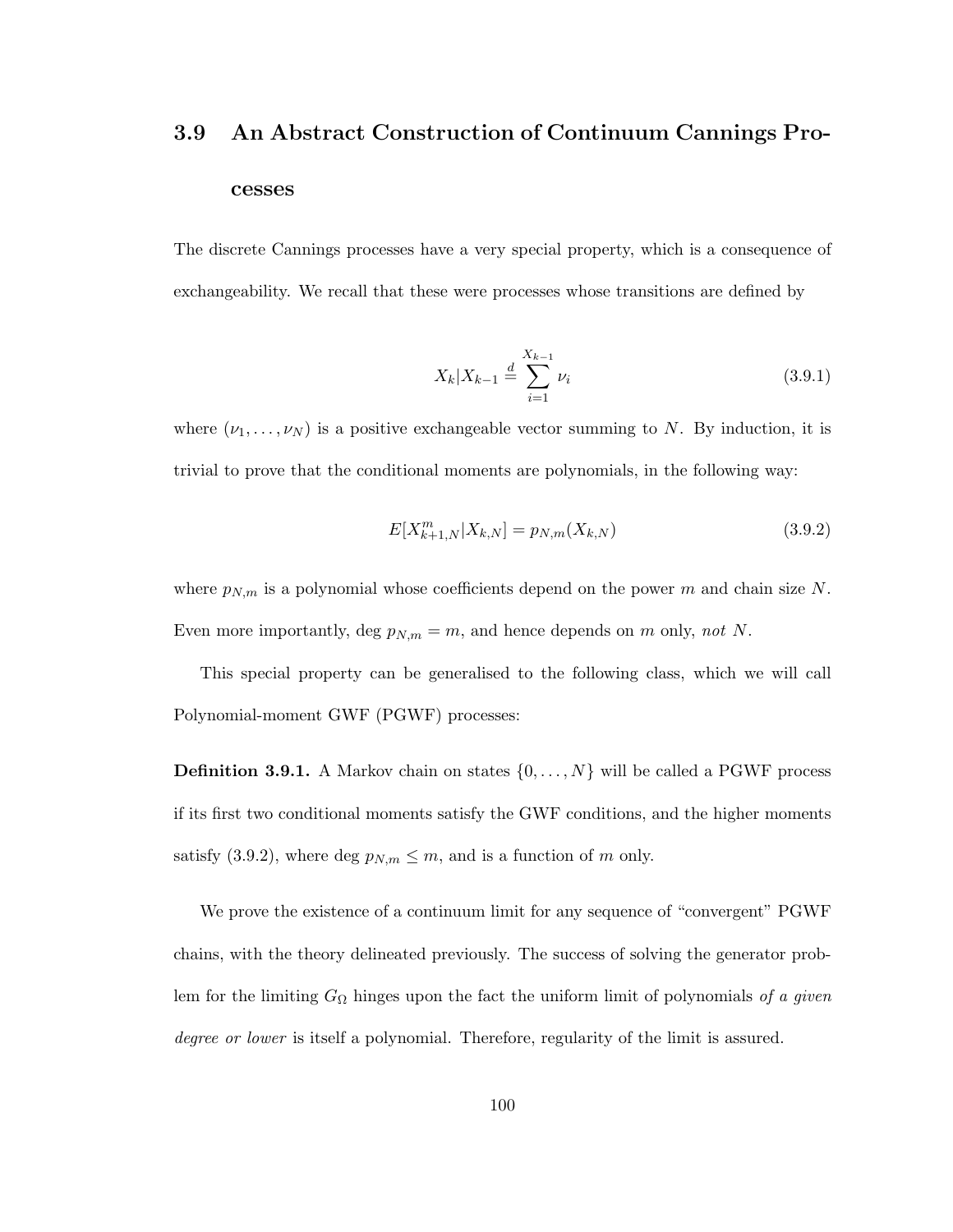## 3.9 An Abstract Construction of Continuum Cannings Processes

The discrete Cannings processes have a very special property, which is a consequence of exchangeability. We recall that these were processes whose transitions are defined by

$$X_k | X_{k-1} \overset{d}{=} \sum_{i=1}^{X_{k-1}} \nu_i \tag{3.9.1}$$

where $(\nu_1, \ldots, \nu_N)$ is a positive exchangeable vector summing to $N$. By induction, it is trivial to prove that the conditional moments are polynomials, in the following way:

$$E[X_{k+1,N}^m | X_{k,N}] = p_{N,m}(X_{k,N}) \tag{3.9.2}$$

where $p_{N,m}$ is a polynomial whose coefficients depend on the power $m$ and chain size $N$. Even more importantly, deg $p_{N,m} = m$, and hence depends on $m$ only, *not* $N$.

This special property can be generalised to the following class, which we will call Polynomial-moment GWF (PGWF) processes:

**Definition 3.9.1.** A Markov chain on states $\{0, \ldots, N\}$ will be called a PGWF process if its first two conditional moments satisfy the GWF conditions, and the higher moments satisfy (3.9.2), where deg $p_{N,m} \leq m$, and is a function of $m$ only.

We prove the existence of a continuum limit for any sequence of "convergent" PGWF chains, with the theory delineated previously. The success of solving the generator problem for the limiting $G_\Omega$ hinges upon the fact the uniform limit of polynomials *of a given degree or lower* is itself a polynomial. Therefore, regularity of the limit is assured.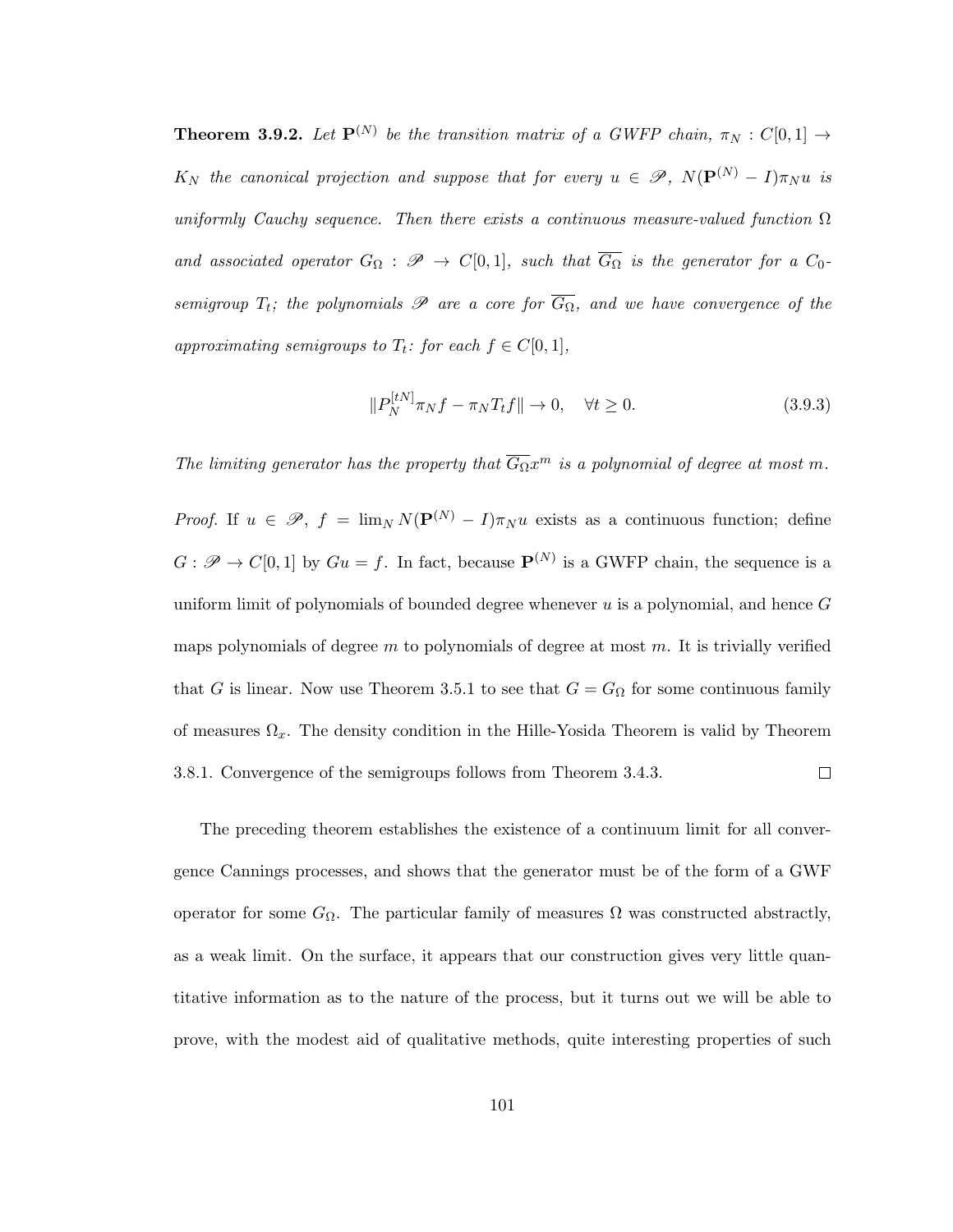**Theorem 3.9.2.** *Let $\mathbf{P}^{(N)}$ be the transition matrix of a GWFP chain, $\pi_N : C[0,1] \to K_N$ the canonical projection and suppose that for every $u \in \mathscr{P}$, $N(\mathbf{P}^{(N)} - I)\pi_N u$ is uniformly Cauchy sequence. Then there exists a continuous measure-valued function $\Omega$ and associated operator $G_\Omega : \mathscr{P} \to C[0,1]$, such that $\overline{G_\Omega}$ is the generator for a $C_0$-semigroup $T_t$; the polynomials $\mathscr{P}$ are a core for $\overline{G_\Omega}$, and we have convergence of the approximating semigroups to $T_t$: for each $f \in C[0,1]$,*

$$\|P_N^{[tN]}\pi_N f - \pi_N T_t f\| \to 0, \quad \forall t \geq 0. \tag{3.9.3}$$

*The limiting generator has the property that $\overline{G_\Omega}x^m$ is a polynomial of degree at most $m$.*

*Proof.* If $u \in \mathscr{P}$, $f = \lim_N N(\mathbf{P}^{(N)} - I)\pi_N u$ exists as a continuous function; define $G : \mathscr{P} \to C[0,1]$ by $Gu = f$. In fact, because $\mathbf{P}^{(N)}$ is a GWFP chain, the sequence is a uniform limit of polynomials of bounded degree whenever $u$ is a polynomial, and hence $G$ maps polynomials of degree $m$ to polynomials of degree at most $m$. It is trivially verified that $G$ is linear. Now use Theorem 3.5.1 to see that $G = G_\Omega$ for some continuous family of measures $\Omega_x$. The density condition in the Hille-Yosida Theorem is valid by Theorem 3.8.1. Convergence of the semigroups follows from Theorem 3.4.3. $\square$

The preceding theorem establishes the existence of a continuum limit for all convergence Cannings processes, and shows that the generator must be of the form of a GWF operator for some $G_\Omega$. The particular family of measures $\Omega$ was constructed abstractly, as a weak limit. On the surface, it appears that our construction gives very little quantitative information as to the nature of the process, but it turns out we will be able to prove, with the modest aid of qualitative methods, quite interesting properties of such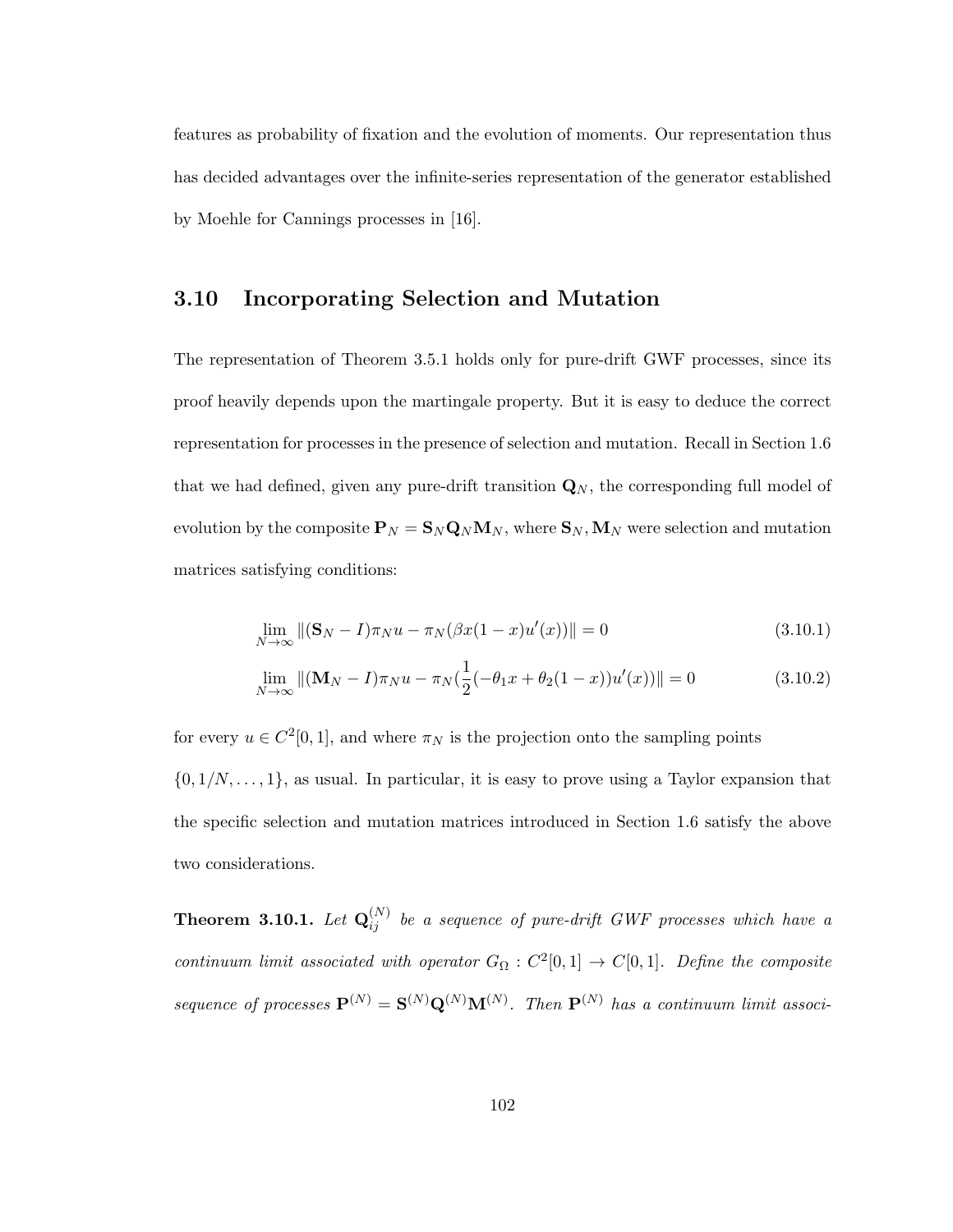features as probability of fixation and the evolution of moments. Our representation thus has decided advantages over the infinite-series representation of the generator established by Moehle for Cannings processes in [16].

## 3.10 Incorporating Selection and Mutation

The representation of Theorem 3.5.1 holds only for pure-drift GWF processes, since its proof heavily depends upon the martingale property. But it is easy to deduce the correct representation for processes in the presence of selection and mutation. Recall in Section 1.6 that we had defined, given any pure-drift transition $\mathbf{Q}_N$, the corresponding full model of evolution by the composite $\mathbf{P}_N = \mathbf{S}_N \mathbf{Q}_N \mathbf{M}_N$, where $\mathbf{S}_N, \mathbf{M}_N$ were selection and mutation matrices satisfying conditions:

$$\lim_{N\to\infty} \|(\mathbf{S}_N - I)\pi_N u - \pi_N(\beta x(1-x)u'(x))\| = 0 \tag{3.10.1}$$

$$\lim_{N\to\infty} \|(\mathbf{M}_N - I)\pi_N u - \pi_N(\frac{1}{2}(-\theta_1 x + \theta_2(1-x))u'(x))\| = 0 \tag{3.10.2}$$

for every $u \in C^2[0,1]$, and where $\pi_N$ is the projection onto the sampling points $\{0, 1/N, \ldots, 1\}$, as usual. In particular, it is easy to prove using a Taylor expansion that the specific selection and mutation matrices introduced in Section 1.6 satisfy the above two considerations.

**Theorem 3.10.1.** *Let $\mathbf{Q}_{ij}^{(N)}$ be a sequence of pure-drift GWF processes which have a continuum limit associated with operator $G_\Omega : C^2[0,1] \to C[0,1]$. Define the composite sequence of processes $\mathbf{P}^{(N)} = \mathbf{S}^{(N)}\mathbf{Q}^{(N)}\mathbf{M}^{(N)}$. Then $\mathbf{P}^{(N)}$ has a continuum limit associ-*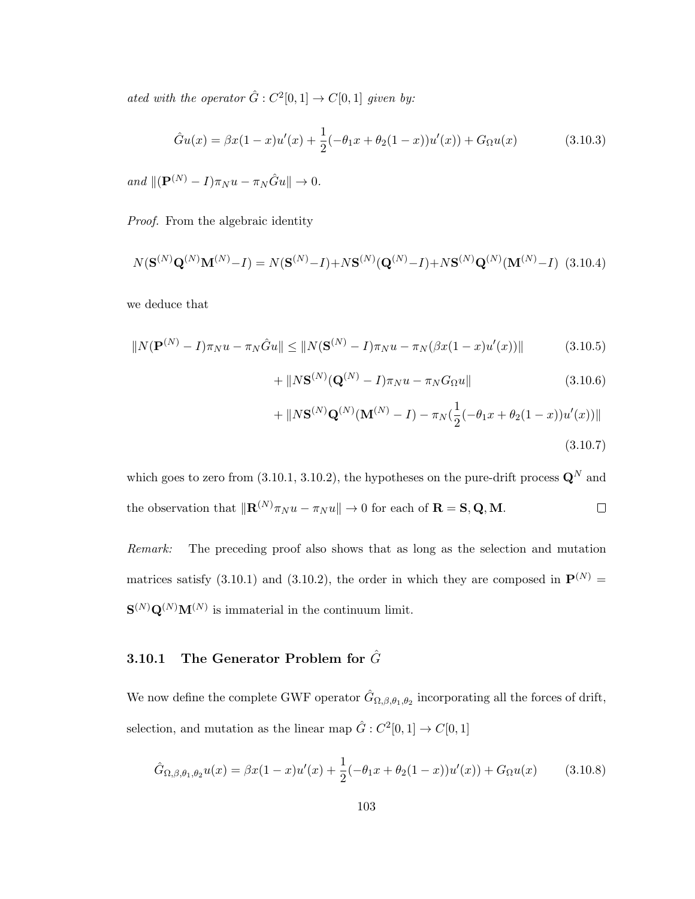*ated with the operator $\hat{G} : C^2[0,1] \to C[0,1]$ given by:*

$$\hat{G}u(x) = \beta x(1-x)u'(x) + \frac{1}{2}(-\theta_1 x + \theta_2(1-x))u'(x)) + G_\Omega u(x) \tag{3.10.3}$$

*and* $\|(\mathbf{P}^{(N)} - I)\pi_N u - \pi_N \hat{G}u\| \to 0$.

*Proof.* From the algebraic identity

$$N(\mathbf{S}^{(N)}\mathbf{Q}^{(N)}\mathbf{M}^{(N)} - I) = N(\mathbf{S}^{(N)} - I) + N\mathbf{S}^{(N)}(\mathbf{Q}^{(N)} - I) + N\mathbf{S}^{(N)}\mathbf{Q}^{(N)}(\mathbf{M}^{(N)} - I) \tag{3.10.4}$$

we deduce that

$$\|N(\mathbf{P}^{(N)} - I)\pi_N u - \pi_N \hat{G}u\| \leq \|N(\mathbf{S}^{(N)} - I)\pi_N u - \pi_N(\beta x(1-x)u'(x))\| \tag{3.10.5}$$

$$+ \|N\mathbf{S}^{(N)}(\mathbf{Q}^{(N)} - I)\pi_N u - \pi_N G_\Omega u\| \tag{3.10.6}$$

$$+ \|N\mathbf{S}^{(N)}\mathbf{Q}^{(N)}(\mathbf{M}^{(N)} - I) - \pi_N(\frac{1}{2}(-\theta_1 x + \theta_2(1-x))u'(x))\| \tag{3.10.7}$$

which goes to zero from (3.10.1, 3.10.2), the hypotheses on the pure-drift process $\mathbf{Q}^N$ and the observation that $\|\mathbf{R}^{(N)}\pi_N u - \pi_N u\| \to 0$ for each of $\mathbf{R} = \mathbf{S}, \mathbf{Q}, \mathbf{M}$. $\square$

*Remark:* The preceding proof also shows that as long as the selection and mutation matrices satisfy (3.10.1) and (3.10.2), the order in which they are composed in $\mathbf{P}^{(N)} = \mathbf{S}^{(N)}\mathbf{Q}^{(N)}\mathbf{M}^{(N)}$ is immaterial in the continuum limit.

### 3.10.1 The Generator Problem for $\hat{G}$

We now define the complete GWF operator $\hat{G}_{\Omega,\beta,\theta_1,\theta_2}$ incorporating all the forces of drift, selection, and mutation as the linear map $\hat{G} : C^2[0,1] \to C[0,1]$

$$\hat{G}_{\Omega,\beta,\theta_1,\theta_2}u(x) = \beta x(1-x)u'(x) + \frac{1}{2}(-\theta_1 x + \theta_2(1-x))u'(x)) + G_\Omega u(x) \tag{3.10.8}$$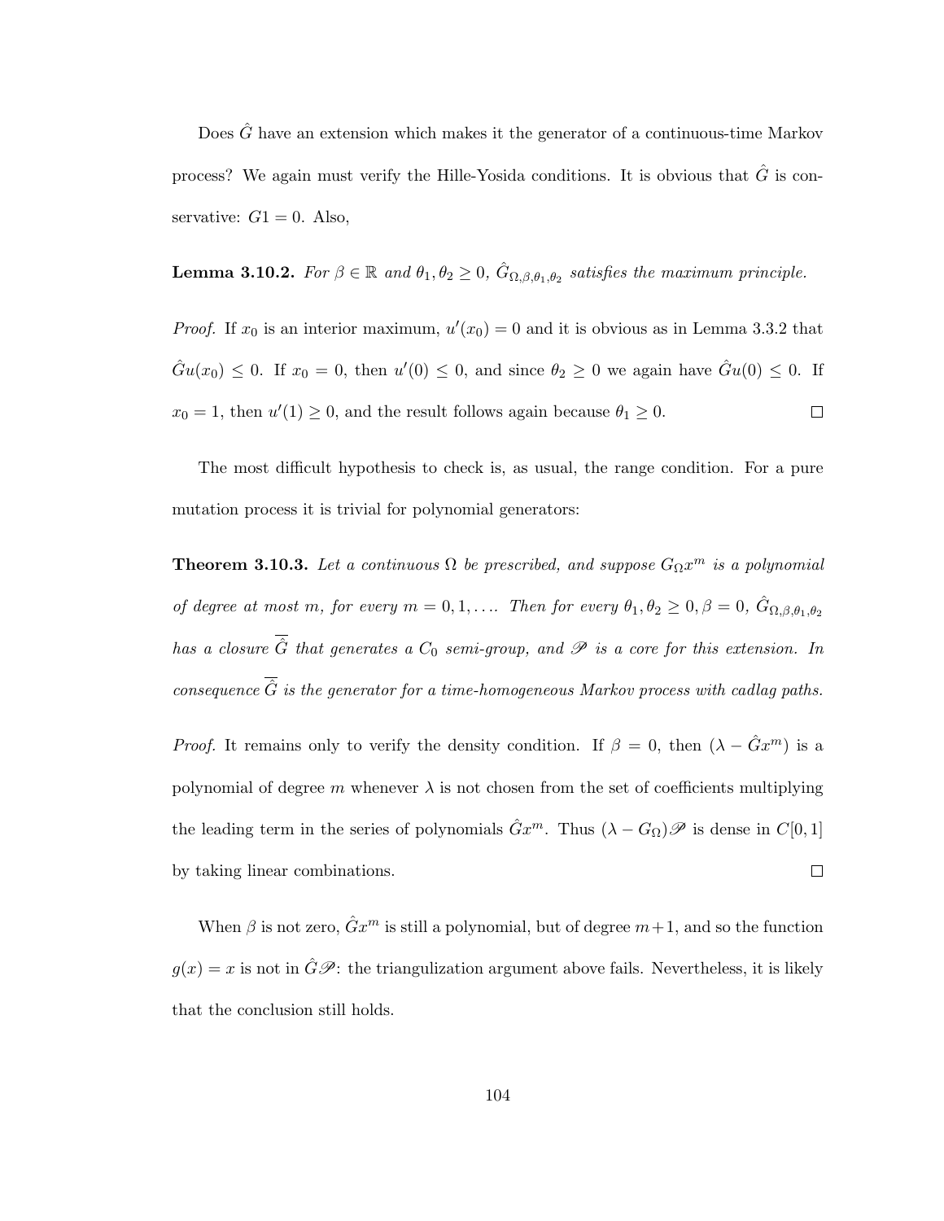Does $\hat{G}$ have an extension which makes it the generator of a continuous-time Markov process? We again must verify the Hille-Yosida conditions. It is obvious that $\hat{G}$ is conservative: $G1 = 0$. Also,

**Lemma 3.10.2.** *For $\beta \in \mathbb{R}$ and $\theta_1, \theta_2 \geq 0$, $\hat{G}_{\Omega,\beta,\theta_1,\theta_2}$ satisfies the maximum principle.*

*Proof.* If $x_0$ is an interior maximum, $u'(x_0) = 0$ and it is obvious as in Lemma 3.3.2 that $\hat{G}u(x_0) \leq 0$. If $x_0 = 0$, then $u'(0) \leq 0$, and since $\theta_2 \geq 0$ we again have $\hat{G}u(0) \leq 0$. If $x_0 = 1$, then $u'(1) \geq 0$, and the result follows again because $\theta_1 \geq 0$. □

The most difficult hypothesis to check is, as usual, the range condition. For a pure mutation process it is trivial for polynomial generators:

**Theorem 3.10.3.** *Let a continuous $\Omega$ be prescribed, and suppose $G_\Omega x^m$ is a polynomial of degree at most $m$, for every $m = 0, 1, \ldots$. Then for every $\theta_1, \theta_2 \geq 0, \beta = 0$, $\hat{G}_{\Omega,\beta,\theta_1,\theta_2}$ has a closure $\overline{\hat{G}}$ that generates a $C_0$ semi-group, and $\mathscr{P}$ is a core for this extension. In consequence $\overline{\hat{G}}$ is the generator for a time-homogeneous Markov process with cadlag paths.*

*Proof.* It remains only to verify the density condition. If $\beta = 0$, then $(\lambda - \hat{G}x^m)$ is a polynomial of degree $m$ whenever $\lambda$ is not chosen from the set of coefficients multiplying the leading term in the series of polynomials $\hat{G}x^m$. Thus $(\lambda - G_\Omega)\mathscr{P}$ is dense in $C[0, 1]$ by taking linear combinations. □

When $\beta$ is not zero, $\hat{G}x^m$ is still a polynomial, but of degree $m+1$, and so the function $g(x) = x$ is not in $\hat{G}\mathscr{P}$: the triangulization argument above fails. Nevertheless, it is likely that the conclusion still holds.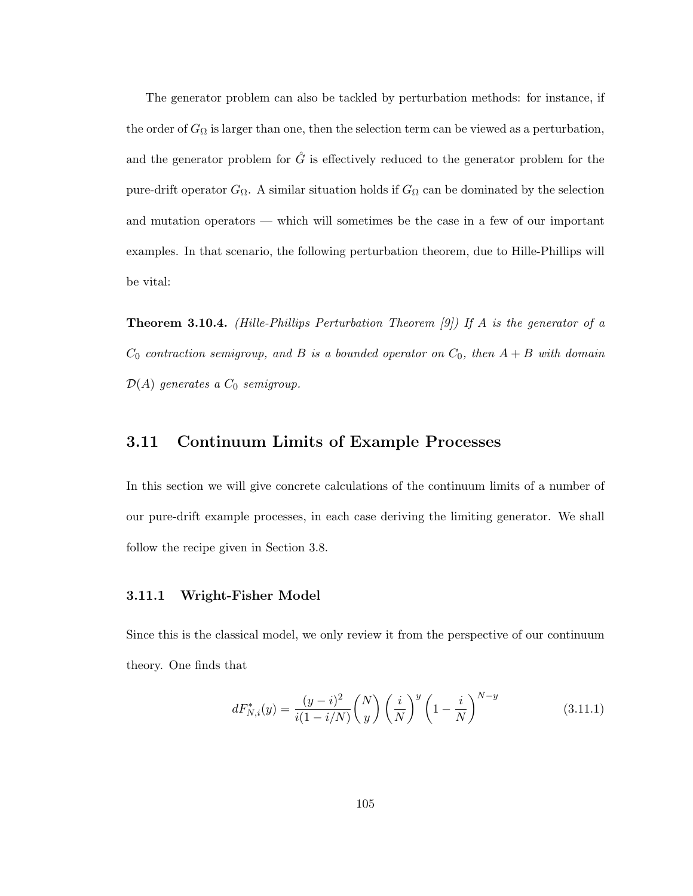The generator problem can also be tackled by perturbation methods: for instance, if the order of $G_\Omega$ is larger than one, then the selection term can be viewed as a perturbation, and the generator problem for $\hat{G}$ is effectively reduced to the generator problem for the pure-drift operator $G_\Omega$. A similar situation holds if $G_\Omega$ can be dominated by the selection and mutation operators — which will sometimes be the case in a few of our important examples. In that scenario, the following perturbation theorem, due to Hille-Phillips will be vital:

**Theorem 3.10.4.** *(Hille-Phillips Perturbation Theorem [9]) If $A$ is the generator of a $C_0$ contraction semigroup, and $B$ is a bounded operator on $C_0$, then $A + B$ with domain $\mathcal{D}(A)$ generates a $C_0$ semigroup.*

## 3.11 Continuum Limits of Example Processes

In this section we will give concrete calculations of the continuum limits of a number of our pure-drift example processes, in each case deriving the limiting generator. We shall follow the recipe given in Section 3.8.

### 3.11.1 Wright-Fisher Model

Since this is the classical model, we only review it from the perspective of our continuum theory. One finds that

$$dF^*_{N,i}(y) = \frac{(y-i)^2}{i(1-i/N)} \binom{N}{y} \left(\frac{i}{N}\right)^y \left(1 - \frac{i}{N}\right)^{N-y} \tag{3.11.1}$$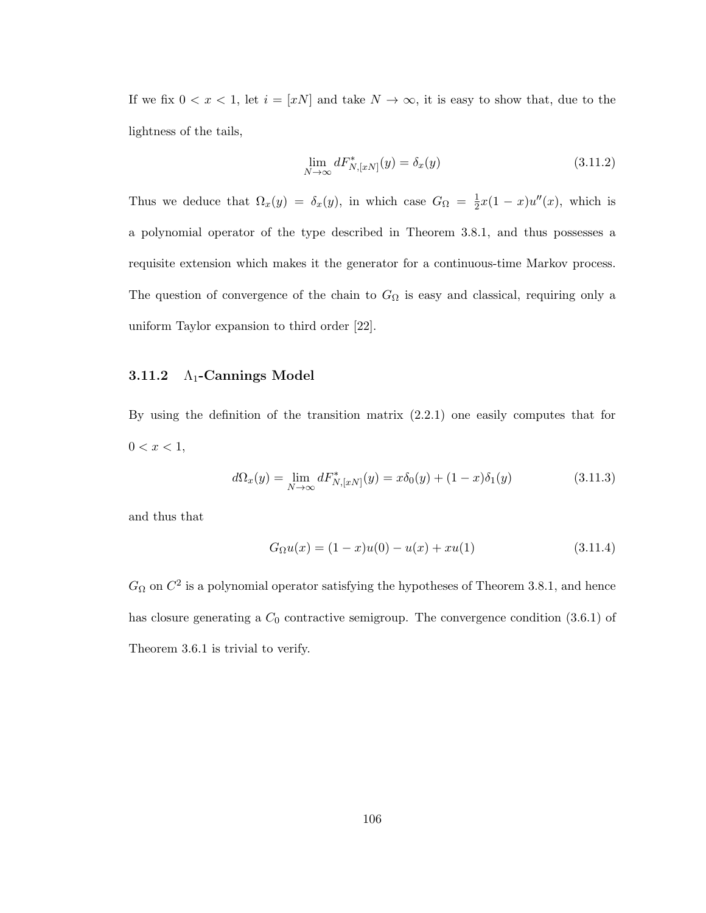If we fix $0 < x < 1$, let $i = [xN]$ and take $N \to \infty$, it is easy to show that, due to the lightness of the tails,

$$\lim_{N\to\infty} dF^*_{N,[xN]}(y) = \delta_x(y) \tag{3.11.2}$$

Thus we deduce that $\Omega_x(y) = \delta_x(y)$, in which case $G_\Omega = \frac{1}{2}x(1-x)u''(x)$, which is a polynomial operator of the type described in Theorem 3.8.1, and thus possesses a requisite extension which makes it the generator for a continuous-time Markov process. The question of convergence of the chain to $G_\Omega$ is easy and classical, requiring only a uniform Taylor expansion to third order [22].

### 3.11.2 $\Lambda_1$-Cannings Model

By using the definition of the transition matrix (2.2.1) one easily computes that for $0 < x < 1$,

$$d\Omega_x(y) = \lim_{N\to\infty} dF^*_{N,[xN]}(y) = x\delta_0(y) + (1-x)\delta_1(y) \tag{3.11.3}$$

and thus that

$$G_\Omega u(x) = (1-x)u(0) - u(x) + xu(1) \tag{3.11.4}$$

$G_\Omega$ on $C^2$ is a polynomial operator satisfying the hypotheses of Theorem 3.8.1, and hence has closure generating a $C_0$ contractive semigroup. The convergence condition (3.6.1) of Theorem 3.6.1 is trivial to verify.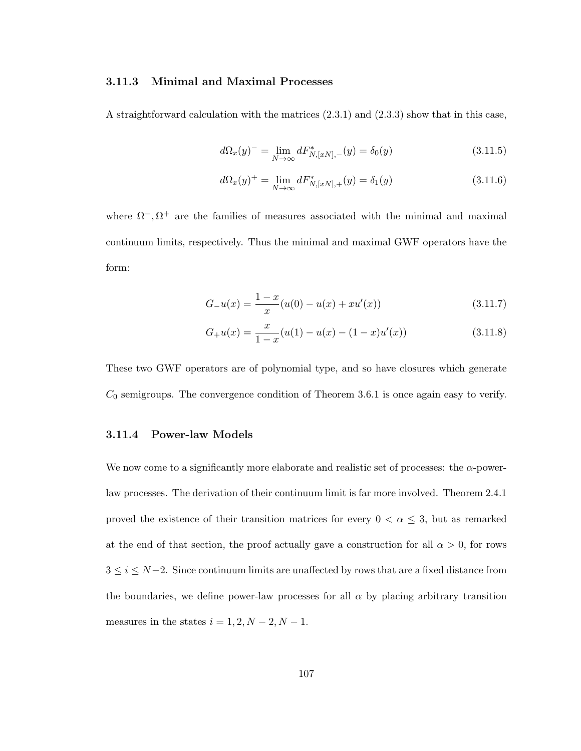### 3.11.3 Minimal and Maximal Processes

A straightforward calculation with the matrices (2.3.1) and (2.3.3) show that in this case,

$$d\Omega_x(y)^- = \lim_{N\to\infty} dF^*_{N,[xN],-}(y) = \delta_0(y) \tag{3.11.5}$$

$$d\Omega_x(y)^+ = \lim_{N\to\infty} dF^*_{N,[xN],+}(y) = \delta_1(y) \tag{3.11.6}$$

where $\Omega^-, \Omega^+$ are the families of measures associated with the minimal and maximal continuum limits, respectively. Thus the minimal and maximal GWF operators have the form:

$$G_-u(x) = \frac{1-x}{x}(u(0) - u(x) + xu'(x)) \tag{3.11.7}$$

$$G_+u(x) = \frac{x}{1-x}(u(1) - u(x) - (1-x)u'(x)) \tag{3.11.8}$$

These two GWF operators are of polynomial type, and so have closures which generate $C_0$ semigroups. The convergence condition of Theorem 3.6.1 is once again easy to verify.

### 3.11.4 Power-law Models

We now come to a significantly more elaborate and realistic set of processes: the $\alpha$-power-law processes. The derivation of their continuum limit is far more involved. Theorem 2.4.1 proved the existence of their transition matrices for every $0 < \alpha \leq 3$, but as remarked at the end of that section, the proof actually gave a construction for all $\alpha > 0$, for rows $3 \leq i \leq N-2$. Since continuum limits are unaffected by rows that are a fixed distance from the boundaries, we define power-law processes for all $\alpha$ by placing arbitrary transition measures in the states $i = 1, 2, N-2, N-1$.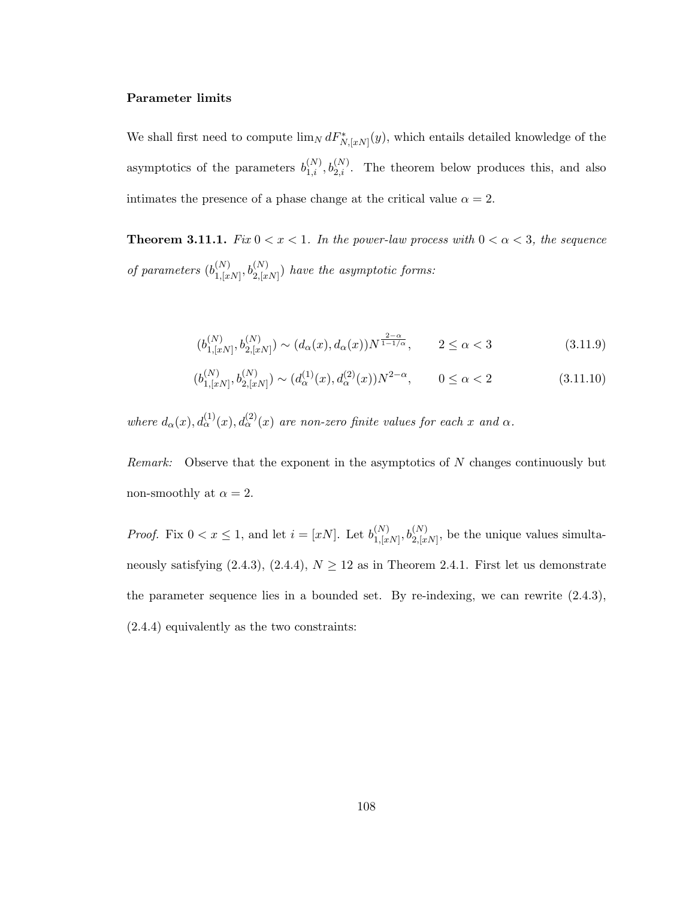**Parameter limits**

We shall first need to compute $\lim_N dF^*_{N,[xN]}(y)$, which entails detailed knowledge of the asymptotics of the parameters $b^{(N)}_{1,i}, b^{(N)}_{2,i}$. The theorem below produces this, and also intimates the presence of a phase change at the critical value $\alpha = 2$.

**Theorem 3.11.1.** *Fix $0 < x < 1$. In the power-law process with $0 < \alpha < 3$, the sequence of parameters $(b^{(N)}_{1,[xN]}, b^{(N)}_{2,[xN]})$ have the asymptotic forms:*

$$(b^{(N)}_{1,[xN]}, b^{(N)}_{2,[xN]}) \sim (d_\alpha(x), d_\alpha(x)) N^{\frac{2-\alpha}{1-1/\alpha}}, \qquad 2 \leq \alpha < 3 \tag{3.11.9}$$

$$(b^{(N)}_{1,[xN]}, b^{(N)}_{2,[xN]}) \sim (d^{(1)}_\alpha(x), d^{(2)}_\alpha(x)) N^{2-\alpha}, \qquad 0 \leq \alpha < 2 \tag{3.11.10}$$

*where $d_\alpha(x), d^{(1)}_\alpha(x), d^{(2)}_\alpha(x)$ are non-zero finite values for each $x$ and $\alpha$.*

*Remark:* Observe that the exponent in the asymptotics of $N$ changes continuously but non-smoothly at $\alpha = 2$.

*Proof.* Fix $0 < x \leq 1$, and let $i = [xN]$. Let $b^{(N)}_{1,[xN]}, b^{(N)}_{2,[xN]}$, be the unique values simultaneously satisfying (2.4.3), (2.4.4), $N \geq 12$ as in Theorem 2.4.1. First let us demonstrate the parameter sequence lies in a bounded set. By re-indexing, we can rewrite (2.4.3), (2.4.4) equivalently as the two constraints: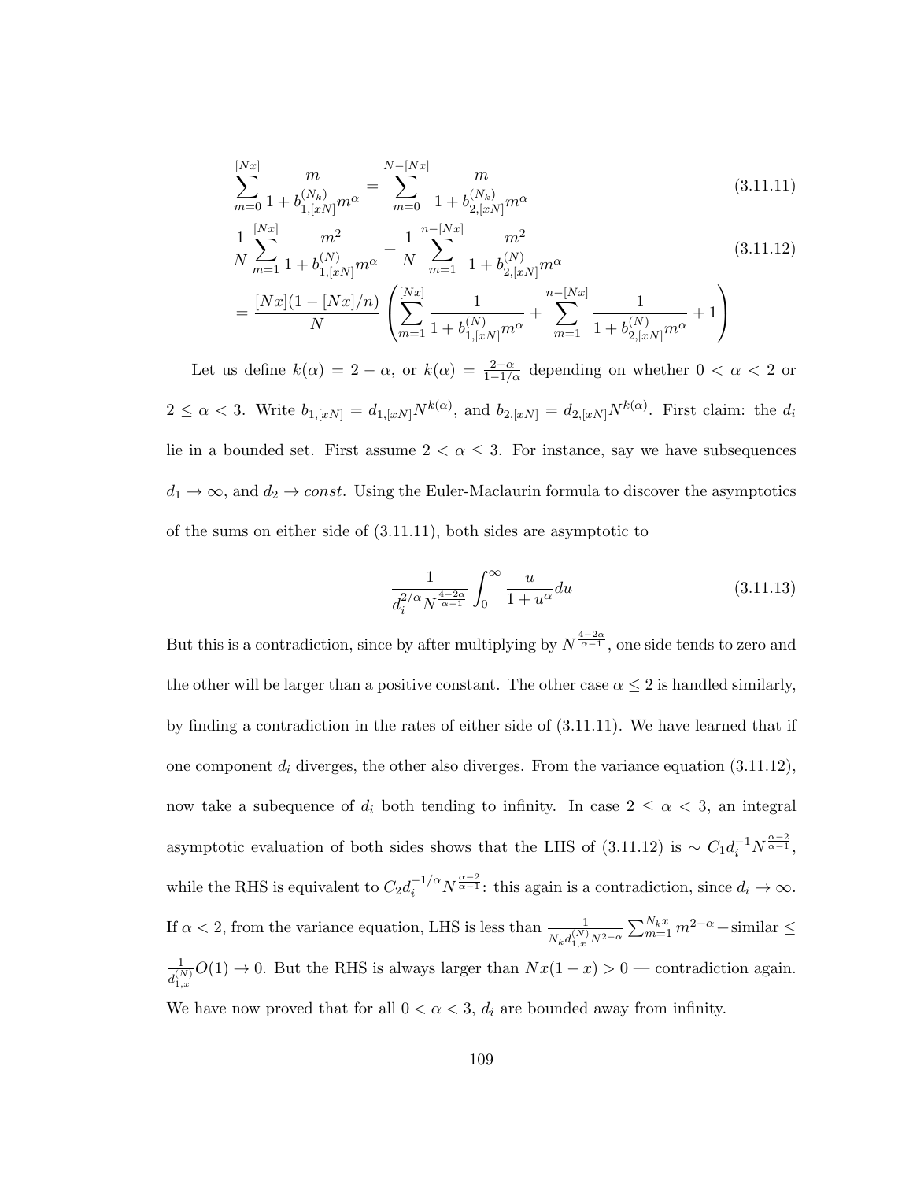$$
\sum_{m=0}^{[Nx]} \frac{m}{1 + b_{1,[xN]}^{(N_k)} m^\alpha} = \sum_{m=0}^{N-[Nx]} \frac{m}{1 + b_{2,[xN]}^{(N_k)} m^\alpha} \tag{3.11.11}
$$

$$
\begin{aligned}
&\frac{1}{N} \sum_{m=1}^{[Nx]} \frac{m^2}{1 + b_{1,[xN]}^{(N)} m^\alpha} + \frac{1}{N} \sum_{m=1}^{n-[Nx]} \frac{m^2}{1 + b_{2,[xN]}^{(N)} m^\alpha} \\
&= \frac{[Nx](1 - [Nx]/n)}{N} \left( \sum_{m=1}^{[Nx]} \frac{1}{1 + b_{1,[xN]}^{(N)} m^\alpha} + \sum_{m=1}^{n-[Nx]} \frac{1}{1 + b_{2,[xN]}^{(N)} m^\alpha} + 1 \right)
\end{aligned} \tag{3.11.12}
$$

Let us define $k(\alpha) = 2 - \alpha$, or $k(\alpha) = \frac{2-\alpha}{1-1/\alpha}$ depending on whether $0 < \alpha < 2$ or $2 \leq \alpha < 3$. Write $b_{1,[xN]} = d_{1,[xN]} N^{k(\alpha)}$, and $b_{2,[xN]} = d_{2,[xN]} N^{k(\alpha)}$. First claim: the $d_i$ lie in a bounded set. First assume $2 < \alpha \leq 3$. For instance, say we have subsequences $d_1 \to \infty$, and $d_2 \to const$. Using the Euler-Maclaurin formula to discover the asymptotics of the sums on either side of (3.11.11), both sides are asymptotic to

$$
\frac{1}{d_i^{2/\alpha} N^{\frac{4-2\alpha}{\alpha-1}}} \int_0^\infty \frac{u}{1+u^\alpha} du \tag{3.11.13}
$$

But this is a contradiction, since by after multiplying by $N^{\frac{4-2\alpha}{\alpha-1}}$, one side tends to zero and the other will be larger than a positive constant. The other case $\alpha \leq 2$ is handled similarly, by finding a contradiction in the rates of either side of (3.11.11). We have learned that if one component $d_i$ diverges, the other also diverges. From the variance equation (3.11.12), now take a subequence of $d_i$ both tending to infinity. In case $2 \leq \alpha < 3$, an integral asymptotic evaluation of both sides shows that the LHS of (3.11.12) is $\sim C_1 d_i^{-1} N^{\frac{\alpha-2}{\alpha-1}}$, while the RHS is equivalent to $C_2 d_i^{-1/\alpha} N^{\frac{\alpha-2}{\alpha-1}}$: this again is a contradiction, since $d_i \to \infty$. If $\alpha < 2$, from the variance equation, LHS is less than $\frac{1}{N_k d_{1,x}^{(N)} N^{2-\alpha}} \sum_{m=1}^{N_k x} m^{2-\alpha} + \text{similar} \leq \frac{1}{d_{1,x}^{(N)}} O(1) \to 0$. But the RHS is always larger than $Nx(1-x) > 0$ — contradiction again. We have now proved that for all $0 < \alpha < 3$, $d_i$ are bounded away from infinity.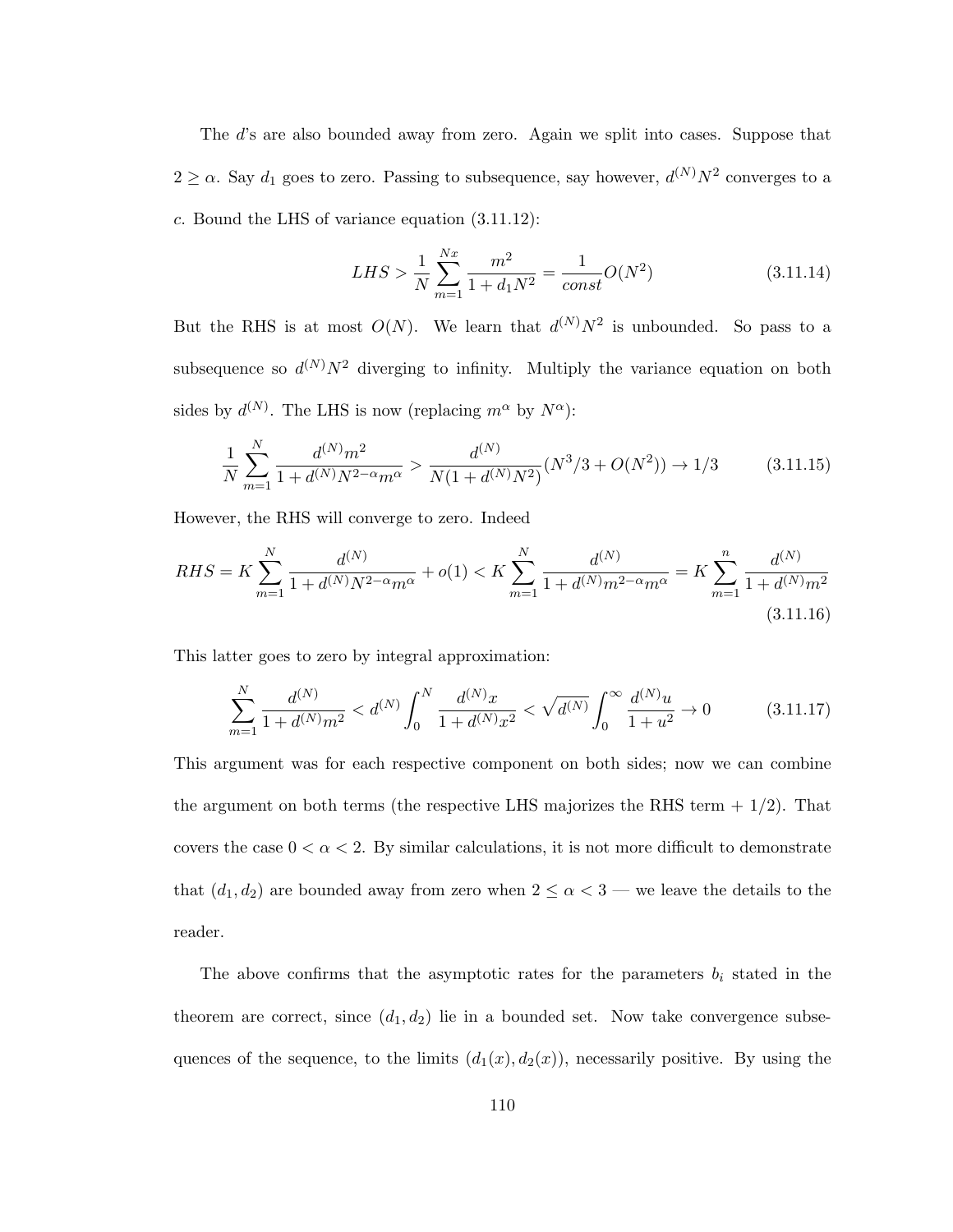The $d$'s are also bounded away from zero. Again we split into cases. Suppose that $2 \geq \alpha$. Say $d_1$ goes to zero. Passing to subsequence, say however, $d^{(N)}N^2$ converges to a $c$. Bound the LHS of variance equation (3.11.12):

$$LHS > \frac{1}{N} \sum_{m=1}^{Nx} \frac{m^2}{1 + d_1 N^2} = \frac{1}{const} O(N^2) \tag{3.11.14}$$

But the RHS is at most $O(N)$. We learn that $d^{(N)}N^2$ is unbounded. So pass to a subsequence so $d^{(N)}N^2$ diverging to infinity. Multiply the variance equation on both sides by $d^{(N)}$. The LHS is now (replacing $m^\alpha$ by $N^\alpha$):

$$\frac{1}{N} \sum_{m=1}^{N} \frac{d^{(N)} m^2}{1 + d^{(N)} N^{2-\alpha} m^\alpha} > \frac{d^{(N)}}{N(1 + d^{(N)}N^2)} (N^3/3 + O(N^2)) \to 1/3 \tag{3.11.15}$$

However, the RHS will converge to zero. Indeed

$$RHS = K \sum_{m=1}^{N} \frac{d^{(N)}}{1 + d^{(N)} N^{2-\alpha} m^\alpha} + o(1) < K \sum_{m=1}^{N} \frac{d^{(N)}}{1 + d^{(N)} m^{2-\alpha} m^\alpha} = K \sum_{m=1}^{n} \frac{d^{(N)}}{1 + d^{(N)} m^2} \tag{3.11.16}$$

This latter goes to zero by integral approximation:

$$\sum_{m=1}^{N} \frac{d^{(N)}}{1 + d^{(N)} m^2} < d^{(N)} \int_0^N \frac{d^{(N)} x}{1 + d^{(N)} x^2} < \sqrt{d^{(N)}} \int_0^\infty \frac{d^{(N)} u}{1 + u^2} \to 0 \tag{3.11.17}$$

This argument was for each respective component on both sides; now we can combine the argument on both terms (the respective LHS majorizes the RHS term + 1/2). That covers the case $0 < \alpha < 2$. By similar calculations, it is not more difficult to demonstrate that $(d_1, d_2)$ are bounded away from zero when $2 \leq \alpha < 3$ — we leave the details to the reader.

The above confirms that the asymptotic rates for the parameters $b_i$ stated in the theorem are correct, since $(d_1, d_2)$ lie in a bounded set. Now take convergence subsequences of the sequence, to the limits $(d_1(x), d_2(x))$, necessarily positive. By using the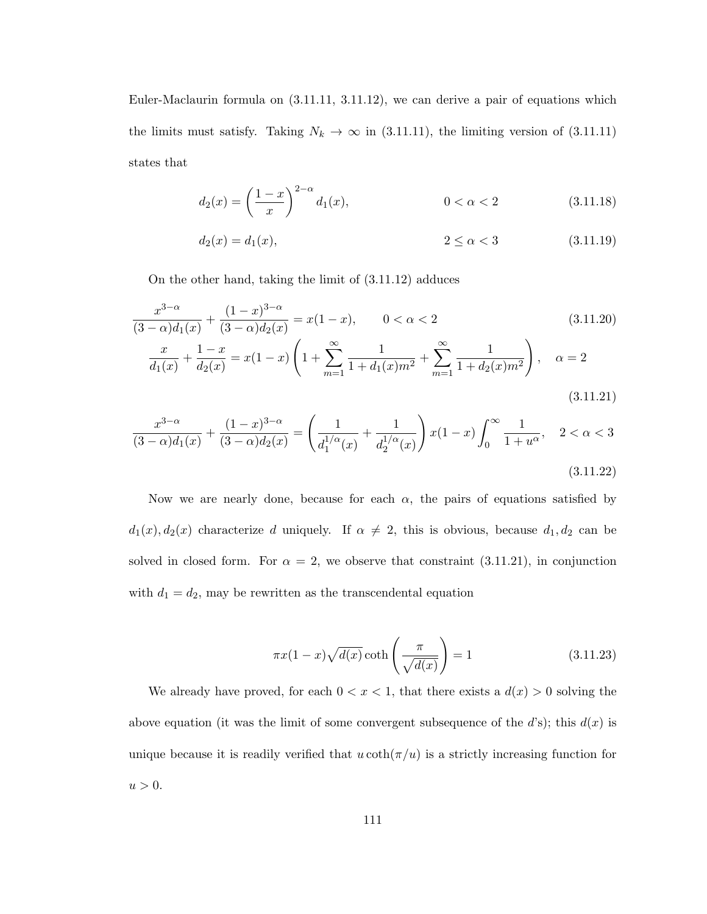Euler-Maclaurin formula on (3.11.11, 3.11.12), we can derive a pair of equations which the limits must satisfy. Taking $N_k \to \infty$ in (3.11.11), the limiting version of (3.11.11) states that

$$d_2(x) = \left(\frac{1-x}{x}\right)^{2-\alpha} d_1(x), \qquad 0 < \alpha < 2 \tag{3.11.18}$$

$$d_2(x) = d_1(x), \qquad 2 \leq \alpha < 3 \tag{3.11.19}$$

On the other hand, taking the limit of (3.11.12) adduces

$$\frac{x^{3-\alpha}}{(3-\alpha)d_1(x)} + \frac{(1-x)^{3-\alpha}}{(3-\alpha)d_2(x)} = x(1-x), \qquad 0 < \alpha < 2 \tag{3.11.20}$$

$$\frac{x}{d_1(x)} + \frac{1-x}{d_2(x)} = x(1-x)\left(1 + \sum_{m=1}^{\infty} \frac{1}{1+d_1(x)m^2} + \sum_{m=1}^{\infty} \frac{1}{1+d_2(x)m^2}\right), \quad \alpha = 2 \tag{3.11.21}$$

$$\frac{x^{3-\alpha}}{(3-\alpha)d_1(x)} + \frac{(1-x)^{3-\alpha}}{(3-\alpha)d_2(x)} = \left(\frac{1}{d_1^{1/\alpha}(x)} + \frac{1}{d_2^{1/\alpha}(x)}\right) x(1-x)\int_0^\infty \frac{1}{1+u^\alpha}, \quad 2 < \alpha < 3 \tag{3.11.22}$$

Now we are nearly done, because for each $\alpha$, the pairs of equations satisfied by $d_1(x), d_2(x)$ characterize $d$ uniquely. If $\alpha \neq 2$, this is obvious, because $d_1, d_2$ can be solved in closed form. For $\alpha = 2$, we observe that constraint (3.11.21), in conjunction with $d_1 = d_2$, may be rewritten as the transcendental equation

$$\pi x(1-x)\sqrt{d(x)} \coth\left(\frac{\pi}{\sqrt{d(x)}}\right) = 1 \tag{3.11.23}$$

We already have proved, for each $0 < x < 1$, that there exists a $d(x) > 0$ solving the above equation (it was the limit of some convergent subsequence of the $d$'s); this $d(x)$ is unique because it is readily verified that $u \coth(\pi/u)$ is a strictly increasing function for $u > 0$.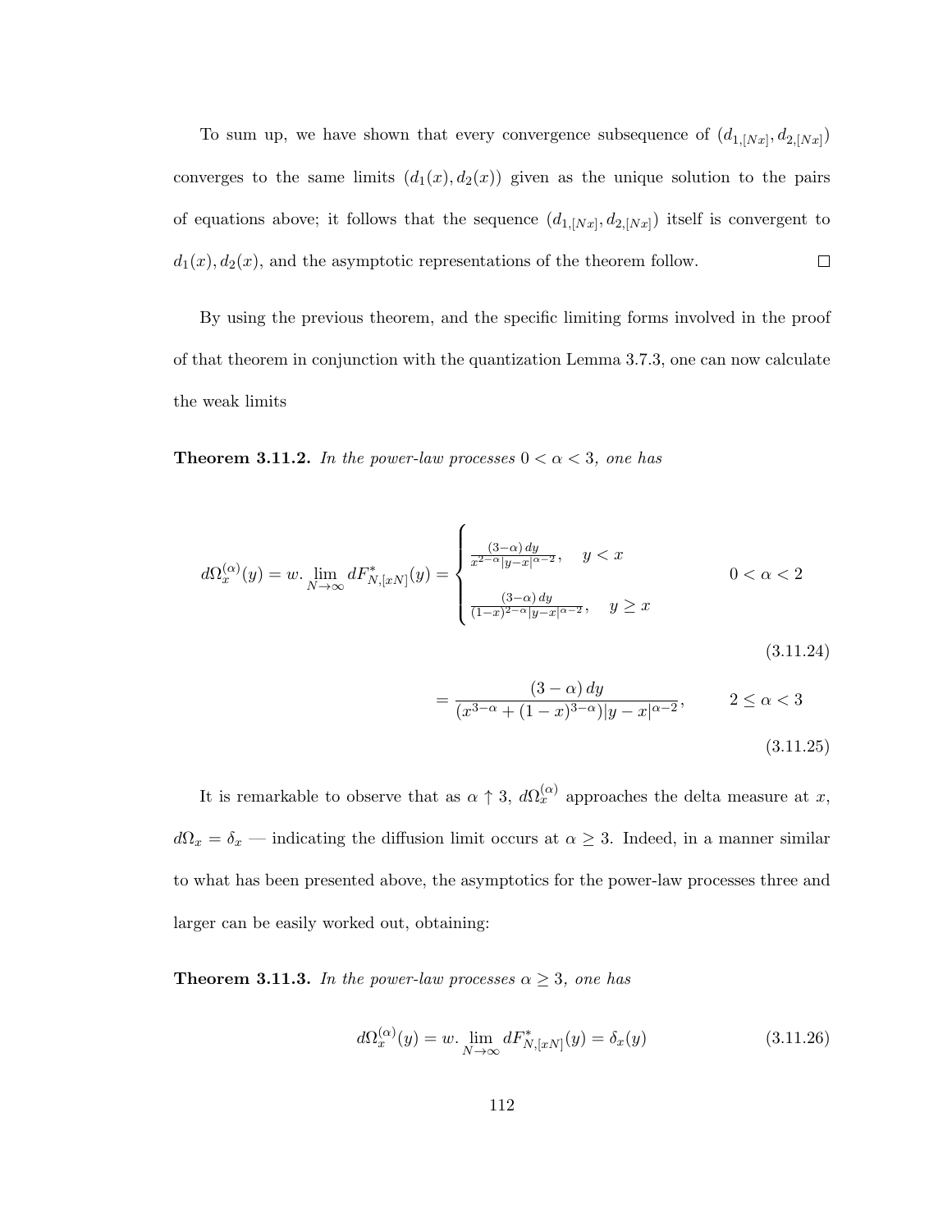To sum up, we have shown that every convergence subsequence of $(d_{1,[Nx]}, d_{2,[Nx]})$ converges to the same limits $(d_1(x), d_2(x))$ given as the unique solution to the pairs of equations above; it follows that the sequence $(d_{1,[Nx]}, d_{2,[Nx]})$ itself is convergent to $d_1(x), d_2(x)$, and the asymptotic representations of the theorem follow. $\square$

By using the previous theorem, and the specific limiting forms involved in the proof of that theorem in conjunction with the quantization Lemma 3.7.3, one can now calculate the weak limits

**Theorem 3.11.2.** *In the power-law processes $0 < \alpha < 3$, one has*

$$d\Omega_x^{(\alpha)}(y) = w.\lim_{N\to\infty} dF^*_{N,[xN]}(y) = \begin{cases} \frac{(3-\alpha)\,dy}{x^{2-\alpha}|y-x|^{\alpha-2}}, & y < x \\ \\ \frac{(3-\alpha)\,dy}{(1-x)^{2-\alpha}|y-x|^{\alpha-2}}, & y \geq x \end{cases} \qquad 0 < \alpha < 2 \tag{3.11.24}$$

$$= \frac{(3-\alpha)\,dy}{(x^{3-\alpha} + (1-x)^{3-\alpha})|y-x|^{\alpha-2}}, \qquad 2 \leq \alpha < 3 \tag{3.11.25}$$

It is remarkable to observe that as $\alpha \uparrow 3$, $d\Omega_x^{(\alpha)}$ approaches the delta measure at $x$, $d\Omega_x = \delta_x$ — indicating the diffusion limit occurs at $\alpha \geq 3$. Indeed, in a manner similar to what has been presented above, the asymptotics for the power-law processes three and larger can be easily worked out, obtaining:

**Theorem 3.11.3.** *In the power-law processes $\alpha \geq 3$, one has*

$$d\Omega_x^{(\alpha)}(y) = w.\lim_{N\to\infty} dF^*_{N,[xN]}(y) = \delta_x(y) \tag{3.11.26}$$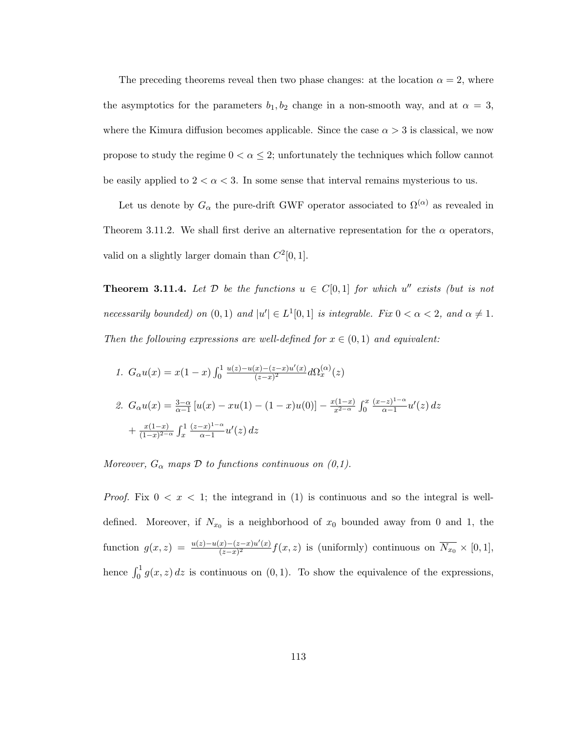The preceding theorems reveal then two phase changes: at the location $\alpha = 2$, where the asymptotics for the parameters $b_1, b_2$ change in a non-smooth way, and at $\alpha = 3$, where the Kimura diffusion becomes applicable. Since the case $\alpha > 3$ is classical, we now propose to study the regime $0 < \alpha \leq 2$; unfortunately the techniques which follow cannot be easily applied to $2 < \alpha < 3$. In some sense that interval remains mysterious to us.

Let us denote by $G_\alpha$ the pure-drift GWF operator associated to $\Omega^{(\alpha)}$ as revealed in Theorem 3.11.2. We shall first derive an alternative representation for the $\alpha$ operators, valid on a slightly larger domain than $C^2[0,1]$.

**Theorem 3.11.4.** *Let $\mathcal{D}$ be the functions $u \in C[0,1]$ for which $u''$ exists (but is not necessarily bounded) on $(0,1)$ and $|u'| \in L^1[0,1]$ is integrable. Fix $0 < \alpha < 2$, and $\alpha \neq 1$. Then the following expressions are well-defined for $x \in (0,1)$ and equivalent:*

1. $G_\alpha u(x) = x(1-x) \int_0^1 \frac{u(z)-u(x)-(z-x)u'(x)}{(z-x)^2} d\Omega_x^{(\alpha)}(z)$

2. $G_\alpha u(x) = \frac{3-\alpha}{\alpha-1}\left[u(x) - xu(1) - (1-x)u(0)\right] - \frac{x(1-x)}{x^{2-\alpha}} \int_0^x \frac{(x-z)^{1-\alpha}}{\alpha-1} u'(z)\, dz$
   $+ \frac{x(1-x)}{(1-x)^{2-\alpha}} \int_x^1 \frac{(z-x)^{1-\alpha}}{\alpha-1} u'(z)\, dz$

*Moreover, $G_\alpha$ maps $\mathcal{D}$ to functions continuous on (0,1).*

*Proof.* Fix $0 < x < 1$; the integrand in (1) is continuous and so the integral is well-defined. Moreover, if $N_{x_0}$ is a neighborhood of $x_0$ bounded away from 0 and 1, the function $g(x,z) = \frac{u(z)-u(x)-(z-x)u'(x)}{(z-x)^2} f(x,z)$ is (uniformly) continuous on $\overline{N_{x_0}} \times [0,1]$, hence $\int_0^1 g(x,z)\, dz$ is continuous on $(0,1)$. To show the equivalence of the expressions,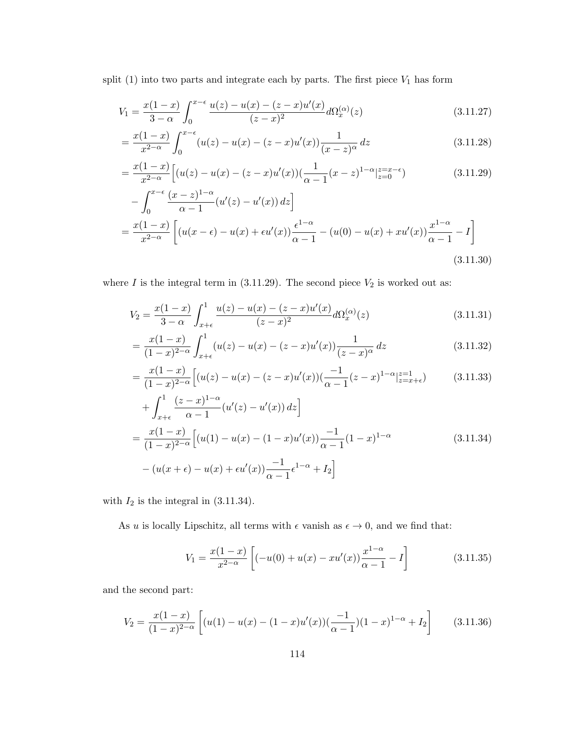split (1) into two parts and integrate each by parts. The first piece $V_1$ has form

$$V_1 = \frac{x(1-x)}{3-\alpha}\int_0^{x-\epsilon} \frac{u(z)-u(x)-(z-x)u'(x)}{(z-x)^2} d\Omega_x^{(\alpha)}(z) \tag{3.11.27}$$

$$= \frac{x(1-x)}{x^{2-\alpha}}\int_0^{x-\epsilon}(u(z)-u(x)-(z-x)u'(x))\frac{1}{(x-z)^\alpha}\,dz \tag{3.11.28}$$

$$= \frac{x(1-x)}{x^{2-\alpha}}\Big[(u(z)-u(x)-(z-x)u'(x))(\frac{1}{\alpha-1}(x-z)^{1-\alpha}|_{z=0}^{z=x-\epsilon}) \tag{3.11.29}$$

$$-\int_0^{x-\epsilon}\frac{(x-z)^{1-\alpha}}{\alpha-1}(u'(z)-u'(x))\,dz\Big]$$

$$= \frac{x(1-x)}{x^{2-\alpha}}\left[(u(x-\epsilon)-u(x)+\epsilon u'(x))\frac{\epsilon^{1-\alpha}}{\alpha-1} - (u(0)-u(x)+xu'(x))\frac{x^{1-\alpha}}{\alpha-1} - I\right] \tag{3.11.30}$$

where $I$ is the integral term in (3.11.29). The second piece $V_2$ is worked out as:

$$V_2 = \frac{x(1-x)}{3-\alpha}\int_{x+\epsilon}^1 \frac{u(z)-u(x)-(z-x)u'(x)}{(z-x)^2} d\Omega_x^{(\alpha)}(z) \tag{3.11.31}$$

$$= \frac{x(1-x)}{(1-x)^{2-\alpha}}\int_{x+\epsilon}^1(u(z)-u(x)-(z-x)u'(x))\frac{1}{(z-x)^\alpha}\,dz \tag{3.11.32}$$

$$= \frac{x(1-x)}{(1-x)^{2-\alpha}}\Big[(u(z)-u(x)-(z-x)u'(x))(\frac{-1}{\alpha-1}(z-x)^{1-\alpha}|_{z=x+\epsilon}^{z=1}) \tag{3.11.33}$$

$$+\int_{x+\epsilon}^1\frac{(z-x)^{1-\alpha}}{\alpha-1}(u'(z)-u'(x))\,dz\Big]$$

$$= \frac{x(1-x)}{(1-x)^{2-\alpha}}\Big[(u(1)-u(x)-(1-x)u'(x))\frac{-1}{\alpha-1}(1-x)^{1-\alpha} \tag{3.11.34}$$

$$-(u(x+\epsilon)-u(x)+\epsilon u'(x))\frac{-1}{\alpha-1}\epsilon^{1-\alpha}+I_2\Big]$$

with $I_2$ is the integral in (3.11.34).

As $u$ is locally Lipschitz, all terms with $\epsilon$ vanish as $\epsilon \to 0$, and we find that:

$$V_1 = \frac{x(1-x)}{x^{2-\alpha}}\left[(-u(0)+u(x)-xu'(x))\frac{x^{1-\alpha}}{\alpha-1} - I\right] \tag{3.11.35}$$

and the second part:

$$V_2 = \frac{x(1-x)}{(1-x)^{2-\alpha}}\left[(u(1)-u(x)-(1-x)u'(x))(\frac{-1}{\alpha-1})(1-x)^{1-\alpha}+I_2\right] \tag{3.11.36}$$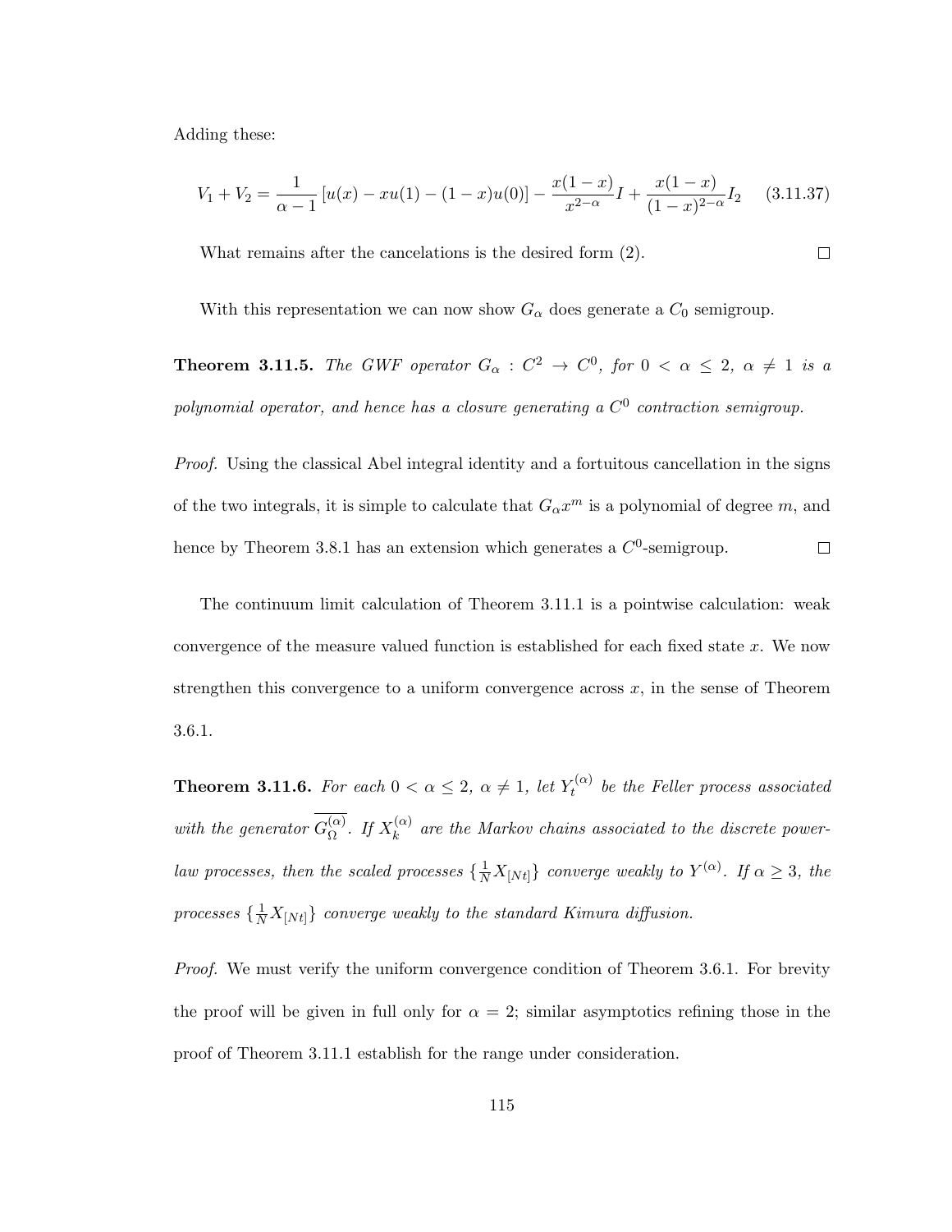Adding these:

$$V_1 + V_2 = \frac{1}{\alpha - 1}\left[u(x) - xu(1) - (1-x)u(0)\right] - \frac{x(1-x)}{x^{2-\alpha}}I + \frac{x(1-x)}{(1-x)^{2-\alpha}}I_2 \qquad (3.11.37)$$

What remains after the cancelations is the desired form (2). □

With this representation we can now show $G_\alpha$ does generate a $C_0$ semigroup.

**Theorem 3.11.5.** *The GWF operator $G_\alpha : C^2 \to C^0$, for $0 < \alpha \leq 2$, $\alpha \neq 1$ is a polynomial operator, and hence has a closure generating a $C^0$ contraction semigroup.*

*Proof.* Using the classical Abel integral identity and a fortuitous cancellation in the signs of the two integrals, it is simple to calculate that $G_\alpha x^m$ is a polynomial of degree $m$, and hence by Theorem 3.8.1 has an extension which generates a $C^0$-semigroup. □

The continuum limit calculation of Theorem 3.11.1 is a pointwise calculation: weak convergence of the measure valued function is established for each fixed state $x$. We now strengthen this convergence to a uniform convergence across $x$, in the sense of Theorem 3.6.1.

**Theorem 3.11.6.** *For each $0 < \alpha \leq 2$, $\alpha \neq 1$, let $Y_t^{(\alpha)}$ be the Feller process associated with the generator $\overline{G_\Omega^{(\alpha)}}$. If $X_k^{(\alpha)}$ are the Markov chains associated to the discrete power-law processes, then the scaled processes $\{\frac{1}{N}X_{[Nt]}\}$ converge weakly to $Y^{(\alpha)}$. If $\alpha \geq 3$, the processes $\{\frac{1}{N}X_{[Nt]}\}$ converge weakly to the standard Kimura diffusion.*

*Proof.* We must verify the uniform convergence condition of Theorem 3.6.1. For brevity the proof will be given in full only for $\alpha = 2$; similar asymptotics refining those in the proof of Theorem 3.11.1 establish for the range under consideration.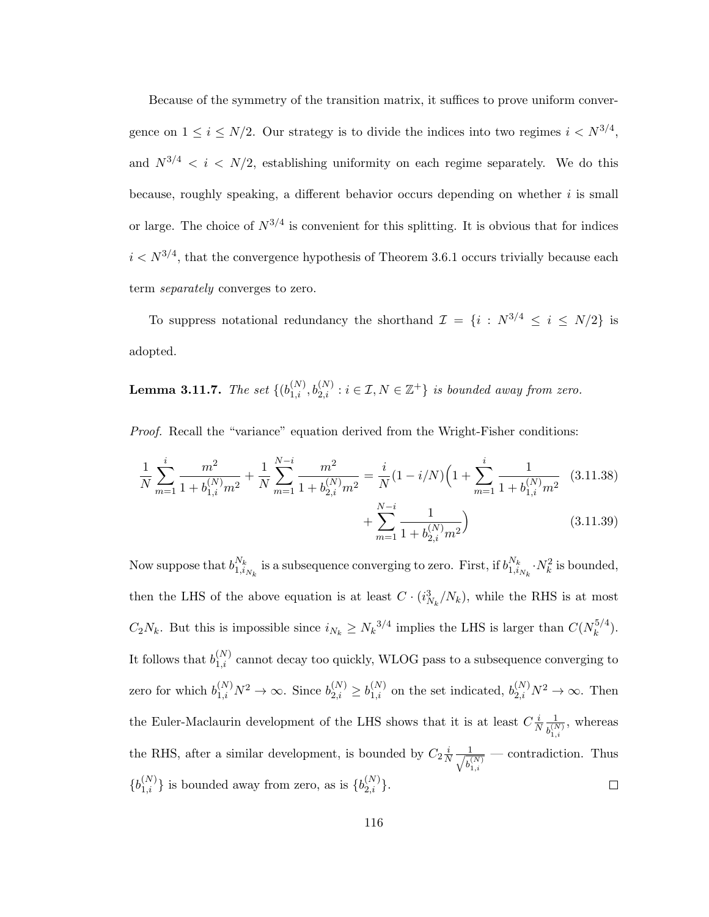Because of the symmetry of the transition matrix, it suffices to prove uniform convergence on $1 \le i \le N/2$. Our strategy is to divide the indices into two regimes $i < N^{3/4}$, and $N^{3/4} < i < N/2$, establishing uniformity on each regime separately. We do this because, roughly speaking, a different behavior occurs depending on whether $i$ is small or large. The choice of $N^{3/4}$ is convenient for this splitting. It is obvious that for indices $i < N^{3/4}$, that the convergence hypothesis of Theorem 3.6.1 occurs trivially because each term *separately* converges to zero.

To suppress notational redundancy the shorthand $\mathcal{I} = \{i : N^{3/4} \le i \le N/2\}$ is adopted.

**Lemma 3.11.7.** *The set* $\{(b_{1,i}^{(N)}, b_{2,i}^{(N)} : i \in \mathcal{I}, N \in \mathbb{Z}^+\}$ *is bounded away from zero.*

*Proof.* Recall the "variance" equation derived from the Wright-Fisher conditions:

$$\frac{1}{N}\sum_{m=1}^{i} \frac{m^2}{1+b_{1,i}^{(N)}m^2} + \frac{1}{N}\sum_{m=1}^{N-i} \frac{m^2}{1+b_{2,i}^{(N)}m^2} = \frac{i}{N}(1-i/N)\Big(1+\sum_{m=1}^{i}\frac{1}{1+b_{1,i}^{(N)}m^2} \tag{3.11.38}$$

$$+\sum_{m=1}^{N-i}\frac{1}{1+b_{2,i}^{(N)}m^2}\Big) \tag{3.11.39}$$

Now suppose that $b_{1,i_{N_k}}^{N_k}$ is a subsequence converging to zero. First, if $b_{1,i_{N_k}}^{N_k} \cdot N_k^2$ is bounded, then the LHS of the above equation is at least $C \cdot (i_{N_k}^3/N_k)$, while the RHS is at most $C_2 N_k$. But this is impossible since $i_{N_k} \ge {N_k}^{3/4}$ implies the LHS is larger than $C(N_k^{5/4})$. It follows that $b_{1,i}^{(N)}$ cannot decay too quickly, WLOG pass to a subsequence converging to zero for which $b_{1,i}^{(N)}N^2 \to \infty$. Since $b_{2,i}^{(N)} \ge b_{1,i}^{(N)}$ on the set indicated, $b_{2,i}^{(N)}N^2 \to \infty$. Then the Euler-Maclaurin development of the LHS shows that it is at least $C\frac{i}{N}\frac{1}{b_{1,i}^{(N)}}$, whereas the RHS, after a similar development, is bounded by $C_2\frac{i}{N}\frac{1}{\sqrt{b_{1,i}^{(N)}}}$ — contradiction. Thus $\{b_{1,i}^{(N)}\}$ is bounded away from zero, as is $\{b_{2,i}^{(N)}\}$. ∎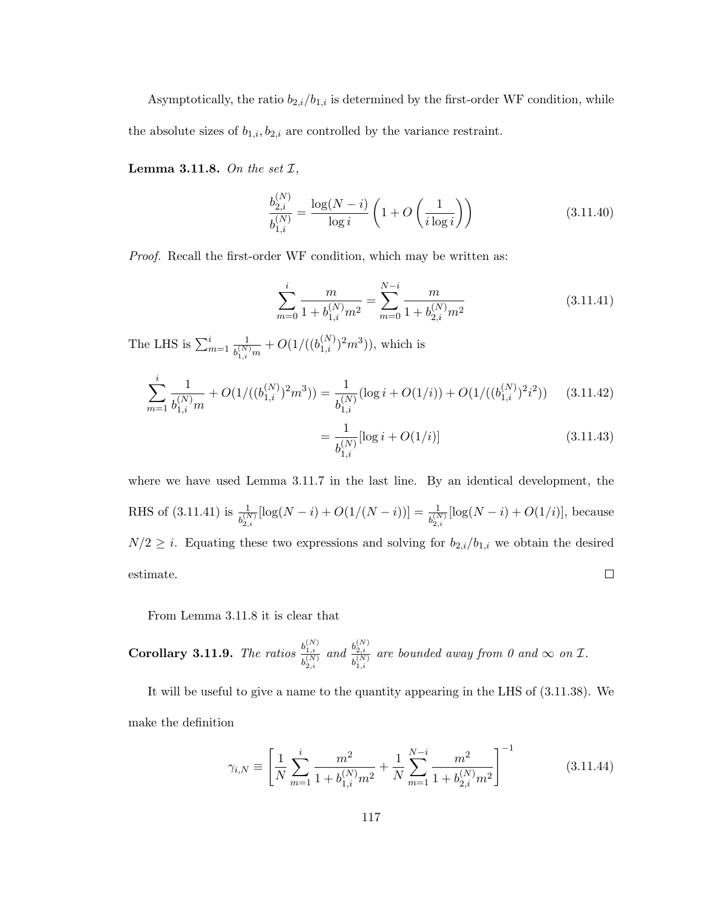Asymptotically, the ratio $b_{2,i}/b_{1,i}$ is determined by the first-order WF condition, while the absolute sizes of $b_{1,i}, b_{2,i}$ are controlled by the variance restraint.

**Lemma 3.11.8.** *On the set $\mathcal{I}$,*

$$\frac{b_{2,i}^{(N)}}{b_{1,i}^{(N)}} = \frac{\log(N-i)}{\log i}\left(1 + O\left(\frac{1}{i \log i}\right)\right) \tag{3.11.40}$$

*Proof.* Recall the first-order WF condition, which may be written as:

$$\sum_{m=0}^{i} \frac{m}{1 + b_{1,i}^{(N)} m^2} = \sum_{m=0}^{N-i} \frac{m}{1 + b_{2,i}^{(N)} m^2} \tag{3.11.41}$$

The LHS is $\sum_{m=1}^{i} \frac{1}{b_{1,i}^{(N)} m} + O(1/((b_{1,i}^{(N)})^2 m^3))$, which is

$$\sum_{m=1}^{i} \frac{1}{b_{1,i}^{(N)} m} + O(1/((b_{1,i}^{(N)})^2 m^3)) = \frac{1}{b_{1,i}^{(N)}}(\log i + O(1/i)) + O(1/((b_{1,i}^{(N)})^2 i^2)) \tag{3.11.42}$$

$$= \frac{1}{b_{1,i}^{(N)}}[\log i + O(1/i)] \tag{3.11.43}$$

where we have used Lemma 3.11.7 in the last line. By an identical development, the RHS of (3.11.41) is $\frac{1}{b_{2,i}^{(N)}}[\log(N-i) + O(1/(N-i))] = \frac{1}{b_{2,i}^{(N)}}[\log(N-i) + O(1/i)]$, because $N/2 \geq i$. Equating these two expressions and solving for $b_{2,i}/b_{1,i}$ we obtain the desired estimate. $\square$

From Lemma 3.11.8 it is clear that

**Corollary 3.11.9.** *The ratios $\frac{b_{1,i}^{(N)}}{b_{2,i}^{(N)}}$ and $\frac{b_{2,i}^{(N)}}{b_{1,i}^{(N)}}$ are bounded away from 0 and $\infty$ on $\mathcal{I}$.*

It will be useful to give a name to the quantity appearing in the LHS of (3.11.38). We make the definition

$$\gamma_{i,N} \equiv \left[\frac{1}{N}\sum_{m=1}^{i} \frac{m^2}{1 + b_{1,i}^{(N)} m^2} + \frac{1}{N}\sum_{m=1}^{N-i} \frac{m^2}{1 + b_{2,i}^{(N)} m^2}\right]^{-1} \tag{3.11.44}$$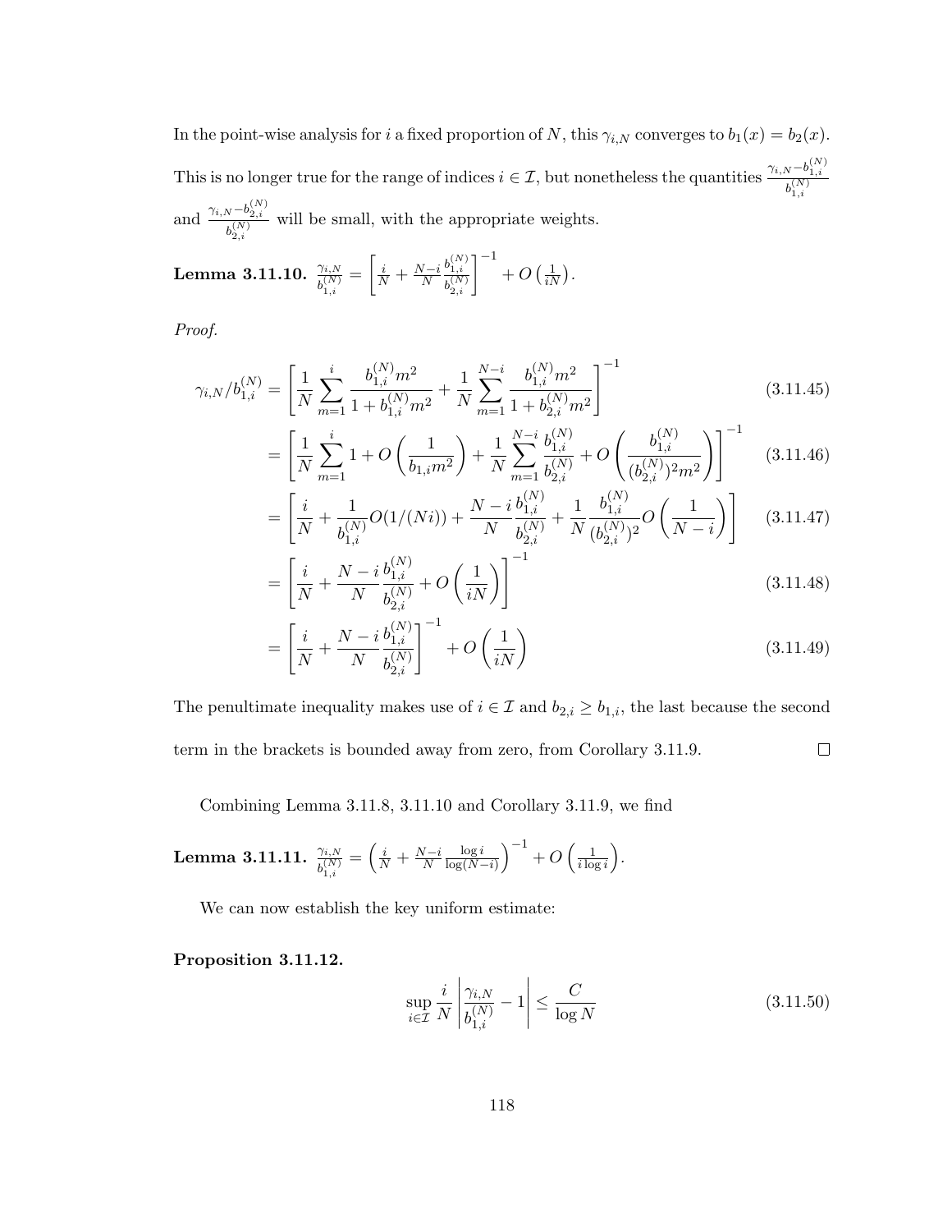In the point-wise analysis for $i$ a fixed proportion of $N$, this $\gamma_{i,N}$ converges to $b_1(x) = b_2(x)$. This is no longer true for the range of indices $i \in \mathcal{I}$, but nonetheless the quantities $\frac{\gamma_{i,N} - b_{1,i}^{(N)}}{b_{1,i}^{(N)}}$ and $\frac{\gamma_{i,N} - b_{2,i}^{(N)}}{b_{2,i}^{(N)}}$ will be small, with the appropriate weights.

**Lemma 3.11.10.** $\frac{\gamma_{i,N}}{b_{1,i}^{(N)}} = \left[ \frac{i}{N} + \frac{N-i}{N} \frac{b_{1,i}^{(N)}}{b_{2,i}^{(N)}} \right]^{-1} + O\left(\frac{1}{iN}\right)$.

*Proof.*

$$\gamma_{i,N}/b_{1,i}^{(N)} = \left[ \frac{1}{N} \sum_{m=1}^{i} \frac{b_{1,i}^{(N)} m^2}{1 + b_{1,i}^{(N)} m^2} + \frac{1}{N} \sum_{m=1}^{N-i} \frac{b_{1,i}^{(N)} m^2}{1 + b_{2,i}^{(N)} m^2} \right]^{-1} \tag{3.11.45}$$

$$= \left[ \frac{1}{N} \sum_{m=1}^{i} 1 + O\left( \frac{1}{b_{1,i} m^2} \right) + \frac{1}{N} \sum_{m=1}^{N-i} \frac{b_{1,i}^{(N)}}{b_{2,i}^{(N)}} + O\left( \frac{b_{1,i}^{(N)}}{(b_{2,i}^{(N)})^2 m^2} \right) \right]^{-1} \tag{3.11.46}$$

$$= \left[ \frac{i}{N} + \frac{1}{b_{1,i}^{(N)}} O(1/(Ni)) + \frac{N-i}{N} \frac{b_{1,i}^{(N)}}{b_{2,i}^{(N)}} + \frac{1}{N} \frac{b_{1,i}^{(N)}}{(b_{2,i}^{(N)})^2} O\left( \frac{1}{N-i} \right) \right] \tag{3.11.47}$$

$$= \left[ \frac{i}{N} + \frac{N-i}{N} \frac{b_{1,i}^{(N)}}{b_{2,i}^{(N)}} + O\left( \frac{1}{iN} \right) \right]^{-1} \tag{3.11.48}$$

$$= \left[ \frac{i}{N} + \frac{N-i}{N} \frac{b_{1,i}^{(N)}}{b_{2,i}^{(N)}} \right]^{-1} + O\left( \frac{1}{iN} \right) \tag{3.11.49}$$

The penultimate inequality makes use of $i \in \mathcal{I}$ and $b_{2,i} \geq b_{1,i}$, the last because the second term in the brackets is bounded away from zero, from Corollary 3.11.9. $\square$

Combining Lemma 3.11.8, 3.11.10 and Corollary 3.11.9, we find

**Lemma 3.11.11.** $\frac{\gamma_{i,N}}{b_{1,i}^{(N)}} = \left( \frac{i}{N} + \frac{N-i}{N} \frac{\log i}{\log(N-i)} \right)^{-1} + O\left( \frac{1}{i \log i} \right)$.

We can now establish the key uniform estimate:

**Proposition 3.11.12.**

$$\sup_{i \in \mathcal{I}} \frac{i}{N} \left| \frac{\gamma_{i,N}}{b_{1,i}^{(N)}} - 1 \right| \leq \frac{C}{\log N} \tag{3.11.50}$$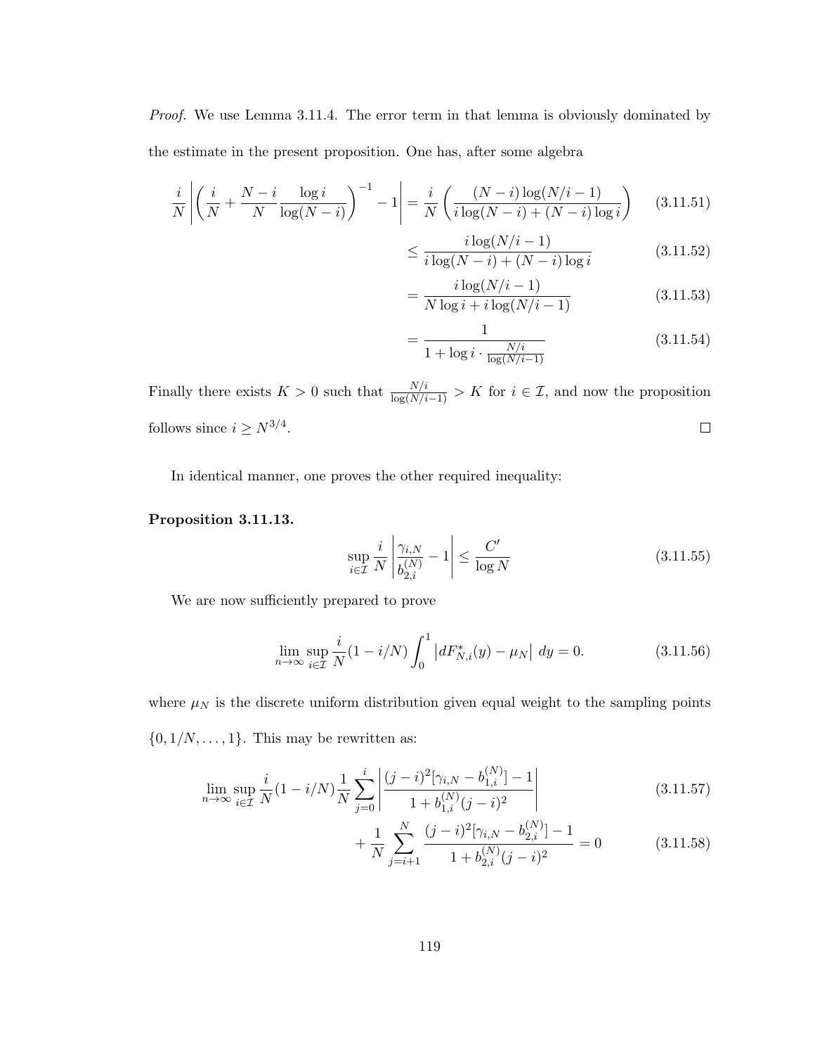*Proof.* We use Lemma 3.11.4. The error term in that lemma is obviously dominated by the estimate in the present proposition. One has, after some algebra

$$\frac{i}{N}\left|\left(\frac{i}{N}+\frac{N-i}{N}\frac{\log i}{\log(N-i)}\right)^{-1}-1\right| = \frac{i}{N}\left(\frac{(N-i)\log(N/i-1)}{i\log(N-i)+(N-i)\log i}\right) \tag{3.11.51}$$

$$\leq \frac{i\log(N/i-1)}{i\log(N-i)+(N-i)\log i} \tag{3.11.52}$$

$$= \frac{i\log(N/i-1)}{N\log i + i\log(N/i-1)} \tag{3.11.53}$$

$$= \frac{1}{1+\log i\cdot\frac{N/i}{\log(N/i-1)}} \tag{3.11.54}$$

Finally there exists $K>0$ such that $\frac{N/i}{\log(N/i-1)} > K$ for $i \in \mathcal{I}$, and now the proposition follows since $i \geq N^{3/4}$. ☐

In identical manner, one proves the other required inequality:

**Proposition 3.11.13.**

$$\sup_{i\in\mathcal{I}}\frac{i}{N}\left|\frac{\gamma_{i,N}}{b_{2,i}^{(N)}}-1\right| \leq \frac{C'}{\log N} \tag{3.11.55}$$

We are now sufficiently prepared to prove

$$\lim_{n\to\infty}\sup_{i\in\mathcal{I}}\frac{i}{N}(1-i/N)\int_0^1\left|dF^*_{N,i}(y)-\mu_N\right|\,dy = 0. \tag{3.11.56}$$

where $\mu_N$ is the discrete uniform distribution given equal weight to the sampling points $\{0, 1/N, \ldots, 1\}$. This may be rewritten as:

$$\lim_{n\to\infty}\sup_{i\in\mathcal{I}}\frac{i}{N}(1-i/N)\frac{1}{N}\sum_{j=0}^{i}\left|\frac{(j-i)^2[\gamma_{i,N}-b_{1,i}^{(N)}]-1}{1+b_{1,i}^{(N)}(j-i)^2}\right| \tag{3.11.57}$$

$$+\frac{1}{N}\sum_{j=i+1}^{N}\frac{(j-i)^2[\gamma_{i,N}-b_{2,i}^{(N)}]-1}{1+b_{2,i}^{(N)}(j-i)^2} = 0 \tag{3.11.58}$$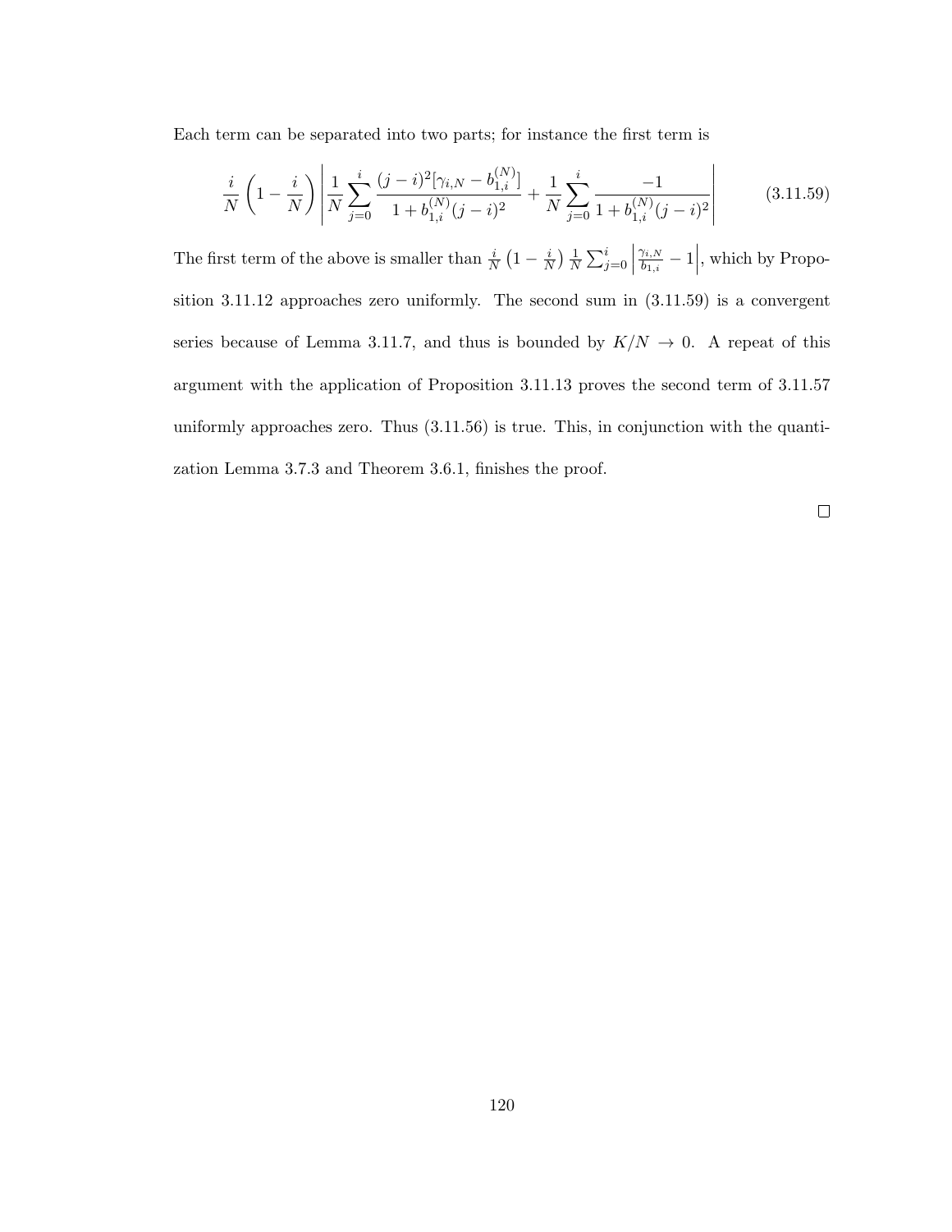Each term can be separated into two parts; for instance the first term is

$$\frac{i}{N}\left(1-\frac{i}{N}\right)\left|\frac{1}{N}\sum_{j=0}^{i}\frac{(j-i)^2[\gamma_{i,N}-b_{1,i}^{(N)}]}{1+b_{1,i}^{(N)}(j-i)^2}+\frac{1}{N}\sum_{j=0}^{i}\frac{-1}{1+b_{1,i}^{(N)}(j-i)^2}\right| \tag{3.11.59}$$

The first term of the above is smaller than $\frac{i}{N}\left(1-\frac{i}{N}\right)\frac{1}{N}\sum_{j=0}^{i}\left|\frac{\gamma_{i,N}}{b_{1,i}}-1\right|$, which by Proposition 3.11.12 approaches zero uniformly. The second sum in (3.11.59) is a convergent series because of Lemma 3.11.7, and thus is bounded by $K/N \to 0$. A repeat of this argument with the application of Proposition 3.11.13 proves the second term of 3.11.57 uniformly approaches zero. Thus (3.11.56) is true. This, in conjunction with the quantization Lemma 3.7.3 and Theorem 3.6.1, finishes the proof.

□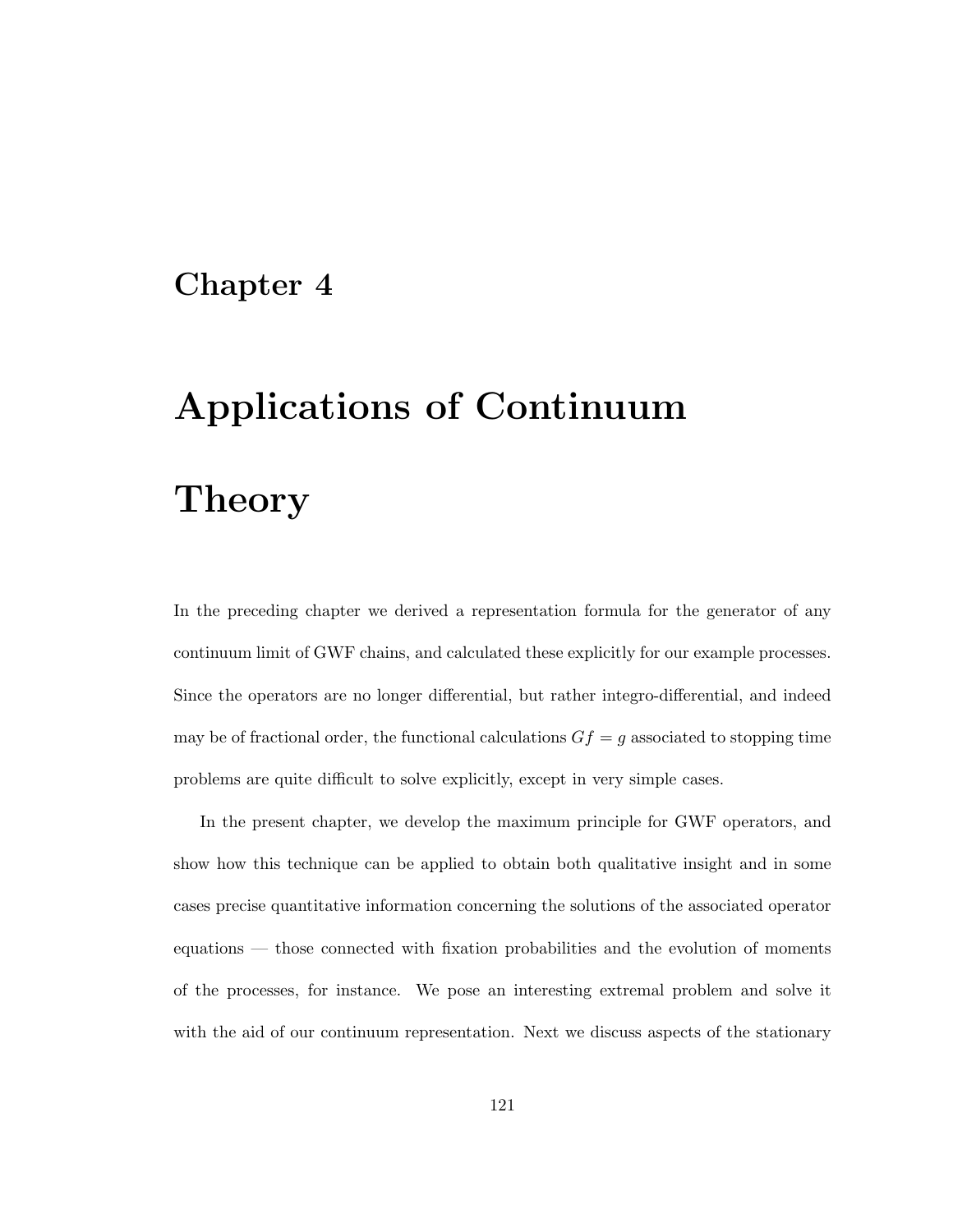# Chapter 4

# Applications of Continuum Theory

In the preceding chapter we derived a representation formula for the generator of any continuum limit of GWF chains, and calculated these explicitly for our example processes. Since the operators are no longer differential, but rather integro-differential, and indeed may be of fractional order, the functional calculations $Gf = g$ associated to stopping time problems are quite difficult to solve explicitly, except in very simple cases.

In the present chapter, we develop the maximum principle for GWF operators, and show how this technique can be applied to obtain both qualitative insight and in some cases precise quantitative information concerning the solutions of the associated operator equations — those connected with fixation probabilities and the evolution of moments of the processes, for instance. We pose an interesting extremal problem and solve it with the aid of our continuum representation. Next we discuss aspects of the stationary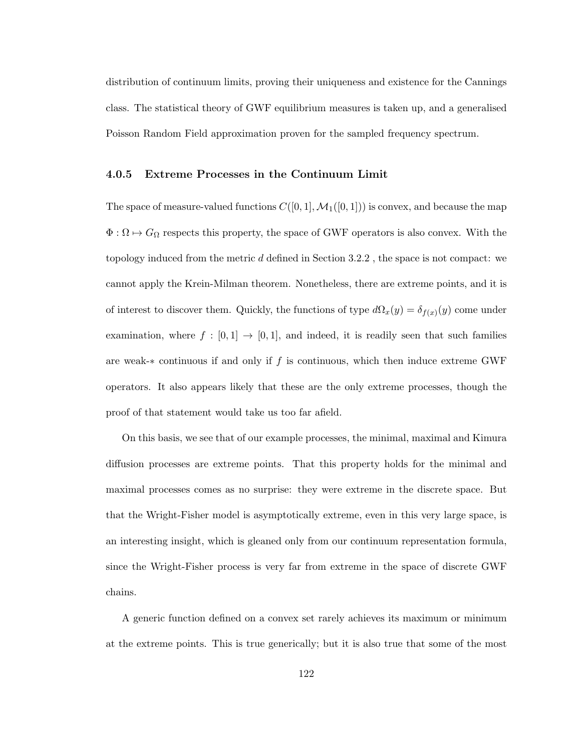distribution of continuum limits, proving their uniqueness and existence for the Cannings class. The statistical theory of GWF equilibrium measures is taken up, and a generalised Poisson Random Field approximation proven for the sampled frequency spectrum.

### 4.0.5 Extreme Processes in the Continuum Limit

The space of measure-valued functions $C([0,1], \mathcal{M}_1([0,1]))$ is convex, and because the map $\Phi : \Omega \mapsto G_\Omega$ respects this property, the space of GWF operators is also convex. With the topology induced from the metric $d$ defined in Section 3.2.2 , the space is not compact: we cannot apply the Krein-Milman theorem. Nonetheless, there are extreme points, and it is of interest to discover them. Quickly, the functions of type $d\Omega_x(y) = \delta_{f(x)}(y)$ come under examination, where $f : [0,1] \to [0,1]$, and indeed, it is readily seen that such families are weak-$*$ continuous if and only if $f$ is continuous, which then induce extreme GWF operators. It also appears likely that these are the only extreme processes, though the proof of that statement would take us too far afield.

On this basis, we see that of our example processes, the minimal, maximal and Kimura diffusion processes are extreme points. That this property holds for the minimal and maximal processes comes as no surprise: they were extreme in the discrete space. But that the Wright-Fisher model is asymptotically extreme, even in this very large space, is an interesting insight, which is gleaned only from our continuum representation formula, since the Wright-Fisher process is very far from extreme in the space of discrete GWF chains.

A generic function defined on a convex set rarely achieves its maximum or minimum at the extreme points. This is true generically; but it is also true that some of the most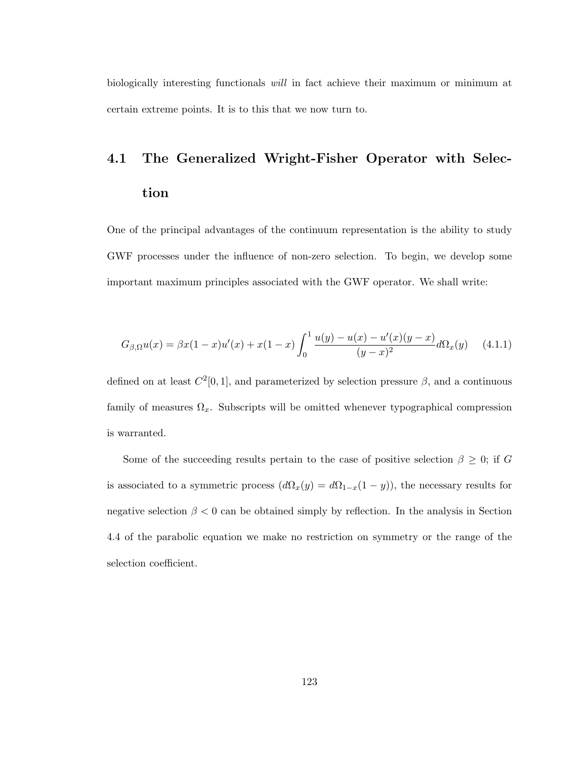biologically interesting functionals *will* in fact achieve their maximum or minimum at certain extreme points. It is to this that we now turn to.

## 4.1 The Generalized Wright-Fisher Operator with Selection

One of the principal advantages of the continuum representation is the ability to study GWF processes under the influence of non-zero selection. To begin, we develop some important maximum principles associated with the GWF operator. We shall write:

$$G_{\beta,\Omega}u(x) = \beta x(1-x)u'(x) + x(1-x)\int_0^1 \frac{u(y) - u(x) - u'(x)(y-x)}{(y-x)^2} d\Omega_x(y) \qquad (4.1.1)$$

defined on at least $C^2[0,1]$, and parameterized by selection pressure $\beta$, and a continuous family of measures $\Omega_x$. Subscripts will be omitted whenever typographical compression is warranted.

Some of the succeeding results pertain to the case of positive selection $\beta \geq 0$; if $G$ is associated to a symmetric process ($d\Omega_x(y) = d\Omega_{1-x}(1-y)$), the necessary results for negative selection $\beta < 0$ can be obtained simply by reflection. In the analysis in Section 4.4 of the parabolic equation we make no restriction on symmetry or the range of the selection coefficient.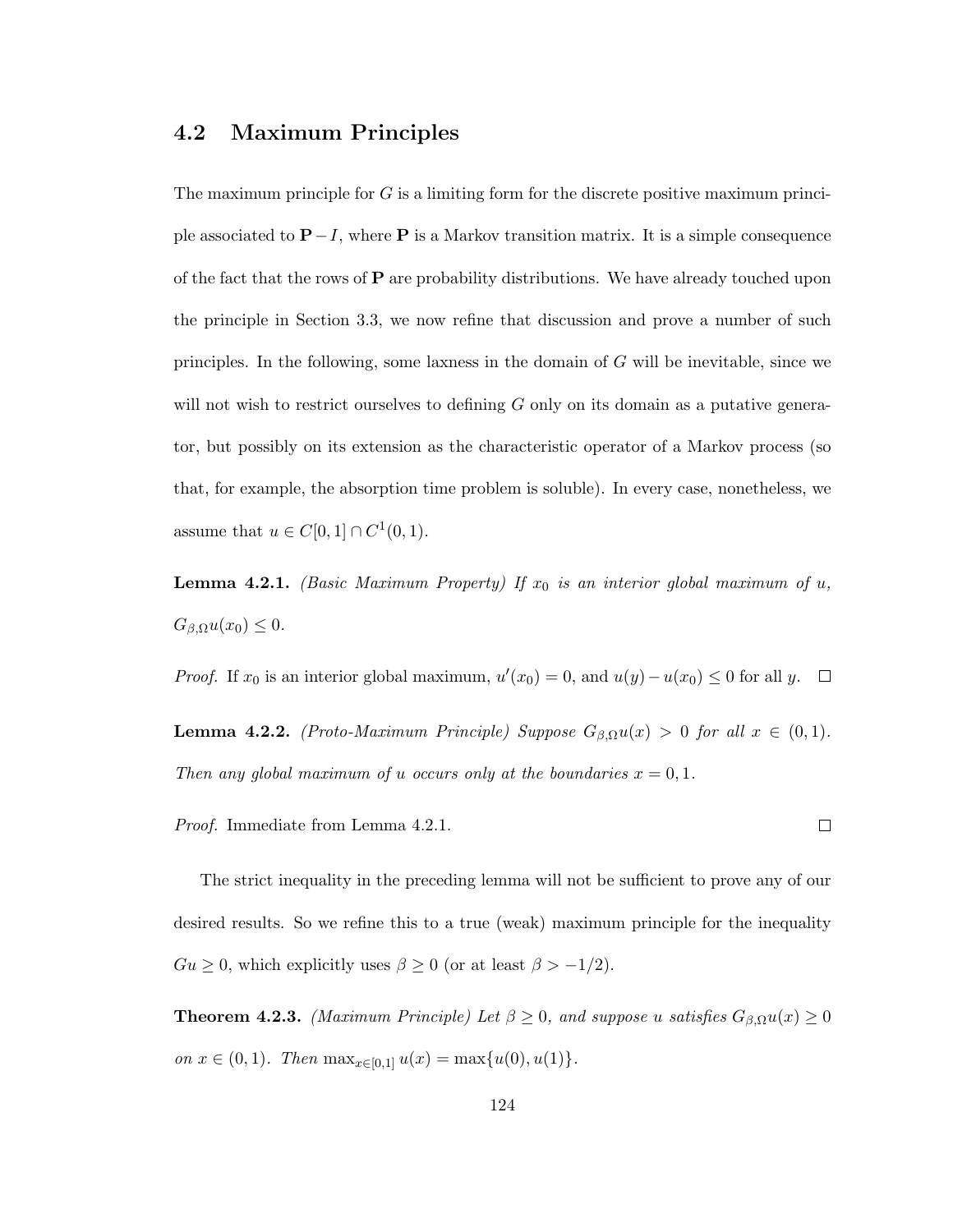## 4.2 Maximum Principles

The maximum principle for $G$ is a limiting form for the discrete positive maximum principle associated to $\mathbf{P} - I$, where $\mathbf{P}$ is a Markov transition matrix. It is a simple consequence of the fact that the rows of $\mathbf{P}$ are probability distributions. We have already touched upon the principle in Section 3.3, we now refine that discussion and prove a number of such principles. In the following, some laxness in the domain of $G$ will be inevitable, since we will not wish to restrict ourselves to defining $G$ only on its domain as a putative generator, but possibly on its extension as the characteristic operator of a Markov process (so that, for example, the absorption time problem is soluble). In every case, nonetheless, we assume that $u \in C[0,1] \cap C^1(0,1)$.

**Lemma 4.2.1.** *(Basic Maximum Property) If $x_0$ is an interior global maximum of $u$, $G_{\beta,\Omega} u(x_0) \leq 0$.*

*Proof.* If $x_0$ is an interior global maximum, $u'(x_0) = 0$, and $u(y) - u(x_0) \leq 0$ for all $y$. □

**Lemma 4.2.2.** *(Proto-Maximum Principle) Suppose $G_{\beta,\Omega} u(x) > 0$ for all $x \in (0,1)$. Then any global maximum of $u$ occurs only at the boundaries $x = 0, 1$.*

*Proof.* Immediate from Lemma 4.2.1. □

The strict inequality in the preceding lemma will not be sufficient to prove any of our desired results. So we refine this to a true (weak) maximum principle for the inequality $Gu \geq 0$, which explicitly uses $\beta \geq 0$ (or at least $\beta > -1/2$).

**Theorem 4.2.3.** *(Maximum Principle) Let $\beta \geq 0$, and suppose $u$ satisfies $G_{\beta,\Omega} u(x) \geq 0$ on $x \in (0,1)$. Then $\max_{x \in [0,1]} u(x) = \max\{u(0), u(1)\}$.*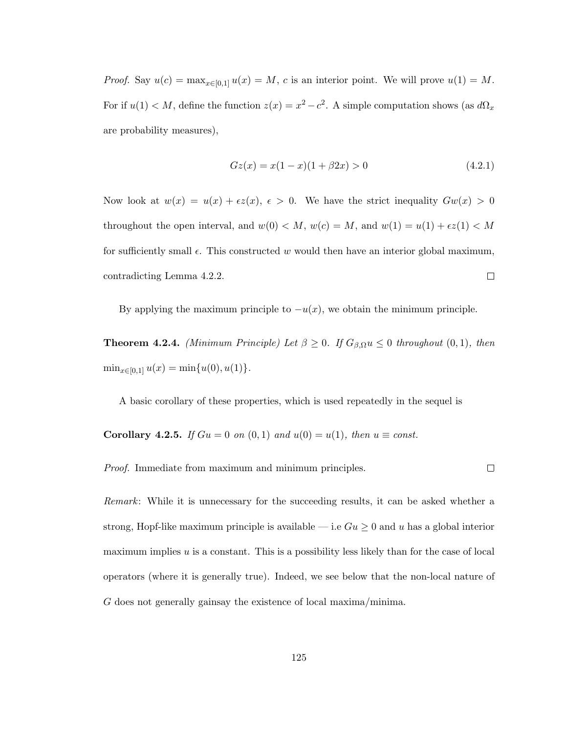*Proof.* Say $u(c) = \max_{x \in [0,1]} u(x) = M$, $c$ is an interior point. We will prove $u(1) = M$. For if $u(1) < M$, define the function $z(x) = x^2 - c^2$. A simple computation shows (as $d\Omega_x$ are probability measures),

$$Gz(x) = x(1-x)(1 + \beta 2x) > 0 \tag{4.2.1}$$

Now look at $w(x) = u(x) + \epsilon z(x)$, $\epsilon > 0$. We have the strict inequality $Gw(x) > 0$ throughout the open interval, and $w(0) < M$, $w(c) = M$, and $w(1) = u(1) + \epsilon z(1) < M$ for sufficiently small $\epsilon$. This constructed $w$ would then have an interior global maximum, contradicting Lemma 4.2.2. ☐

By applying the maximum principle to $-u(x)$, we obtain the minimum principle.

**Theorem 4.2.4.** *(Minimum Principle) Let $\beta \geq 0$. If $G_{\beta,\Omega} u \leq 0$ throughout $(0,1)$, then $\min_{x \in [0,1]} u(x) = \min\{u(0), u(1)\}$.*

A basic corollary of these properties, which is used repeatedly in the sequel is

**Corollary 4.2.5.** *If $Gu = 0$ on $(0,1)$ and $u(0) = u(1)$, then $u \equiv const.$*

*Proof.* Immediate from maximum and minimum principles. ☐

*Remark*: While it is unnecessary for the succeeding results, it can be asked whether a strong, Hopf-like maximum principle is available — i.e $Gu \geq 0$ and $u$ has a global interior maximum implies $u$ is a constant. This is a possibility less likely than for the case of local operators (where it is generally true). Indeed, we see below that the non-local nature of $G$ does not generally gainsay the existence of local maxima/minima.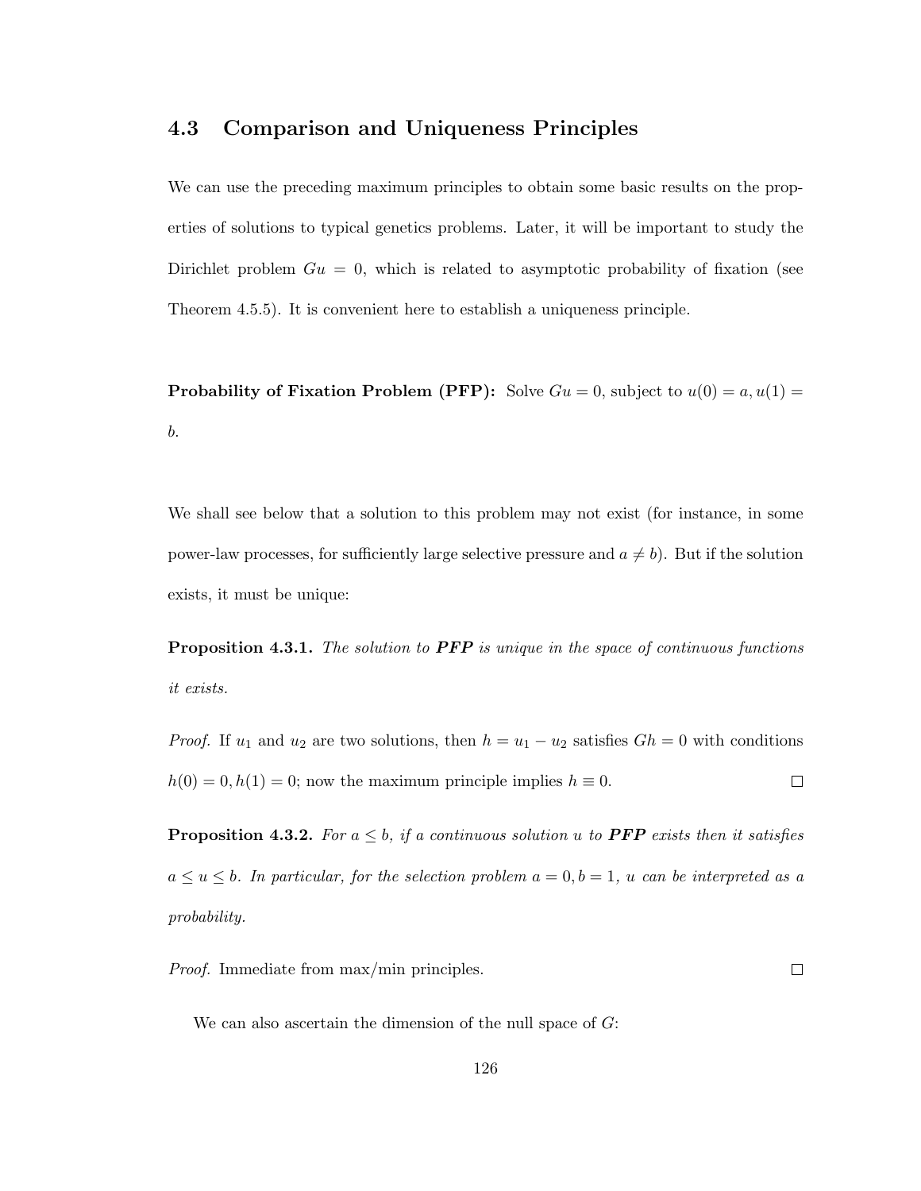## 4.3 Comparison and Uniqueness Principles

We can use the preceding maximum principles to obtain some basic results on the properties of solutions to typical genetics problems. Later, it will be important to study the Dirichlet problem $Gu = 0$, which is related to asymptotic probability of fixation (see Theorem 4.5.5). It is convenient here to establish a uniqueness principle.

**Probability of Fixation Problem (PFP):** Solve $Gu = 0$, subject to $u(0) = a, u(1) = b$.

We shall see below that a solution to this problem may not exist (for instance, in some power-law processes, for sufficiently large selective pressure and $a \neq b$). But if the solution exists, it must be unique:

**Proposition 4.3.1.** *The solution to* ***PFP*** *is unique in the space of continuous functions it exists.*

*Proof.* If $u_1$ and $u_2$ are two solutions, then $h = u_1 - u_2$ satisfies $Gh = 0$ with conditions $h(0) = 0, h(1) = 0$; now the maximum principle implies $h \equiv 0$. □

**Proposition 4.3.2.** *For $a \leq b$, if a continuous solution $u$ to* ***PFP*** *exists then it satisfies $a \leq u \leq b$. In particular, for the selection problem $a = 0, b = 1$, $u$ can be interpreted as a probability.*

*Proof.* Immediate from max/min principles. □

We can also ascertain the dimension of the null space of $G$: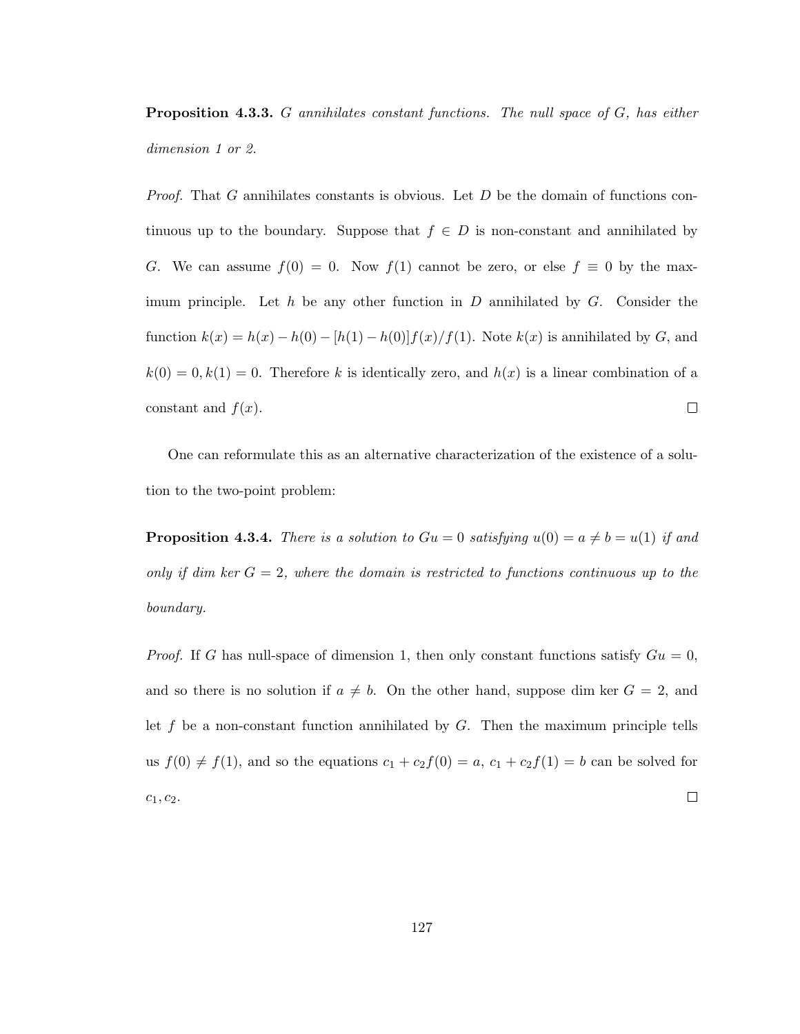**Proposition 4.3.3.** *G annihilates constant functions. The null space of G, has either dimension 1 or 2.*

*Proof.* That $G$ annihilates constants is obvious. Let $D$ be the domain of functions continuous up to the boundary. Suppose that $f \in D$ is non-constant and annihilated by $G$. We can assume $f(0) = 0$. Now $f(1)$ cannot be zero, or else $f \equiv 0$ by the maximum principle. Let $h$ be any other function in $D$ annihilated by $G$. Consider the function $k(x) = h(x) - h(0) - [h(1) - h(0)]f(x)/f(1)$. Note $k(x)$ is annihilated by $G$, and $k(0) = 0, k(1) = 0$. Therefore $k$ is identically zero, and $h(x)$ is a linear combination of a constant and $f(x)$. □

One can reformulate this as an alternative characterization of the existence of a solution to the two-point problem:

**Proposition 4.3.4.** *There is a solution to $Gu = 0$ satisfying $u(0) = a \neq b = u(1)$ if and only if dim ker $G = 2$, where the domain is restricted to functions continuous up to the boundary.*

*Proof.* If $G$ has null-space of dimension 1, then only constant functions satisfy $Gu = 0$, and so there is no solution if $a \neq b$. On the other hand, suppose dim ker $G = 2$, and let $f$ be a non-constant function annihilated by $G$. Then the maximum principle tells us $f(0) \neq f(1)$, and so the equations $c_1 + c_2 f(0) = a$, $c_1 + c_2 f(1) = b$ can be solved for $c_1, c_2$. □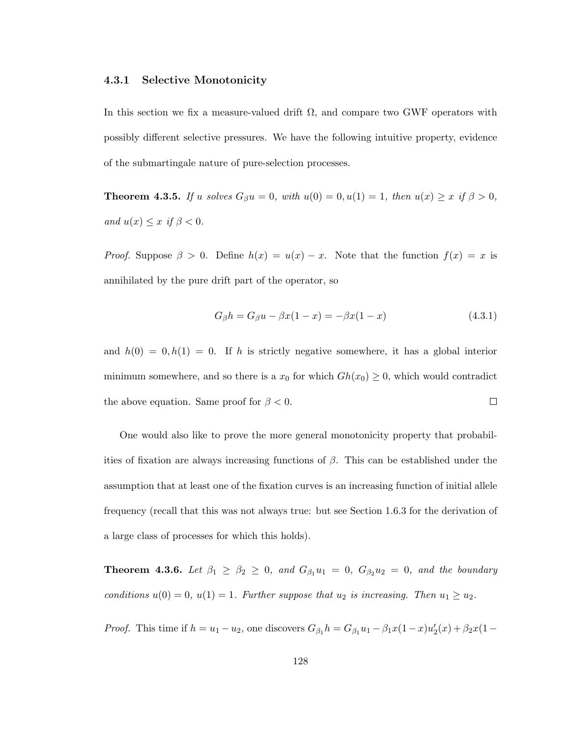### 4.3.1 Selective Monotonicity

In this section we fix a measure-valued drift $\Omega$, and compare two GWF operators with possibly different selective pressures. We have the following intuitive property, evidence of the submartingale nature of pure-selection processes.

**Theorem 4.3.5.** *If $u$ solves $G_\beta u = 0$, with $u(0) = 0, u(1) = 1$, then $u(x) \geq x$ if $\beta > 0$, and $u(x) \leq x$ if $\beta < 0$.*

*Proof.* Suppose $\beta > 0$. Define $h(x) = u(x) - x$. Note that the function $f(x) = x$ is annihilated by the pure drift part of the operator, so

$$G_\beta h = G_\beta u - \beta x(1-x) = -\beta x(1-x) \tag{4.3.1}$$

and $h(0) = 0, h(1) = 0$. If $h$ is strictly negative somewhere, it has a global interior minimum somewhere, and so there is a $x_0$ for which $Gh(x_0) \geq 0$, which would contradict the above equation. Same proof for $\beta < 0$. $\square$

One would also like to prove the more general monotonicity property that probabilities of fixation are always increasing functions of $\beta$. This can be established under the assumption that at least one of the fixation curves is an increasing function of initial allele frequency (recall that this was not always true: but see Section 1.6.3 for the derivation of a large class of processes for which this holds).

**Theorem 4.3.6.** *Let $\beta_1 \geq \beta_2 \geq 0$, and $G_{\beta_1} u_1 = 0$, $G_{\beta_2} u_2 = 0$, and the boundary conditions $u(0) = 0$, $u(1) = 1$. Further suppose that $u_2$ is increasing. Then $u_1 \geq u_2$.*

*Proof.* This time if $h = u_1 - u_2$, one discovers $G_{\beta_1} h = G_{\beta_1} u_1 - \beta_1 x(1-x)u_2'(x) + \beta_2 x(1-$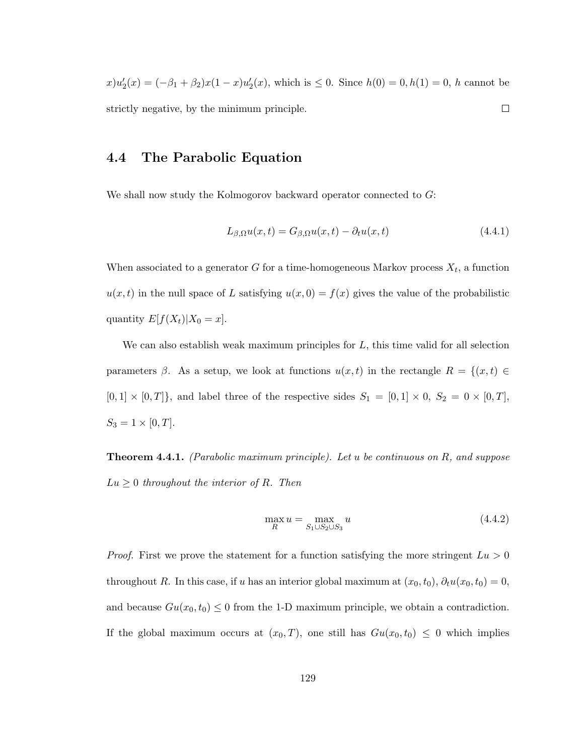$x)u_2'(x) = (-\beta_1 + \beta_2)x(1-x)u_2'(x)$, which is $\leq 0$. Since $h(0) = 0, h(1) = 0$, $h$ cannot be strictly negative, by the minimum principle. $\square$

## 4.4 The Parabolic Equation

We shall now study the Kolmogorov backward operator connected to $G$:

$$L_{\beta,\Omega}u(x,t) = G_{\beta,\Omega}u(x,t) - \partial_t u(x,t) \tag{4.4.1}$$

When associated to a generator $G$ for a time-homogeneous Markov process $X_t$, a function $u(x,t)$ in the null space of $L$ satisfying $u(x,0) = f(x)$ gives the value of the probabilistic quantity $E[f(X_t)|X_0 = x]$.

We can also establish weak maximum principles for $L$, this time valid for all selection parameters $\beta$. As a setup, we look at functions $u(x,t)$ in the rectangle $R = \{(x,t) \in [0,1] \times [0,T]\}$, and label three of the respective sides $S_1 = [0,1] \times 0$, $S_2 = 0 \times [0,T]$, $S_3 = 1 \times [0,T]$.

**Theorem 4.4.1.** *(Parabolic maximum principle). Let $u$ be continuous on $R$, and suppose $Lu \geq 0$ throughout the interior of $R$. Then*

$$\max_R u = \max_{S_1 \cup S_2 \cup S_3} u \tag{4.4.2}$$

*Proof.* First we prove the statement for a function satisfying the more stringent $Lu > 0$ throughout $R$. In this case, if $u$ has an interior global maximum at $(x_0, t_0)$, $\partial_t u(x_0, t_0) = 0$, and because $Gu(x_0, t_0) \leq 0$ from the 1-D maximum principle, we obtain a contradiction. If the global maximum occurs at $(x_0, T)$, one still has $Gu(x_0, t_0) \leq 0$ which implies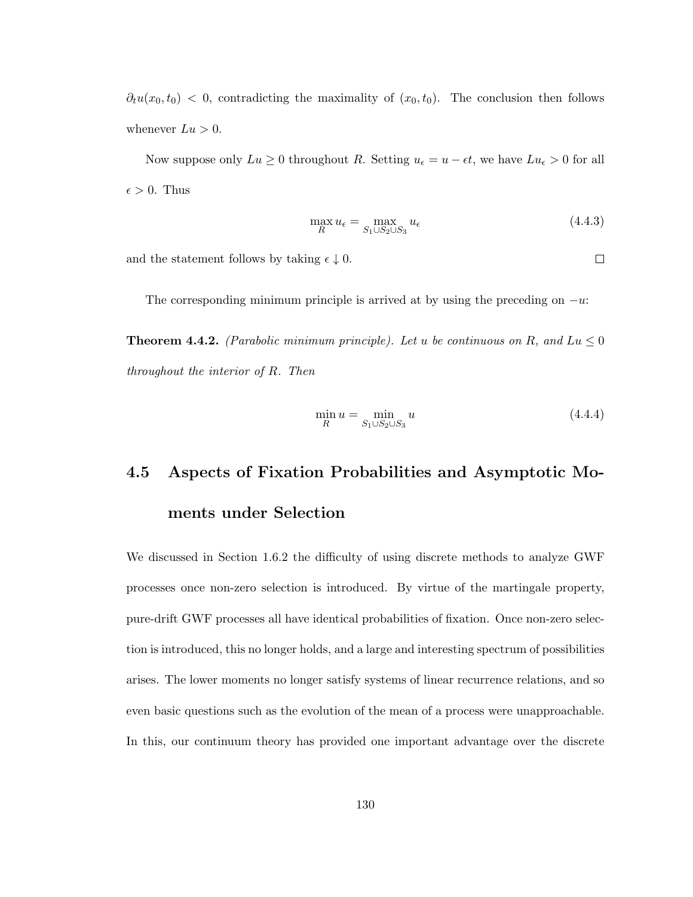$\partial_t u(x_0, t_0) < 0$, contradicting the maximality of $(x_0, t_0)$. The conclusion then follows whenever $Lu > 0$.

Now suppose only $Lu \geq 0$ throughout $R$. Setting $u_\epsilon = u - \epsilon t$, we have $Lu_\epsilon > 0$ for all $\epsilon > 0$. Thus

$$\max_R u_\epsilon = \max_{S_1 \cup S_2 \cup S_3} u_\epsilon \tag{4.4.3}$$

and the statement follows by taking $\epsilon \downarrow 0$. □

The corresponding minimum principle is arrived at by using the preceding on $-u$:

**Theorem 4.4.2.** *(Parabolic minimum principle). Let $u$ be continuous on $R$, and $Lu \leq 0$ throughout the interior of $R$. Then*

$$\min_R u = \min_{S_1 \cup S_2 \cup S_3} u \tag{4.4.4}$$

## 4.5 Aspects of Fixation Probabilities and Asymptotic Moments under Selection

We discussed in Section 1.6.2 the difficulty of using discrete methods to analyze GWF processes once non-zero selection is introduced. By virtue of the martingale property, pure-drift GWF processes all have identical probabilities of fixation. Once non-zero selection is introduced, this no longer holds, and a large and interesting spectrum of possibilities arises. The lower moments no longer satisfy systems of linear recurrence relations, and so even basic questions such as the evolution of the mean of a process were unapproachable. In this, our continuum theory has provided one important advantage over the discrete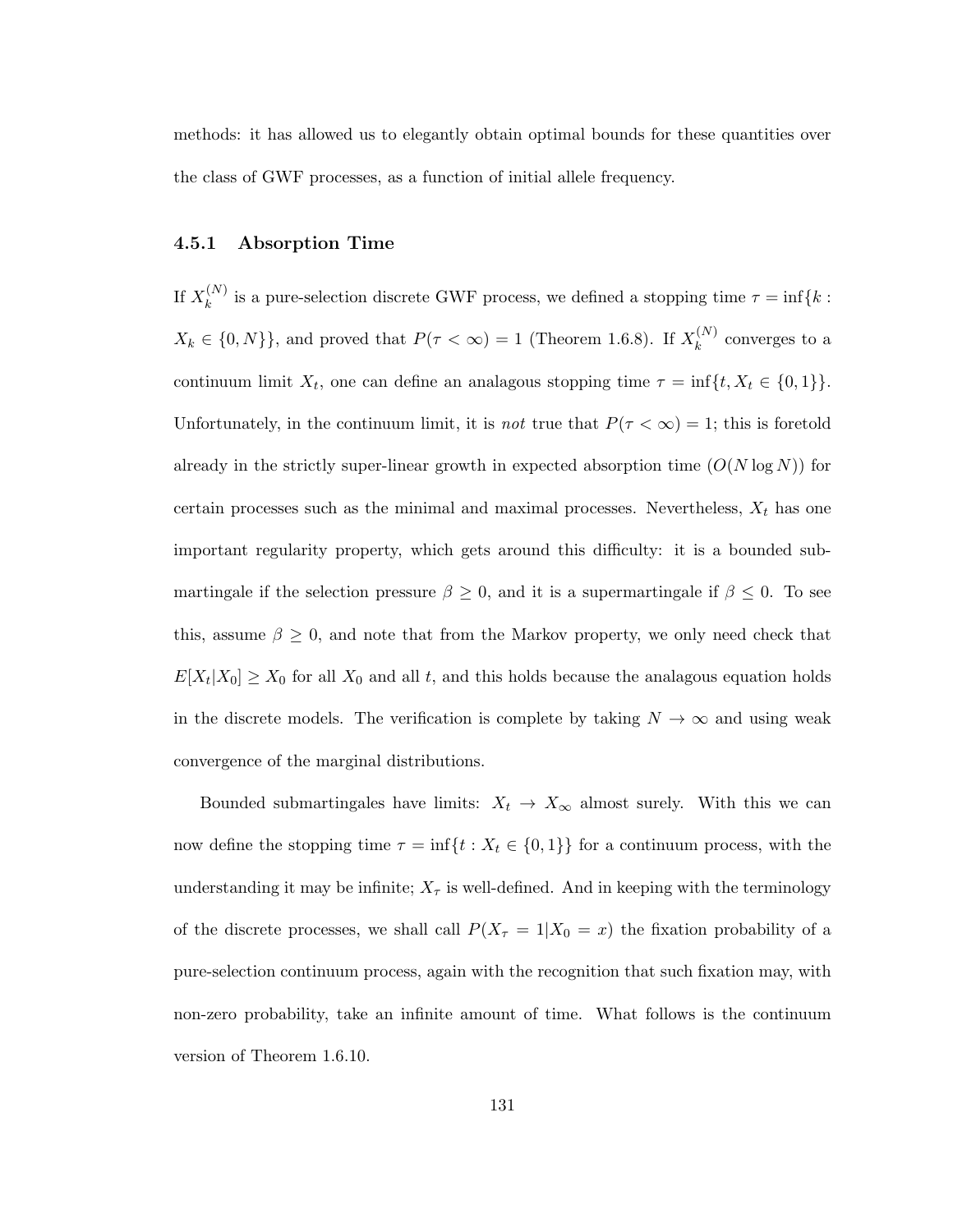methods: it has allowed us to elegantly obtain optimal bounds for these quantities over the class of GWF processes, as a function of initial allele frequency.

### 4.5.1 Absorption Time

If $X_k^{(N)}$ is a pure-selection discrete GWF process, we defined a stopping time $\tau = \inf\{k : X_k \in \{0, N\}\}$, and proved that $P(\tau < \infty) = 1$ (Theorem 1.6.8). If $X_k^{(N)}$ converges to a continuum limit $X_t$, one can define an analagous stopping time $\tau = \inf\{t, X_t \in \{0, 1\}\}$. Unfortunately, in the continuum limit, it is *not* true that $P(\tau < \infty) = 1$; this is foretold already in the strictly super-linear growth in expected absorption time ($O(N \log N)$) for certain processes such as the minimal and maximal processes. Nevertheless, $X_t$ has one important regularity property, which gets around this difficulty: it is a bounded submartingale if the selection pressure $\beta \geq 0$, and it is a supermartingale if $\beta \leq 0$. To see this, assume $\beta \geq 0$, and note that from the Markov property, we only need check that $E[X_t|X_0] \geq X_0$ for all $X_0$ and all $t$, and this holds because the analagous equation holds in the discrete models. The verification is complete by taking $N \to \infty$ and using weak convergence of the marginal distributions.

Bounded submartingales have limits: $X_t \to X_\infty$ almost surely. With this we can now define the stopping time $\tau = \inf\{t : X_t \in \{0, 1\}\}$ for a continuum process, with the understanding it may be infinite; $X_\tau$ is well-defined. And in keeping with the terminology of the discrete processes, we shall call $P(X_\tau = 1|X_0 = x)$ the fixation probability of a pure-selection continuum process, again with the recognition that such fixation may, with non-zero probability, take an infinite amount of time. What follows is the continuum version of Theorem 1.6.10.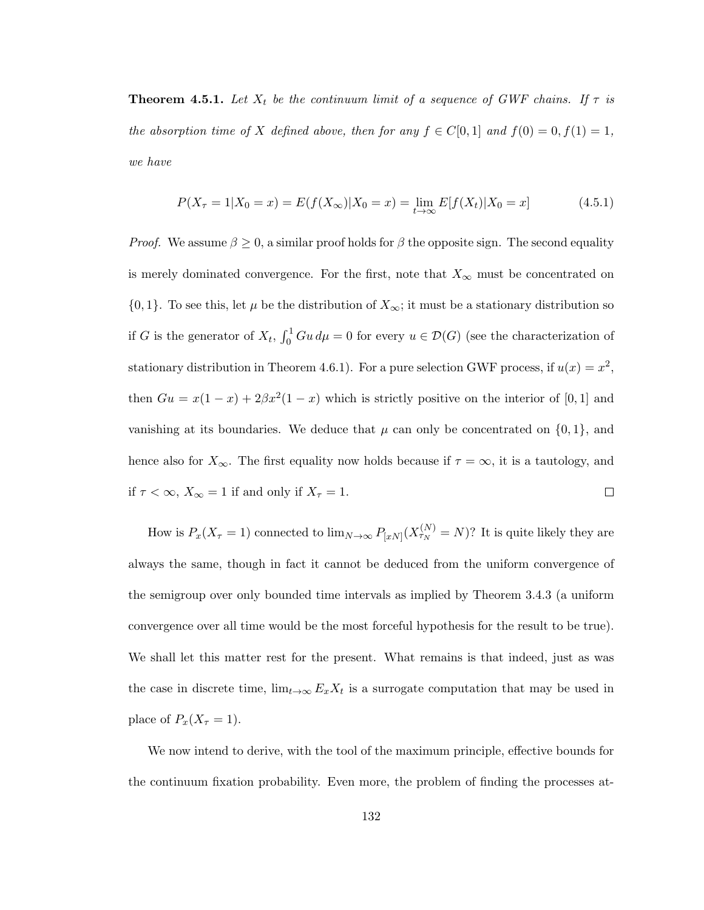**Theorem 4.5.1.** *Let $X_t$ be the continuum limit of a sequence of GWF chains. If $\tau$ is the absorption time of $X$ defined above, then for any $f \in C[0,1]$ and $f(0) = 0, f(1) = 1$, we have*

$$P(X_\tau = 1|X_0 = x) = E(f(X_\infty)|X_0 = x) = \lim_{t\to\infty} E[f(X_t)|X_0 = x] \tag{4.5.1}$$

*Proof.* We assume $\beta \geq 0$, a similar proof holds for $\beta$ the opposite sign. The second equality is merely dominated convergence. For the first, note that $X_\infty$ must be concentrated on $\{0, 1\}$. To see this, let $\mu$ be the distribution of $X_\infty$; it must be a stationary distribution so if $G$ is the generator of $X_t$, $\int_0^1 Gu\, d\mu = 0$ for every $u \in \mathcal{D}(G)$ (see the characterization of stationary distribution in Theorem 4.6.1). For a pure selection GWF process, if $u(x) = x^2$, then $Gu = x(1-x) + 2\beta x^2(1-x)$ which is strictly positive on the interior of $[0,1]$ and vanishing at its boundaries. We deduce that $\mu$ can only be concentrated on $\{0, 1\}$, and hence also for $X_\infty$. The first equality now holds because if $\tau = \infty$, it is a tautology, and if $\tau < \infty$, $X_\infty = 1$ if and only if $X_\tau = 1$. □

How is $P_x(X_\tau = 1)$ connected to $\lim_{N\to\infty} P_{[xN]}(X^{(N)}_{\tau_N} = N)$? It is quite likely they are always the same, though in fact it cannot be deduced from the uniform convergence of the semigroup over only bounded time intervals as implied by Theorem 3.4.3 (a uniform convergence over all time would be the most forceful hypothesis for the result to be true). We shall let this matter rest for the present. What remains is that indeed, just as was the case in discrete time, $\lim_{t\to\infty} E_x X_t$ is a surrogate computation that may be used in place of $P_x(X_\tau = 1)$.

We now intend to derive, with the tool of the maximum principle, effective bounds for the continuum fixation probability. Even more, the problem of finding the processes at-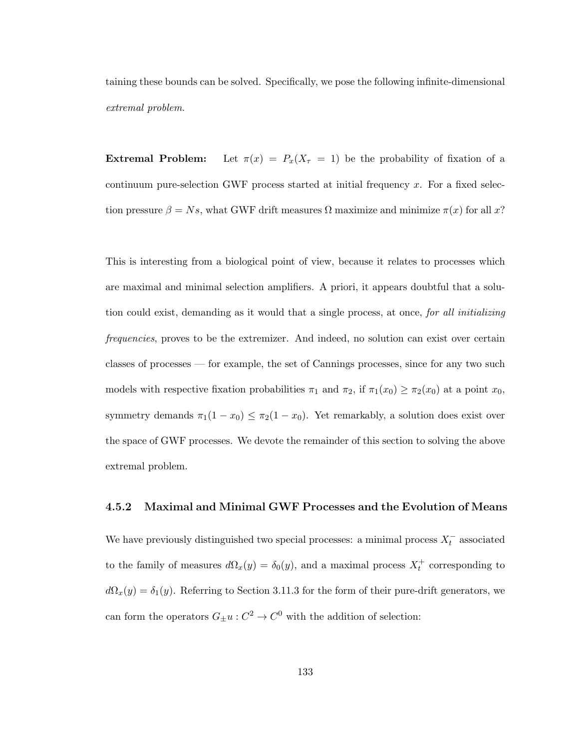taining these bounds can be solved. Specifically, we pose the following infinite-dimensional *extremal problem*.

**Extremal Problem:** Let $\pi(x) = P_x(X_\tau = 1)$ be the probability of fixation of a continuum pure-selection GWF process started at initial frequency $x$. For a fixed selection pressure $\beta = Ns$, what GWF drift measures $\Omega$ maximize and minimize $\pi(x)$ for all $x$?

This is interesting from a biological point of view, because it relates to processes which are maximal and minimal selection amplifiers. A priori, it appears doubtful that a solution could exist, demanding as it would that a single process, at once, *for all initializing frequencies*, proves to be the extremizer. And indeed, no solution can exist over certain classes of processes — for example, the set of Cannings processes, since for any two such models with respective fixation probabilities $\pi_1$ and $\pi_2$, if $\pi_1(x_0) \geq \pi_2(x_0)$ at a point $x_0$, symmetry demands $\pi_1(1 - x_0) \leq \pi_2(1 - x_0)$. Yet remarkably, a solution does exist over the space of GWF processes. We devote the remainder of this section to solving the above extremal problem.

### 4.5.2 Maximal and Minimal GWF Processes and the Evolution of Means

We have previously distinguished two special processes: a minimal process $X_t^-$ associated to the family of measures $d\Omega_x(y) = \delta_0(y)$, and a maximal process $X_t^+$ corresponding to $d\Omega_x(y) = \delta_1(y)$. Referring to Section 3.11.3 for the form of their pure-drift generators, we can form the operators $G_\pm u : C^2 \to C^0$ with the addition of selection: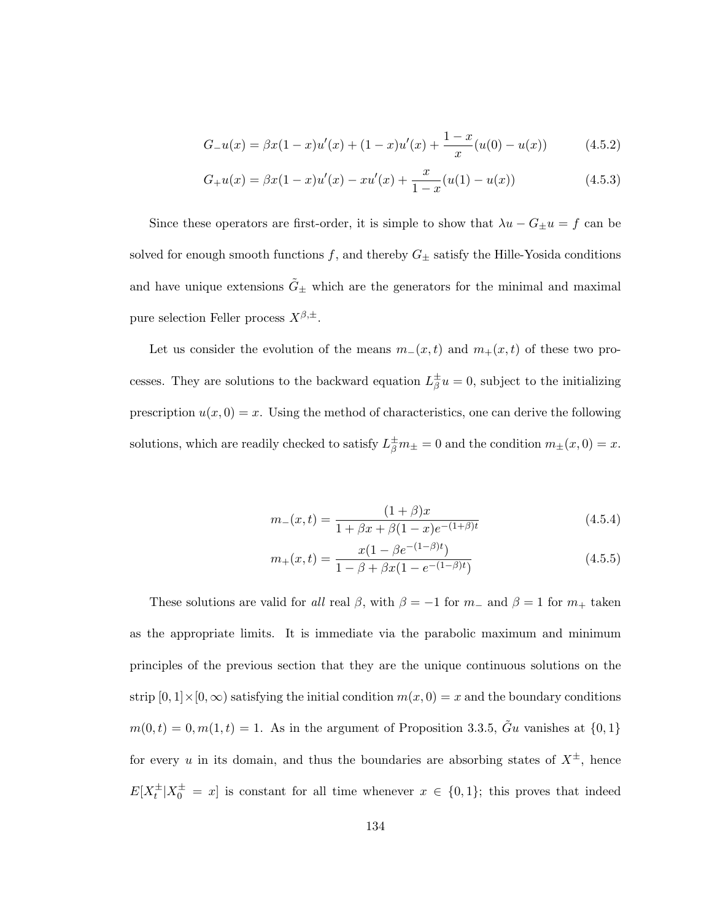$$G_{-}u(x) = \beta x(1-x)u'(x) + (1-x)u'(x) + \frac{1-x}{x}(u(0) - u(x)) \tag{4.5.2}$$

$$G_{+}u(x) = \beta x(1-x)u'(x) - xu'(x) + \frac{x}{1-x}(u(1) - u(x)) \tag{4.5.3}$$

Since these operators are first-order, it is simple to show that $\lambda u - G_{\pm}u = f$ can be solved for enough smooth functions $f$, and thereby $G_{\pm}$ satisfy the Hille-Yosida conditions and have unique extensions $\tilde{G}_{\pm}$ which are the generators for the minimal and maximal pure selection Feller process $X^{\beta,\pm}$.

Let us consider the evolution of the means $m_{-}(x,t)$ and $m_{+}(x,t)$ of these two processes. They are solutions to the backward equation $L^{\pm}_{\beta}u = 0$, subject to the initializing prescription $u(x,0) = x$. Using the method of characteristics, one can derive the following solutions, which are readily checked to satisfy $L^{\pm}_{\beta}m_{\pm} = 0$ and the condition $m_{\pm}(x,0) = x$.

$$m_{-}(x,t) = \frac{(1+\beta)x}{1 + \beta x + \beta(1-x)e^{-(1+\beta)t}} \tag{4.5.4}$$

$$m_{+}(x,t) = \frac{x(1 - \beta e^{-(1-\beta)t})}{1 - \beta + \beta x(1 - e^{-(1-\beta)t})} \tag{4.5.5}$$

These solutions are valid for *all* real $\beta$, with $\beta = -1$ for $m_{-}$ and $\beta = 1$ for $m_{+}$ taken as the appropriate limits. It is immediate via the parabolic maximum and minimum principles of the previous section that they are the unique continuous solutions on the strip $[0,1] \times [0,\infty)$ satisfying the initial condition $m(x,0) = x$ and the boundary conditions $m(0,t) = 0, m(1,t) = 1$. As in the argument of Proposition 3.3.5, $\tilde{G}u$ vanishes at $\{0,1\}$ for every $u$ in its domain, and thus the boundaries are absorbing states of $X^{\pm}$, hence $E[X^{\pm}_t | X^{\pm}_0 = x]$ is constant for all time whenever $x \in \{0,1\}$; this proves that indeed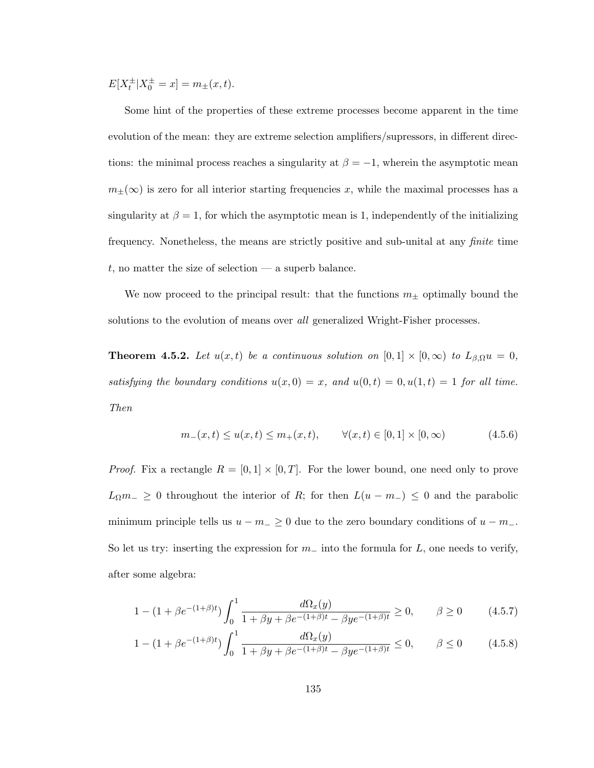$E[X_t^{\pm}|X_0^{\pm} = x] = m_{\pm}(x,t)$.

Some hint of the properties of these extreme processes become apparent in the time evolution of the mean: they are extreme selection amplifiers/supressors, in different directions: the minimal process reaches a singularity at $\beta = -1$, wherein the asymptotic mean $m_{\pm}(\infty)$ is zero for all interior starting frequencies $x$, while the maximal processes has a singularity at $\beta = 1$, for which the asymptotic mean is 1, independently of the initializing frequency. Nonetheless, the means are strictly positive and sub-unital at any *finite* time $t$, no matter the size of selection — a superb balance.

We now proceed to the principal result: that the functions $m_{\pm}$ optimally bound the solutions to the evolution of means over *all* generalized Wright-Fisher processes.

**Theorem 4.5.2.** *Let $u(x,t)$ be a continuous solution on $[0,1] \times [0,\infty)$ to $L_{\beta,\Omega} u = 0$, satisfying the boundary conditions $u(x,0) = x$, and $u(0,t) = 0, u(1,t) = 1$ for all time. Then*

$$m_-(x,t) \leq u(x,t) \leq m_+(x,t), \qquad \forall (x,t) \in [0,1] \times [0,\infty) \tag{4.5.6}$$

*Proof.* Fix a rectangle $R = [0,1] \times [0,T]$. For the lower bound, one need only to prove $L_{\Omega} m_- \geq 0$ throughout the interior of $R$; for then $L(u - m_-) \leq 0$ and the parabolic minimum principle tells us $u - m_- \geq 0$ due to the zero boundary conditions of $u - m_-$. So let us try: inserting the expression for $m_-$ into the formula for $L$, one needs to verify, after some algebra:

$$1 - (1 + \beta e^{-(1+\beta)t}) \int_0^1 \frac{d\Omega_x(y)}{1 + \beta y + \beta e^{-(1+\beta)t} - \beta y e^{-(1+\beta)t}} \geq 0, \qquad \beta \geq 0 \tag{4.5.7}$$

$$1 - (1 + \beta e^{-(1+\beta)t}) \int_0^1 \frac{d\Omega_x(y)}{1 + \beta y + \beta e^{-(1+\beta)t} - \beta y e^{-(1+\beta)t}} \leq 0, \qquad \beta \leq 0 \tag{4.5.8}$$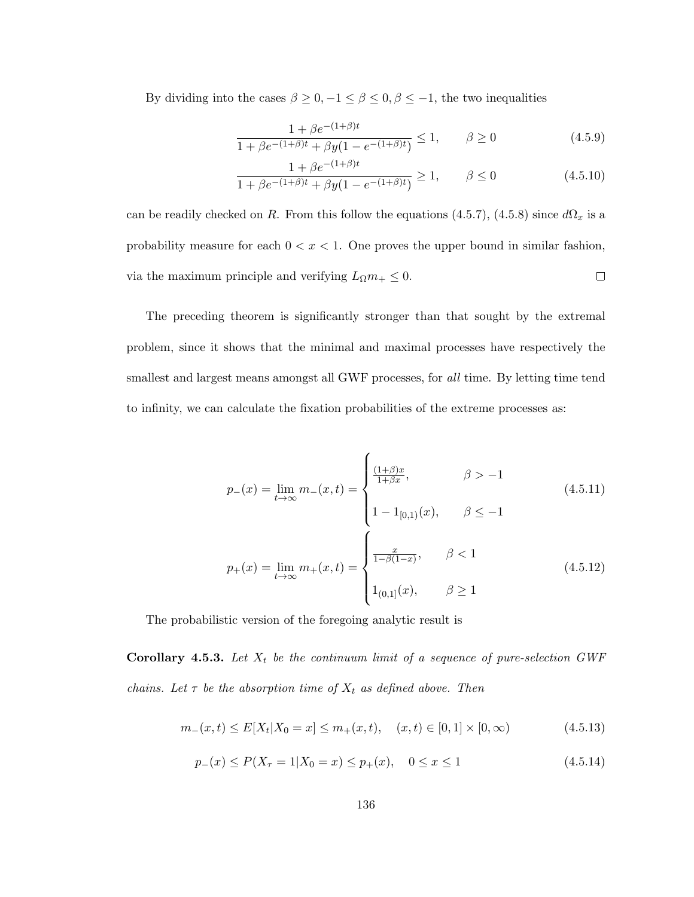By dividing into the cases $\beta \geq 0, -1 \leq \beta \leq 0, \beta \leq -1$, the two inequalities

$$\frac{1+\beta e^{-(1+\beta)t}}{1+\beta e^{-(1+\beta)t}+\beta y(1-e^{-(1+\beta)t})} \leq 1, \qquad \beta \geq 0 \tag{4.5.9}$$

$$\frac{1+\beta e^{-(1+\beta)t}}{1+\beta e^{-(1+\beta)t}+\beta y(1-e^{-(1+\beta)t})} \geq 1, \qquad \beta \leq 0 \tag{4.5.10}$$

can be readily checked on $R$. From this follow the equations (4.5.7), (4.5.8) since $d\Omega_x$ is a probability measure for each $0 < x < 1$. One proves the upper bound in similar fashion, via the maximum principle and verifying $L_\Omega m_+ \leq 0$. $\square$

The preceding theorem is significantly stronger than that sought by the extremal problem, since it shows that the minimal and maximal processes have respectively the smallest and largest means amongst all GWF processes, for *all* time. By letting time tend to infinity, we can calculate the fixation probabilities of the extreme processes as:

$$p_-(x) = \lim_{t\to\infty} m_-(x,t) = \begin{cases} \frac{(1+\beta)x}{1+\beta x}, & \beta > -1 \\ 1 - 1_{[0,1)}(x), & \beta \leq -1 \end{cases} \tag{4.5.11}$$

$$p_+(x) = \lim_{t\to\infty} m_+(x,t) = \begin{cases} \frac{x}{1-\beta(1-x)}, & \beta < 1 \\ 1_{(0,1]}(x), & \beta \geq 1 \end{cases} \tag{4.5.12}$$

The probabilistic version of the foregoing analytic result is

**Corollary 4.5.3.** *Let $X_t$ be the continuum limit of a sequence of pure-selection GWF chains. Let $\tau$ be the absorption time of $X_t$ as defined above. Then*

$$m_-(x,t) \leq E[X_t|X_0 = x] \leq m_+(x,t), \quad (x,t) \in [0,1] \times [0,\infty) \tag{4.5.13}$$

$$p_-(x) \leq P(X_\tau = 1|X_0 = x) \leq p_+(x), \quad 0 \leq x \leq 1 \tag{4.5.14}$$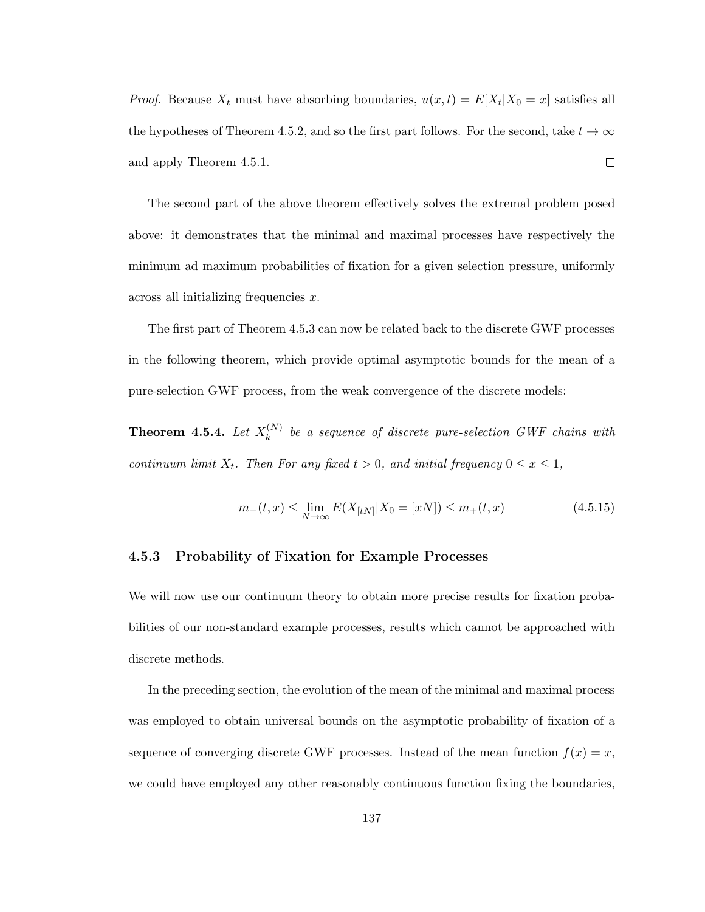*Proof.* Because $X_t$ must have absorbing boundaries, $u(x,t) = E[X_t|X_0 = x]$ satisfies all the hypotheses of Theorem 4.5.2, and so the first part follows. For the second, take $t \to \infty$ and apply Theorem 4.5.1. $\square$

The second part of the above theorem effectively solves the extremal problem posed above: it demonstrates that the minimal and maximal processes have respectively the minimum ad maximum probabilities of fixation for a given selection pressure, uniformly across all initializing frequencies $x$.

The first part of Theorem 4.5.3 can now be related back to the discrete GWF processes in the following theorem, which provide optimal asymptotic bounds for the mean of a pure-selection GWF process, from the weak convergence of the discrete models:

**Theorem 4.5.4.** *Let $X_k^{(N)}$ be a sequence of discrete pure-selection GWF chains with continuum limit $X_t$. Then For any fixed $t > 0$, and initial frequency $0 \leq x \leq 1$,*

$$m_-(t,x) \leq \lim_{N \to \infty} E(X_{[tN]}|X_0 = [xN]) \leq m_+(t,x) \tag{4.5.15}$$

### 4.5.3 Probability of Fixation for Example Processes

We will now use our continuum theory to obtain more precise results for fixation probabilities of our non-standard example processes, results which cannot be approached with discrete methods.

In the preceding section, the evolution of the mean of the minimal and maximal process was employed to obtain universal bounds on the asymptotic probability of fixation of a sequence of converging discrete GWF processes. Instead of the mean function $f(x) = x$, we could have employed any other reasonably continuous function fixing the boundaries,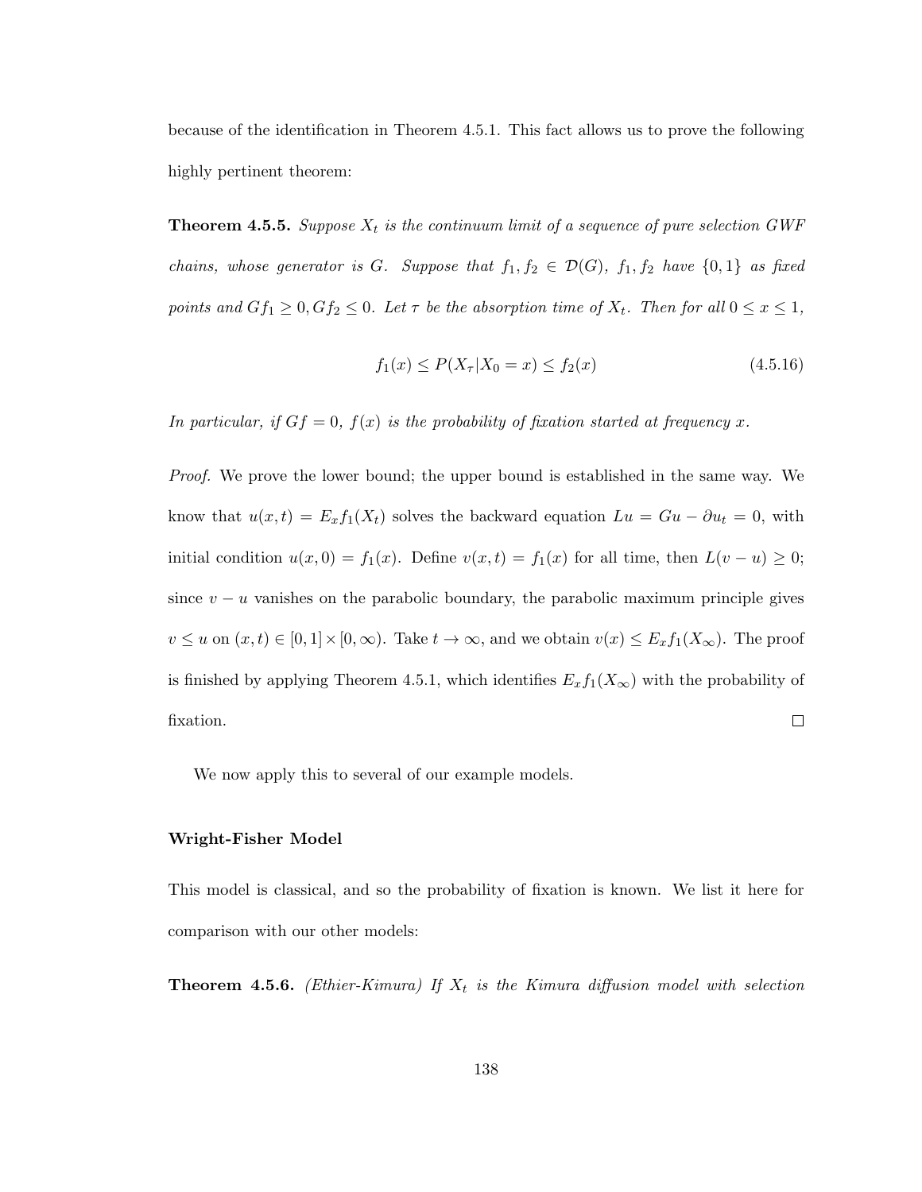because of the identification in Theorem 4.5.1. This fact allows us to prove the following highly pertinent theorem:

**Theorem 4.5.5.** *Suppose $X_t$ is the continuum limit of a sequence of pure selection GWF chains, whose generator is $G$. Suppose that $f_1, f_2 \in \mathcal{D}(G)$, $f_1, f_2$ have $\{0,1\}$ as fixed points and $Gf_1 \geq 0, Gf_2 \leq 0$. Let $\tau$ be the absorption time of $X_t$. Then for all $0 \leq x \leq 1$,*

$$f_1(x) \leq P(X_\tau | X_0 = x) \leq f_2(x) \tag{4.5.16}$$

*In particular, if $Gf = 0$, $f(x)$ is the probability of fixation started at frequency $x$.*

*Proof.* We prove the lower bound; the upper bound is established in the same way. We know that $u(x,t) = E_x f_1(X_t)$ solves the backward equation $Lu = Gu - \partial u_t = 0$, with initial condition $u(x,0) = f_1(x)$. Define $v(x,t) = f_1(x)$ for all time, then $L(v-u) \geq 0$; since $v - u$ vanishes on the parabolic boundary, the parabolic maximum principle gives $v \leq u$ on $(x,t) \in [0,1] \times [0,\infty)$. Take $t \to \infty$, and we obtain $v(x) \leq E_x f_1(X_\infty)$. The proof is finished by applying Theorem 4.5.1, which identifies $E_x f_1(X_\infty)$ with the probability of fixation. □

We now apply this to several of our example models.

#### Wright-Fisher Model

This model is classical, and so the probability of fixation is known. We list it here for comparison with our other models:

**Theorem 4.5.6.** *(Ethier-Kimura) If $X_t$ is the Kimura diffusion model with selection*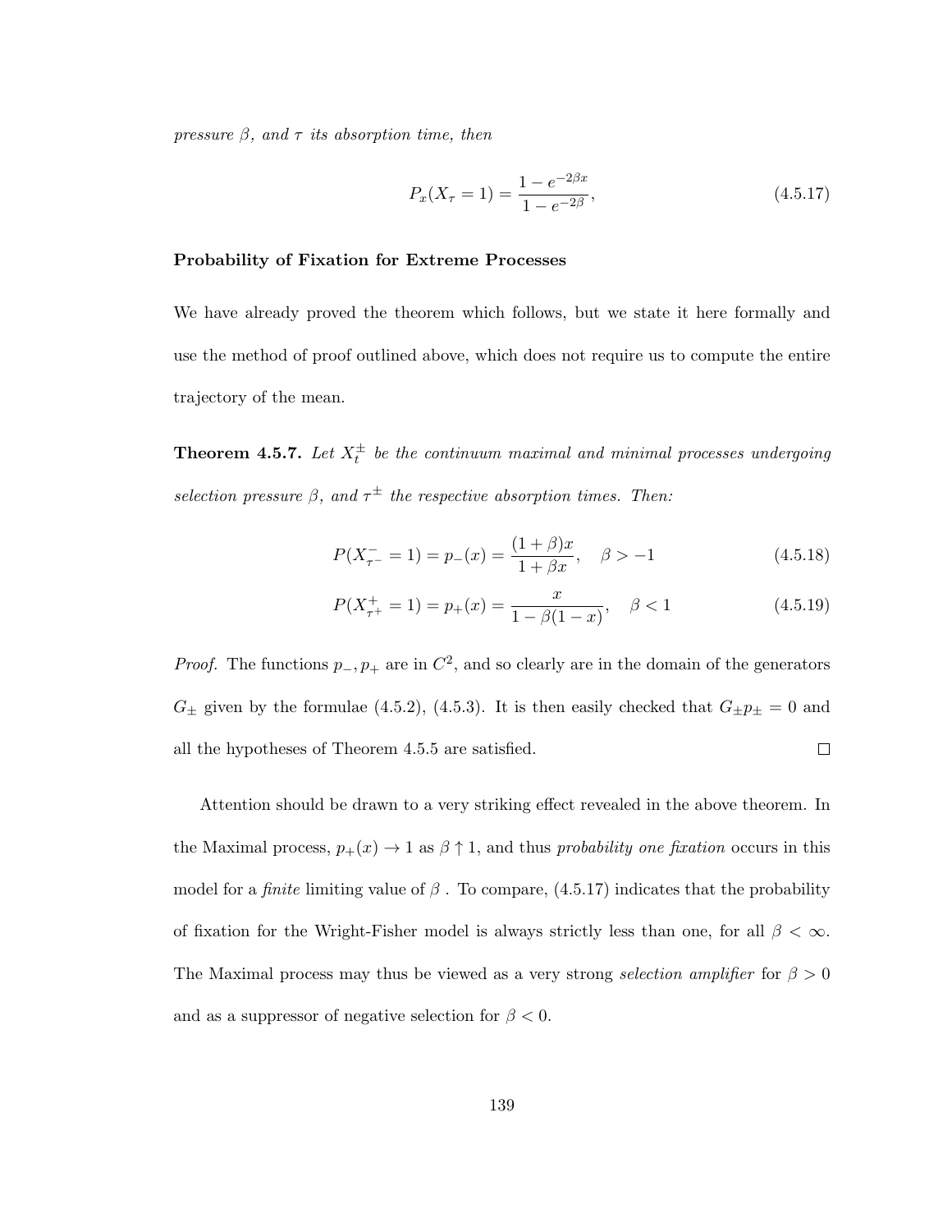*pressure $\beta$, and $\tau$ its absorption time, then*

$$P_x(X_\tau = 1) = \frac{1 - e^{-2\beta x}}{1 - e^{-2\beta}}, \tag{4.5.17}$$

**Probability of Fixation for Extreme Processes**

We have already proved the theorem which follows, but we state it here formally and use the method of proof outlined above, which does not require us to compute the entire trajectory of the mean.

**Theorem 4.5.7.** *Let $X_t^{\pm}$ be the continuum maximal and minimal processes undergoing selection pressure $\beta$, and $\tau^{\pm}$ the respective absorption times. Then:*

$$P(X^-_{\tau^-} = 1) = p_-(x) = \frac{(1+\beta)x}{1+\beta x}, \quad \beta > -1 \tag{4.5.18}$$

$$P(X^+_{\tau^+} = 1) = p_+(x) = \frac{x}{1 - \beta(1-x)}, \quad \beta < 1 \tag{4.5.19}$$

*Proof.* The functions $p_-, p_+$ are in $C^2$, and so clearly are in the domain of the generators $G_\pm$ given by the formulae (4.5.2), (4.5.3). It is then easily checked that $G_\pm p_\pm = 0$ and all the hypotheses of Theorem 4.5.5 are satisfied. □

Attention should be drawn to a very striking effect revealed in the above theorem. In the Maximal process, $p_+(x) \to 1$ as $\beta \uparrow 1$, and thus *probability one fixation* occurs in this model for a *finite* limiting value of $\beta$ . To compare, (4.5.17) indicates that the probability of fixation for the Wright-Fisher model is always strictly less than one, for all $\beta < \infty$. The Maximal process may thus be viewed as a very strong *selection amplifier* for $\beta > 0$ and as a suppressor of negative selection for $\beta < 0$.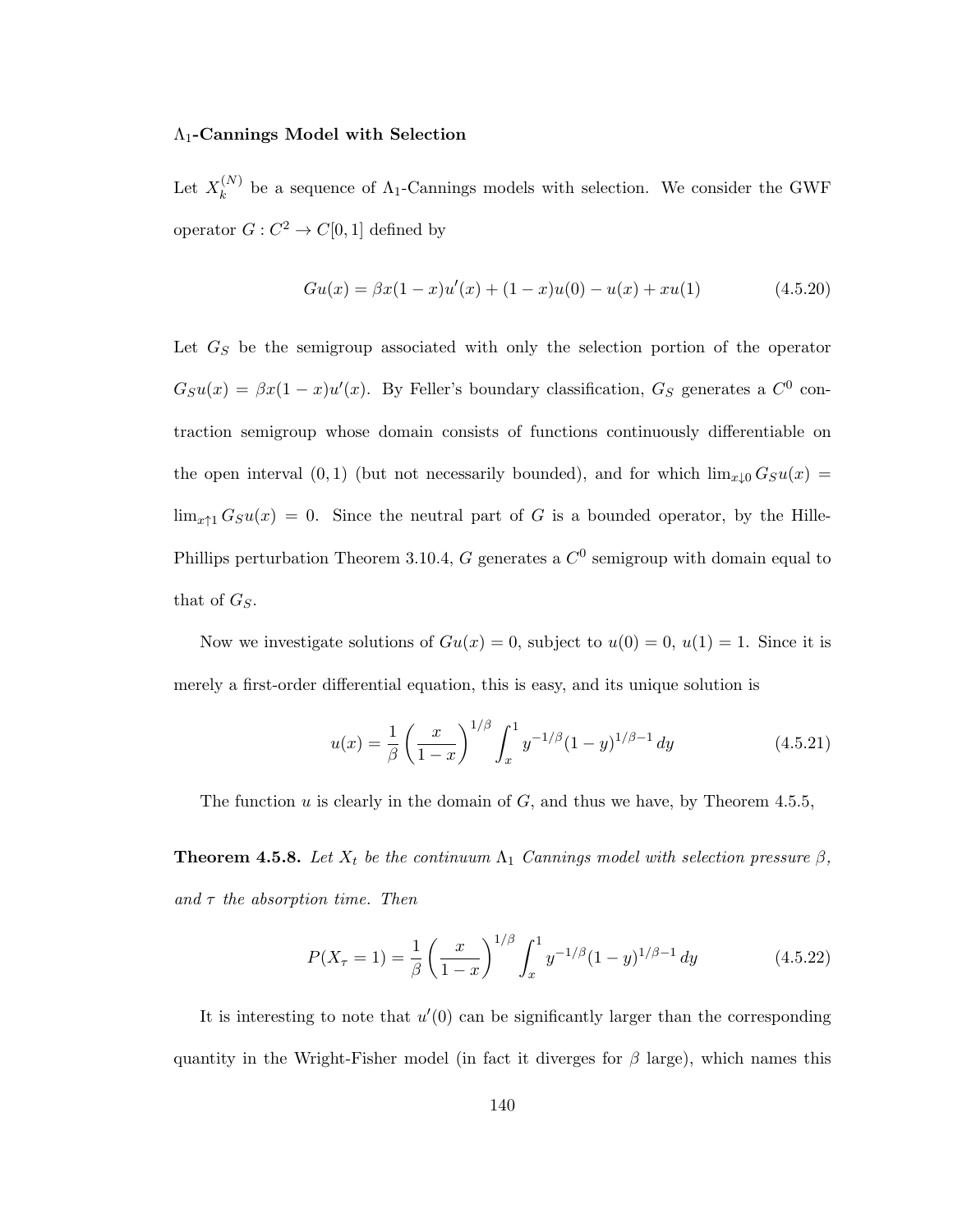**$\Lambda_1$-Cannings Model with Selection**

Let $X_k^{(N)}$ be a sequence of $\Lambda_1$-Cannings models with selection. We consider the GWF operator $G : C^2 \to C[0,1]$ defined by

$$Gu(x) = \beta x(1-x)u'(x) + (1-x)u(0) - u(x) + xu(1) \tag{4.5.20}$$

Let $G_S$ be the semigroup associated with only the selection portion of the operator $G_S u(x) = \beta x(1-x)u'(x)$. By Feller's boundary classification, $G_S$ generates a $C^0$ contraction semigroup whose domain consists of functions continuously differentiable on the open interval $(0,1)$ (but not necessarily bounded), and for which $\lim_{x\downarrow 0} G_S u(x) = \lim_{x\uparrow 1} G_S u(x) = 0$. Since the neutral part of $G$ is a bounded operator, by the Hille-Phillips perturbation Theorem 3.10.4, $G$ generates a $C^0$ semigroup with domain equal to that of $G_S$.

Now we investigate solutions of $Gu(x) = 0$, subject to $u(0) = 0$, $u(1) = 1$. Since it is merely a first-order differential equation, this is easy, and its unique solution is

$$u(x) = \frac{1}{\beta}\left(\frac{x}{1-x}\right)^{1/\beta} \int_x^1 y^{-1/\beta}(1-y)^{1/\beta - 1}\, dy \tag{4.5.21}$$

The function $u$ is clearly in the domain of $G$, and thus we have, by Theorem 4.5.5,

**Theorem 4.5.8.** *Let $X_t$ be the continuum $\Lambda_1$ Cannings model with selection pressure $\beta$, and $\tau$ the absorption time. Then*

$$P(X_\tau = 1) = \frac{1}{\beta}\left(\frac{x}{1-x}\right)^{1/\beta} \int_x^1 y^{-1/\beta}(1-y)^{1/\beta - 1}\, dy \tag{4.5.22}$$

It is interesting to note that $u'(0)$ can be significantly larger than the corresponding quantity in the Wright-Fisher model (in fact it diverges for $\beta$ large), which names this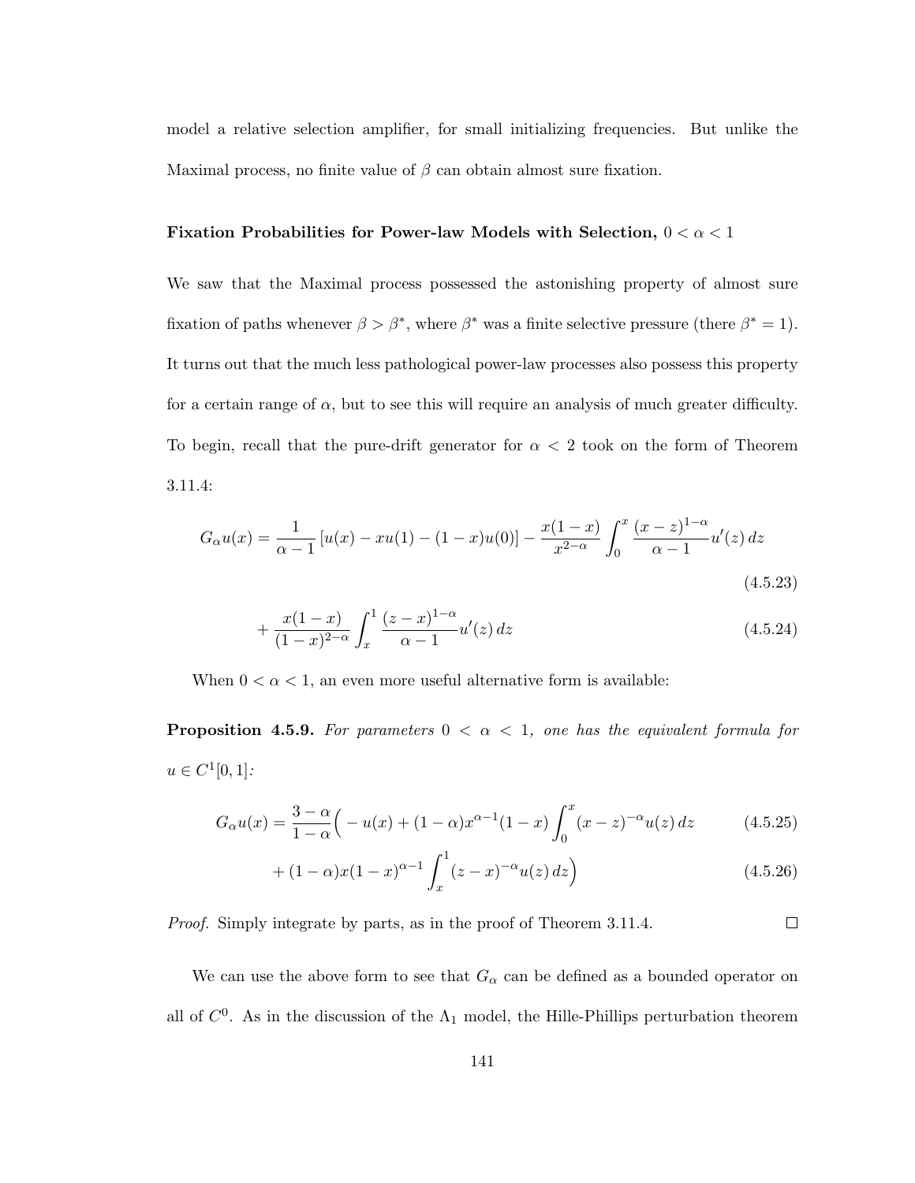model a relative selection amplifier, for small initializing frequencies. But unlike the Maximal process, no finite value of $\beta$ can obtain almost sure fixation.

**Fixation Probabilities for Power-law Models with Selection,** $0 < \alpha < 1$

We saw that the Maximal process possessed the astonishing property of almost sure fixation of paths whenever $\beta > \beta^*$, where $\beta^*$ was a finite selective pressure (there $\beta^* = 1$). It turns out that the much less pathological power-law processes also possess this property for a certain range of $\alpha$, but to see this will require an analysis of much greater difficulty. To begin, recall that the pure-drift generator for $\alpha < 2$ took on the form of Theorem 3.11.4:

$$G_\alpha u(x) = \frac{1}{\alpha - 1}\left[u(x) - xu(1) - (1-x)u(0)\right] - \frac{x(1-x)}{x^{2-\alpha}} \int_0^x \frac{(x-z)^{1-\alpha}}{\alpha - 1} u'(z)\, dz \tag{4.5.23}$$

$$+ \frac{x(1-x)}{(1-x)^{2-\alpha}} \int_x^1 \frac{(z-x)^{1-\alpha}}{\alpha - 1} u'(z)\, dz \tag{4.5.24}$$

When $0 < \alpha < 1$, an even more useful alternative form is available:

**Proposition 4.5.9.** *For parameters $0 < \alpha < 1$, one has the equivalent formula for $u \in C^1[0, 1]$:*

$$G_\alpha u(x) = \frac{3-\alpha}{1-\alpha}\Big( -u(x) + (1-\alpha)x^{\alpha-1}(1-x)\int_0^x (x-z)^{-\alpha} u(z)\, dz \tag{4.5.25}$$

$$+ (1-\alpha)x(1-x)^{\alpha-1}\int_x^1 (z-x)^{-\alpha} u(z)\, dz\Big) \tag{4.5.26}$$

*Proof.* Simply integrate by parts, as in the proof of Theorem 3.11.4. $\square$

We can use the above form to see that $G_\alpha$ can be defined as a bounded operator on all of $C^0$. As in the discussion of the $\Lambda_1$ model, the Hille-Phillips perturbation theorem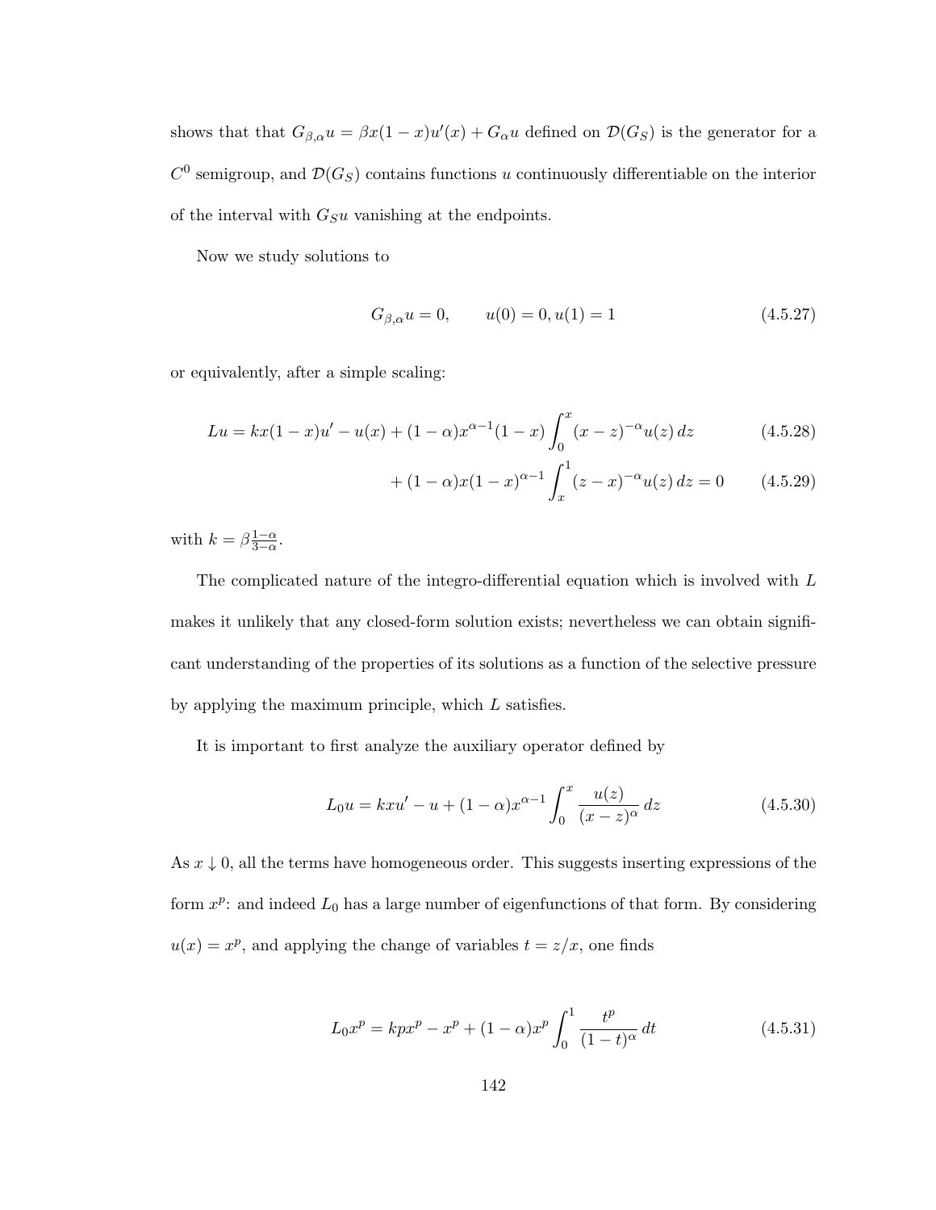shows that that $G_{\beta,\alpha}u = \beta x(1-x)u'(x) + G_\alpha u$ defined on $\mathcal{D}(G_S)$ is the generator for a $C^0$ semigroup, and $\mathcal{D}(G_S)$ contains functions $u$ continuously differentiable on the interior of the interval with $G_S u$ vanishing at the endpoints.

Now we study solutions to

$$G_{\beta,\alpha}u = 0, \qquad u(0) = 0, u(1) = 1 \tag{4.5.27}$$

or equivalently, after a simple scaling:

$$Lu = kx(1-x)u' - u(x) + (1-\alpha)x^{\alpha-1}(1-x)\int_0^x (x-z)^{-\alpha}u(z)\,dz \tag{4.5.28}$$

$$+ (1-\alpha)x(1-x)^{\alpha-1}\int_x^1 (z-x)^{-\alpha}u(z)\,dz = 0 \tag{4.5.29}$$

with $k = \beta\frac{1-\alpha}{3-\alpha}$.

The complicated nature of the integro-differential equation which is involved with $L$ makes it unlikely that any closed-form solution exists; nevertheless we can obtain significant understanding of the properties of its solutions as a function of the selective pressure by applying the maximum principle, which $L$ satisfies.

It is important to first analyze the auxiliary operator defined by

$$L_0 u = kxu' - u + (1-\alpha)x^{\alpha-1}\int_0^x \frac{u(z)}{(x-z)^\alpha}\,dz \tag{4.5.30}$$

As $x \downarrow 0$, all the terms have homogeneous order. This suggests inserting expressions of the form $x^p$: and indeed $L_0$ has a large number of eigenfunctions of that form. By considering $u(x) = x^p$, and applying the change of variables $t = z/x$, one finds

$$L_0 x^p = kpx^p - x^p + (1-\alpha)x^p \int_0^1 \frac{t^p}{(1-t)^\alpha}\,dt \tag{4.5.31}$$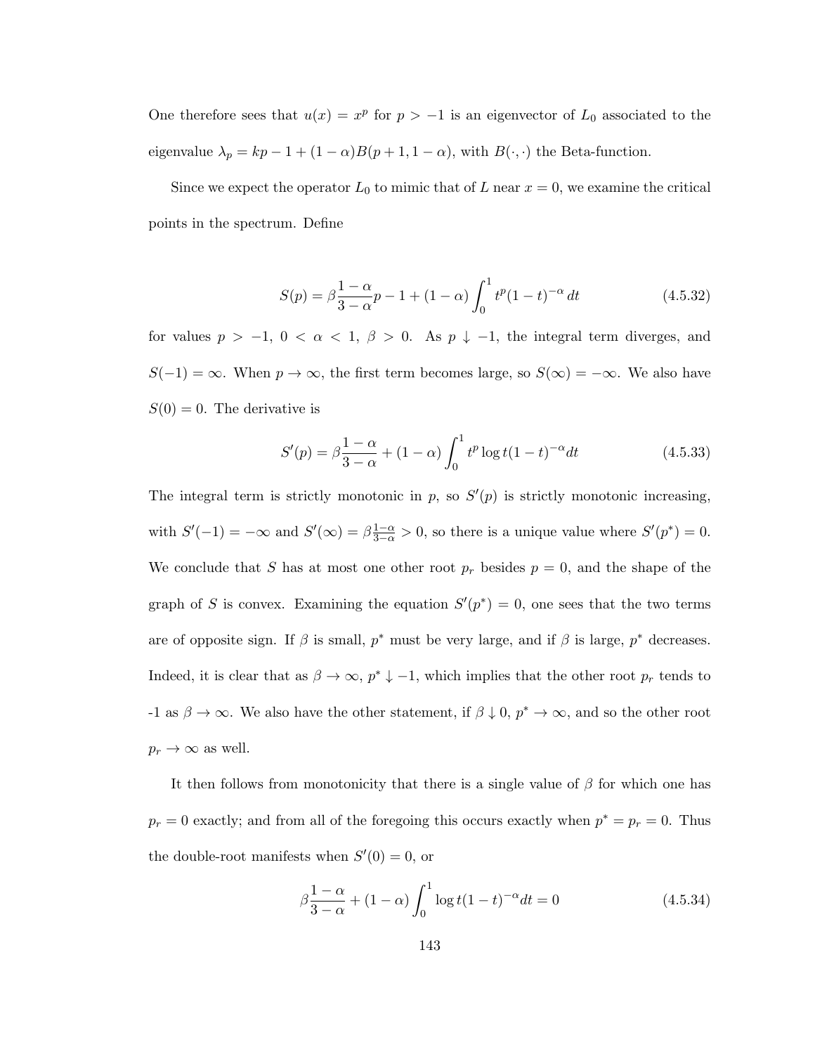One therefore sees that $u(x) = x^p$ for $p > -1$ is an eigenvector of $L_0$ associated to the eigenvalue $\lambda_p = kp - 1 + (1-\alpha)B(p+1, 1-\alpha)$, with $B(\cdot, \cdot)$ the Beta-function.

Since we expect the operator $L_0$ to mimic that of $L$ near $x = 0$, we examine the critical points in the spectrum. Define

$$S(p) = \beta \frac{1-\alpha}{3-\alpha} p - 1 + (1-\alpha) \int_0^1 t^p (1-t)^{-\alpha} \, dt \tag{4.5.32}$$

for values $p > -1$, $0 < \alpha < 1$, $\beta > 0$. As $p \downarrow -1$, the integral term diverges, and $S(-1) = \infty$. When $p \to \infty$, the first term becomes large, so $S(\infty) = -\infty$. We also have $S(0) = 0$. The derivative is

$$S'(p) = \beta \frac{1-\alpha}{3-\alpha} + (1-\alpha) \int_0^1 t^p \log t (1-t)^{-\alpha} dt \tag{4.5.33}$$

The integral term is strictly monotonic in $p$, so $S'(p)$ is strictly monotonic increasing, with $S'(-1) = -\infty$ and $S'(\infty) = \beta \frac{1-\alpha}{3-\alpha} > 0$, so there is a unique value where $S'(p^*) = 0$. We conclude that $S$ has at most one other root $p_r$ besides $p = 0$, and the shape of the graph of $S$ is convex. Examining the equation $S'(p^*) = 0$, one sees that the two terms are of opposite sign. If $\beta$ is small, $p^*$ must be very large, and if $\beta$ is large, $p^*$ decreases. Indeed, it is clear that as $\beta \to \infty$, $p^* \downarrow -1$, which implies that the other root $p_r$ tends to -1 as $\beta \to \infty$. We also have the other statement, if $\beta \downarrow 0$, $p^* \to \infty$, and so the other root $p_r \to \infty$ as well.

It then follows from monotonicity that there is a single value of $\beta$ for which one has $p_r = 0$ exactly; and from all of the foregoing this occurs exactly when $p^* = p_r = 0$. Thus the double-root manifests when $S'(0) = 0$, or

$$\beta \frac{1-\alpha}{3-\alpha} + (1-\alpha) \int_0^1 \log t (1-t)^{-\alpha} dt = 0 \tag{4.5.34}$$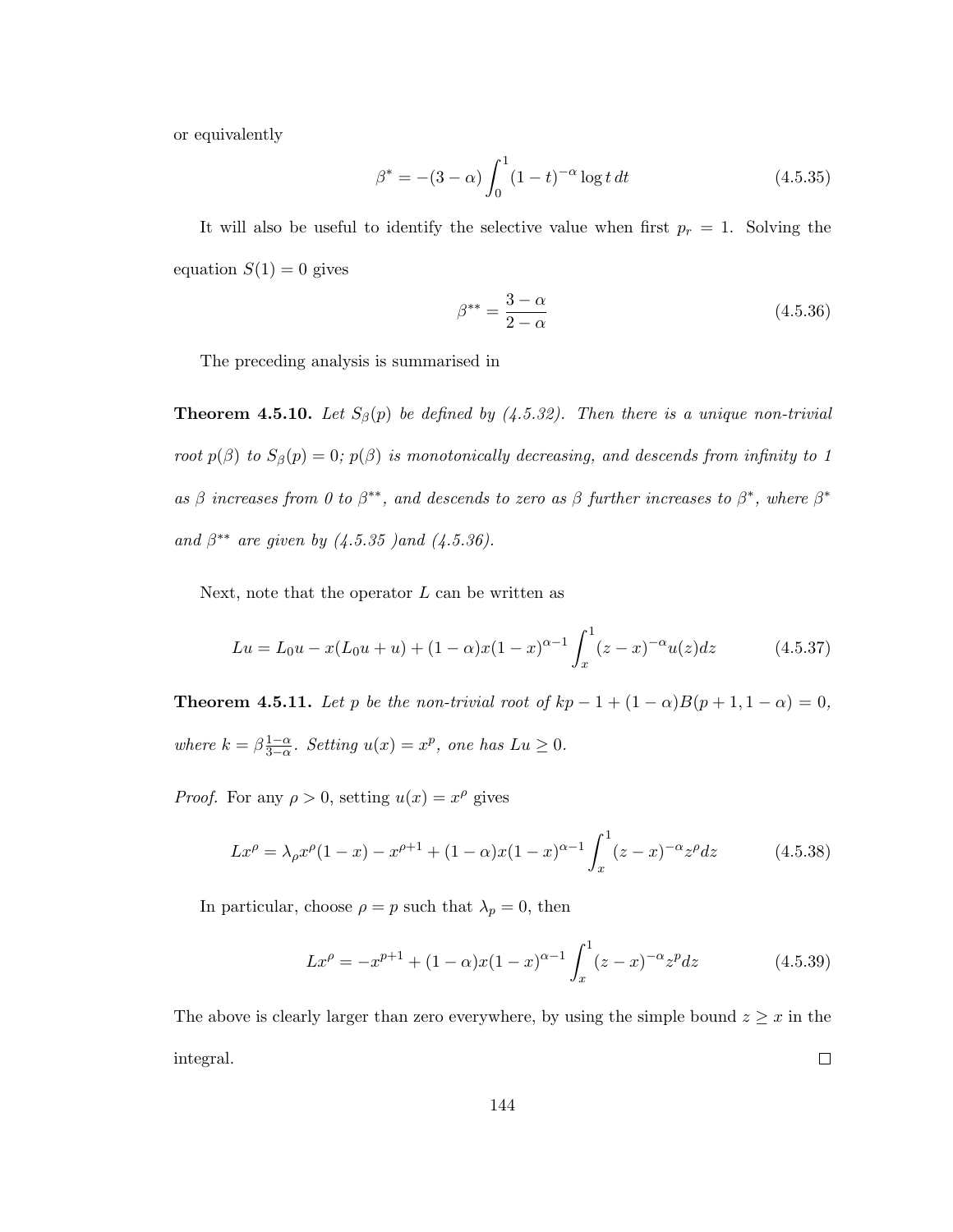or equivalently

$$\beta^* = -(3-\alpha)\int_0^1 (1-t)^{-\alpha}\log t\, dt \tag{4.5.35}$$

It will also be useful to identify the selective value when first $p_r = 1$. Solving the equation $S(1) = 0$ gives

$$\beta^{**} = \frac{3-\alpha}{2-\alpha} \tag{4.5.36}$$

The preceding analysis is summarised in

**Theorem 4.5.10.** *Let $S_\beta(p)$ be defined by (4.5.32). Then there is a unique non-trivial root $p(\beta)$ to $S_\beta(p) = 0$; $p(\beta)$ is monotonically decreasing, and descends from infinity to 1 as $\beta$ increases from 0 to $\beta^{**}$, and descends to zero as $\beta$ further increases to $\beta^*$, where $\beta^*$ and $\beta^{**}$ are given by (4.5.35 )and (4.5.36).*

Next, note that the operator $L$ can be written as

$$Lu = L_0 u - x(L_0 u + u) + (1-\alpha)x(1-x)^{\alpha-1}\int_x^1 (z-x)^{-\alpha}u(z)dz \tag{4.5.37}$$

**Theorem 4.5.11.** *Let $p$ be the non-trivial root of $kp - 1 + (1-\alpha)B(p+1, 1-\alpha) = 0$, where $k = \beta\frac{1-\alpha}{3-\alpha}$. Setting $u(x) = x^p$, one has $Lu \geq 0$.*

*Proof.* For any $\rho > 0$, setting $u(x) = x^\rho$ gives

$$Lx^\rho = \lambda_\rho x^\rho(1-x) - x^{\rho+1} + (1-\alpha)x(1-x)^{\alpha-1}\int_x^1 (z-x)^{-\alpha}z^\rho dz \tag{4.5.38}$$

In particular, choose $\rho = p$ such that $\lambda_p = 0$, then

$$Lx^\rho = -x^{p+1} + (1-\alpha)x(1-x)^{\alpha-1}\int_x^1 (z-x)^{-\alpha}z^p dz \tag{4.5.39}$$

The above is clearly larger than zero everywhere, by using the simple bound $z \geq x$ in the integral. $\square$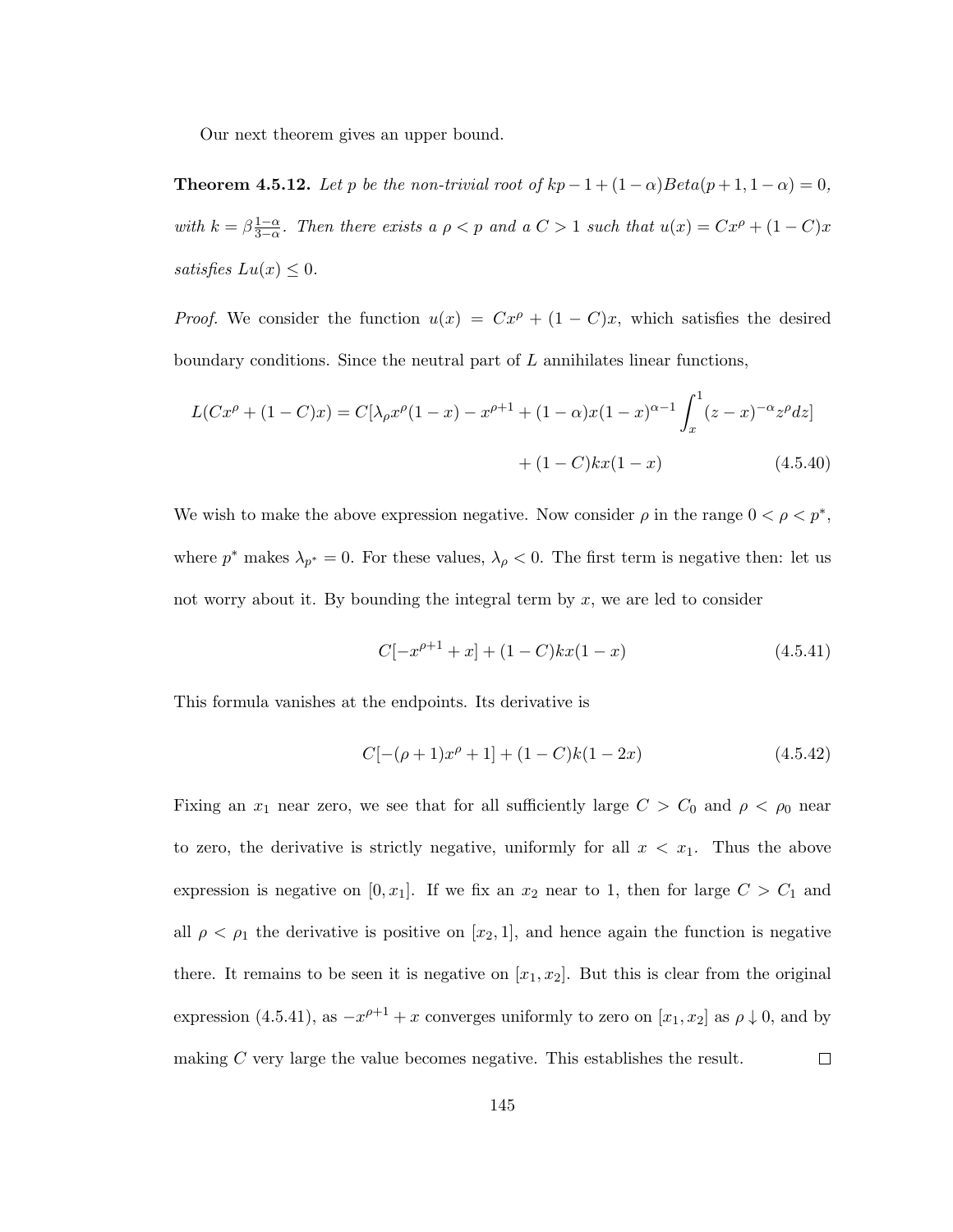Our next theorem gives an upper bound.

**Theorem 4.5.12.** *Let $p$ be the non-trivial root of $kp - 1 + (1-\alpha)Beta(p+1, 1-\alpha) = 0$, with $k = \beta\frac{1-\alpha}{3-\alpha}$. Then there exists a $\rho < p$ and a $C > 1$ such that $u(x) = Cx^\rho + (1-C)x$ satisfies $Lu(x) \leq 0$.*

*Proof.* We consider the function $u(x) = Cx^\rho + (1-C)x$, which satisfies the desired boundary conditions. Since the neutral part of $L$ annihilates linear functions,

$$L(Cx^\rho + (1-C)x) = C[\lambda_\rho x^\rho(1-x) - x^{\rho+1} + (1-\alpha)x(1-x)^{\alpha-1}\int_x^1 (z-x)^{-\alpha} z^\rho dz] + (1-C)kx(1-x) \tag{4.5.40}$$

We wish to make the above expression negative. Now consider $\rho$ in the range $0 < \rho < p^*$, where $p^*$ makes $\lambda_{p^*} = 0$. For these values, $\lambda_\rho < 0$. The first term is negative then: let us not worry about it. By bounding the integral term by $x$, we are led to consider

$$C[-x^{\rho+1} + x] + (1-C)kx(1-x) \tag{4.5.41}$$

This formula vanishes at the endpoints. Its derivative is

$$C[-(\rho+1)x^\rho + 1] + (1-C)k(1-2x) \tag{4.5.42}$$

Fixing an $x_1$ near zero, we see that for all sufficiently large $C > C_0$ and $\rho < \rho_0$ near to zero, the derivative is strictly negative, uniformly for all $x < x_1$. Thus the above expression is negative on $[0, x_1]$. If we fix an $x_2$ near to 1, then for large $C > C_1$ and all $\rho < \rho_1$ the derivative is positive on $[x_2, 1]$, and hence again the function is negative there. It remains to be seen it is negative on $[x_1, x_2]$. But this is clear from the original expression (4.5.41), as $-x^{\rho+1} + x$ converges uniformly to zero on $[x_1, x_2]$ as $\rho \downarrow 0$, and by making $C$ very large the value becomes negative. This establishes the result. □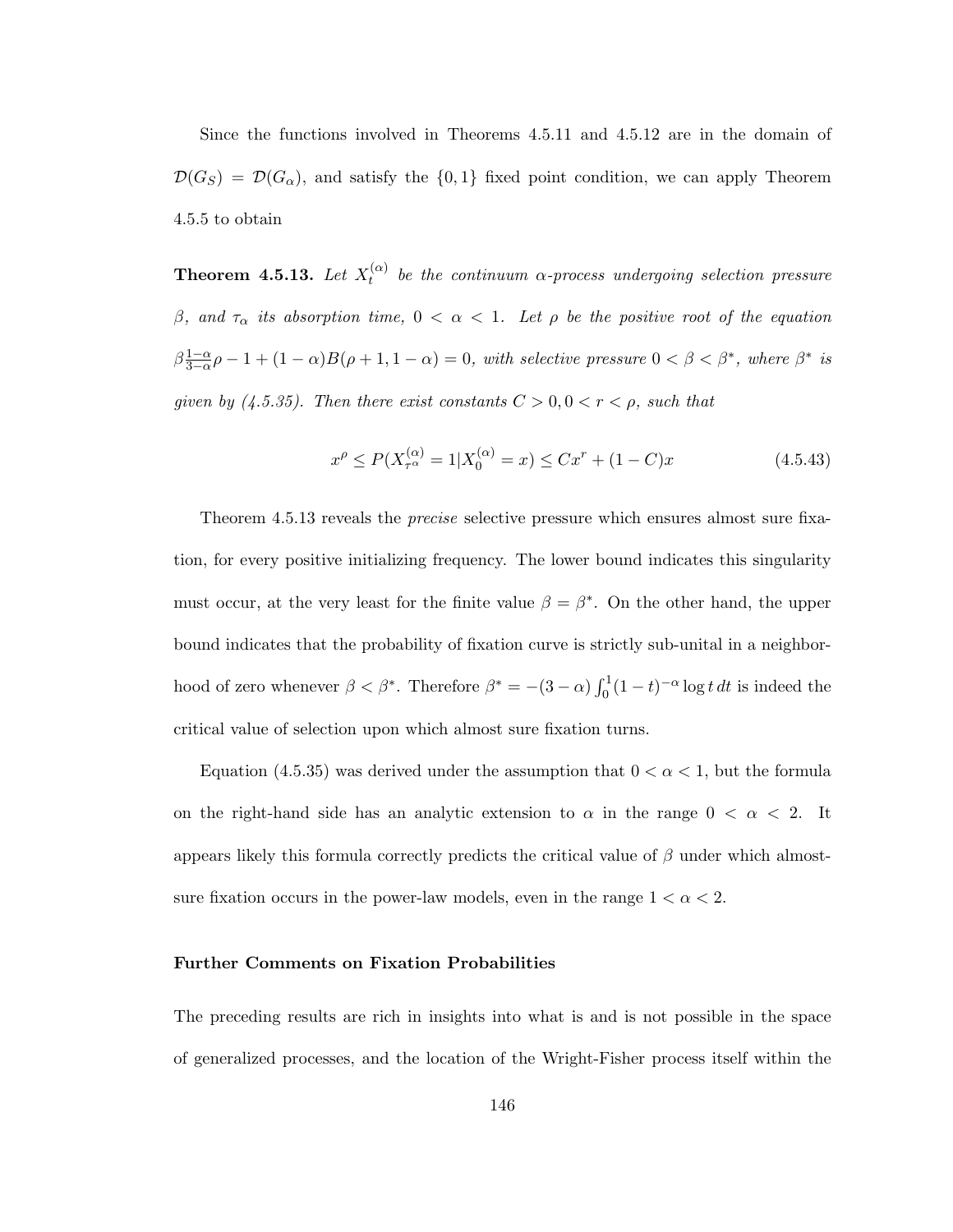Since the functions involved in Theorems 4.5.11 and 4.5.12 are in the domain of $\mathcal{D}(G_S) = \mathcal{D}(G_\alpha)$, and satisfy the $\{0, 1\}$ fixed point condition, we can apply Theorem 4.5.5 to obtain

**Theorem 4.5.13.** *Let $X_t^{(\alpha)}$ be the continuum $\alpha$-process undergoing selection pressure $\beta$, and $\tau_\alpha$ its absorption time, $0 < \alpha < 1$. Let $\rho$ be the positive root of the equation $\beta\frac{1-\alpha}{3-\alpha}\rho - 1 + (1-\alpha)B(\rho+1, 1-\alpha) = 0$, with selective pressure $0 < \beta < \beta^*$, where $\beta^*$ is given by (4.5.35). Then there exist constants $C > 0, 0 < r < \rho$, such that*

$$x^\rho \leq P(X_{\tau^\alpha}^{(\alpha)} = 1 | X_0^{(\alpha)} = x) \leq Cx^r + (1-C)x \tag{4.5.43}$$

Theorem 4.5.13 reveals the *precise* selective pressure which ensures almost sure fixation, for every positive initializing frequency. The lower bound indicates this singularity must occur, at the very least for the finite value $\beta = \beta^*$. On the other hand, the upper bound indicates that the probability of fixation curve is strictly sub-unital in a neighborhood of zero whenever $\beta < \beta^*$. Therefore $\beta^* = -(3-\alpha)\int_0^1 (1-t)^{-\alpha} \log t \, dt$ is indeed the critical value of selection upon which almost sure fixation turns.

Equation (4.5.35) was derived under the assumption that $0 < \alpha < 1$, but the formula on the right-hand side has an analytic extension to $\alpha$ in the range $0 < \alpha < 2$. It appears likely this formula correctly predicts the critical value of $\beta$ under which almost-sure fixation occurs in the power-law models, even in the range $1 < \alpha < 2$.

#### Further Comments on Fixation Probabilities

The preceding results are rich in insights into what is and is not possible in the space of generalized processes, and the location of the Wright-Fisher process itself within the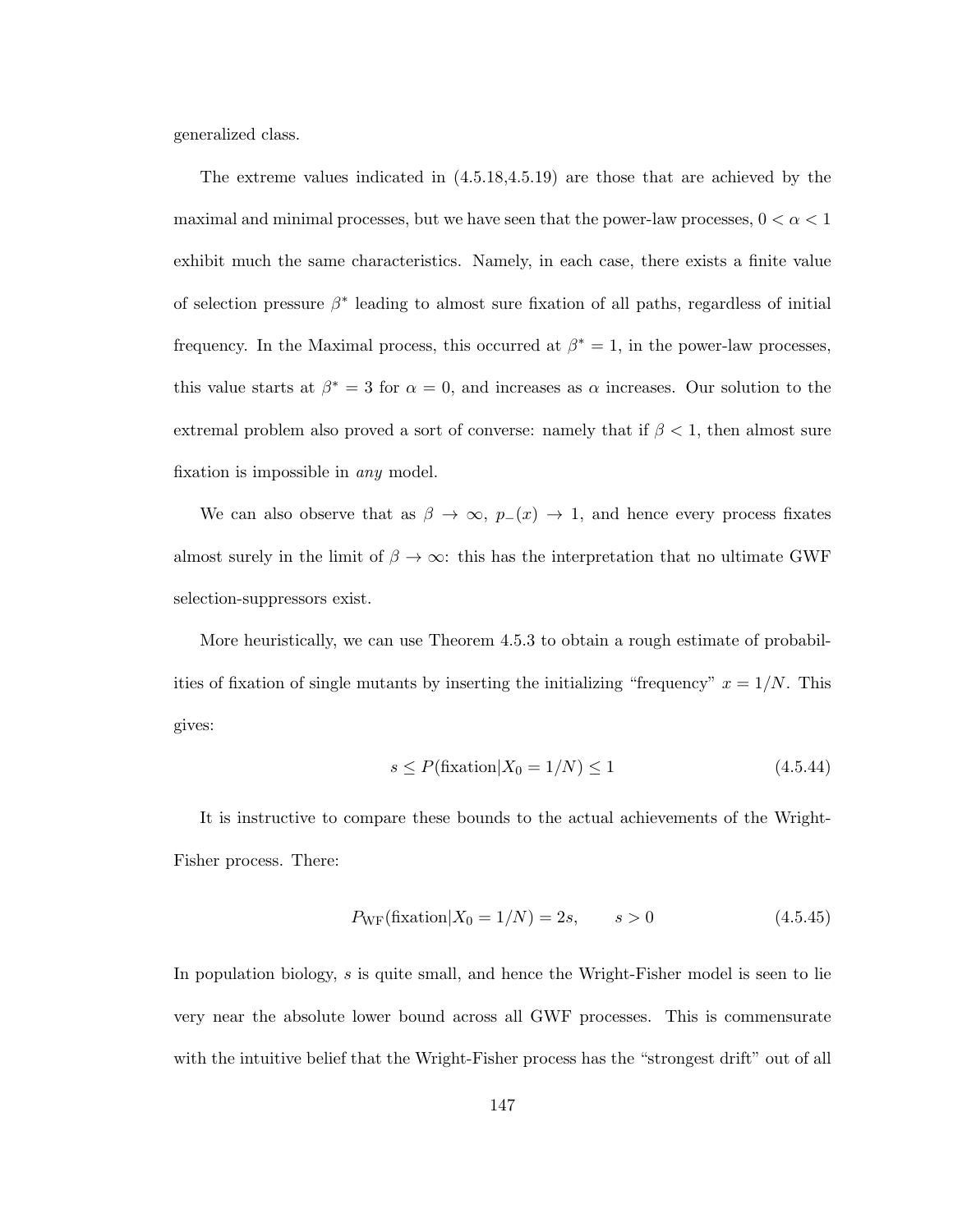generalized class.

The extreme values indicated in (4.5.18,4.5.19) are those that are achieved by the maximal and minimal processes, but we have seen that the power-law processes, $0 < \alpha < 1$ exhibit much the same characteristics. Namely, in each case, there exists a finite value of selection pressure $\beta^*$ leading to almost sure fixation of all paths, regardless of initial frequency. In the Maximal process, this occurred at $\beta^* = 1$, in the power-law processes, this value starts at $\beta^* = 3$ for $\alpha = 0$, and increases as $\alpha$ increases. Our solution to the extremal problem also proved a sort of converse: namely that if $\beta < 1$, then almost sure fixation is impossible in *any* model.

We can also observe that as $\beta \to \infty$, $p_-(x) \to 1$, and hence every process fixates almost surely in the limit of $\beta \to \infty$: this has the interpretation that no ultimate GWF selection-suppressors exist.

More heuristically, we can use Theorem 4.5.3 to obtain a rough estimate of probabilities of fixation of single mutants by inserting the initializing "frequency" $x = 1/N$. This gives:

$$s \leq P(\text{fixation}|X_0 = 1/N) \leq 1 \tag{4.5.44}$$

It is instructive to compare these bounds to the actual achievements of the Wright-Fisher process. There:

$$P_{\text{WF}}(\text{fixation}|X_0 = 1/N) = 2s, \qquad s > 0 \tag{4.5.45}$$

In population biology, $s$ is quite small, and hence the Wright-Fisher model is seen to lie very near the absolute lower bound across all GWF processes. This is commensurate with the intuitive belief that the Wright-Fisher process has the "strongest drift" out of all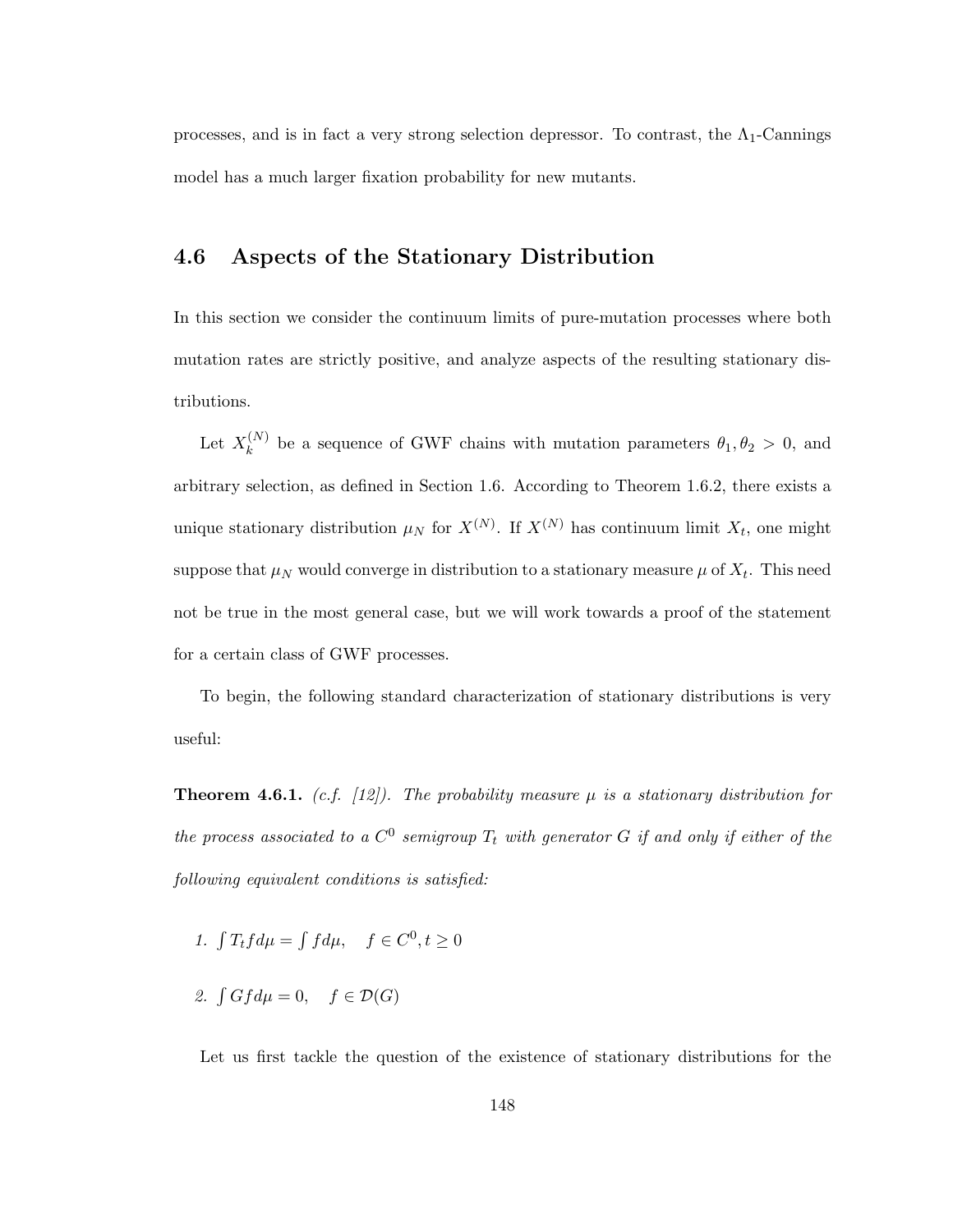processes, and is in fact a very strong selection depressor. To contrast, the $\Lambda_1$-Cannings model has a much larger fixation probability for new mutants.

## 4.6 Aspects of the Stationary Distribution

In this section we consider the continuum limits of pure-mutation processes where both mutation rates are strictly positive, and analyze aspects of the resulting stationary distributions.

Let $X_k^{(N)}$ be a sequence of GWF chains with mutation parameters $\theta_1, \theta_2 > 0$, and arbitrary selection, as defined in Section 1.6. According to Theorem 1.6.2, there exists a unique stationary distribution $\mu_N$ for $X^{(N)}$. If $X^{(N)}$ has continuum limit $X_t$, one might suppose that $\mu_N$ would converge in distribution to a stationary measure $\mu$ of $X_t$. This need not be true in the most general case, but we will work towards a proof of the statement for a certain class of GWF processes.

To begin, the following standard characterization of stationary distributions is very useful:

**Theorem 4.6.1.** *(c.f. [12]). The probability measure $\mu$ is a stationary distribution for the process associated to a $C^0$ semigroup $T_t$ with generator $G$ if and only if either of the following equivalent conditions is satisfied:*

1. $\int T_t f d\mu = \int f d\mu, \quad f \in C^0, t \geq 0$
2. $\int G f d\mu = 0, \quad f \in \mathcal{D}(G)$

Let us first tackle the question of the existence of stationary distributions for the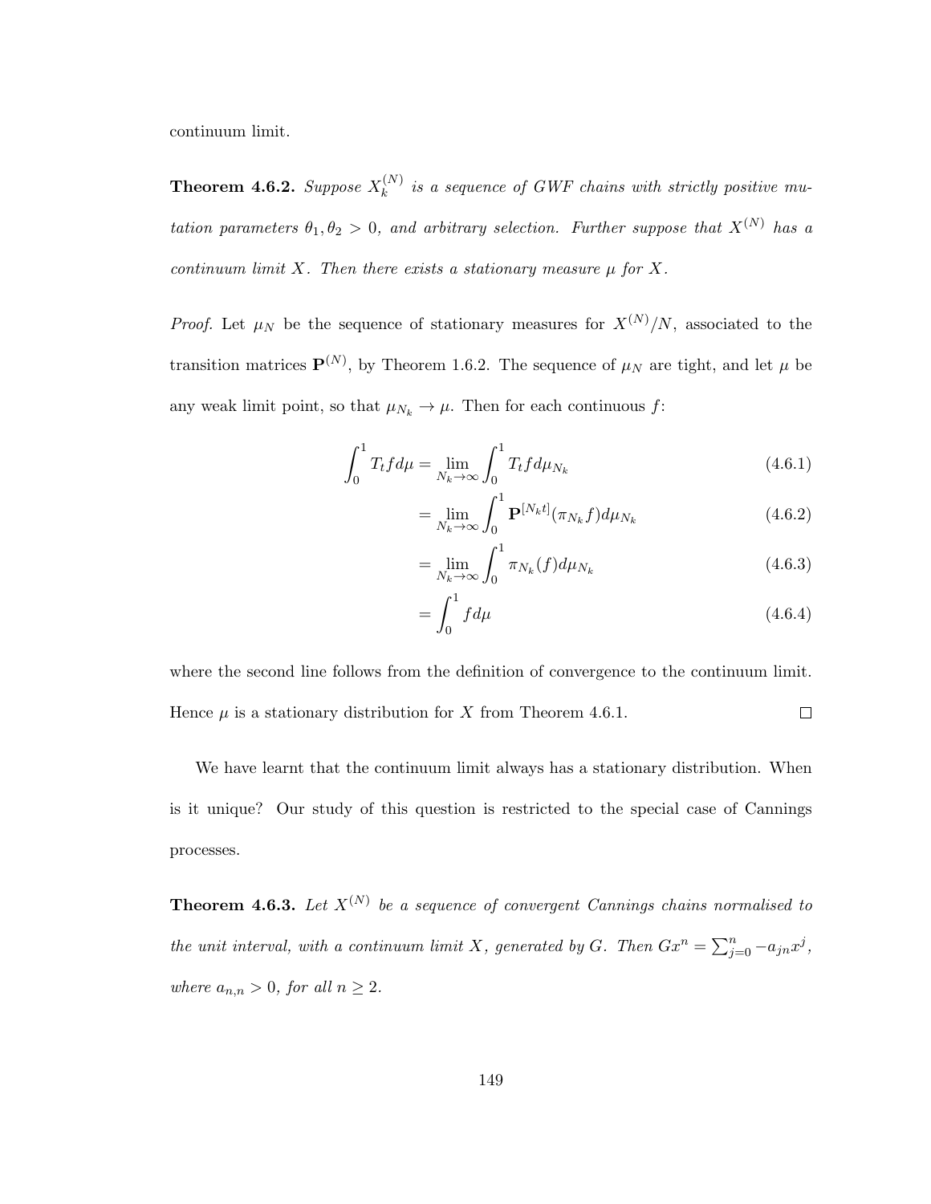continuum limit.

**Theorem 4.6.2.** *Suppose $X_k^{(N)}$ is a sequence of GWF chains with strictly positive mutation parameters $\theta_1, \theta_2 > 0$, and arbitrary selection. Further suppose that $X^{(N)}$ has a continuum limit $X$. Then there exists a stationary measure $\mu$ for $X$.*

*Proof.* Let $\mu_N$ be the sequence of stationary measures for $X^{(N)}/N$, associated to the transition matrices $\mathbf{P}^{(N)}$, by Theorem 1.6.2. The sequence of $\mu_N$ are tight, and let $\mu$ be any weak limit point, so that $\mu_{N_k} \to \mu$. Then for each continuous $f$:

$$
\begin{aligned}
\int_0^1 T_t f d\mu &= \lim_{N_k \to \infty} \int_0^1 T_t f d\mu_{N_k} && (4.6.1) \\
&= \lim_{N_k \to \infty} \int_0^1 \mathbf{P}^{[N_k t]}(\pi_{N_k} f) d\mu_{N_k} && (4.6.2) \\
&= \lim_{N_k \to \infty} \int_0^1 \pi_{N_k}(f) d\mu_{N_k} && (4.6.3) \\
&= \int_0^1 f d\mu && (4.6.4)
\end{aligned}
$$

where the second line follows from the definition of convergence to the continuum limit. Hence $\mu$ is a stationary distribution for $X$ from Theorem 4.6.1. $\square$

We have learnt that the continuum limit always has a stationary distribution. When is it unique? Our study of this question is restricted to the special case of Cannings processes.

**Theorem 4.6.3.** *Let $X^{(N)}$ be a sequence of convergent Cannings chains normalised to the unit interval, with a continuum limit $X$, generated by $G$. Then $Gx^n = \sum_{j=0}^{n} -a_{jn} x^j$, where $a_{n,n} > 0$, for all $n \geq 2$.*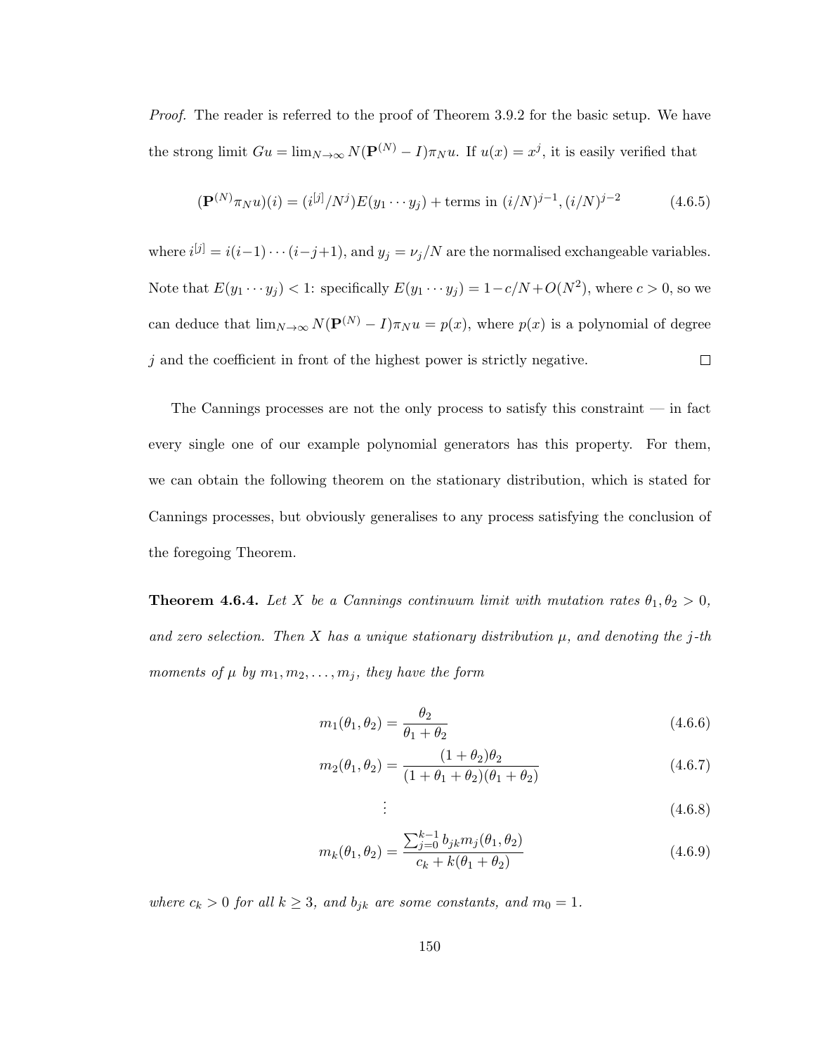*Proof.* The reader is referred to the proof of Theorem 3.9.2 for the basic setup. We have the strong limit $Gu = \lim_{N\to\infty} N(\mathbf{P}^{(N)} - I)\pi_N u$. If $u(x) = x^j$, it is easily verified that

$$(\mathbf{P}^{(N)}\pi_N u)(i) = (i^{[j]}/N^j)E(y_1 \cdots y_j) + \text{terms in } (i/N)^{j-1}, (i/N)^{j-2} \tag{4.6.5}$$

where $i^{[j]} = i(i-1)\cdots(i-j+1)$, and $y_j = \nu_j/N$ are the normalised exchangeable variables. Note that $E(y_1 \cdots y_j) < 1$: specifically $E(y_1 \cdots y_j) = 1 - c/N + O(N^2)$, where $c > 0$, so we can deduce that $\lim_{N\to\infty} N(\mathbf{P}^{(N)} - I)\pi_N u = p(x)$, where $p(x)$ is a polynomial of degree $j$ and the coefficient in front of the highest power is strictly negative. □

The Cannings processes are not the only process to satisfy this constraint — in fact every single one of our example polynomial generators has this property. For them, we can obtain the following theorem on the stationary distribution, which is stated for Cannings processes, but obviously generalises to any process satisfying the conclusion of the foregoing Theorem.

**Theorem 4.6.4.** *Let $X$ be a Cannings continuum limit with mutation rates $\theta_1, \theta_2 > 0$, and zero selection. Then $X$ has a unique stationary distribution $\mu$, and denoting the $j$-th moments of $\mu$ by $m_1, m_2, \ldots, m_j$, they have the form*

$$m_1(\theta_1, \theta_2) = \frac{\theta_2}{\theta_1 + \theta_2} \tag{4.6.6}$$

$$m_2(\theta_1, \theta_2) = \frac{(1 + \theta_2)\theta_2}{(1 + \theta_1 + \theta_2)(\theta_1 + \theta_2)} \tag{4.6.7}$$

$$\vdots \tag{4.6.8}$$

$$m_k(\theta_1, \theta_2) = \frac{\sum_{j=0}^{k-1} b_{jk} m_j(\theta_1, \theta_2)}{c_k + k(\theta_1 + \theta_2)} \tag{4.6.9}$$

*where $c_k > 0$ for all $k \geq 3$, and $b_{jk}$ are some constants, and $m_0 = 1$.*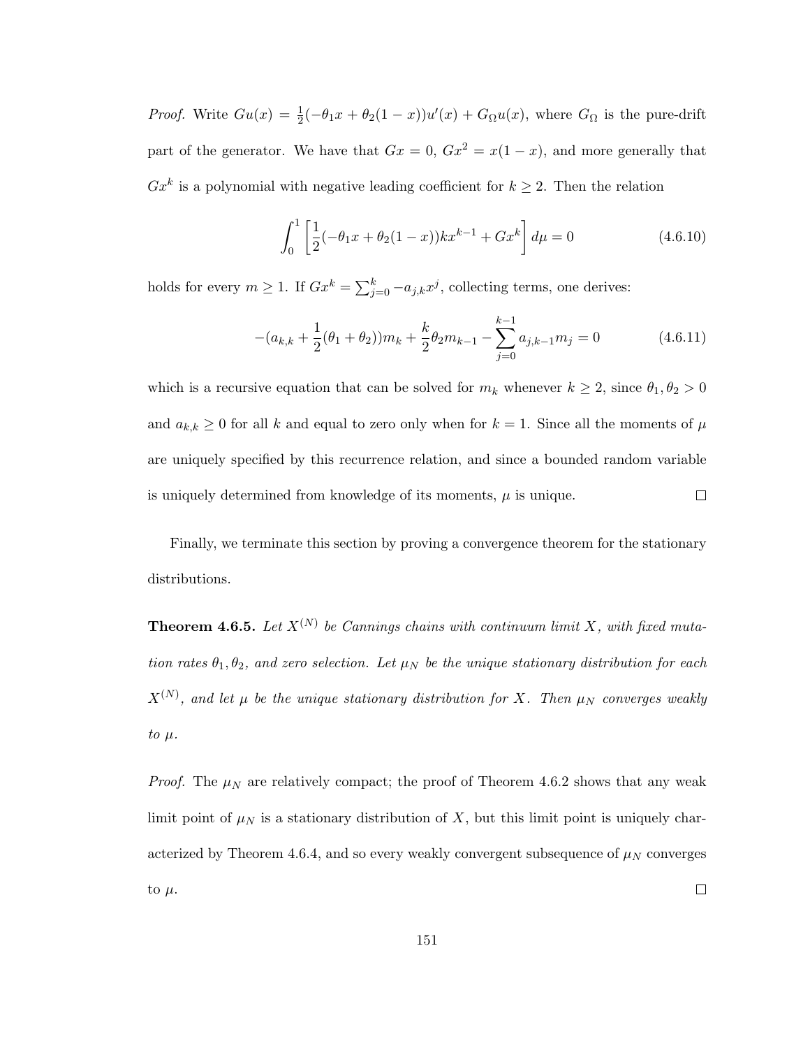*Proof.* Write $Gu(x) = \frac{1}{2}(-\theta_1 x + \theta_2(1-x))u'(x) + G_\Omega u(x)$, where $G_\Omega$ is the pure-drift part of the generator. We have that $Gx = 0$, $Gx^2 = x(1-x)$, and more generally that $Gx^k$ is a polynomial with negative leading coefficient for $k \geq 2$. Then the relation

$$\int_0^1 \left[ \frac{1}{2}(-\theta_1 x + \theta_2(1-x))kx^{k-1} + Gx^k \right] d\mu = 0 \tag{4.6.10}$$

holds for every $m \geq 1$. If $Gx^k = \sum_{j=0}^{k} -a_{j,k}x^j$, collecting terms, one derives:

$$-(a_{k,k} + \frac{1}{2}(\theta_1 + \theta_2))m_k + \frac{k}{2}\theta_2 m_{k-1} - \sum_{j=0}^{k-1} a_{j,k-1}m_j = 0 \tag{4.6.11}$$

which is a recursive equation that can be solved for $m_k$ whenever $k \geq 2$, since $\theta_1, \theta_2 > 0$ and $a_{k,k} \geq 0$ for all $k$ and equal to zero only when for $k = 1$. Since all the moments of $\mu$ are uniquely specified by this recurrence relation, and since a bounded random variable is uniquely determined from knowledge of its moments, $\mu$ is unique. □

Finally, we terminate this section by proving a convergence theorem for the stationary distributions.

**Theorem 4.6.5.** *Let $X^{(N)}$ be Cannings chains with continuum limit $X$, with fixed mutation rates $\theta_1, \theta_2$, and zero selection. Let $\mu_N$ be the unique stationary distribution for each $X^{(N)}$, and let $\mu$ be the unique stationary distribution for $X$. Then $\mu_N$ converges weakly to $\mu$.*

*Proof.* The $\mu_N$ are relatively compact; the proof of Theorem 4.6.2 shows that any weak limit point of $\mu_N$ is a stationary distribution of $X$, but this limit point is uniquely characterized by Theorem 4.6.4, and so every weakly convergent subsequence of $\mu_N$ converges to $\mu$. □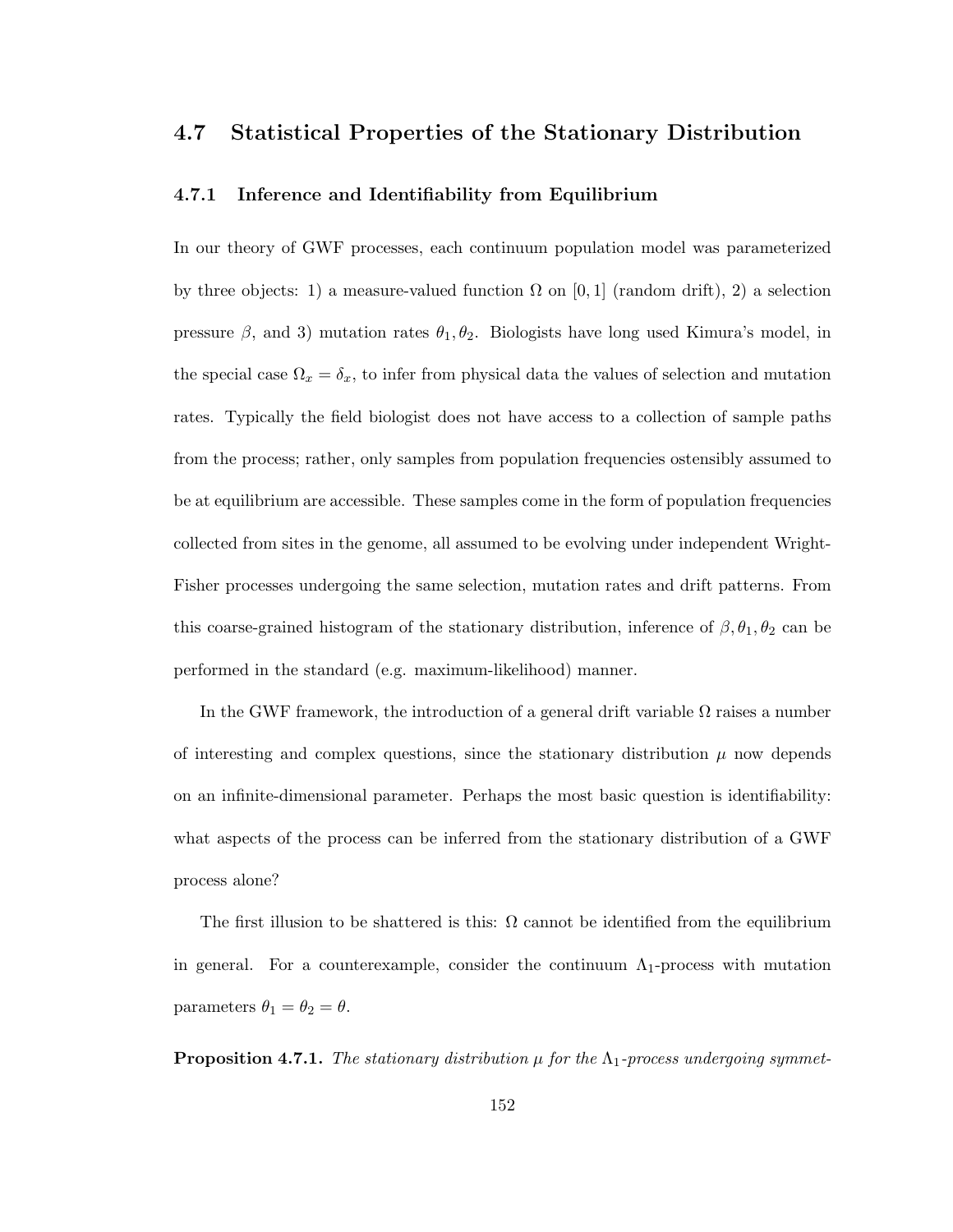## 4.7 Statistical Properties of the Stationary Distribution

### 4.7.1 Inference and Identifiability from Equilibrium

In our theory of GWF processes, each continuum population model was parameterized by three objects: 1) a measure-valued function $\Omega$ on $[0, 1]$ (random drift), 2) a selection pressure $\beta$, and 3) mutation rates $\theta_1, \theta_2$. Biologists have long used Kimura's model, in the special case $\Omega_x = \delta_x$, to infer from physical data the values of selection and mutation rates. Typically the field biologist does not have access to a collection of sample paths from the process; rather, only samples from population frequencies ostensibly assumed to be at equilibrium are accessible. These samples come in the form of population frequencies collected from sites in the genome, all assumed to be evolving under independent Wright-Fisher processes undergoing the same selection, mutation rates and drift patterns. From this coarse-grained histogram of the stationary distribution, inference of $\beta, \theta_1, \theta_2$ can be performed in the standard (e.g. maximum-likelihood) manner.

In the GWF framework, the introduction of a general drift variable $\Omega$ raises a number of interesting and complex questions, since the stationary distribution $\mu$ now depends on an infinite-dimensional parameter. Perhaps the most basic question is identifiability: what aspects of the process can be inferred from the stationary distribution of a GWF process alone?

The first illusion to be shattered is this: $\Omega$ cannot be identified from the equilibrium in general. For a counterexample, consider the continuum $\Lambda_1$-process with mutation parameters $\theta_1 = \theta_2 = \theta$.

**Proposition 4.7.1.** *The stationary distribution $\mu$ for the $\Lambda_1$-process undergoing symmet-*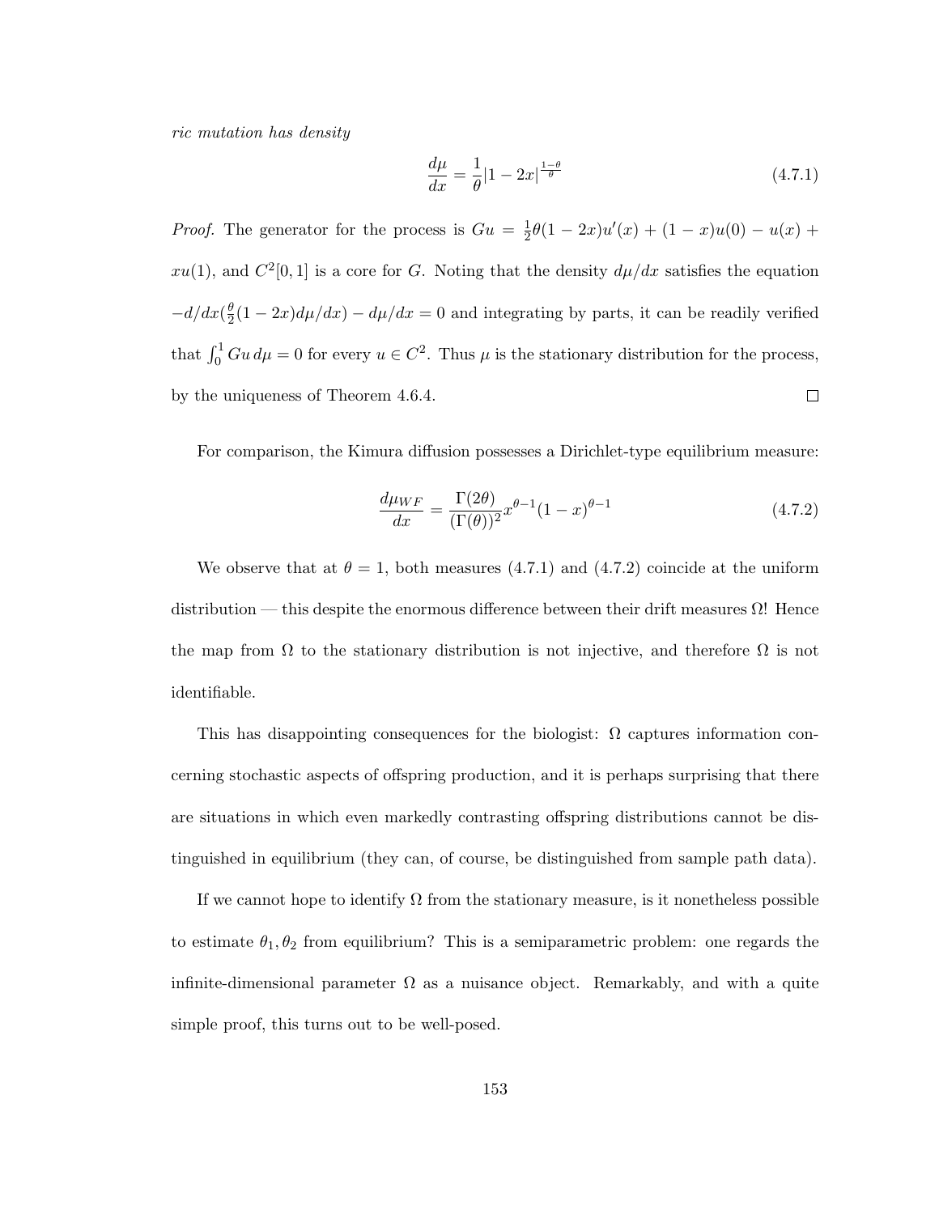*ric mutation has density*

$$\frac{d\mu}{dx} = \frac{1}{\theta}|1-2x|^{\frac{1-\theta}{\theta}} \tag{4.7.1}$$

*Proof.* The generator for the process is $Gu = \frac{1}{2}\theta(1-2x)u'(x) + (1-x)u(0) - u(x) + xu(1)$, and $C^2[0,1]$ is a core for $G$. Noting that the density $d\mu/dx$ satisfies the equation $-d/dx(\frac{\theta}{2}(1-2x)d\mu/dx) - d\mu/dx = 0$ and integrating by parts, it can be readily verified that $\int_0^1 Gu\,d\mu = 0$ for every $u \in C^2$. Thus $\mu$ is the stationary distribution for the process, by the uniqueness of Theorem 4.6.4. $\square$

For comparison, the Kimura diffusion possesses a Dirichlet-type equilibrium measure:

$$\frac{d\mu_{WF}}{dx} = \frac{\Gamma(2\theta)}{(\Gamma(\theta))^2} x^{\theta-1}(1-x)^{\theta-1} \tag{4.7.2}$$

We observe that at $\theta = 1$, both measures (4.7.1) and (4.7.2) coincide at the uniform distribution — this despite the enormous difference between their drift measures $\Omega$! Hence the map from $\Omega$ to the stationary distribution is not injective, and therefore $\Omega$ is not identifiable.

This has disappointing consequences for the biologist: $\Omega$ captures information concerning stochastic aspects of offspring production, and it is perhaps surprising that there are situations in which even markedly contrasting offspring distributions cannot be distinguished in equilibrium (they can, of course, be distinguished from sample path data).

If we cannot hope to identify $\Omega$ from the stationary measure, is it nonetheless possible to estimate $\theta_1, \theta_2$ from equilibrium? This is a semiparametric problem: one regards the infinite-dimensional parameter $\Omega$ as a nuisance object. Remarkably, and with a quite simple proof, this turns out to be well-posed.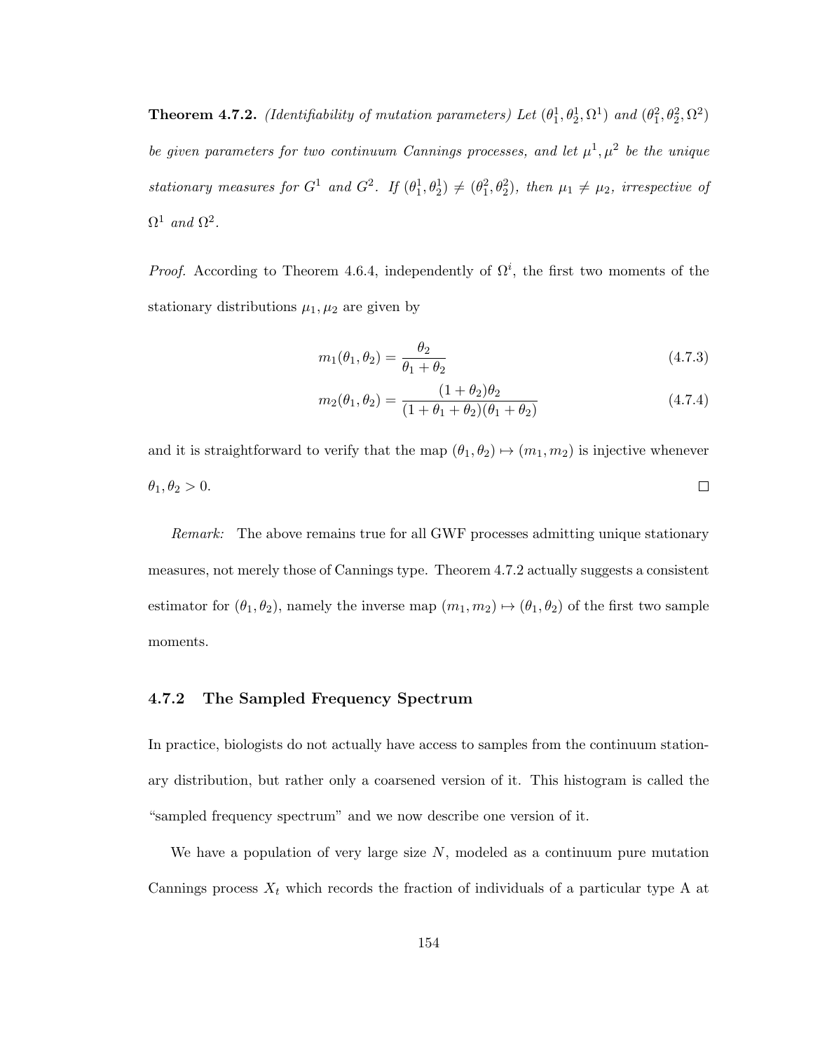**Theorem 4.7.2.** *(Identifiability of mutation parameters) Let $(\theta_1^1, \theta_2^1, \Omega^1)$ and $(\theta_1^2, \theta_2^2, \Omega^2)$ be given parameters for two continuum Cannings processes, and let $\mu^1, \mu^2$ be the unique stationary measures for $G^1$ and $G^2$. If $(\theta_1^1, \theta_2^1) \neq (\theta_1^2, \theta_2^2)$, then $\mu_1 \neq \mu_2$, irrespective of $\Omega^1$ and $\Omega^2$.*

*Proof.* According to Theorem 4.6.4, independently of $\Omega^i$, the first two moments of the stationary distributions $\mu_1, \mu_2$ are given by

$$m_1(\theta_1, \theta_2) = \frac{\theta_2}{\theta_1 + \theta_2} \tag{4.7.3}$$

$$m_2(\theta_1, \theta_2) = \frac{(1 + \theta_2)\theta_2}{(1 + \theta_1 + \theta_2)(\theta_1 + \theta_2)} \tag{4.7.4}$$

and it is straightforward to verify that the map $(\theta_1, \theta_2) \mapsto (m_1, m_2)$ is injective whenever $\theta_1, \theta_2 > 0$. $\square$

*Remark:* The above remains true for all GWF processes admitting unique stationary measures, not merely those of Cannings type. Theorem 4.7.2 actually suggests a consistent estimator for $(\theta_1, \theta_2)$, namely the inverse map $(m_1, m_2) \mapsto (\theta_1, \theta_2)$ of the first two sample moments.

### 4.7.2 The Sampled Frequency Spectrum

In practice, biologists do not actually have access to samples from the continuum stationary distribution, but rather only a coarsened version of it. This histogram is called the "sampled frequency spectrum" and we now describe one version of it.

We have a population of very large size $N$, modeled as a continuum pure mutation Cannings process $X_t$ which records the fraction of individuals of a particular type A at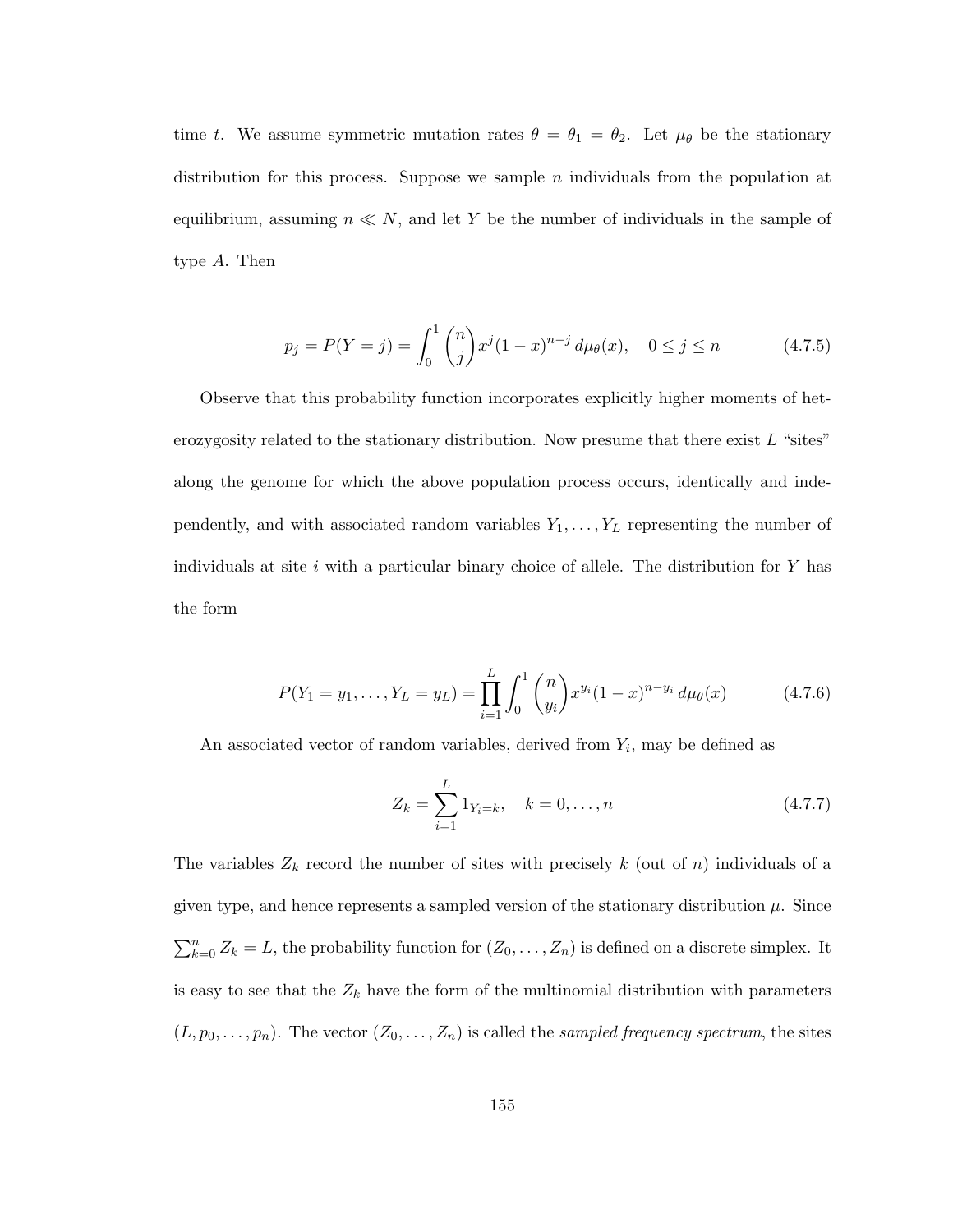time $t$. We assume symmetric mutation rates $\theta = \theta_1 = \theta_2$. Let $\mu_\theta$ be the stationary distribution for this process. Suppose we sample $n$ individuals from the population at equilibrium, assuming $n \ll N$, and let $Y$ be the number of individuals in the sample of type $A$. Then

$$p_j = P(Y = j) = \int_0^1 \binom{n}{j} x^j (1-x)^{n-j} \, d\mu_\theta(x), \quad 0 \leq j \leq n \tag{4.7.5}$$

Observe that this probability function incorporates explicitly higher moments of heterozygosity related to the stationary distribution. Now presume that there exist $L$ "sites" along the genome for which the above population process occurs, identically and independently, and with associated random variables $Y_1, \ldots, Y_L$ representing the number of individuals at site $i$ with a particular binary choice of allele. The distribution for $Y$ has the form

$$P(Y_1 = y_1, \ldots, Y_L = y_L) = \prod_{i=1}^{L} \int_0^1 \binom{n}{y_i} x^{y_i} (1-x)^{n-y_i} \, d\mu_\theta(x) \tag{4.7.6}$$

An associated vector of random variables, derived from $Y_i$, may be defined as

$$Z_k = \sum_{i=1}^{L} 1_{Y_i = k}, \quad k = 0, \ldots, n \tag{4.7.7}$$

The variables $Z_k$ record the number of sites with precisely $k$ (out of $n$) individuals of a given type, and hence represents a sampled version of the stationary distribution $\mu$. Since $\sum_{k=0}^{n} Z_k = L$, the probability function for $(Z_0, \ldots, Z_n)$ is defined on a discrete simplex. It is easy to see that the $Z_k$ have the form of the multinomial distribution with parameters $(L, p_0, \ldots, p_n)$. The vector $(Z_0, \ldots, Z_n)$ is called the *sampled frequency spectrum*, the sites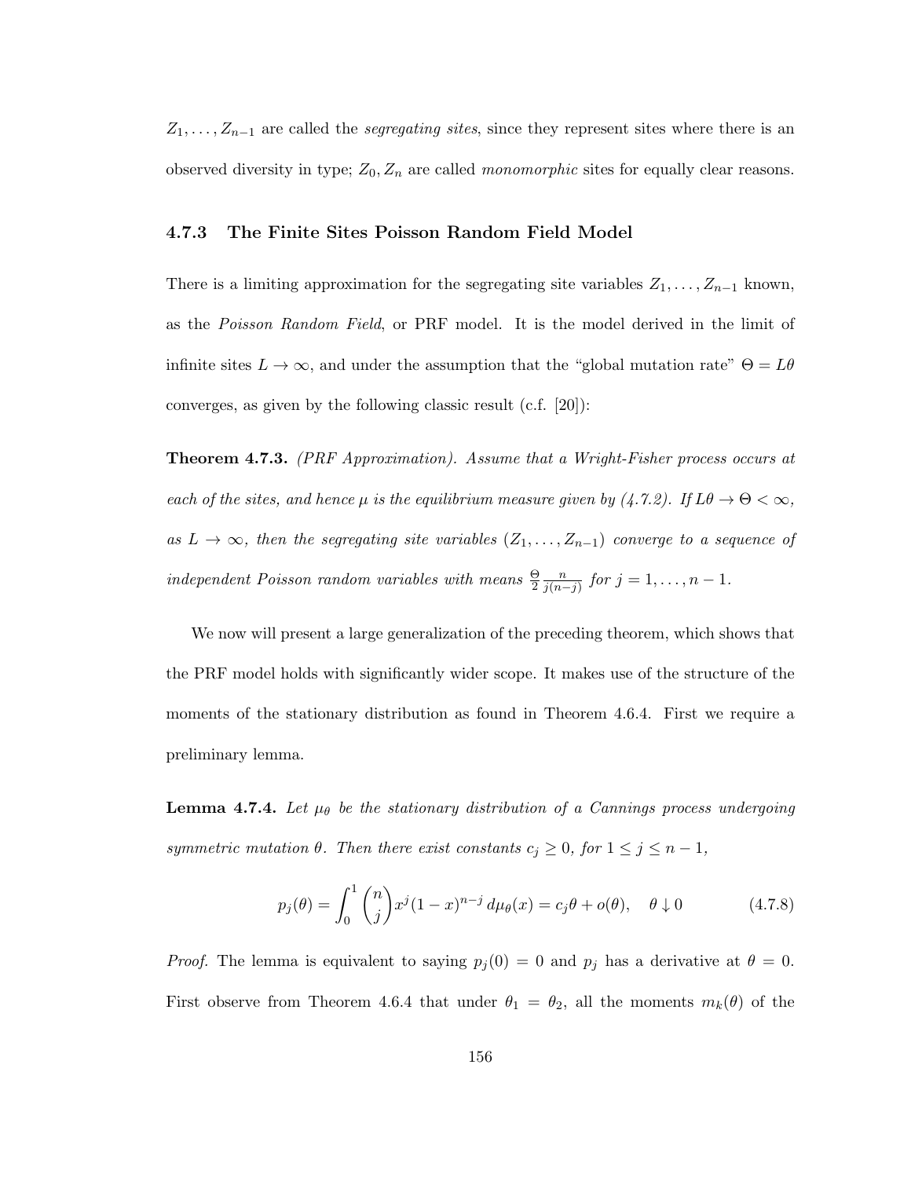$Z_1, \ldots, Z_{n-1}$ are called the *segregating sites*, since they represent sites where there is an observed diversity in type; $Z_0, Z_n$ are called *monomorphic* sites for equally clear reasons.

### 4.7.3 The Finite Sites Poisson Random Field Model

There is a limiting approximation for the segregating site variables $Z_1, \ldots, Z_{n-1}$ known, as the *Poisson Random Field*, or PRF model. It is the model derived in the limit of infinite sites $L \to \infty$, and under the assumption that the "global mutation rate" $\Theta = L\theta$ converges, as given by the following classic result (c.f. [20]):

**Theorem 4.7.3.** *(PRF Approximation). Assume that a Wright-Fisher process occurs at each of the sites, and hence $\mu$ is the equilibrium measure given by (4.7.2). If $L\theta \to \Theta < \infty$, as $L \to \infty$, then the segregating site variables $(Z_1, \ldots, Z_{n-1})$ converge to a sequence of independent Poisson random variables with means $\frac{\Theta}{2}\frac{n}{j(n-j)}$ for $j = 1, \ldots, n-1$.*

We now will present a large generalization of the preceding theorem, which shows that the PRF model holds with significantly wider scope. It makes use of the structure of the moments of the stationary distribution as found in Theorem 4.6.4. First we require a preliminary lemma.

**Lemma 4.7.4.** *Let $\mu_\theta$ be the stationary distribution of a Cannings process undergoing symmetric mutation $\theta$. Then there exist constants $c_j \geq 0$, for $1 \leq j \leq n-1$,*

$$p_j(\theta) = \int_0^1 \binom{n}{j} x^j (1-x)^{n-j}\, d\mu_\theta(x) = c_j\theta + o(\theta), \quad \theta \downarrow 0 \tag{4.7.8}$$

*Proof.* The lemma is equivalent to saying $p_j(0) = 0$ and $p_j$ has a derivative at $\theta = 0$. First observe from Theorem 4.6.4 that under $\theta_1 = \theta_2$, all the moments $m_k(\theta)$ of the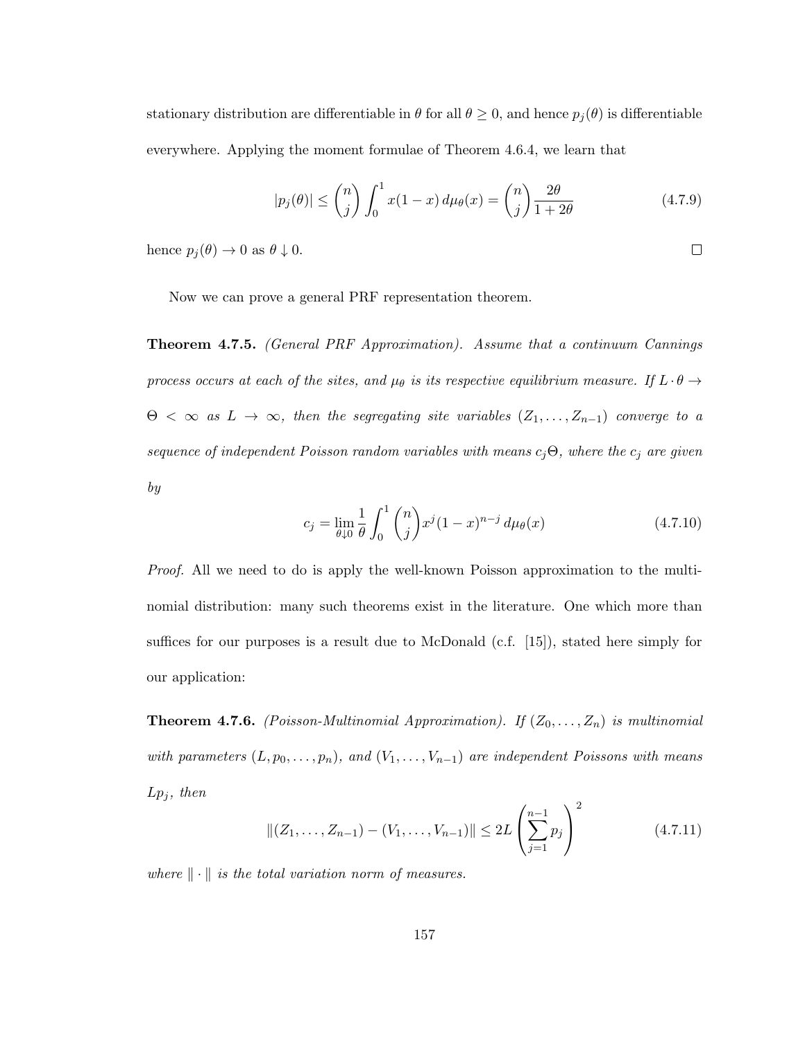stationary distribution are differentiable in $\theta$ for all $\theta \geq 0$, and hence $p_j(\theta)$ is differentiable everywhere. Applying the moment formulae of Theorem 4.6.4, we learn that

$$|p_j(\theta)| \leq \binom{n}{j} \int_0^1 x(1-x)\, d\mu_\theta(x) = \binom{n}{j} \frac{2\theta}{1+2\theta} \tag{4.7.9}$$

hence $p_j(\theta) \to 0$ as $\theta \downarrow 0$. □

Now we can prove a general PRF representation theorem.

**Theorem 4.7.5.** *(General PRF Approximation). Assume that a continuum Cannings process occurs at each of the sites, and $\mu_\theta$ is its respective equilibrium measure. If $L \cdot \theta \to \Theta < \infty$ as $L \to \infty$, then the segregating site variables $(Z_1, \ldots, Z_{n-1})$ converge to a sequence of independent Poisson random variables with means $c_j \Theta$, where the $c_j$ are given by*

$$c_j = \lim_{\theta \downarrow 0} \frac{1}{\theta} \int_0^1 \binom{n}{j} x^j (1-x)^{n-j}\, d\mu_\theta(x) \tag{4.7.10}$$

*Proof.* All we need to do is apply the well-known Poisson approximation to the multinomial distribution: many such theorems exist in the literature. One which more than suffices for our purposes is a result due to McDonald (c.f. [15]), stated here simply for our application:

**Theorem 4.7.6.** *(Poisson-Multinomial Approximation). If $(Z_0, \ldots, Z_n)$ is multinomial with parameters $(L, p_0, \ldots, p_n)$, and $(V_1, \ldots, V_{n-1})$ are independent Poissons with means $Lp_j$, then*

$$\|(Z_1, \ldots, Z_{n-1}) - (V_1, \ldots, V_{n-1})\| \leq 2L \left( \sum_{j=1}^{n-1} p_j \right)^2 \tag{4.7.11}$$

*where $\|\cdot\|$ is the total variation norm of measures.*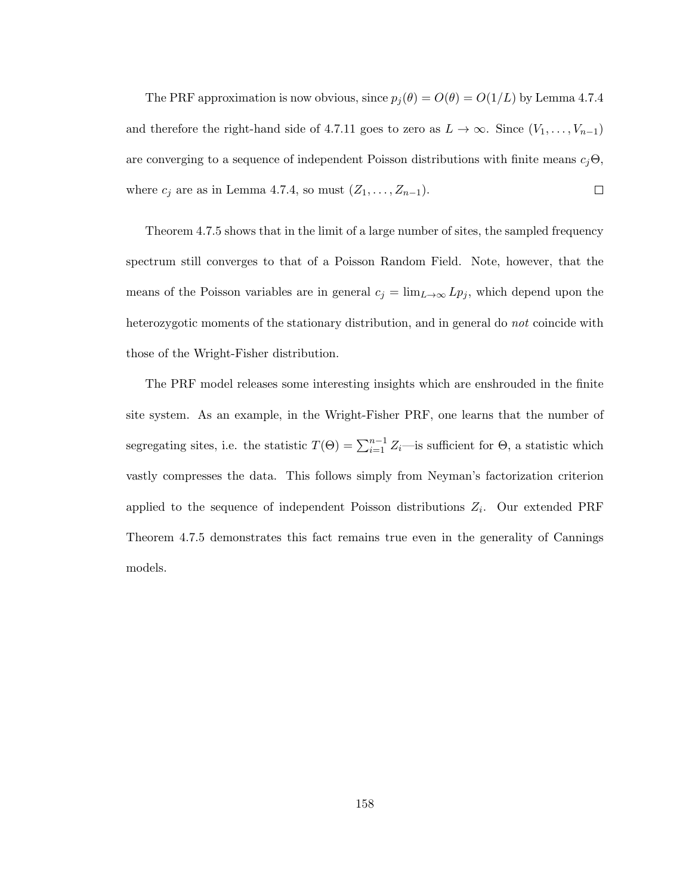The PRF approximation is now obvious, since $p_j(\theta) = O(\theta) = O(1/L)$ by Lemma 4.7.4 and therefore the right-hand side of 4.7.11 goes to zero as $L \to \infty$. Since $(V_1, \ldots, V_{n-1})$ are converging to a sequence of independent Poisson distributions with finite means $c_j\Theta$, where $c_j$ are as in Lemma 4.7.4, so must $(Z_1, \ldots, Z_{n-1})$. $\square$

Theorem 4.7.5 shows that in the limit of a large number of sites, the sampled frequency spectrum still converges to that of a Poisson Random Field. Note, however, that the means of the Poisson variables are in general $c_j = \lim_{L\to\infty} Lp_j$, which depend upon the heterozygotic moments of the stationary distribution, and in general do *not* coincide with those of the Wright-Fisher distribution.

The PRF model releases some interesting insights which are enshrouded in the finite site system. As an example, in the Wright-Fisher PRF, one learns that the number of segregating sites, i.e. the statistic $T(\Theta) = \sum_{i=1}^{n-1} Z_i$—is sufficient for $\Theta$, a statistic which vastly compresses the data. This follows simply from Neyman's factorization criterion applied to the sequence of independent Poisson distributions $Z_i$. Our extended PRF Theorem 4.7.5 demonstrates this fact remains true even in the generality of Cannings models.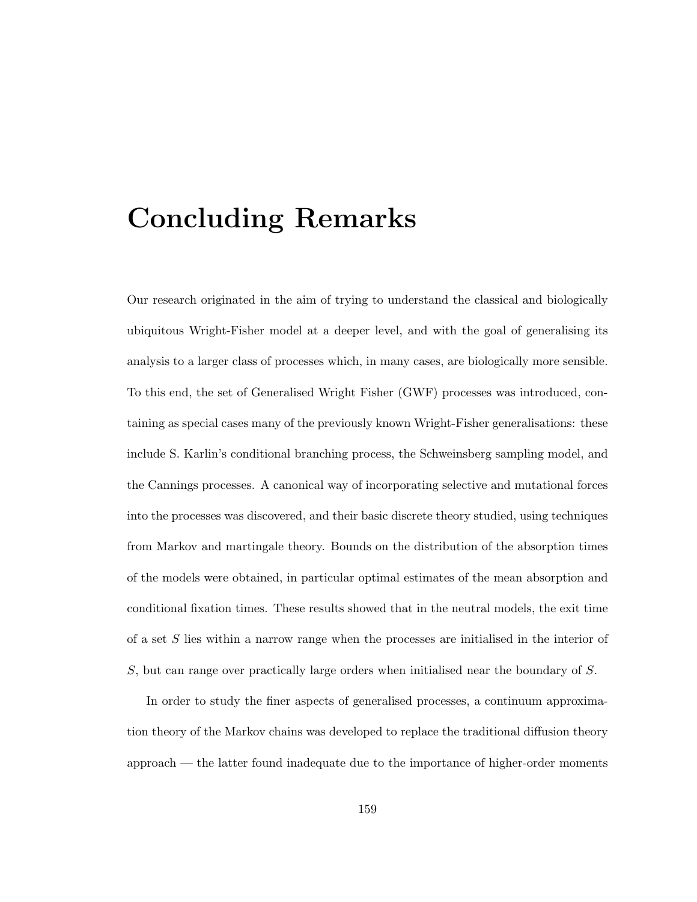# Concluding Remarks

Our research originated in the aim of trying to understand the classical and biologically ubiquitous Wright-Fisher model at a deeper level, and with the goal of generalising its analysis to a larger class of processes which, in many cases, are biologically more sensible. To this end, the set of Generalised Wright Fisher (GWF) processes was introduced, containing as special cases many of the previously known Wright-Fisher generalisations: these include S. Karlin's conditional branching process, the Schweinsberg sampling model, and the Cannings processes. A canonical way of incorporating selective and mutational forces into the processes was discovered, and their basic discrete theory studied, using techniques from Markov and martingale theory. Bounds on the distribution of the absorption times of the models were obtained, in particular optimal estimates of the mean absorption and conditional fixation times. These results showed that in the neutral models, the exit time of a set $S$ lies within a narrow range when the processes are initialised in the interior of $S$, but can range over practically large orders when initialised near the boundary of $S$.

In order to study the finer aspects of generalised processes, a continuum approximation theory of the Markov chains was developed to replace the traditional diffusion theory approach — the latter found inadequate due to the importance of higher-order moments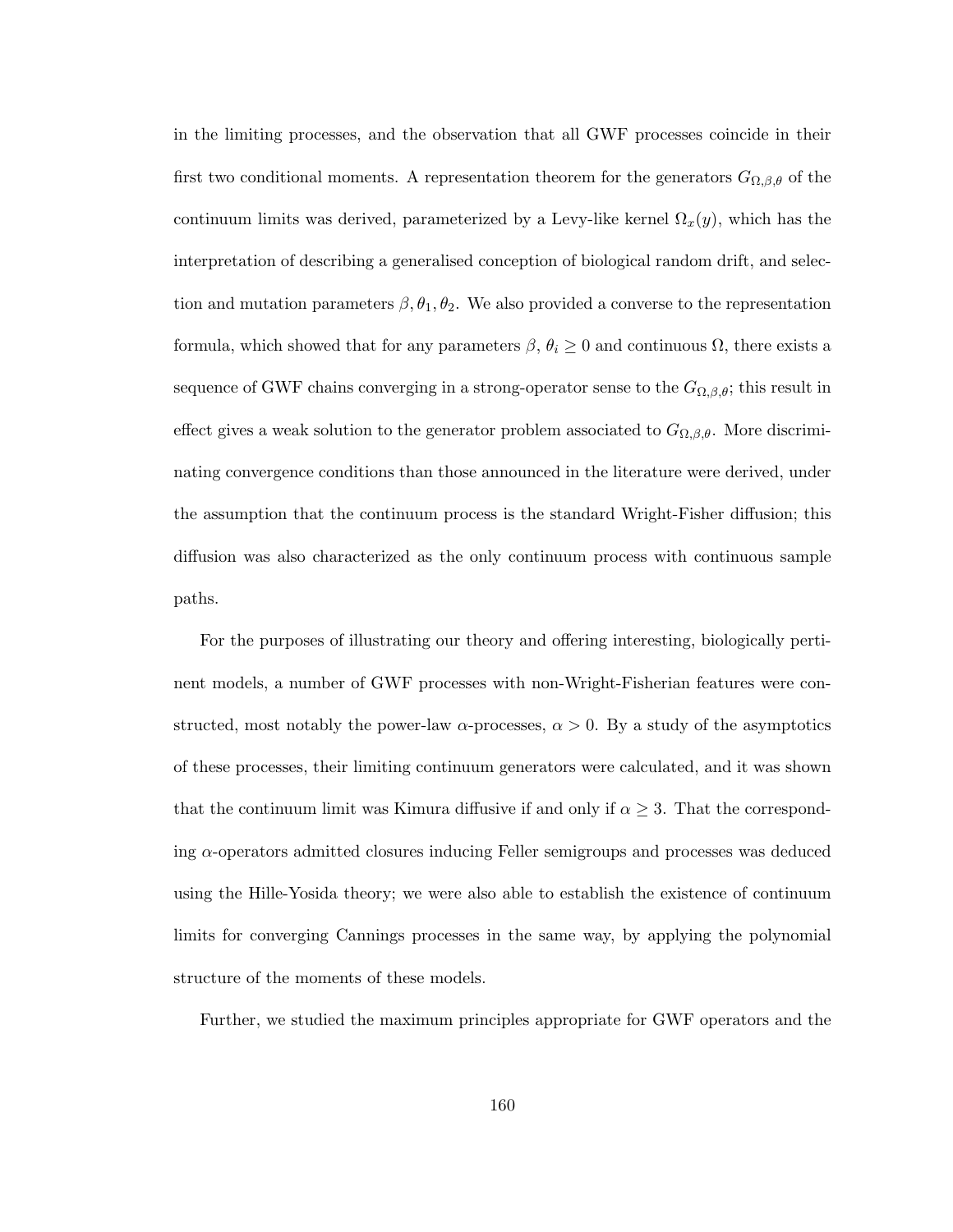in the limiting processes, and the observation that all GWF processes coincide in their first two conditional moments. A representation theorem for the generators $G_{\Omega,\beta,\theta}$ of the continuum limits was derived, parameterized by a Levy-like kernel $\Omega_x(y)$, which has the interpretation of describing a generalised conception of biological random drift, and selection and mutation parameters $\beta, \theta_1, \theta_2$. We also provided a converse to the representation formula, which showed that for any parameters $\beta$, $\theta_i \geq 0$ and continuous $\Omega$, there exists a sequence of GWF chains converging in a strong-operator sense to the $G_{\Omega,\beta,\theta}$; this result in effect gives a weak solution to the generator problem associated to $G_{\Omega,\beta,\theta}$. More discriminating convergence conditions than those announced in the literature were derived, under the assumption that the continuum process is the standard Wright-Fisher diffusion; this diffusion was also characterized as the only continuum process with continuous sample paths.

For the purposes of illustrating our theory and offering interesting, biologically pertinent models, a number of GWF processes with non-Wright-Fisherian features were constructed, most notably the power-law $\alpha$-processes, $\alpha > 0$. By a study of the asymptotics of these processes, their limiting continuum generators were calculated, and it was shown that the continuum limit was Kimura diffusive if and only if $\alpha \geq 3$. That the corresponding $\alpha$-operators admitted closures inducing Feller semigroups and processes was deduced using the Hille-Yosida theory; we were also able to establish the existence of continuum limits for converging Cannings processes in the same way, by applying the polynomial structure of the moments of these models.

Further, we studied the maximum principles appropriate for GWF operators and the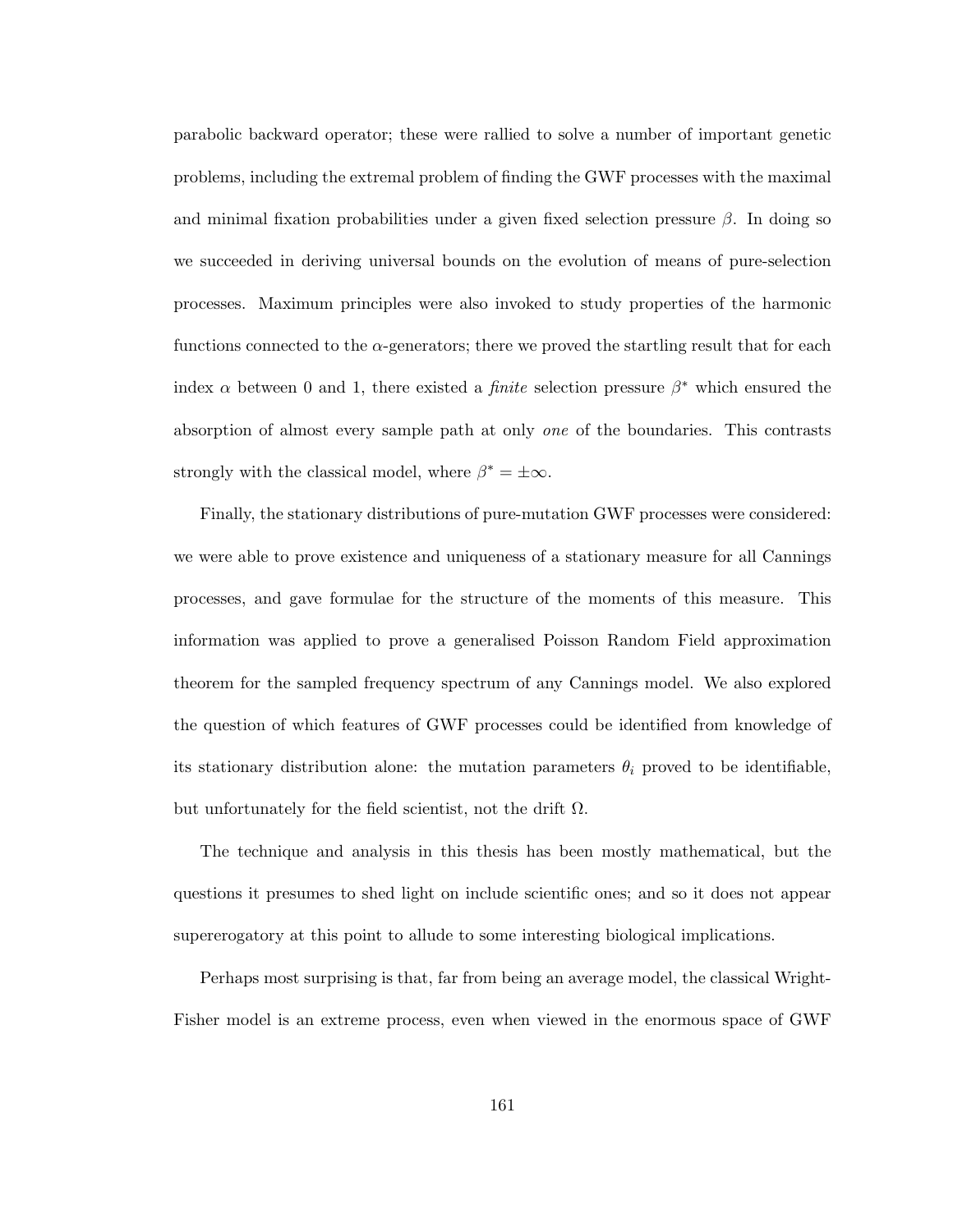parabolic backward operator; these were rallied to solve a number of important genetic problems, including the extremal problem of finding the GWF processes with the maximal and minimal fixation probabilities under a given fixed selection pressure $\beta$. In doing so we succeeded in deriving universal bounds on the evolution of means of pure-selection processes. Maximum principles were also invoked to study properties of the harmonic functions connected to the $\alpha$-generators; there we proved the startling result that for each index $\alpha$ between 0 and 1, there existed a *finite* selection pressure $\beta^*$ which ensured the absorption of almost every sample path at only *one* of the boundaries. This contrasts strongly with the classical model, where $\beta^* = \pm\infty$.

Finally, the stationary distributions of pure-mutation GWF processes were considered: we were able to prove existence and uniqueness of a stationary measure for all Cannings processes, and gave formulae for the structure of the moments of this measure. This information was applied to prove a generalised Poisson Random Field approximation theorem for the sampled frequency spectrum of any Cannings model. We also explored the question of which features of GWF processes could be identified from knowledge of its stationary distribution alone: the mutation parameters $\theta_i$ proved to be identifiable, but unfortunately for the field scientist, not the drift $\Omega$.

The technique and analysis in this thesis has been mostly mathematical, but the questions it presumes to shed light on include scientific ones; and so it does not appear supererogatory at this point to allude to some interesting biological implications.

Perhaps most surprising is that, far from being an average model, the classical Wright-Fisher model is an extreme process, even when viewed in the enormous space of GWF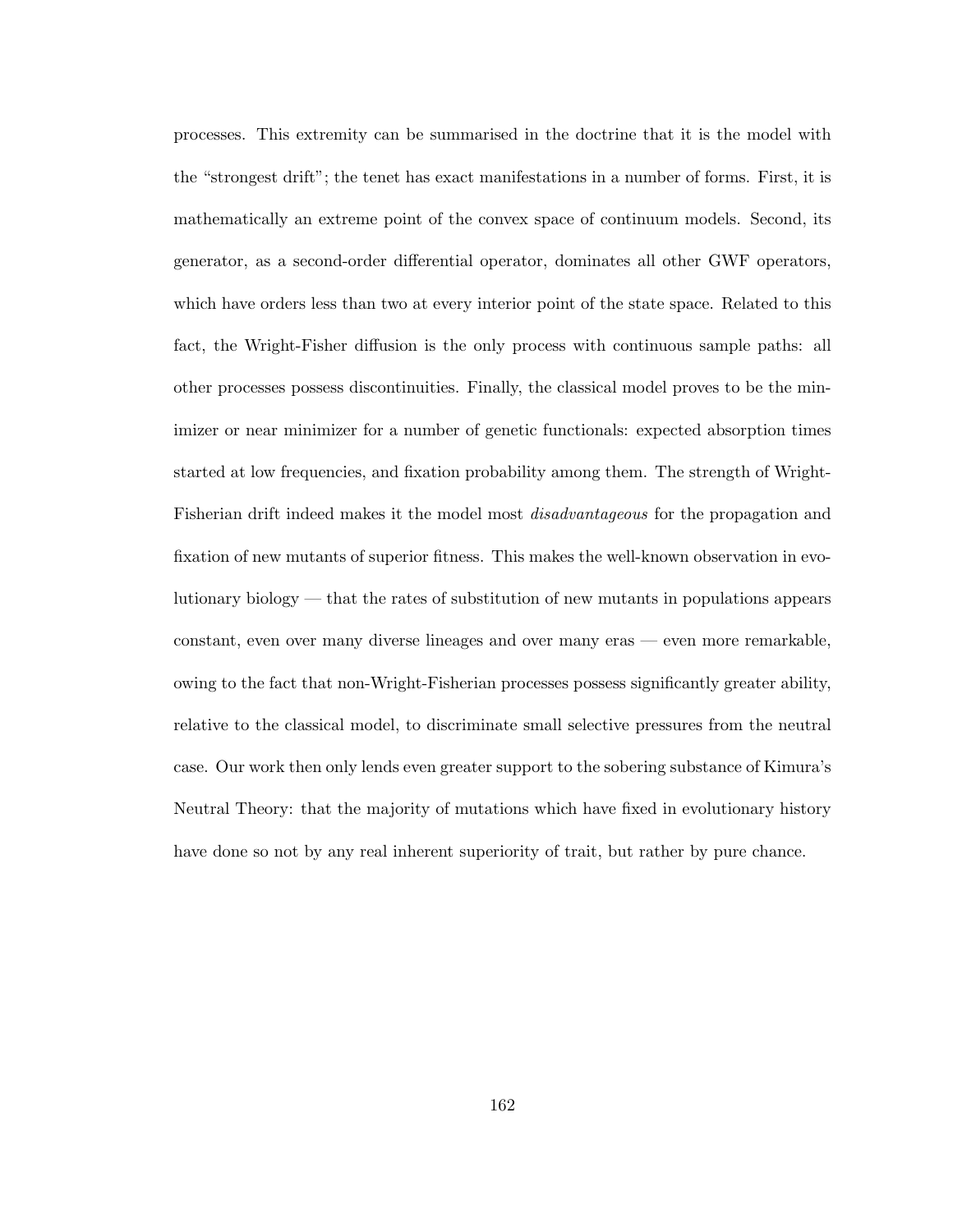processes. This extremity can be summarised in the doctrine that it is the model with the "strongest drift"; the tenet has exact manifestations in a number of forms. First, it is mathematically an extreme point of the convex space of continuum models. Second, its generator, as a second-order differential operator, dominates all other GWF operators, which have orders less than two at every interior point of the state space. Related to this fact, the Wright-Fisher diffusion is the only process with continuous sample paths: all other processes possess discontinuities. Finally, the classical model proves to be the minimizer or near minimizer for a number of genetic functionals: expected absorption times started at low frequencies, and fixation probability among them. The strength of Wright-Fisherian drift indeed makes it the model most *disadvantageous* for the propagation and fixation of new mutants of superior fitness. This makes the well-known observation in evolutionary biology — that the rates of substitution of new mutants in populations appears constant, even over many diverse lineages and over many eras — even more remarkable, owing to the fact that non-Wright-Fisherian processes possess significantly greater ability, relative to the classical model, to discriminate small selective pressures from the neutral case. Our work then only lends even greater support to the sobering substance of Kimura's Neutral Theory: that the majority of mutations which have fixed in evolutionary history have done so not by any real inherent superiority of trait, but rather by pure chance.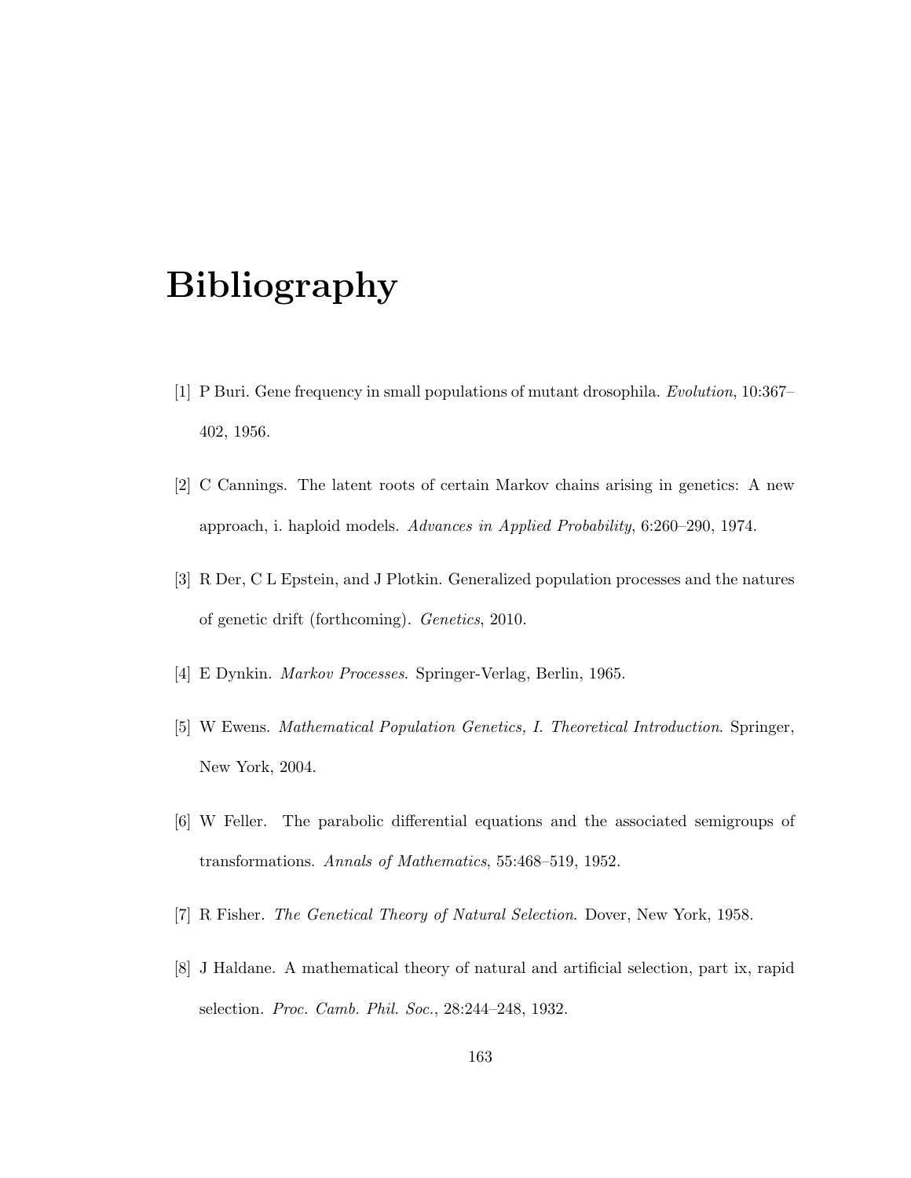# Bibliography

[1] P Buri. Gene frequency in small populations of mutant drosophila. *Evolution*, 10:367–402, 1956.

[2] C Cannings. The latent roots of certain Markov chains arising in genetics: A new approach, i. haploid models. *Advances in Applied Probability*, 6:260–290, 1974.

[3] R Der, C L Epstein, and J Plotkin. Generalized population processes and the natures of genetic drift (forthcoming). *Genetics*, 2010.

[4] E Dynkin. *Markov Processes*. Springer-Verlag, Berlin, 1965.

[5] W Ewens. *Mathematical Population Genetics, I. Theoretical Introduction*. Springer, New York, 2004.

[6] W Feller. The parabolic differential equations and the associated semigroups of transformations. *Annals of Mathematics*, 55:468–519, 1952.

[7] R Fisher. *The Genetical Theory of Natural Selection*. Dover, New York, 1958.

[8] J Haldane. A mathematical theory of natural and artificial selection, part ix, rapid selection. *Proc. Camb. Phil. Soc.*, 28:244–248, 1932.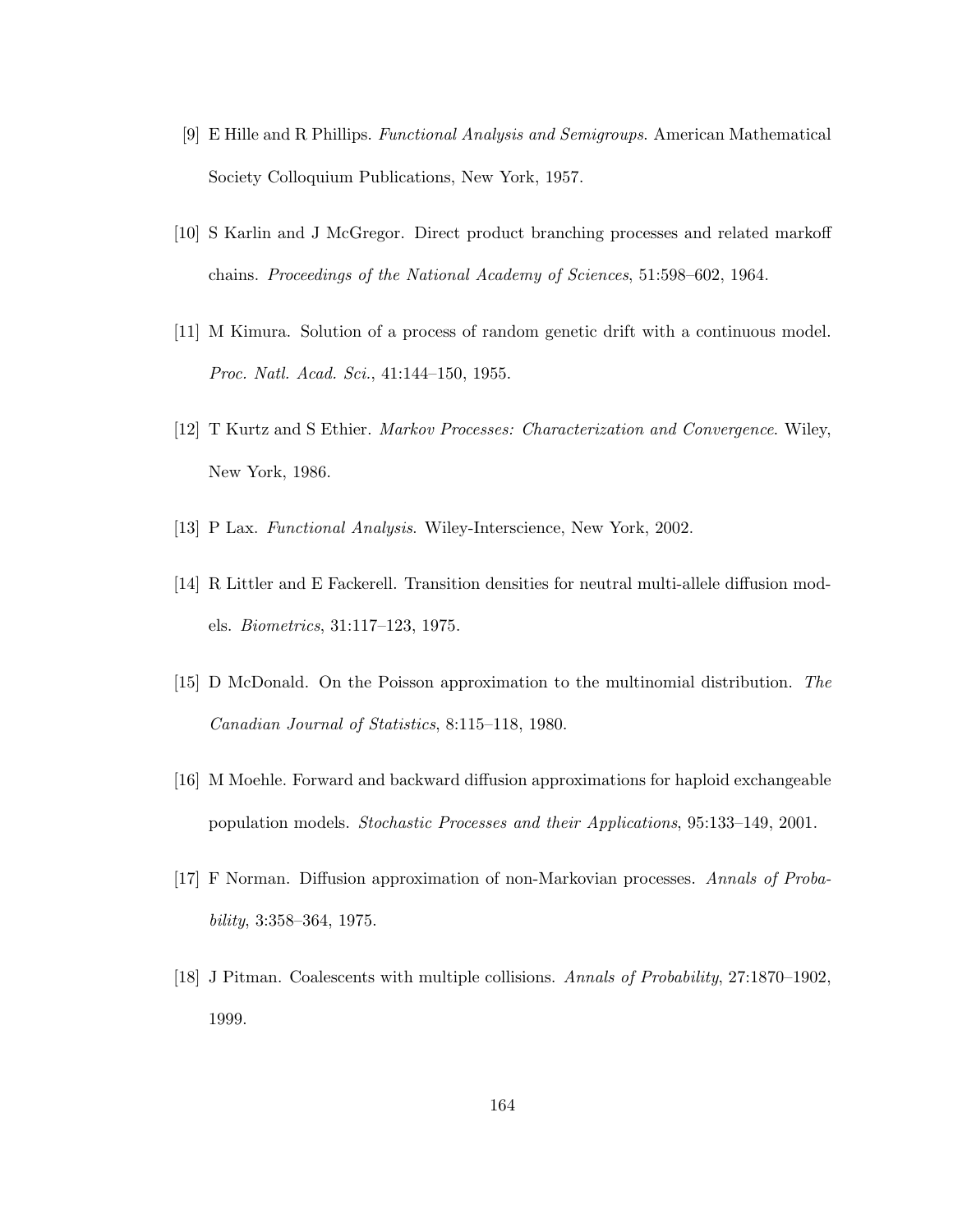[9] E Hille and R Phillips. *Functional Analysis and Semigroups*. American Mathematical Society Colloquium Publications, New York, 1957.

[10] S Karlin and J McGregor. Direct product branching processes and related markoff chains. *Proceedings of the National Academy of Sciences*, 51:598–602, 1964.

[11] M Kimura. Solution of a process of random genetic drift with a continuous model. *Proc. Natl. Acad. Sci.*, 41:144–150, 1955.

[12] T Kurtz and S Ethier. *Markov Processes: Characterization and Convergence*. Wiley, New York, 1986.

[13] P Lax. *Functional Analysis*. Wiley-Interscience, New York, 2002.

[14] R Littler and E Fackerell. Transition densities for neutral multi-allele diffusion models. *Biometrics*, 31:117–123, 1975.

[15] D McDonald. On the Poisson approximation to the multinomial distribution. *The Canadian Journal of Statistics*, 8:115–118, 1980.

[16] M Moehle. Forward and backward diffusion approximations for haploid exchangeable population models. *Stochastic Processes and their Applications*, 95:133–149, 2001.

[17] F Norman. Diffusion approximation of non-Markovian processes. *Annals of Probability*, 3:358–364, 1975.

[18] J Pitman. Coalescents with multiple collisions. *Annals of Probability*, 27:1870–1902, 1999.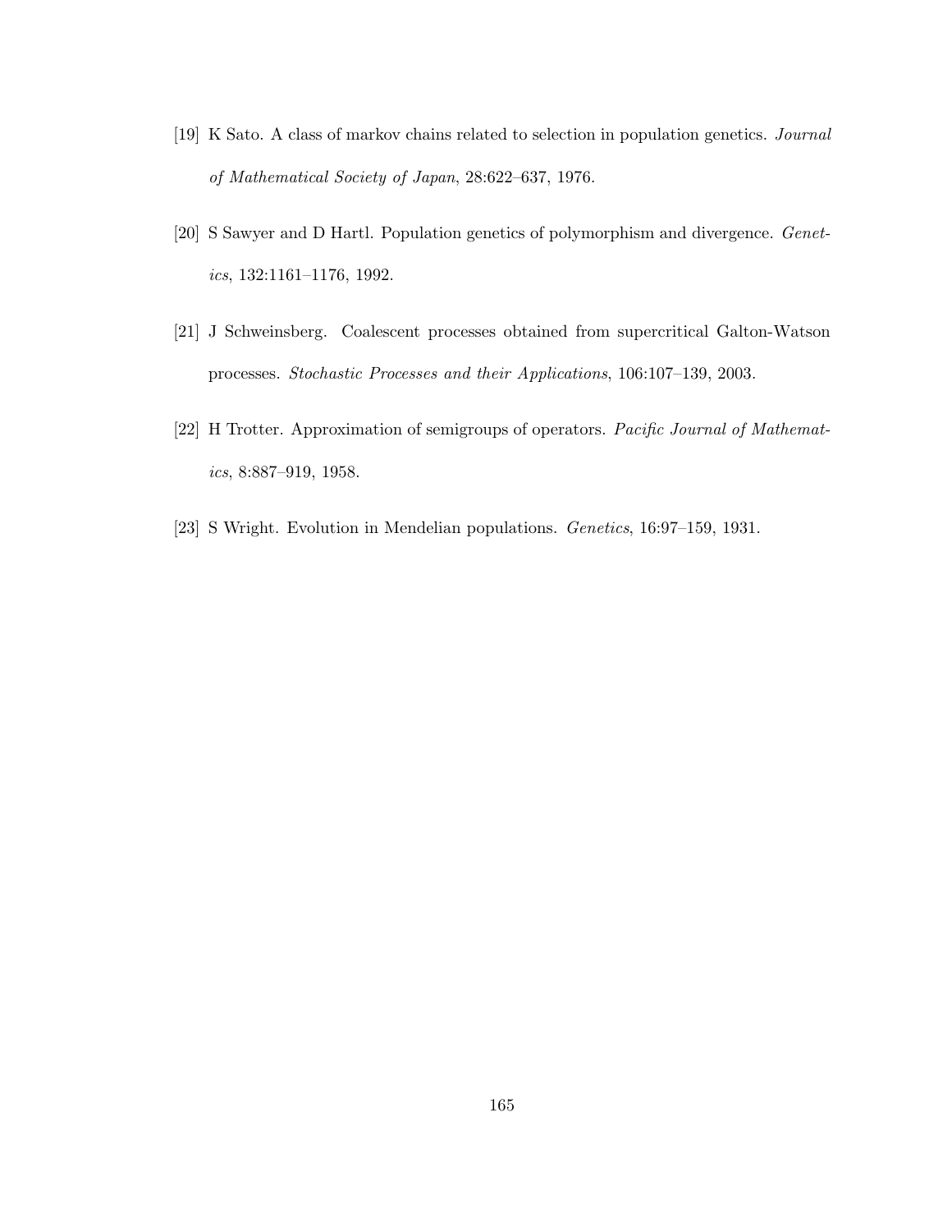[19] K Sato. A class of markov chains related to selection in population genetics. *Journal of Mathematical Society of Japan*, 28:622–637, 1976.

[20] S Sawyer and D Hartl. Population genetics of polymorphism and divergence. *Genetics*, 132:1161–1176, 1992.

[21] J Schweinsberg. Coalescent processes obtained from supercritical Galton-Watson processes. *Stochastic Processes and their Applications*, 106:107–139, 2003.

[22] H Trotter. Approximation of semigroups of operators. *Pacific Journal of Mathematics*, 8:887–919, 1958.

[23] S Wright. Evolution in Mendelian populations. *Genetics*, 16:97–159, 1931.